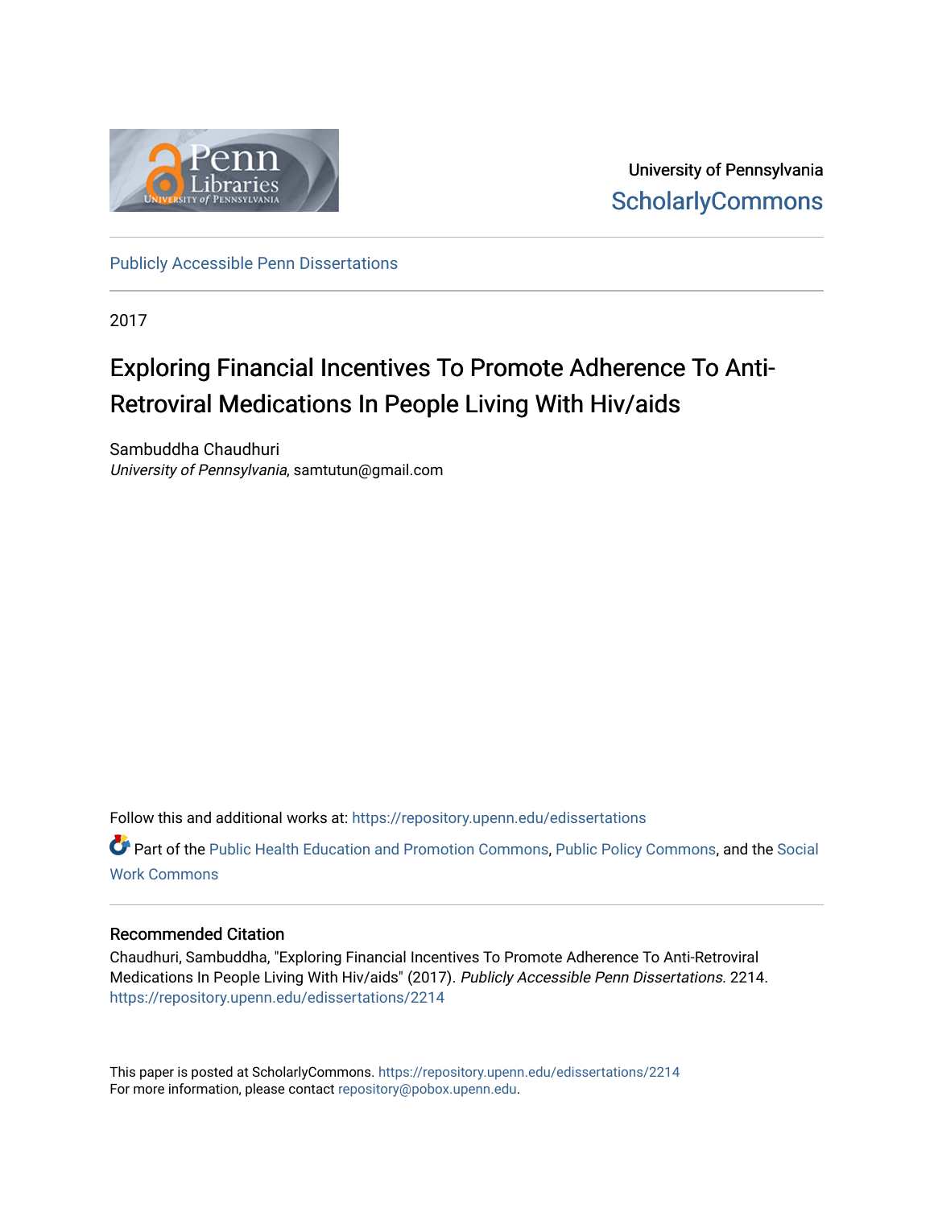University of Pennsylvania
ScholarlyCommons

Publicly Accessible Penn Dissertations

2017

# Exploring Financial Incentives To Promote Adherence To Anti-Retroviral Medications In People Living With Hiv/aids

Sambuddha Chaudhuri
*University of Pennsylvania*, samtutun@gmail.com

Follow this and additional works at: https://repository.upenn.edu/edissertations

Part of the Public Health Education and Promotion Commons, Public Policy Commons, and the Social Work Commons

## Recommended Citation

Chaudhuri, Sambuddha, "Exploring Financial Incentives To Promote Adherence To Anti-Retroviral Medications In People Living With Hiv/aids" (2017). *Publicly Accessible Penn Dissertations*. 2214.
https://repository.upenn.edu/edissertations/2214

This paper is posted at ScholarlyCommons. https://repository.upenn.edu/edissertations/2214
For more information, please contact repository@pobox.upenn.edu.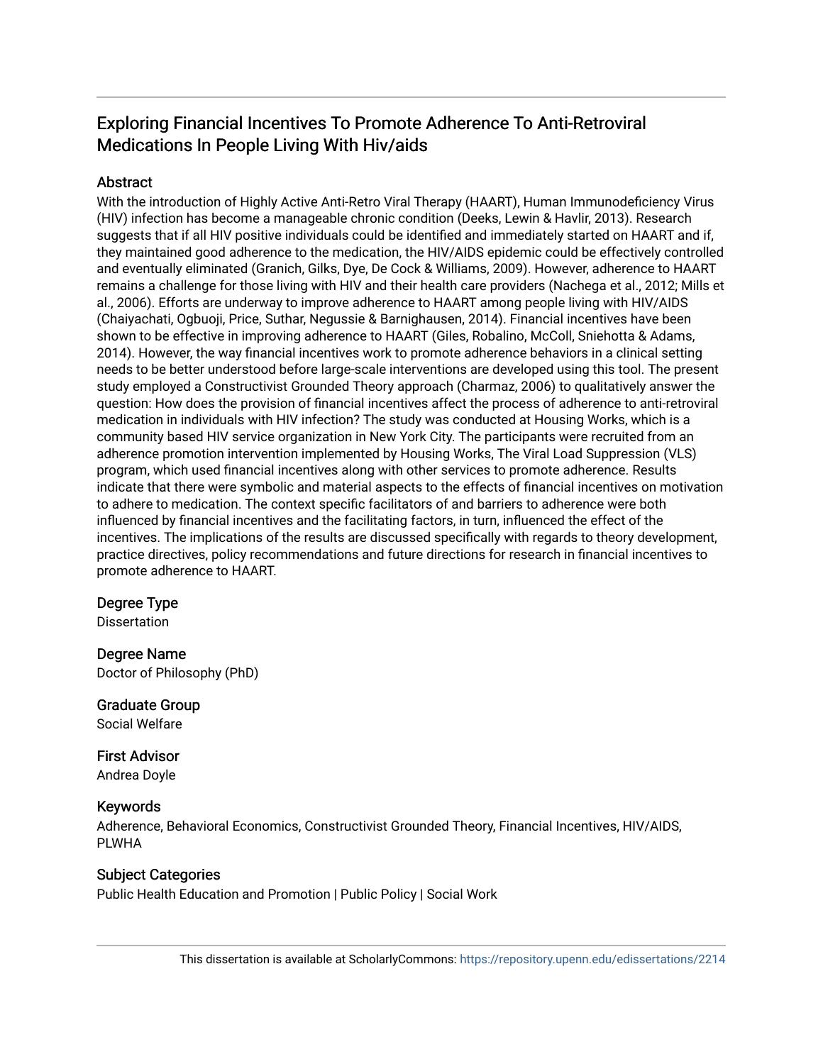# Exploring Financial Incentives To Promote Adherence To Anti-Retroviral Medications In People Living With Hiv/aids

## Abstract

With the introduction of Highly Active Anti-Retro Viral Therapy (HAART), Human Immunodeficiency Virus (HIV) infection has become a manageable chronic condition (Deeks, Lewin & Havlir, 2013). Research suggests that if all HIV positive individuals could be identified and immediately started on HAART and if, they maintained good adherence to the medication, the HIV/AIDS epidemic could be effectively controlled and eventually eliminated (Granich, Gilks, Dye, De Cock & Williams, 2009). However, adherence to HAART remains a challenge for those living with HIV and their health care providers (Nachega et al., 2012; Mills et al., 2006). Efforts are underway to improve adherence to HAART among people living with HIV/AIDS (Chaiyachati, Ogbuoji, Price, Suthar, Negussie & Barnighausen, 2014). Financial incentives have been shown to be effective in improving adherence to HAART (Giles, Robalino, McColl, Sniehotta & Adams, 2014). However, the way financial incentives work to promote adherence behaviors in a clinical setting needs to be better understood before large-scale interventions are developed using this tool. The present study employed a Constructivist Grounded Theory approach (Charmaz, 2006) to qualitatively answer the question: How does the provision of financial incentives affect the process of adherence to anti-retroviral medication in individuals with HIV infection? The study was conducted at Housing Works, which is a community based HIV service organization in New York City. The participants were recruited from an adherence promotion intervention implemented by Housing Works, The Viral Load Suppression (VLS) program, which used financial incentives along with other services to promote adherence. Results indicate that there were symbolic and material aspects to the effects of financial incentives on motivation to adhere to medication. The context specific facilitators of and barriers to adherence were both influenced by financial incentives and the facilitating factors, in turn, influenced the effect of the incentives. The implications of the results are discussed specifically with regards to theory development, practice directives, policy recommendations and future directions for research in financial incentives to promote adherence to HAART.

## Degree Type

Dissertation

## Degree Name

Doctor of Philosophy (PhD)

## Graduate Group

Social Welfare

## First Advisor

Andrea Doyle

## Keywords

Adherence, Behavioral Economics, Constructivist Grounded Theory, Financial Incentives, HIV/AIDS, PLWHA

## Subject Categories

Public Health Education and Promotion | Public Policy | Social Work

This dissertation is available at ScholarlyCommons: https://repository.upenn.edu/edissertations/2214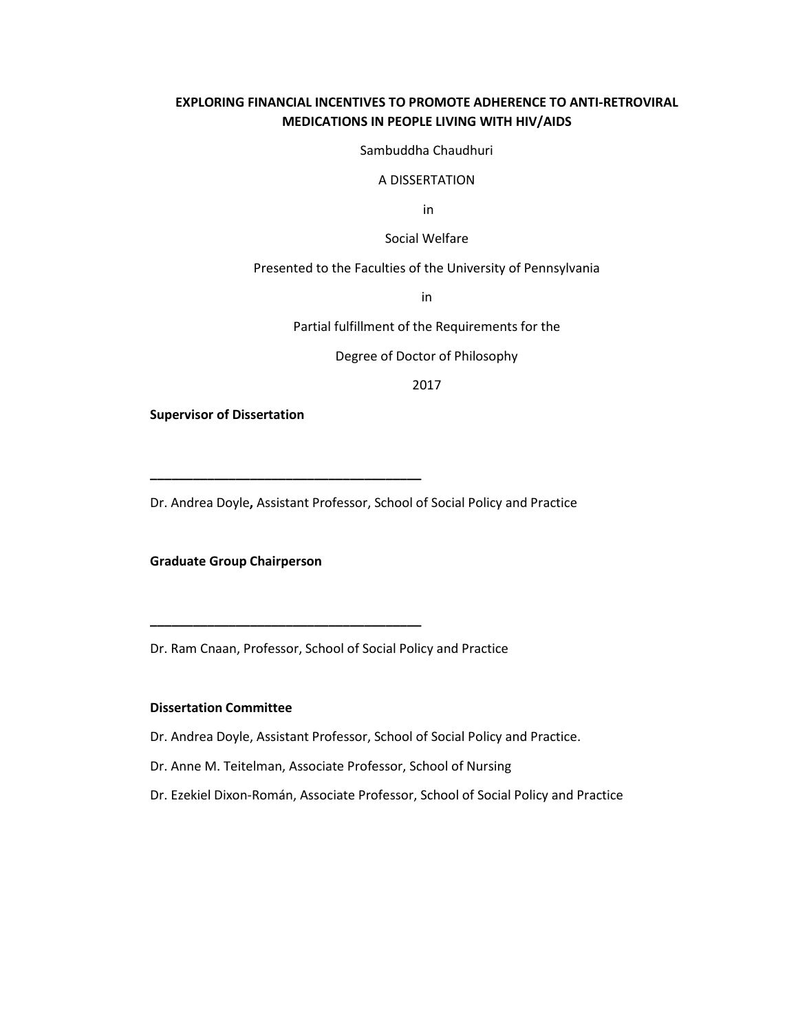# EXPLORING FINANCIAL INCENTIVES TO PROMOTE ADHERENCE TO ANTI-RETROVIRAL MEDICATIONS IN PEOPLE LIVING WITH HIV/AIDS

Sambuddha Chaudhuri

A DISSERTATION

in

Social Welfare

Presented to the Faculties of the University of Pennsylvania

in

Partial fulfillment of the Requirements for the

Degree of Doctor of Philosophy

2017

**Supervisor of Dissertation**

______________________________________

Dr. Andrea Doyle**,** Assistant Professor, School of Social Policy and Practice

**Graduate Group Chairperson**

______________________________________

Dr. Ram Cnaan, Professor, School of Social Policy and Practice

**Dissertation Committee**

Dr. Andrea Doyle, Assistant Professor, School of Social Policy and Practice.

Dr. Anne M. Teitelman, Associate Professor, School of Nursing

Dr. Ezekiel Dixon-Román, Associate Professor, School of Social Policy and Practice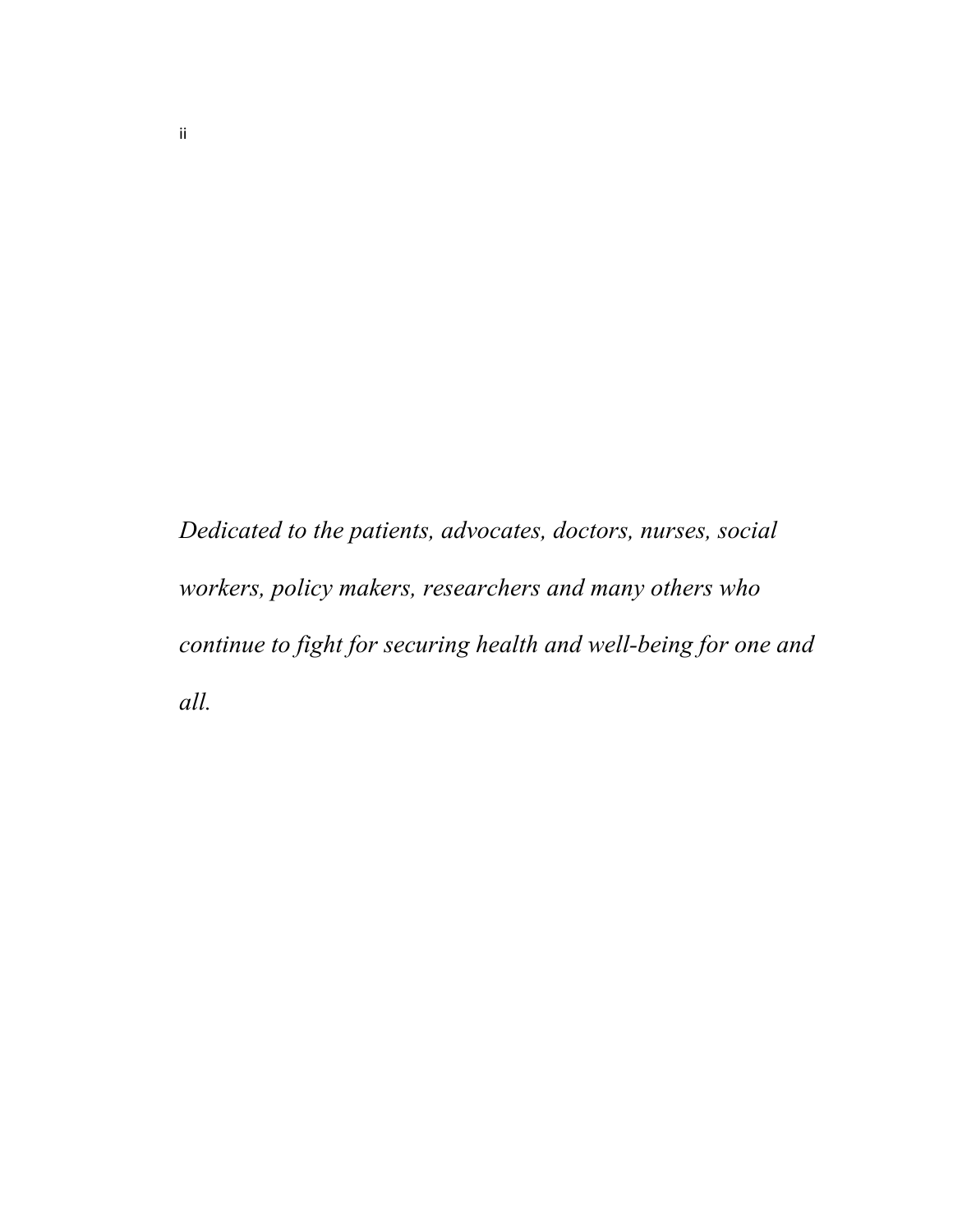*Dedicated to the patients, advocates, doctors, nurses, social workers, policy makers, researchers and many others who continue to fight for securing health and well-being for one and all.*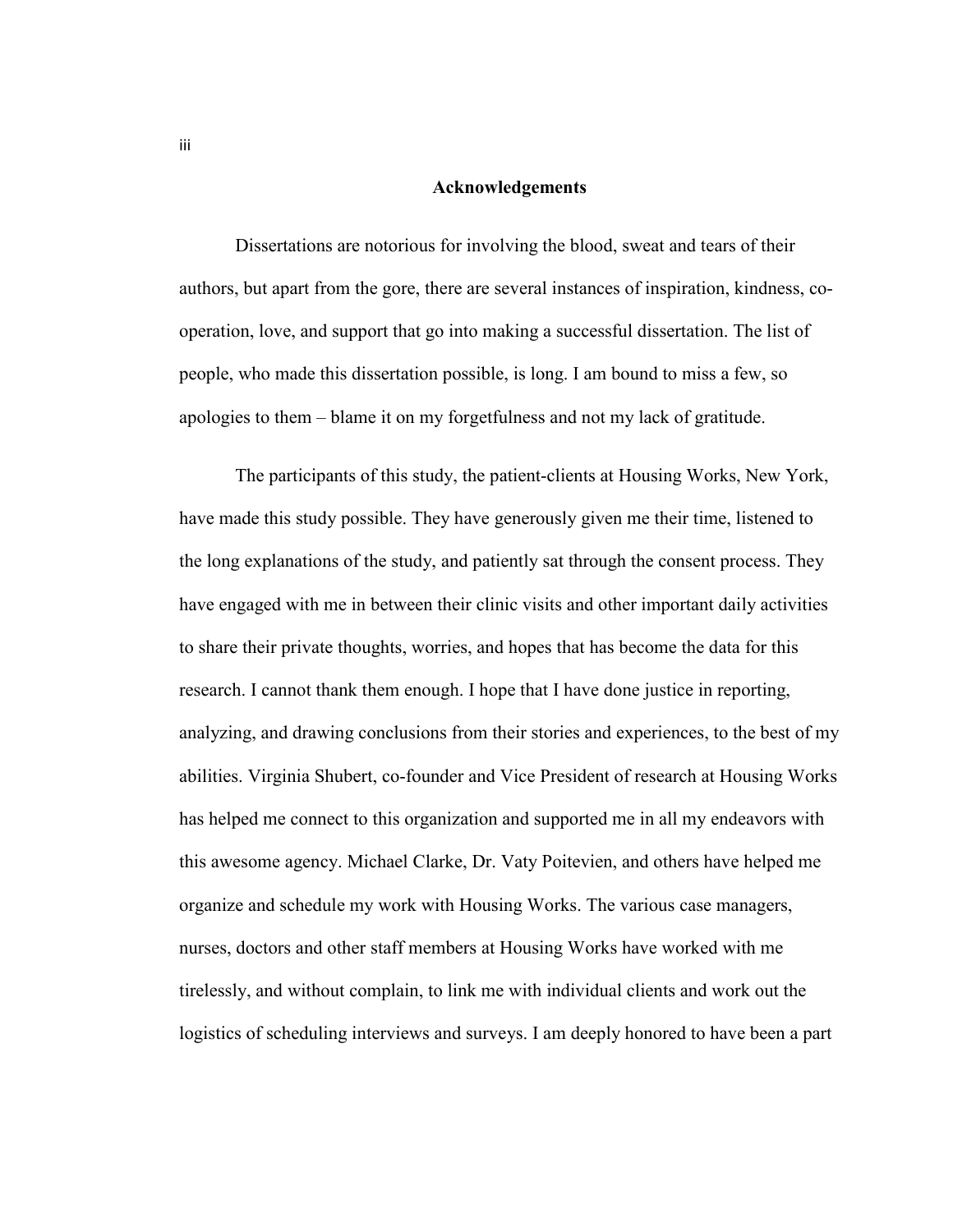## Acknowledgements

Dissertations are notorious for involving the blood, sweat and tears of their authors, but apart from the gore, there are several instances of inspiration, kindness, co-operation, love, and support that go into making a successful dissertation. The list of people, who made this dissertation possible, is long. I am bound to miss a few, so apologies to them – blame it on my forgetfulness and not my lack of gratitude.

The participants of this study, the patient-clients at Housing Works, New York, have made this study possible. They have generously given me their time, listened to the long explanations of the study, and patiently sat through the consent process. They have engaged with me in between their clinic visits and other important daily activities to share their private thoughts, worries, and hopes that has become the data for this research. I cannot thank them enough. I hope that I have done justice in reporting, analyzing, and drawing conclusions from their stories and experiences, to the best of my abilities. Virginia Shubert, co-founder and Vice President of research at Housing Works has helped me connect to this organization and supported me in all my endeavors with this awesome agency. Michael Clarke, Dr. Vaty Poitevien, and others have helped me organize and schedule my work with Housing Works. The various case managers, nurses, doctors and other staff members at Housing Works have worked with me tirelessly, and without complain, to link me with individual clients and work out the logistics of scheduling interviews and surveys. I am deeply honored to have been a part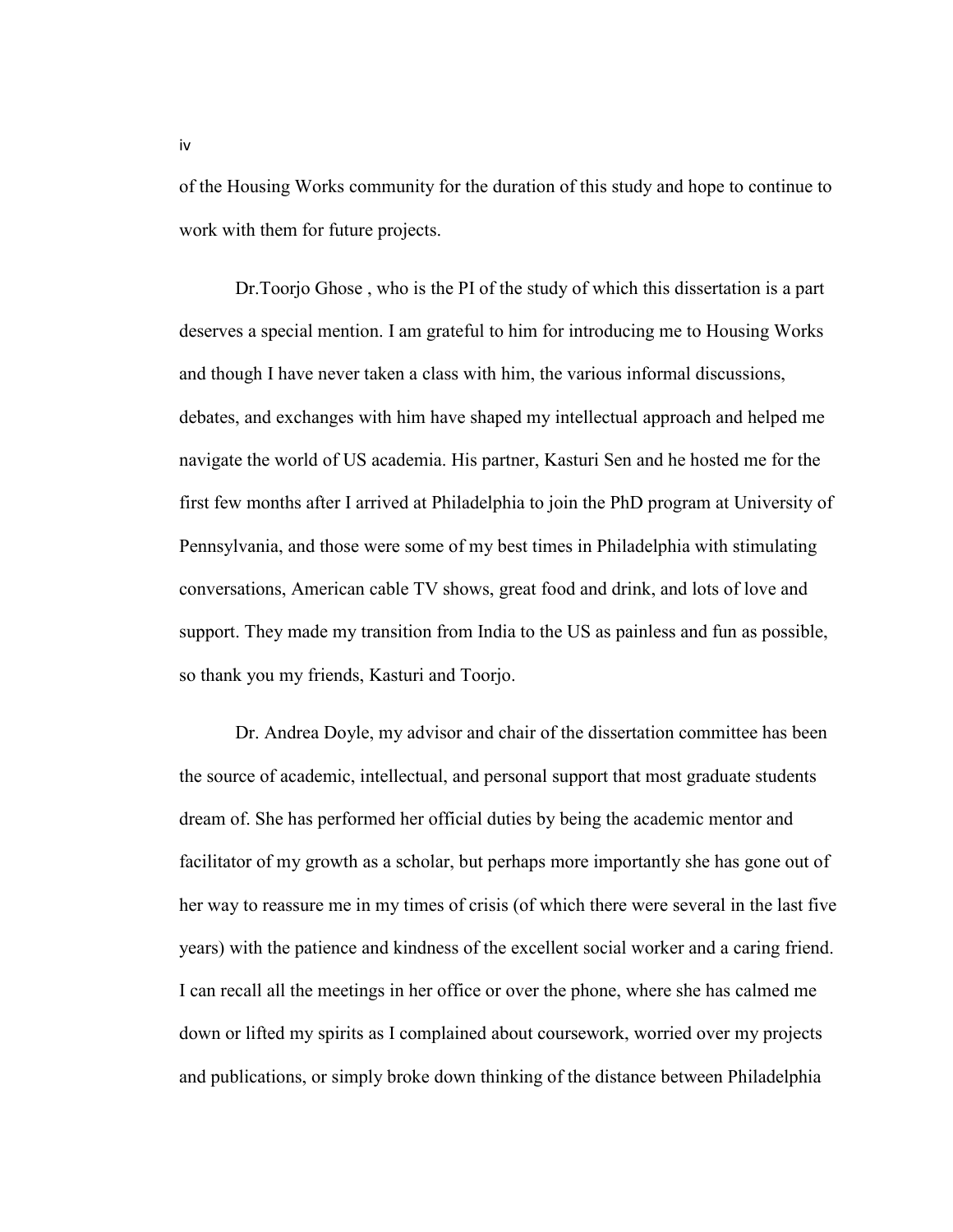of the Housing Works community for the duration of this study and hope to continue to work with them for future projects.

Dr.Toorjo Ghose , who is the PI of the study of which this dissertation is a part deserves a special mention. I am grateful to him for introducing me to Housing Works and though I have never taken a class with him, the various informal discussions, debates, and exchanges with him have shaped my intellectual approach and helped me navigate the world of US academia. His partner, Kasturi Sen and he hosted me for the first few months after I arrived at Philadelphia to join the PhD program at University of Pennsylvania, and those were some of my best times in Philadelphia with stimulating conversations, American cable TV shows, great food and drink, and lots of love and support. They made my transition from India to the US as painless and fun as possible, so thank you my friends, Kasturi and Toorjo.

Dr. Andrea Doyle, my advisor and chair of the dissertation committee has been the source of academic, intellectual, and personal support that most graduate students dream of. She has performed her official duties by being the academic mentor and facilitator of my growth as a scholar, but perhaps more importantly she has gone out of her way to reassure me in my times of crisis (of which there were several in the last five years) with the patience and kindness of the excellent social worker and a caring friend. I can recall all the meetings in her office or over the phone, where she has calmed me down or lifted my spirits as I complained about coursework, worried over my projects and publications, or simply broke down thinking of the distance between Philadelphia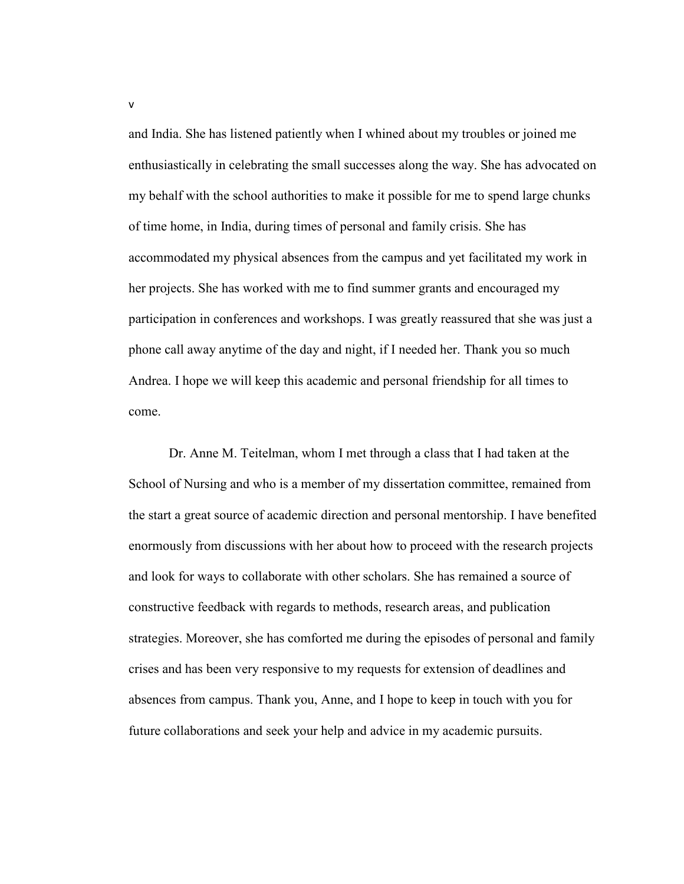and India. She has listened patiently when I whined about my troubles or joined me enthusiastically in celebrating the small successes along the way. She has advocated on my behalf with the school authorities to make it possible for me to spend large chunks of time home, in India, during times of personal and family crisis. She has accommodated my physical absences from the campus and yet facilitated my work in her projects. She has worked with me to find summer grants and encouraged my participation in conferences and workshops. I was greatly reassured that she was just a phone call away anytime of the day and night, if I needed her. Thank you so much Andrea. I hope we will keep this academic and personal friendship for all times to come.

Dr. Anne M. Teitelman, whom I met through a class that I had taken at the School of Nursing and who is a member of my dissertation committee, remained from the start a great source of academic direction and personal mentorship. I have benefited enormously from discussions with her about how to proceed with the research projects and look for ways to collaborate with other scholars. She has remained a source of constructive feedback with regards to methods, research areas, and publication strategies. Moreover, she has comforted me during the episodes of personal and family crises and has been very responsive to my requests for extension of deadlines and absences from campus. Thank you, Anne, and I hope to keep in touch with you for future collaborations and seek your help and advice in my academic pursuits.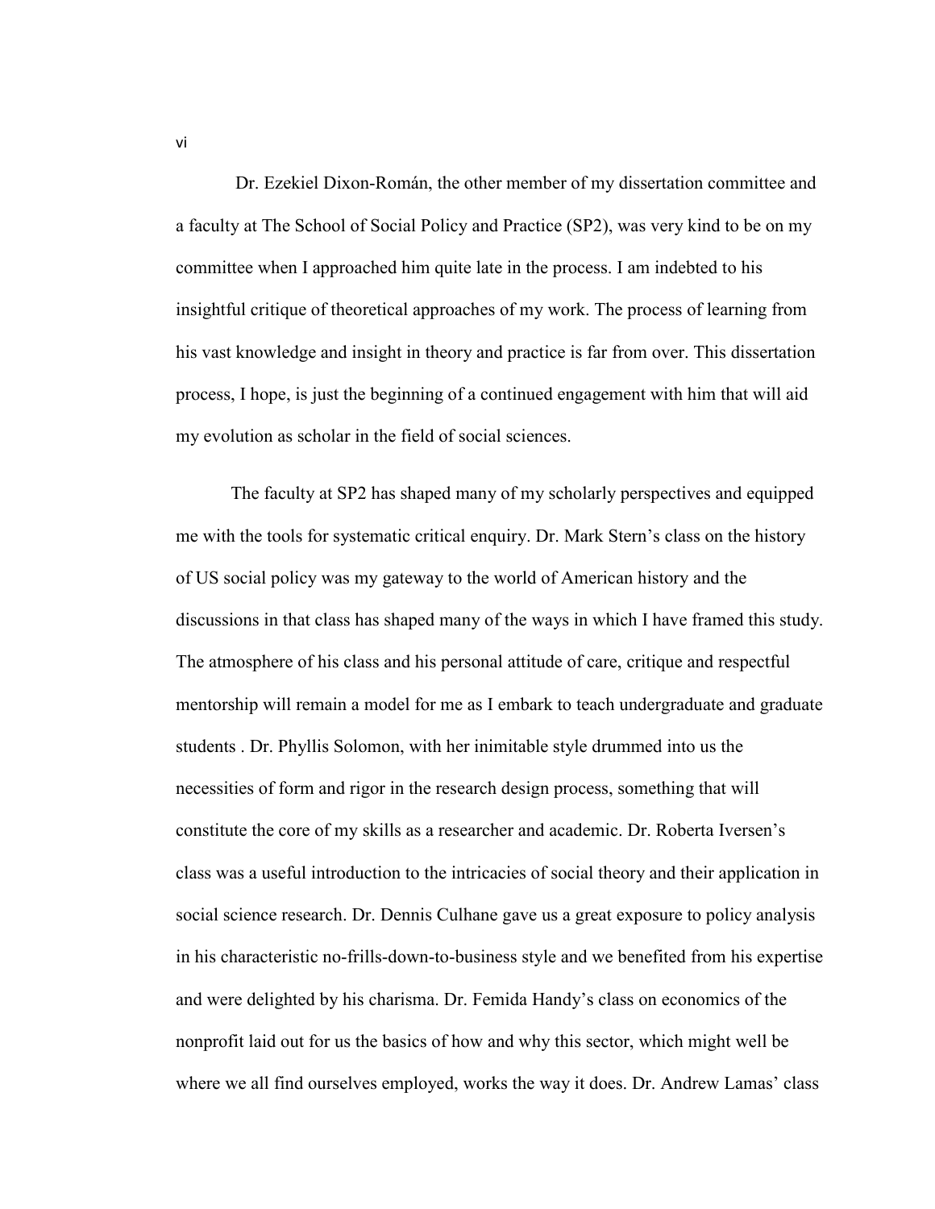Dr. Ezekiel Dixon-Román, the other member of my dissertation committee and a faculty at The School of Social Policy and Practice (SP2), was very kind to be on my committee when I approached him quite late in the process. I am indebted to his insightful critique of theoretical approaches of my work. The process of learning from his vast knowledge and insight in theory and practice is far from over. This dissertation process, I hope, is just the beginning of a continued engagement with him that will aid my evolution as scholar in the field of social sciences.

The faculty at SP2 has shaped many of my scholarly perspectives and equipped me with the tools for systematic critical enquiry. Dr. Mark Stern's class on the history of US social policy was my gateway to the world of American history and the discussions in that class has shaped many of the ways in which I have framed this study. The atmosphere of his class and his personal attitude of care, critique and respectful mentorship will remain a model for me as I embark to teach undergraduate and graduate students . Dr. Phyllis Solomon, with her inimitable style drummed into us the necessities of form and rigor in the research design process, something that will constitute the core of my skills as a researcher and academic. Dr. Roberta Iversen's class was a useful introduction to the intricacies of social theory and their application in social science research. Dr. Dennis Culhane gave us a great exposure to policy analysis in his characteristic no-frills-down-to-business style and we benefited from his expertise and were delighted by his charisma. Dr. Femida Handy's class on economics of the nonprofit laid out for us the basics of how and why this sector, which might well be where we all find ourselves employed, works the way it does. Dr. Andrew Lamas' class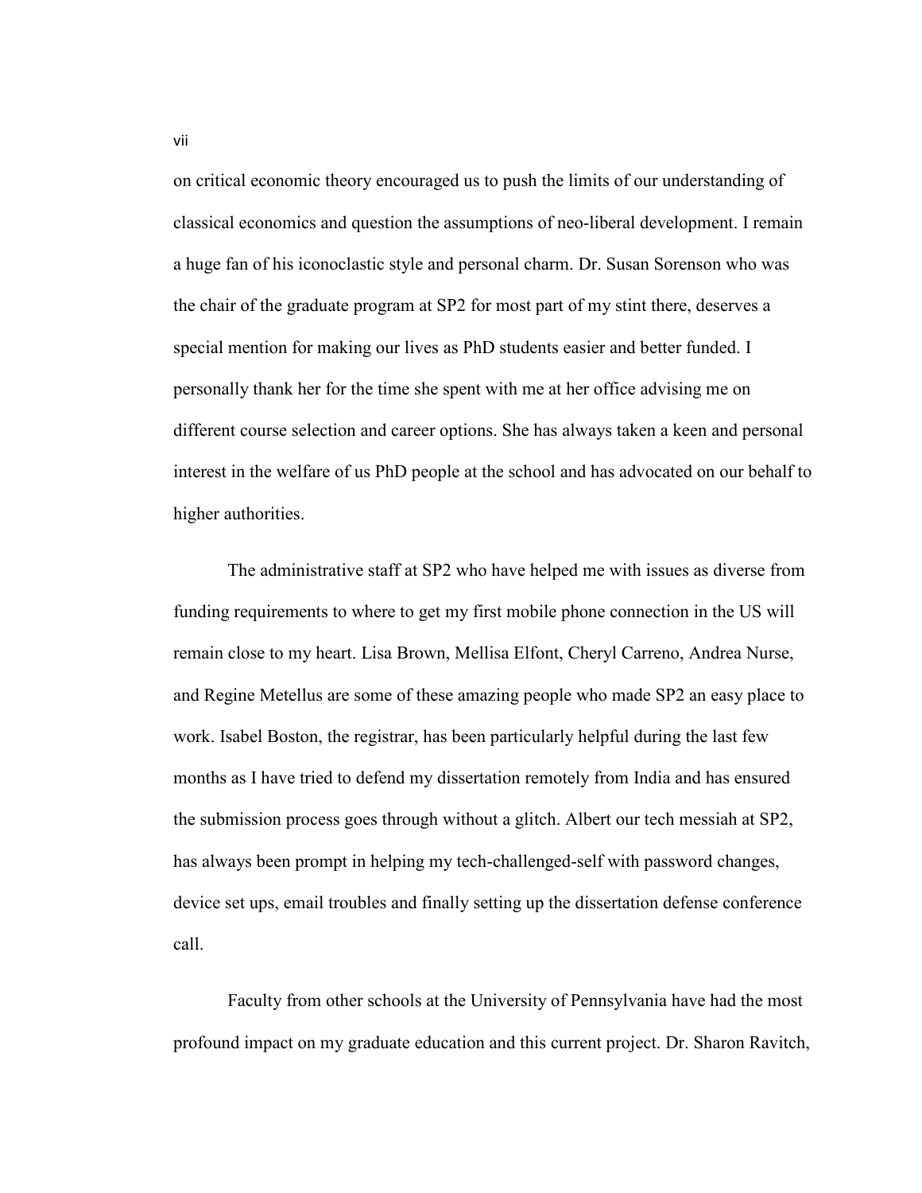on critical economic theory encouraged us to push the limits of our understanding of classical economics and question the assumptions of neo-liberal development. I remain a huge fan of his iconoclastic style and personal charm. Dr. Susan Sorenson who was the chair of the graduate program at SP2 for most part of my stint there, deserves a special mention for making our lives as PhD students easier and better funded. I personally thank her for the time she spent with me at her office advising me on different course selection and career options. She has always taken a keen and personal interest in the welfare of us PhD people at the school and has advocated on our behalf to higher authorities.

The administrative staff at SP2 who have helped me with issues as diverse from funding requirements to where to get my first mobile phone connection in the US will remain close to my heart. Lisa Brown, Mellisa Elfont, Cheryl Carreno, Andrea Nurse, and Regine Metellus are some of these amazing people who made SP2 an easy place to work. Isabel Boston, the registrar, has been particularly helpful during the last few months as I have tried to defend my dissertation remotely from India and has ensured the submission process goes through without a glitch. Albert our tech messiah at SP2, has always been prompt in helping my tech-challenged-self with password changes, device set ups, email troubles and finally setting up the dissertation defense conference call.

Faculty from other schools at the University of Pennsylvania have had the most profound impact on my graduate education and this current project. Dr. Sharon Ravitch,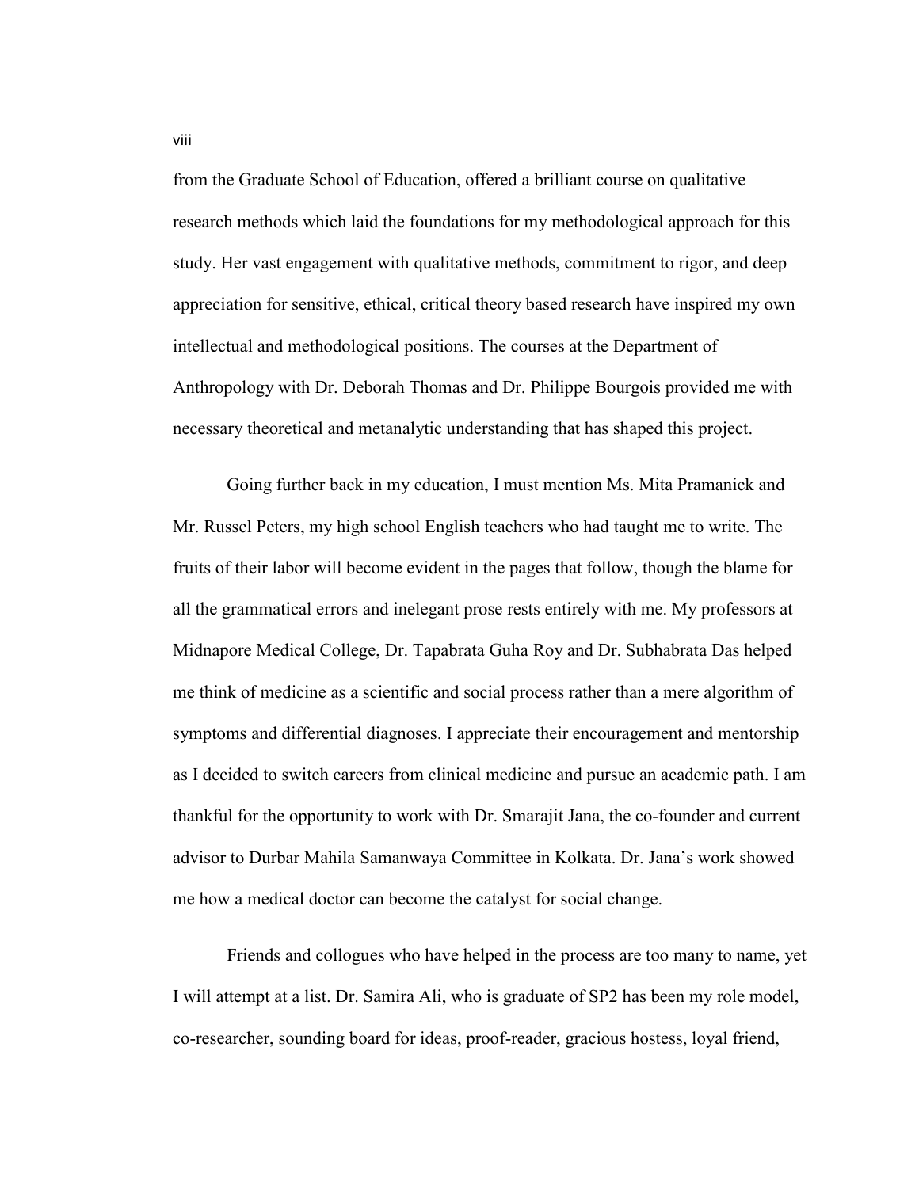from the Graduate School of Education, offered a brilliant course on qualitative research methods which laid the foundations for my methodological approach for this study. Her vast engagement with qualitative methods, commitment to rigor, and deep appreciation for sensitive, ethical, critical theory based research have inspired my own intellectual and methodological positions. The courses at the Department of Anthropology with Dr. Deborah Thomas and Dr. Philippe Bourgois provided me with necessary theoretical and metanalytic understanding that has shaped this project.

Going further back in my education, I must mention Ms. Mita Pramanick and Mr. Russel Peters, my high school English teachers who had taught me to write. The fruits of their labor will become evident in the pages that follow, though the blame for all the grammatical errors and inelegant prose rests entirely with me. My professors at Midnapore Medical College, Dr. Tapabrata Guha Roy and Dr. Subhabrata Das helped me think of medicine as a scientific and social process rather than a mere algorithm of symptoms and differential diagnoses. I appreciate their encouragement and mentorship as I decided to switch careers from clinical medicine and pursue an academic path. I am thankful for the opportunity to work with Dr. Smarajit Jana, the co-founder and current advisor to Durbar Mahila Samanwaya Committee in Kolkata. Dr. Jana's work showed me how a medical doctor can become the catalyst for social change.

Friends and collogues who have helped in the process are too many to name, yet I will attempt at a list. Dr. Samira Ali, who is graduate of SP2 has been my role model, co-researcher, sounding board for ideas, proof-reader, gracious hostess, loyal friend,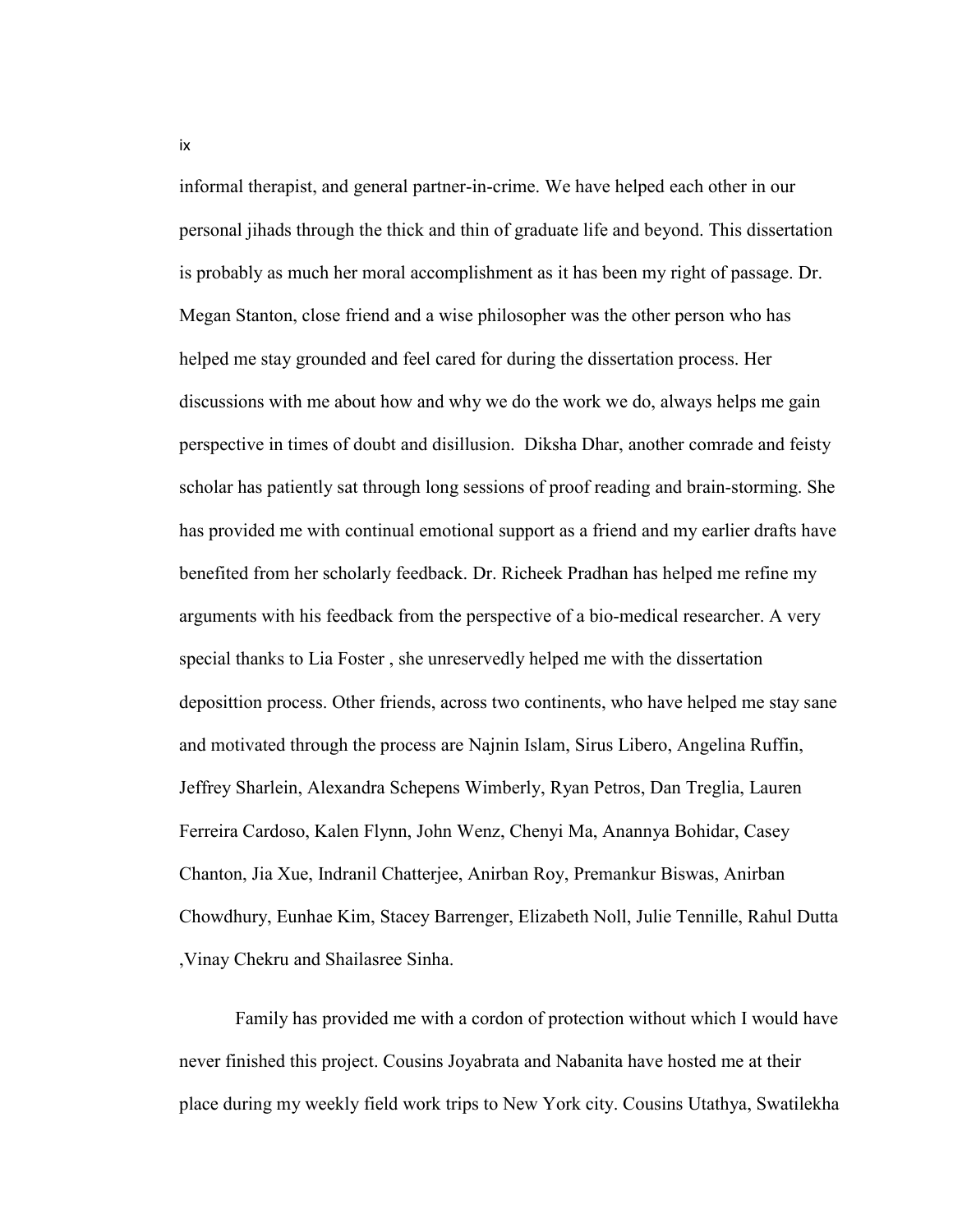informal therapist, and general partner-in-crime. We have helped each other in our personal jihads through the thick and thin of graduate life and beyond. This dissertation is probably as much her moral accomplishment as it has been my right of passage. Dr. Megan Stanton, close friend and a wise philosopher was the other person who has helped me stay grounded and feel cared for during the dissertation process. Her discussions with me about how and why we do the work we do, always helps me gain perspective in times of doubt and disillusion. Diksha Dhar, another comrade and feisty scholar has patiently sat through long sessions of proof reading and brain-storming. She has provided me with continual emotional support as a friend and my earlier drafts have benefited from her scholarly feedback. Dr. Richeek Pradhan has helped me refine my arguments with his feedback from the perspective of a bio-medical researcher. A very special thanks to Lia Foster , she unreservedly helped me with the dissertation deposittion process. Other friends, across two continents, who have helped me stay sane and motivated through the process are Najnin Islam, Sirus Libero, Angelina Ruffin, Jeffrey Sharlein, Alexandra Schepens Wimberly, Ryan Petros, Dan Treglia, Lauren Ferreira Cardoso, Kalen Flynn, John Wenz, Chenyi Ma, Anannya Bohidar, Casey Chanton, Jia Xue, Indranil Chatterjee, Anirban Roy, Premankur Biswas, Anirban Chowdhury, Eunhae Kim, Stacey Barrenger, Elizabeth Noll, Julie Tennille, Rahul Dutta ,Vinay Chekru and Shailasree Sinha.

Family has provided me with a cordon of protection without which I would have never finished this project. Cousins Joyabrata and Nabanita have hosted me at their place during my weekly field work trips to New York city. Cousins Utathya, Swatilekha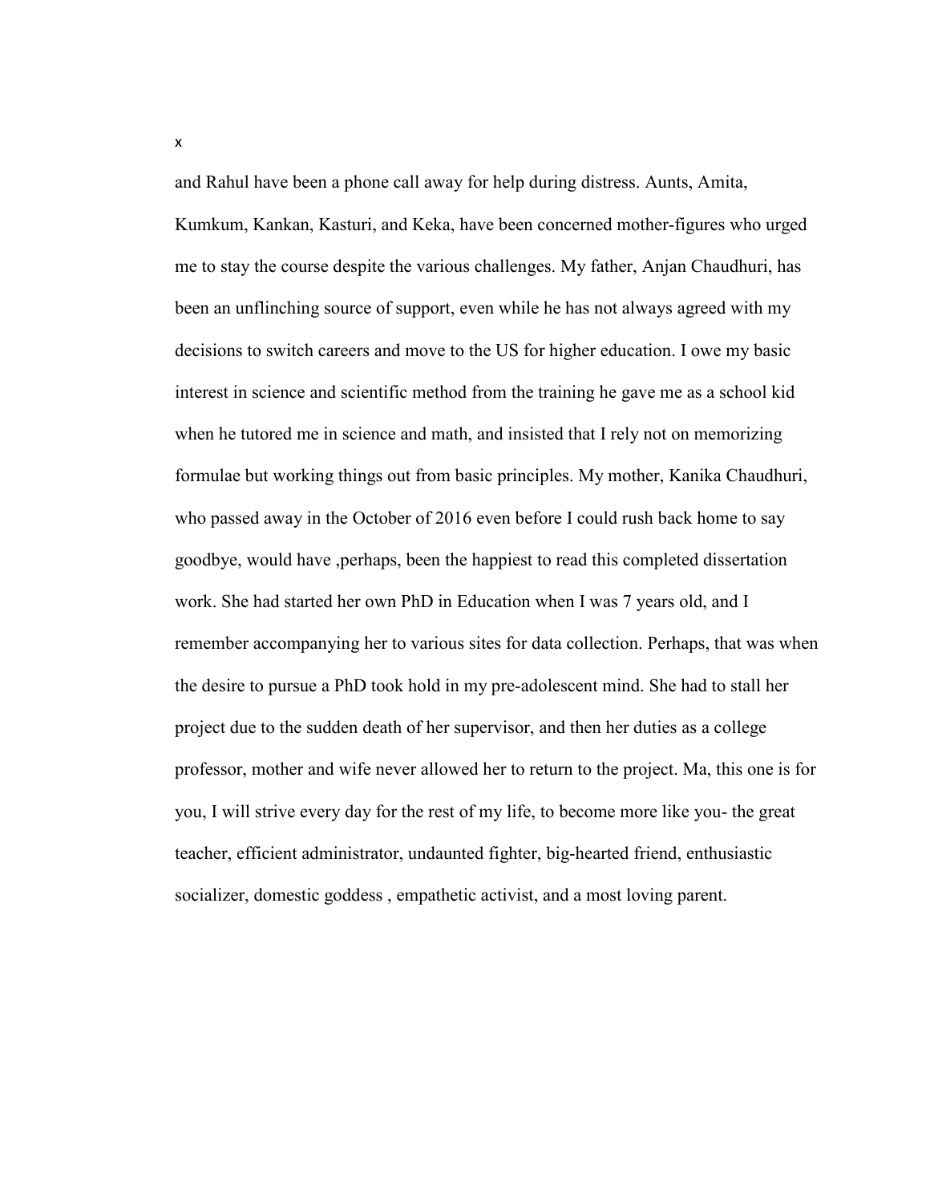and Rahul have been a phone call away for help during distress. Aunts, Amita, Kumkum, Kankan, Kasturi, and Keka, have been concerned mother-figures who urged me to stay the course despite the various challenges. My father, Anjan Chaudhuri, has been an unflinching source of support, even while he has not always agreed with my decisions to switch careers and move to the US for higher education. I owe my basic interest in science and scientific method from the training he gave me as a school kid when he tutored me in science and math, and insisted that I rely not on memorizing formulae but working things out from basic principles. My mother, Kanika Chaudhuri, who passed away in the October of 2016 even before I could rush back home to say goodbye, would have ,perhaps, been the happiest to read this completed dissertation work. She had started her own PhD in Education when I was 7 years old, and I remember accompanying her to various sites for data collection. Perhaps, that was when the desire to pursue a PhD took hold in my pre-adolescent mind. She had to stall her project due to the sudden death of her supervisor, and then her duties as a college professor, mother and wife never allowed her to return to the project. Ma, this one is for you, I will strive every day for the rest of my life, to become more like you- the great teacher, efficient administrator, undaunted fighter, big-hearted friend, enthusiastic socializer, domestic goddess , empathetic activist, and a most loving parent.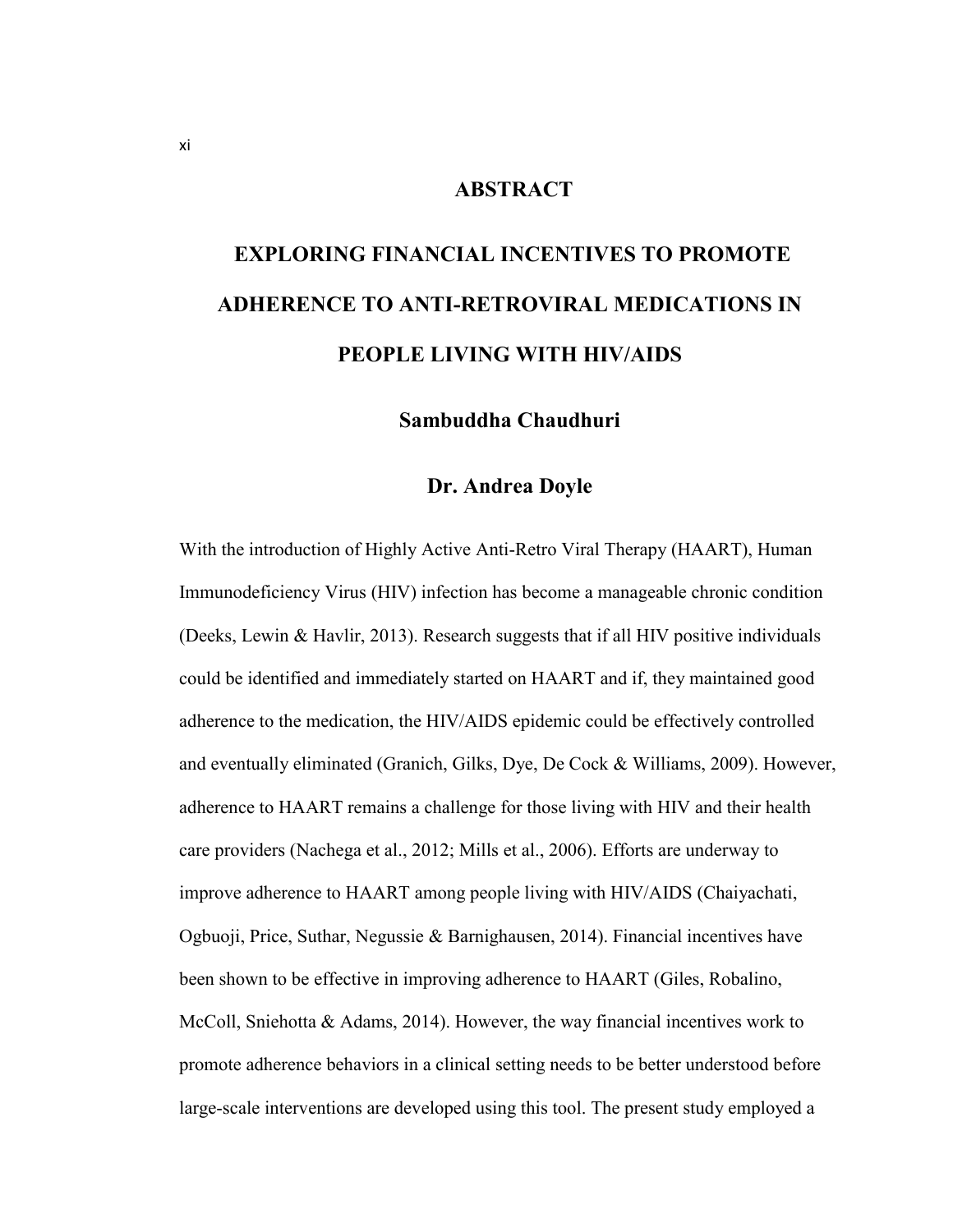# ABSTRACT

## EXPLORING FINANCIAL INCENTIVES TO PROMOTE ADHERENCE TO ANTI-RETROVIRAL MEDICATIONS IN PEOPLE LIVING WITH HIV/AIDS

**Sambuddha Chaudhuri**

**Dr. Andrea Doyle**

With the introduction of Highly Active Anti-Retro Viral Therapy (HAART), Human Immunodeficiency Virus (HIV) infection has become a manageable chronic condition (Deeks, Lewin & Havlir, 2013). Research suggests that if all HIV positive individuals could be identified and immediately started on HAART and if, they maintained good adherence to the medication, the HIV/AIDS epidemic could be effectively controlled and eventually eliminated (Granich, Gilks, Dye, De Cock & Williams, 2009). However, adherence to HAART remains a challenge for those living with HIV and their health care providers (Nachega et al., 2012; Mills et al., 2006). Efforts are underway to improve adherence to HAART among people living with HIV/AIDS (Chaiyachati, Ogbuoji, Price, Suthar, Negussie & Barnighausen, 2014). Financial incentives have been shown to be effective in improving adherence to HAART (Giles, Robalino, McColl, Sniehotta & Adams, 2014). However, the way financial incentives work to promote adherence behaviors in a clinical setting needs to be better understood before large-scale interventions are developed using this tool. The present study employed a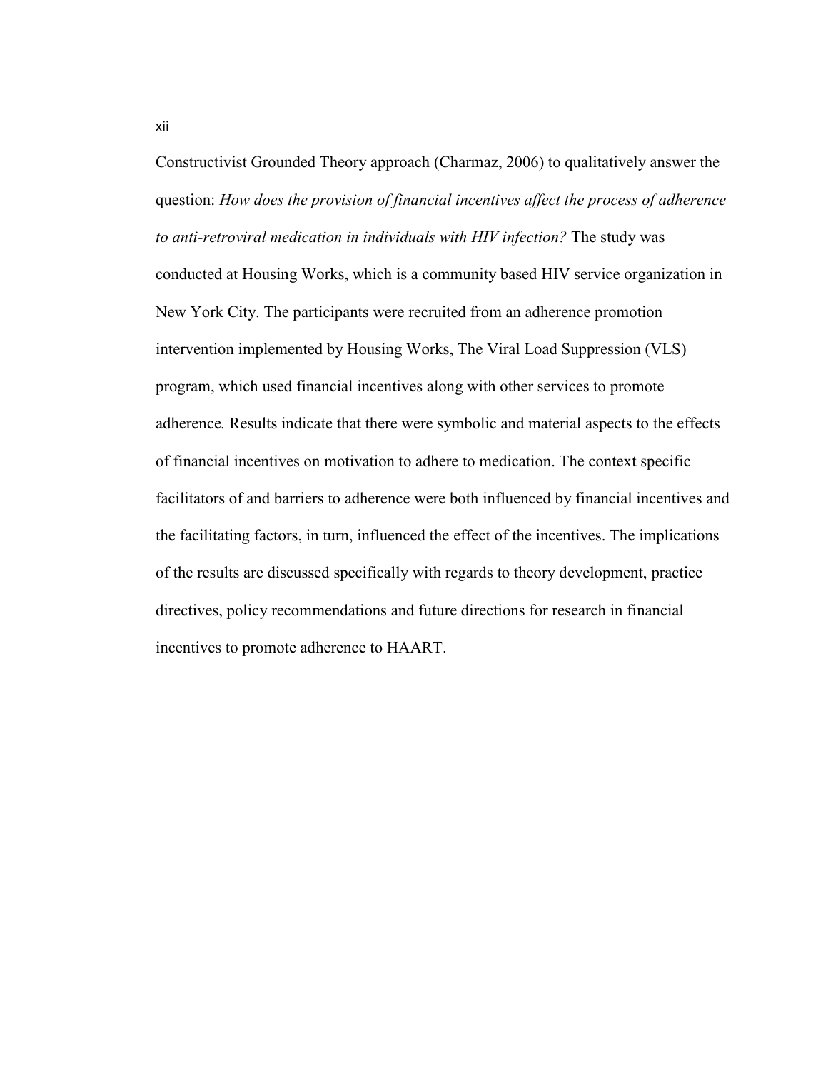Constructivist Grounded Theory approach (Charmaz, 2006) to qualitatively answer the question: *How does the provision of financial incentives affect the process of adherence to anti-retroviral medication in individuals with HIV infection?* The study was conducted at Housing Works, which is a community based HIV service organization in New York City. The participants were recruited from an adherence promotion intervention implemented by Housing Works, The Viral Load Suppression (VLS) program, which used financial incentives along with other services to promote adherence. Results indicate that there were symbolic and material aspects to the effects of financial incentives on motivation to adhere to medication. The context specific facilitators of and barriers to adherence were both influenced by financial incentives and the facilitating factors, in turn, influenced the effect of the incentives. The implications of the results are discussed specifically with regards to theory development, practice directives, policy recommendations and future directions for research in financial incentives to promote adherence to HAART.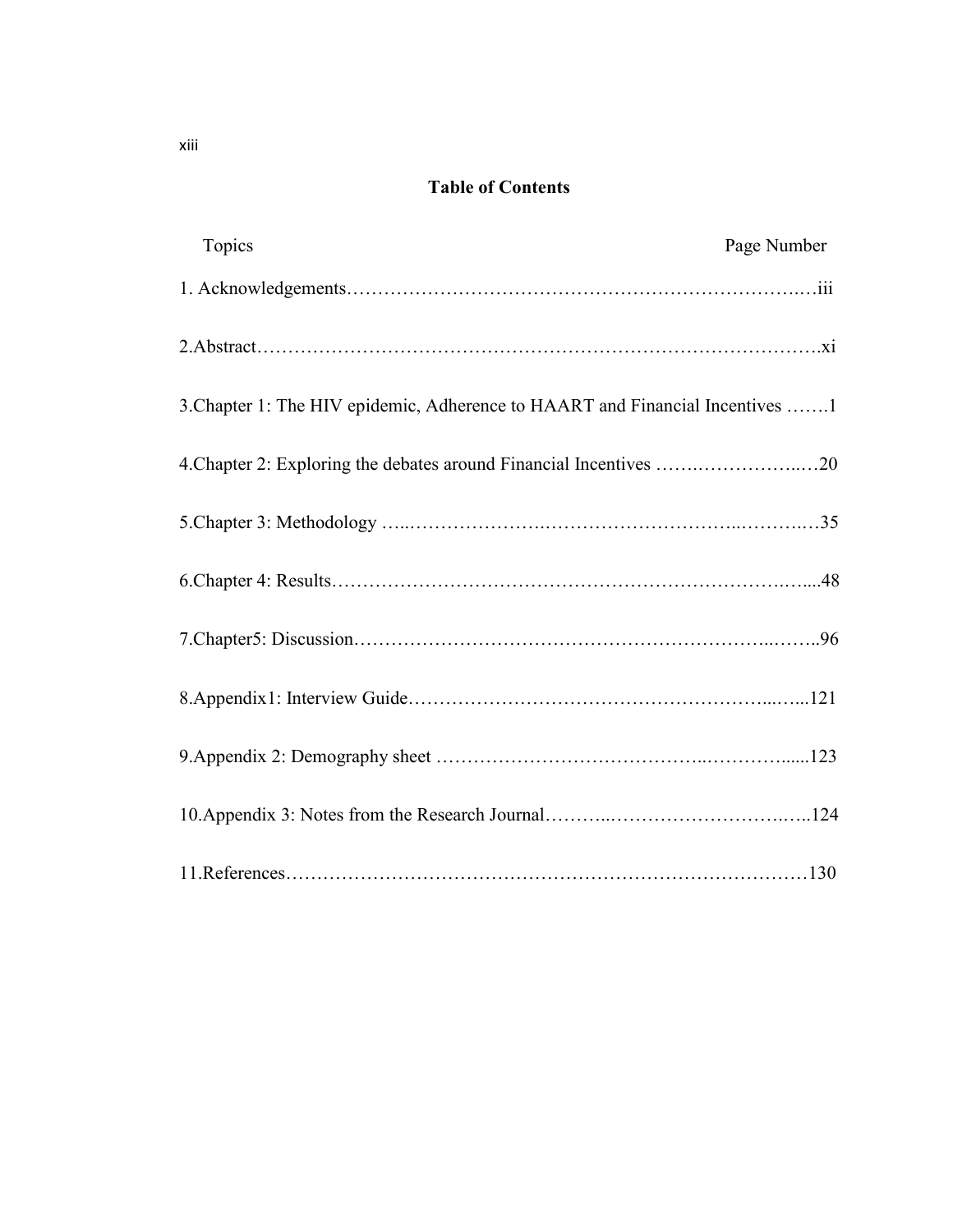**Table of Contents**

| Topics | Page Number |
|---|---|
| 1. Acknowledgements | iii |
| 2.Abstract | xi |
| 3.Chapter 1: The HIV epidemic, Adherence to HAART and Financial Incentives | 1 |
| 4.Chapter 2: Exploring the debates around Financial Incentives | 20 |
| 5.Chapter 3: Methodology | 35 |
| 6.Chapter 4: Results | 48 |
| 7.Chapter5: Discussion | 96 |
| 8.Appendix1: Interview Guide | 121 |
| 9.Appendix 2: Demography sheet | 123 |
| 10.Appendix 3: Notes from the Research Journal | 124 |
| 11.References | 130 |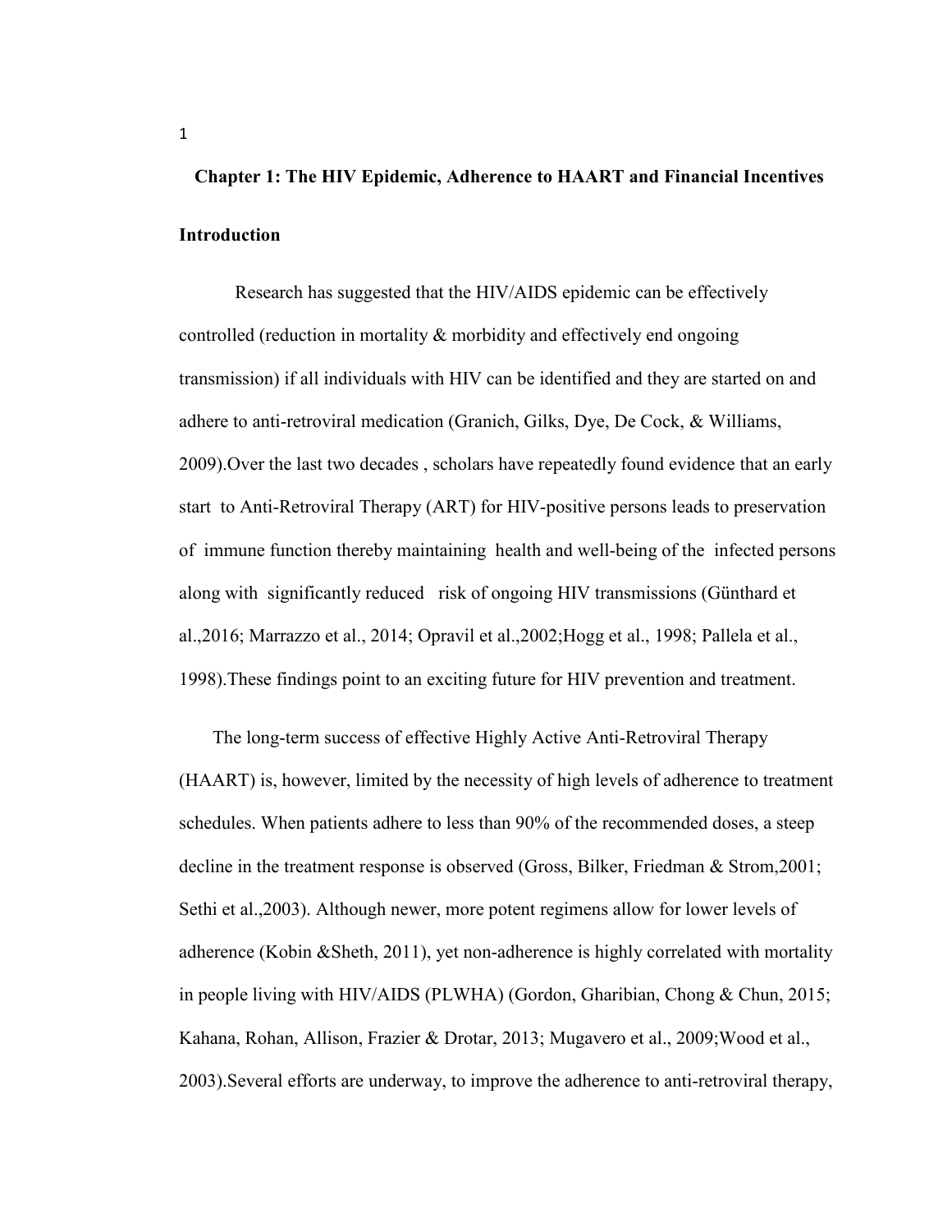# Chapter 1: The HIV Epidemic, Adherence to HAART and Financial Incentives

## Introduction

Research has suggested that the HIV/AIDS epidemic can be effectively controlled (reduction in mortality & morbidity and effectively end ongoing transmission) if all individuals with HIV can be identified and they are started on and adhere to anti-retroviral medication (Granich, Gilks, Dye, De Cock, & Williams, 2009).Over the last two decades , scholars have repeatedly found evidence that an early start to Anti-Retroviral Therapy (ART) for HIV-positive persons leads to preservation of immune function thereby maintaining health and well-being of the infected persons along with significantly reduced risk of ongoing HIV transmissions (Günthard et al.,2016; Marrazzo et al., 2014; Opravil et al.,2002;Hogg et al., 1998; Pallela et al., 1998).These findings point to an exciting future for HIV prevention and treatment.

The long-term success of effective Highly Active Anti-Retroviral Therapy (HAART) is, however, limited by the necessity of high levels of adherence to treatment schedules. When patients adhere to less than 90% of the recommended doses, a steep decline in the treatment response is observed (Gross, Bilker, Friedman & Strom,2001; Sethi et al.,2003). Although newer, more potent regimens allow for lower levels of adherence (Kobin &Sheth, 2011), yet non-adherence is highly correlated with mortality in people living with HIV/AIDS (PLWHA) (Gordon, Gharibian, Chong & Chun, 2015; Kahana, Rohan, Allison, Frazier & Drotar, 2013; Mugavero et al., 2009;Wood et al., 2003).Several efforts are underway, to improve the adherence to anti-retroviral therapy,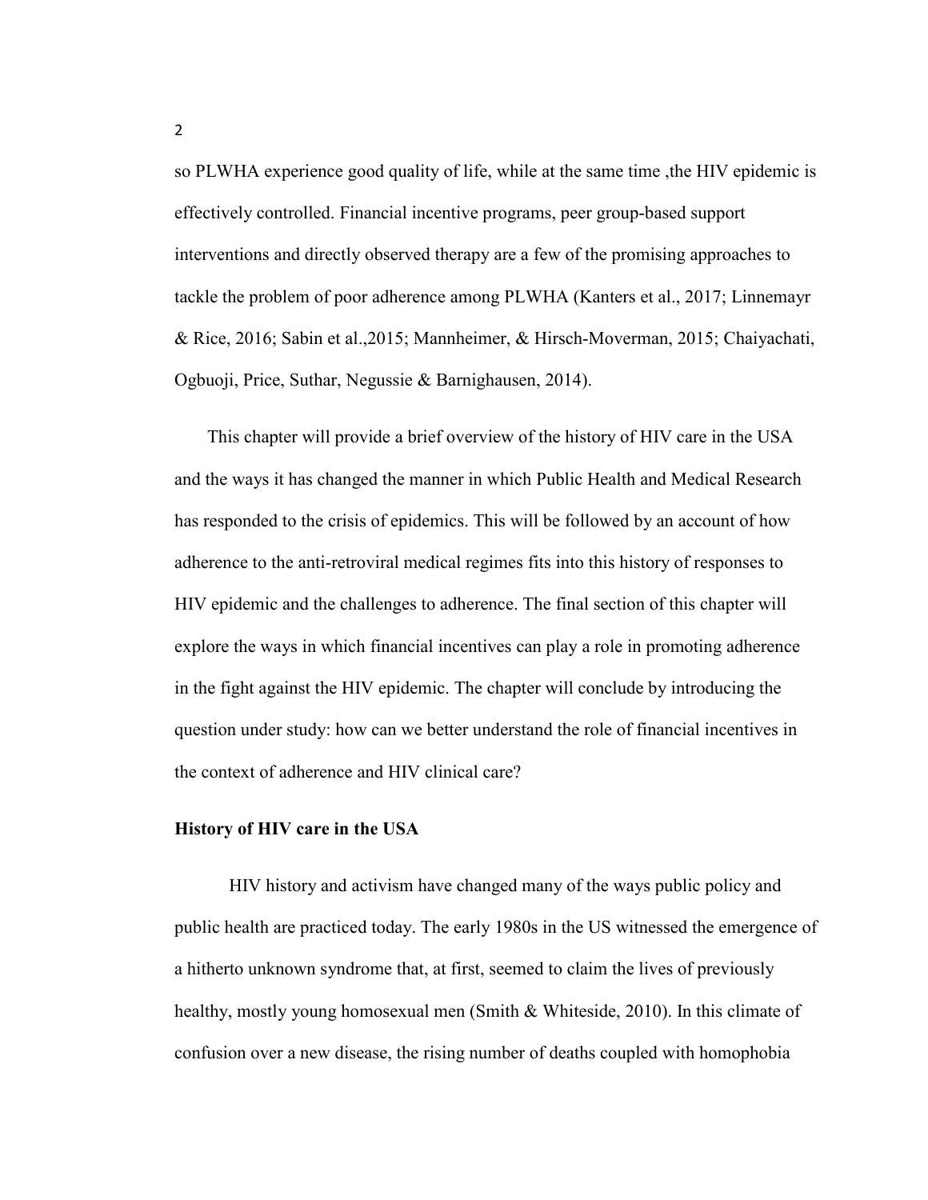so PLWHA experience good quality of life, while at the same time ,the HIV epidemic is effectively controlled. Financial incentive programs, peer group-based support interventions and directly observed therapy are a few of the promising approaches to tackle the problem of poor adherence among PLWHA (Kanters et al., 2017; Linnemayr & Rice, 2016; Sabin et al.,2015; Mannheimer, & Hirsch-Moverman, 2015; Chaiyachati, Ogbuoji, Price, Suthar, Negussie & Barnighausen, 2014).

This chapter will provide a brief overview of the history of HIV care in the USA and the ways it has changed the manner in which Public Health and Medical Research has responded to the crisis of epidemics. This will be followed by an account of how adherence to the anti-retroviral medical regimes fits into this history of responses to HIV epidemic and the challenges to adherence. The final section of this chapter will explore the ways in which financial incentives can play a role in promoting adherence in the fight against the HIV epidemic. The chapter will conclude by introducing the question under study: how can we better understand the role of financial incentives in the context of adherence and HIV clinical care?

**History of HIV care in the USA**

HIV history and activism have changed many of the ways public policy and public health are practiced today. The early 1980s in the US witnessed the emergence of a hitherto unknown syndrome that, at first, seemed to claim the lives of previously healthy, mostly young homosexual men (Smith & Whiteside, 2010). In this climate of confusion over a new disease, the rising number of deaths coupled with homophobia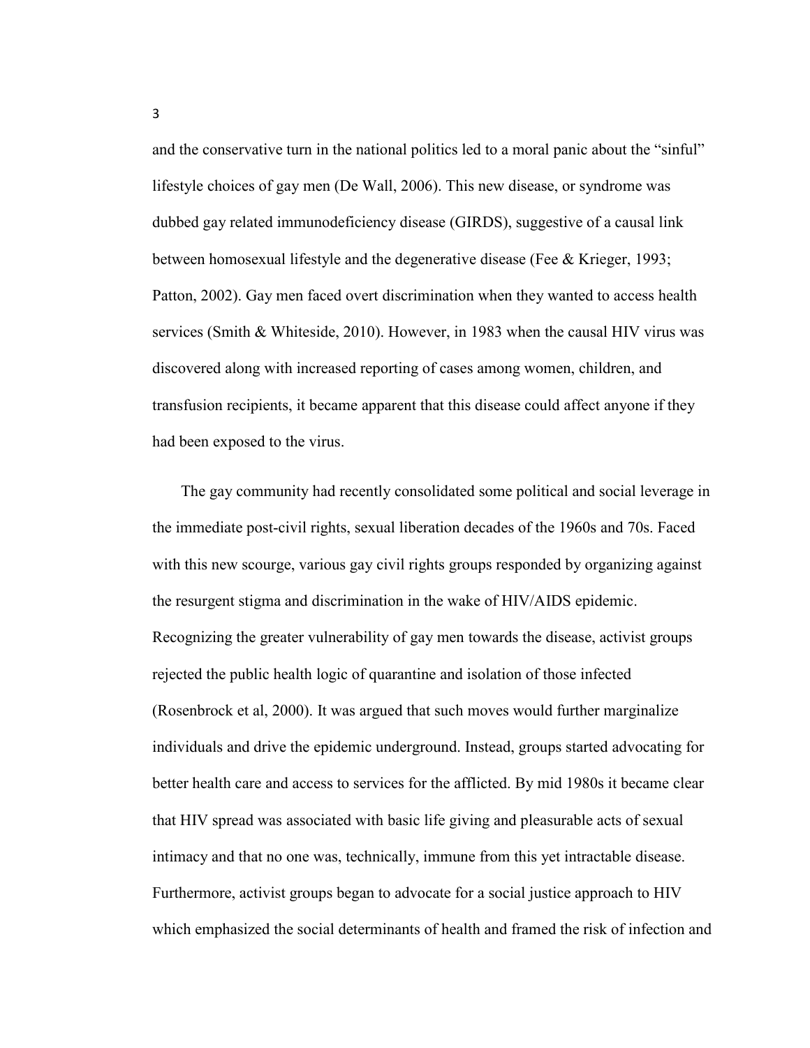and the conservative turn in the national politics led to a moral panic about the "sinful" lifestyle choices of gay men (De Wall, 2006). This new disease, or syndrome was dubbed gay related immunodeficiency disease (GIRDS), suggestive of a causal link between homosexual lifestyle and the degenerative disease (Fee & Krieger, 1993; Patton, 2002). Gay men faced overt discrimination when they wanted to access health services (Smith & Whiteside, 2010). However, in 1983 when the causal HIV virus was discovered along with increased reporting of cases among women, children, and transfusion recipients, it became apparent that this disease could affect anyone if they had been exposed to the virus.

The gay community had recently consolidated some political and social leverage in the immediate post-civil rights, sexual liberation decades of the 1960s and 70s. Faced with this new scourge, various gay civil rights groups responded by organizing against the resurgent stigma and discrimination in the wake of HIV/AIDS epidemic. Recognizing the greater vulnerability of gay men towards the disease, activist groups rejected the public health logic of quarantine and isolation of those infected (Rosenbrock et al, 2000). It was argued that such moves would further marginalize individuals and drive the epidemic underground. Instead, groups started advocating for better health care and access to services for the afflicted. By mid 1980s it became clear that HIV spread was associated with basic life giving and pleasurable acts of sexual intimacy and that no one was, technically, immune from this yet intractable disease. Furthermore, activist groups began to advocate for a social justice approach to HIV which emphasized the social determinants of health and framed the risk of infection and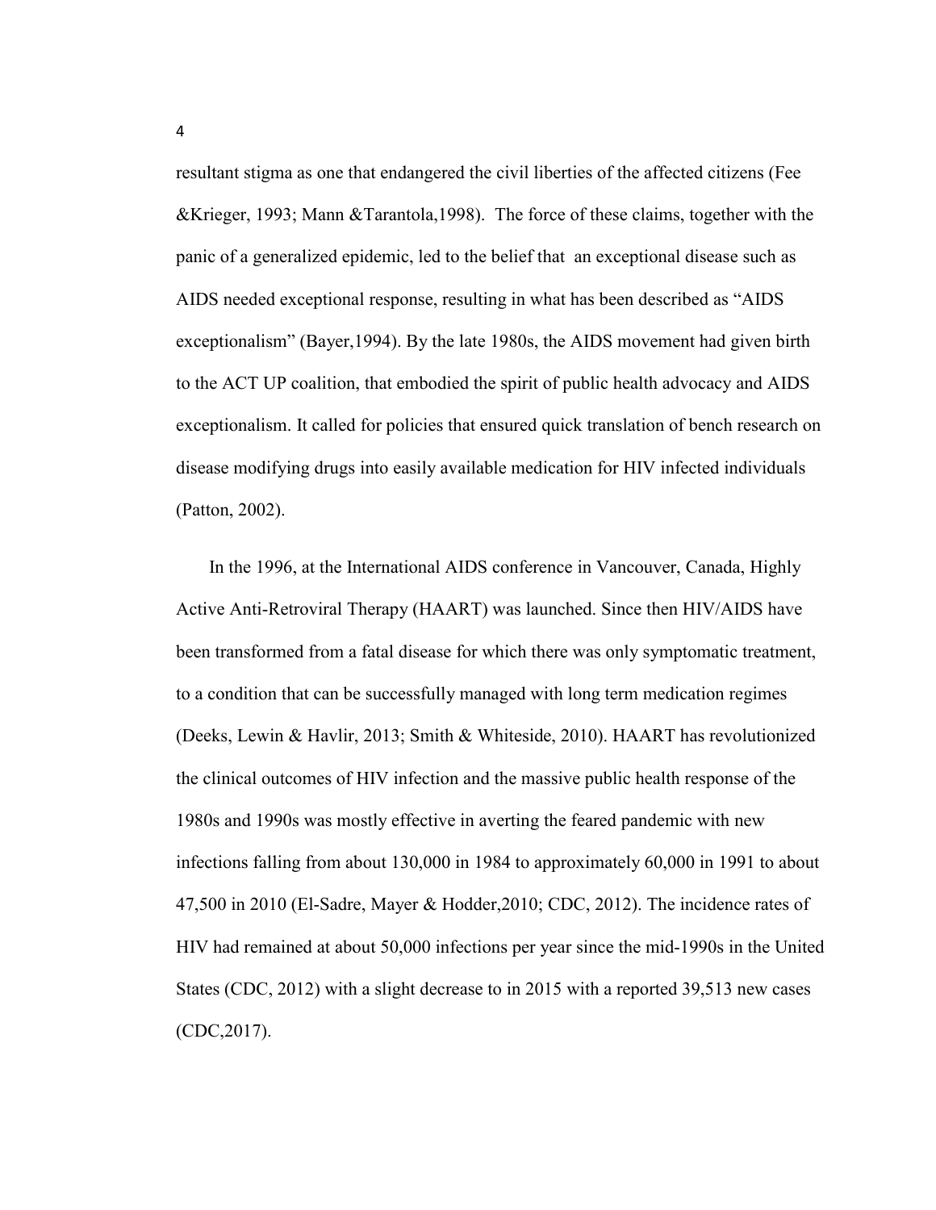resultant stigma as one that endangered the civil liberties of the affected citizens (Fee &Krieger, 1993; Mann &Tarantola,1998). The force of these claims, together with the panic of a generalized epidemic, led to the belief that an exceptional disease such as AIDS needed exceptional response, resulting in what has been described as "AIDS exceptionalism" (Bayer,1994). By the late 1980s, the AIDS movement had given birth to the ACT UP coalition, that embodied the spirit of public health advocacy and AIDS exceptionalism. It called for policies that ensured quick translation of bench research on disease modifying drugs into easily available medication for HIV infected individuals (Patton, 2002).

In the 1996, at the International AIDS conference in Vancouver, Canada, Highly Active Anti-Retroviral Therapy (HAART) was launched. Since then HIV/AIDS have been transformed from a fatal disease for which there was only symptomatic treatment, to a condition that can be successfully managed with long term medication regimes (Deeks, Lewin & Havlir, 2013; Smith & Whiteside, 2010). HAART has revolutionized the clinical outcomes of HIV infection and the massive public health response of the 1980s and 1990s was mostly effective in averting the feared pandemic with new infections falling from about 130,000 in 1984 to approximately 60,000 in 1991 to about 47,500 in 2010 (El-Sadre, Mayer & Hodder,2010; CDC, 2012). The incidence rates of HIV had remained at about 50,000 infections per year since the mid-1990s in the United States (CDC, 2012) with a slight decrease to in 2015 with a reported 39,513 new cases (CDC,2017).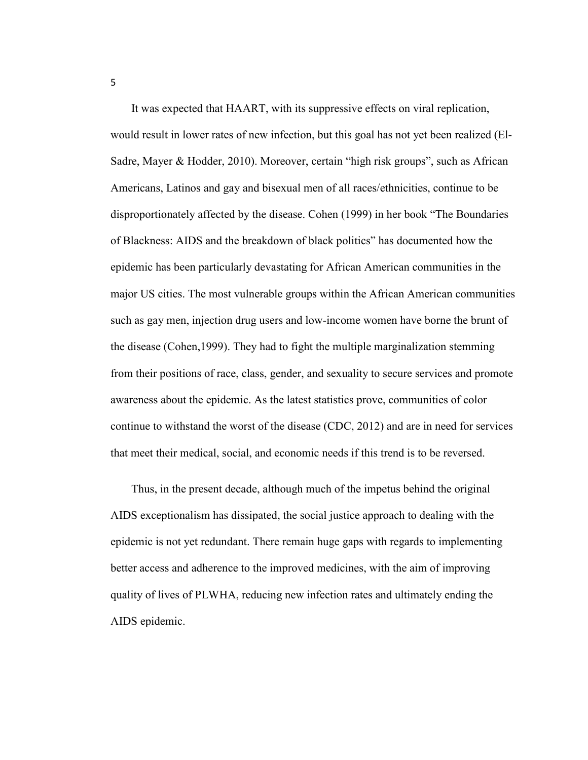It was expected that HAART, with its suppressive effects on viral replication, would result in lower rates of new infection, but this goal has not yet been realized (El-Sadre, Mayer & Hodder, 2010). Moreover, certain "high risk groups", such as African Americans, Latinos and gay and bisexual men of all races/ethnicities, continue to be disproportionately affected by the disease. Cohen (1999) in her book "The Boundaries of Blackness: AIDS and the breakdown of black politics" has documented how the epidemic has been particularly devastating for African American communities in the major US cities. The most vulnerable groups within the African American communities such as gay men, injection drug users and low-income women have borne the brunt of the disease (Cohen,1999). They had to fight the multiple marginalization stemming from their positions of race, class, gender, and sexuality to secure services and promote awareness about the epidemic. As the latest statistics prove, communities of color continue to withstand the worst of the disease (CDC, 2012) and are in need for services that meet their medical, social, and economic needs if this trend is to be reversed.

Thus, in the present decade, although much of the impetus behind the original AIDS exceptionalism has dissipated, the social justice approach to dealing with the epidemic is not yet redundant. There remain huge gaps with regards to implementing better access and adherence to the improved medicines, with the aim of improving quality of lives of PLWHA, reducing new infection rates and ultimately ending the AIDS epidemic.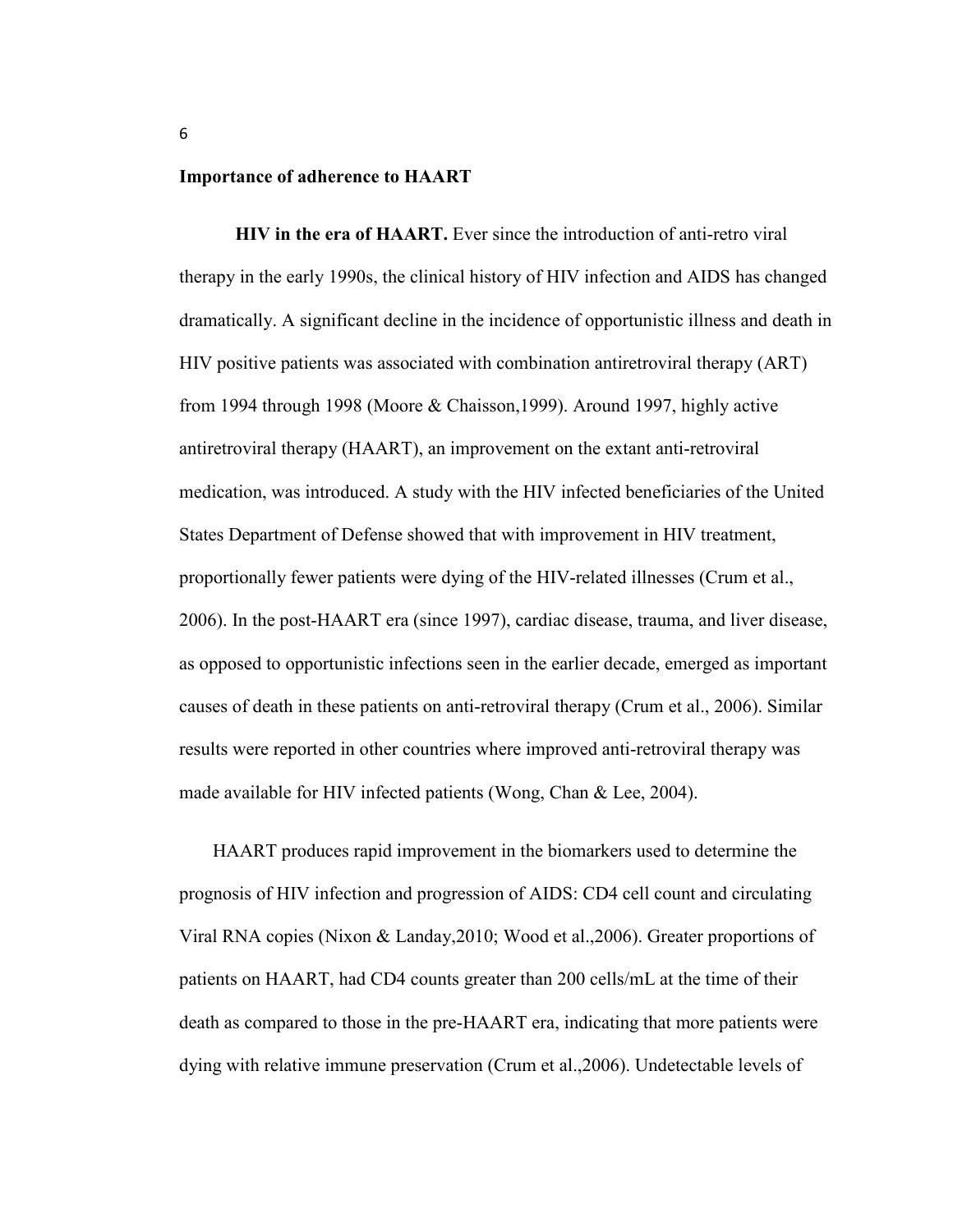## Importance of adherence to HAART

**HIV in the era of HAART.** Ever since the introduction of anti-retro viral therapy in the early 1990s, the clinical history of HIV infection and AIDS has changed dramatically. A significant decline in the incidence of opportunistic illness and death in HIV positive patients was associated with combination antiretroviral therapy (ART) from 1994 through 1998 (Moore & Chaisson,1999). Around 1997, highly active antiretroviral therapy (HAART), an improvement on the extant anti-retroviral medication, was introduced. A study with the HIV infected beneficiaries of the United States Department of Defense showed that with improvement in HIV treatment, proportionally fewer patients were dying of the HIV-related illnesses (Crum et al., 2006). In the post-HAART era (since 1997), cardiac disease, trauma, and liver disease, as opposed to opportunistic infections seen in the earlier decade, emerged as important causes of death in these patients on anti-retroviral therapy (Crum et al., 2006). Similar results were reported in other countries where improved anti-retroviral therapy was made available for HIV infected patients (Wong, Chan & Lee, 2004).

HAART produces rapid improvement in the biomarkers used to determine the prognosis of HIV infection and progression of AIDS: CD4 cell count and circulating Viral RNA copies (Nixon & Landay,2010; Wood et al.,2006). Greater proportions of patients on HAART, had CD4 counts greater than 200 cells/mL at the time of their death as compared to those in the pre-HAART era, indicating that more patients were dying with relative immune preservation (Crum et al.,2006). Undetectable levels of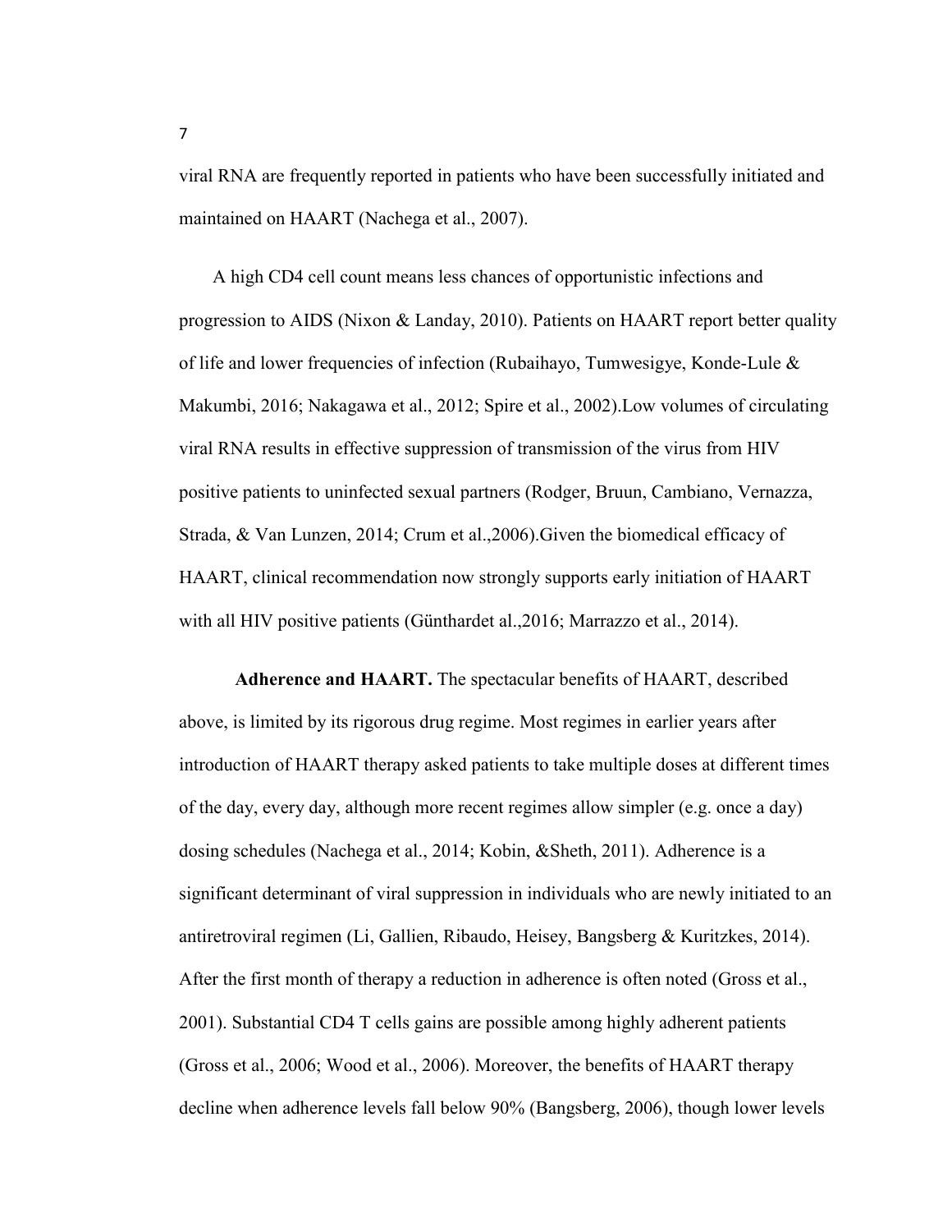viral RNA are frequently reported in patients who have been successfully initiated and maintained on HAART (Nachega et al., 2007).

A high CD4 cell count means less chances of opportunistic infections and progression to AIDS (Nixon & Landay, 2010). Patients on HAART report better quality of life and lower frequencies of infection (Rubaihayo, Tumwesigye, Konde-Lule & Makumbi, 2016; Nakagawa et al., 2012; Spire et al., 2002).Low volumes of circulating viral RNA results in effective suppression of transmission of the virus from HIV positive patients to uninfected sexual partners (Rodger, Bruun, Cambiano, Vernazza, Strada, & Van Lunzen, 2014; Crum et al.,2006).Given the biomedical efficacy of HAART, clinical recommendation now strongly supports early initiation of HAART with all HIV positive patients (Günthardet al.,2016; Marrazzo et al., 2014).

**Adherence and HAART.** The spectacular benefits of HAART, described above, is limited by its rigorous drug regime. Most regimes in earlier years after introduction of HAART therapy asked patients to take multiple doses at different times of the day, every day, although more recent regimes allow simpler (e.g. once a day) dosing schedules (Nachega et al., 2014; Kobin, &Sheth, 2011). Adherence is a significant determinant of viral suppression in individuals who are newly initiated to an antiretroviral regimen (Li, Gallien, Ribaudo, Heisey, Bangsberg & Kuritzkes, 2014). After the first month of therapy a reduction in adherence is often noted (Gross et al., 2001). Substantial CD4 T cells gains are possible among highly adherent patients (Gross et al., 2006; Wood et al., 2006). Moreover, the benefits of HAART therapy decline when adherence levels fall below 90% (Bangsberg, 2006), though lower levels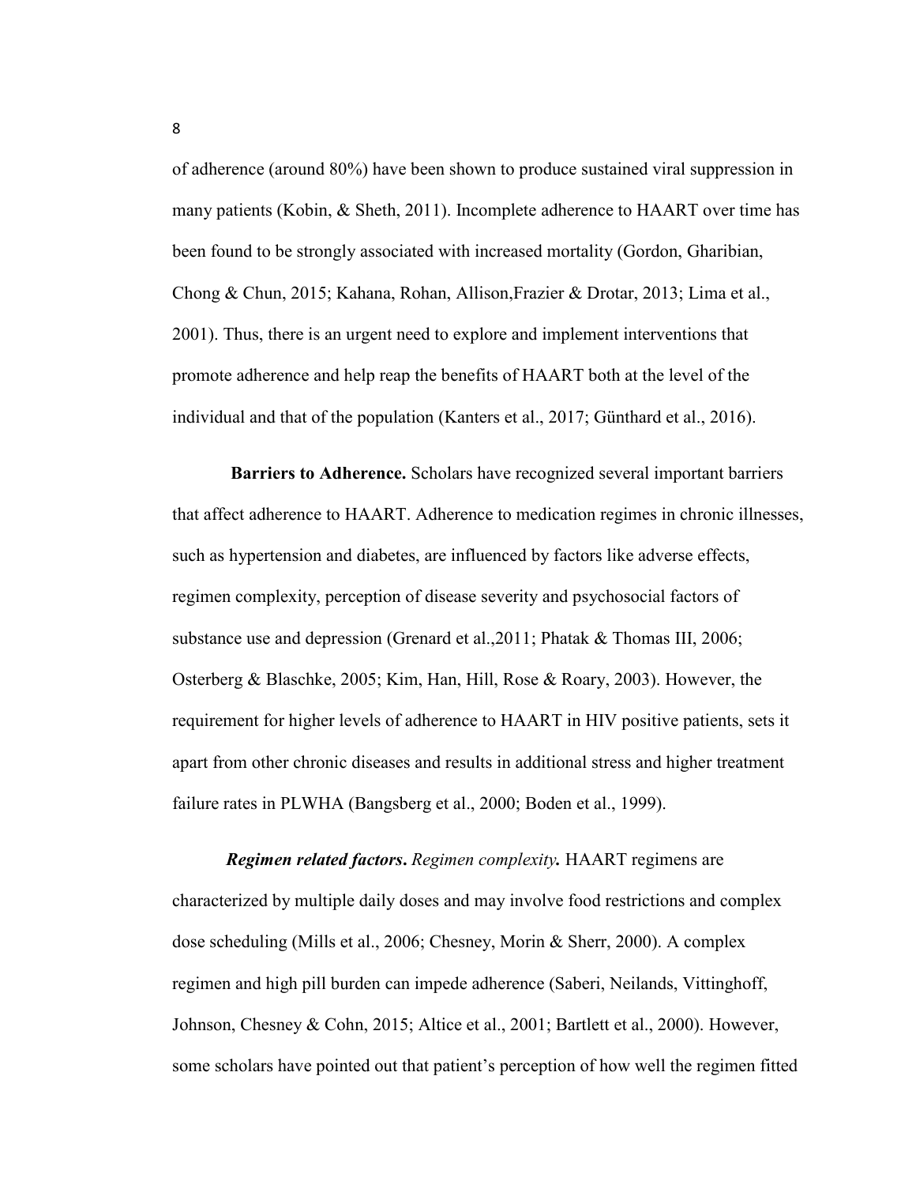of adherence (around 80%) have been shown to produce sustained viral suppression in many patients (Kobin, & Sheth, 2011). Incomplete adherence to HAART over time has been found to be strongly associated with increased mortality (Gordon, Gharibian, Chong & Chun, 2015; Kahana, Rohan, Allison,Frazier & Drotar, 2013; Lima et al., 2001). Thus, there is an urgent need to explore and implement interventions that promote adherence and help reap the benefits of HAART both at the level of the individual and that of the population (Kanters et al., 2017; Günthard et al., 2016).

**Barriers to Adherence.** Scholars have recognized several important barriers that affect adherence to HAART. Adherence to medication regimes in chronic illnesses, such as hypertension and diabetes, are influenced by factors like adverse effects, regimen complexity, perception of disease severity and psychosocial factors of substance use and depression (Grenard et al.,2011; Phatak & Thomas III, 2006; Osterberg & Blaschke, 2005; Kim, Han, Hill, Rose & Roary, 2003). However, the requirement for higher levels of adherence to HAART in HIV positive patients, sets it apart from other chronic diseases and results in additional stress and higher treatment failure rates in PLWHA (Bangsberg et al., 2000; Boden et al., 1999).

***Regimen related factors***. *Regimen complexity***.** HAART regimens are characterized by multiple daily doses and may involve food restrictions and complex dose scheduling (Mills et al., 2006; Chesney, Morin & Sherr, 2000). A complex regimen and high pill burden can impede adherence (Saberi, Neilands, Vittinghoff, Johnson, Chesney & Cohn, 2015; Altice et al., 2001; Bartlett et al., 2000). However, some scholars have pointed out that patient's perception of how well the regimen fitted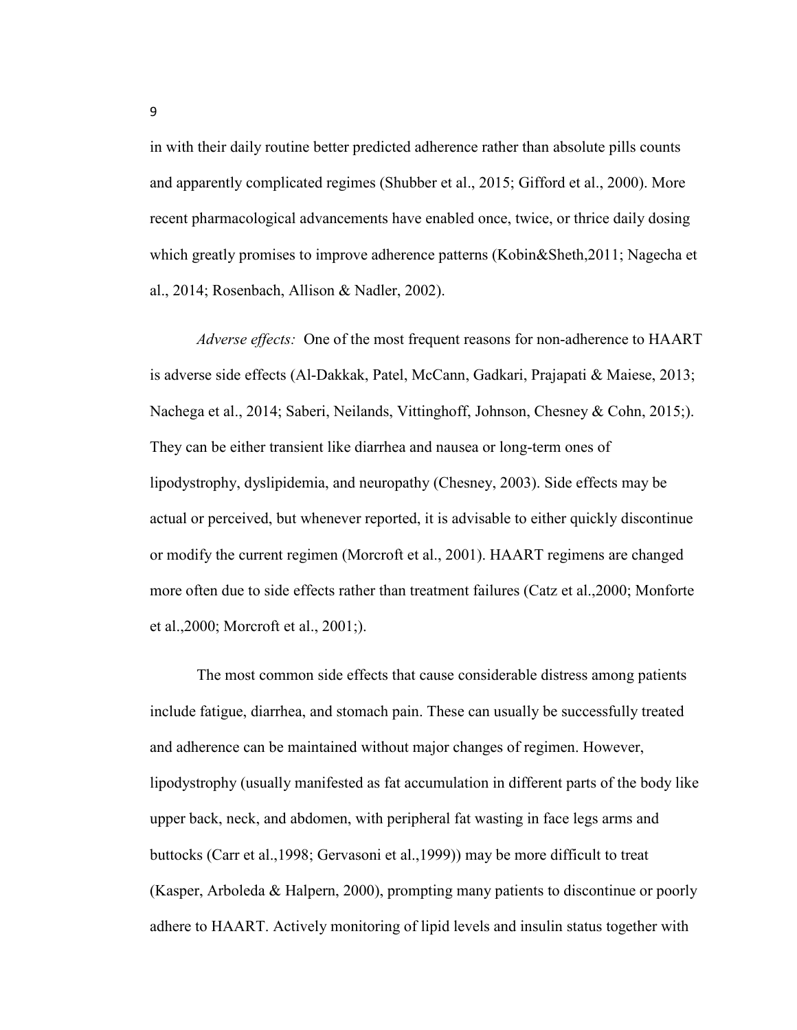in with their daily routine better predicted adherence rather than absolute pills counts and apparently complicated regimes (Shubber et al., 2015; Gifford et al., 2000). More recent pharmacological advancements have enabled once, twice, or thrice daily dosing which greatly promises to improve adherence patterns (Kobin&Sheth,2011; Nagecha et al., 2014; Rosenbach, Allison & Nadler, 2002).

*Adverse effects:* One of the most frequent reasons for non-adherence to HAART is adverse side effects (Al-Dakkak, Patel, McCann, Gadkari, Prajapati & Maiese, 2013; Nachega et al., 2014; Saberi, Neilands, Vittinghoff, Johnson, Chesney & Cohn, 2015;). They can be either transient like diarrhea and nausea or long-term ones of lipodystrophy, dyslipidemia, and neuropathy (Chesney, 2003). Side effects may be actual or perceived, but whenever reported, it is advisable to either quickly discontinue or modify the current regimen (Morcroft et al., 2001). HAART regimens are changed more often due to side effects rather than treatment failures (Catz et al.,2000; Monforte et al.,2000; Morcroft et al., 2001;).

The most common side effects that cause considerable distress among patients include fatigue, diarrhea, and stomach pain. These can usually be successfully treated and adherence can be maintained without major changes of regimen. However, lipodystrophy (usually manifested as fat accumulation in different parts of the body like upper back, neck, and abdomen, with peripheral fat wasting in face legs arms and buttocks (Carr et al.,1998; Gervasoni et al.,1999)) may be more difficult to treat (Kasper, Arboleda & Halpern, 2000), prompting many patients to discontinue or poorly adhere to HAART. Actively monitoring of lipid levels and insulin status together with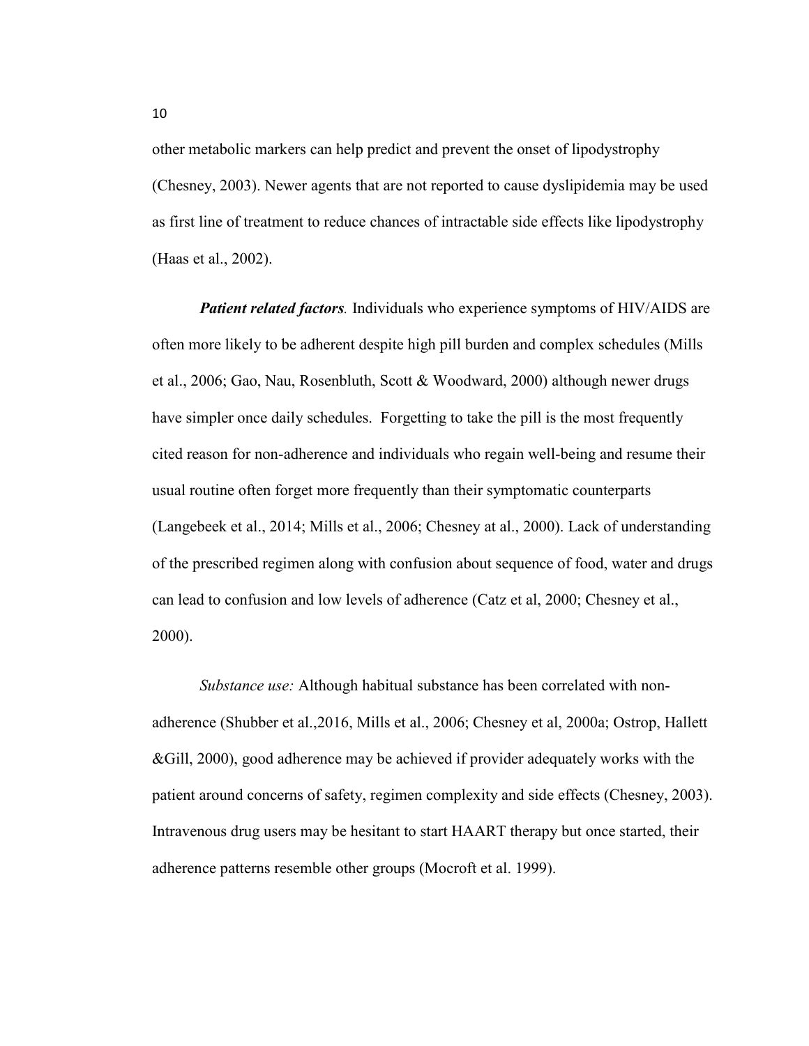other metabolic markers can help predict and prevent the onset of lipodystrophy (Chesney, 2003). Newer agents that are not reported to cause dyslipidemia may be used as first line of treatment to reduce chances of intractable side effects like lipodystrophy (Haas et al., 2002).

***Patient related factors.*** Individuals who experience symptoms of HIV/AIDS are often more likely to be adherent despite high pill burden and complex schedules (Mills et al., 2006; Gao, Nau, Rosenbluth, Scott & Woodward, 2000) although newer drugs have simpler once daily schedules. Forgetting to take the pill is the most frequently cited reason for non-adherence and individuals who regain well-being and resume their usual routine often forget more frequently than their symptomatic counterparts (Langebeek et al., 2014; Mills et al., 2006; Chesney at al., 2000). Lack of understanding of the prescribed regimen along with confusion about sequence of food, water and drugs can lead to confusion and low levels of adherence (Catz et al, 2000; Chesney et al., 2000).

*Substance use:* Although habitual substance has been correlated with non-adherence (Shubber et al.,2016, Mills et al., 2006; Chesney et al, 2000a; Ostrop, Hallett &Gill, 2000), good adherence may be achieved if provider adequately works with the patient around concerns of safety, regimen complexity and side effects (Chesney, 2003). Intravenous drug users may be hesitant to start HAART therapy but once started, their adherence patterns resemble other groups (Mocroft et al. 1999).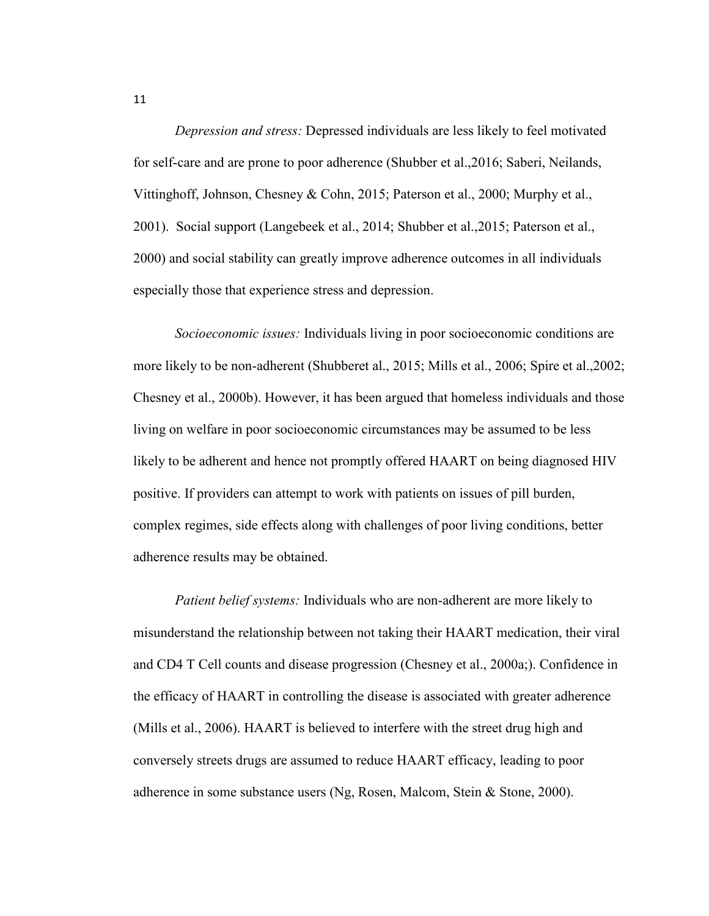*Depression and stress:* Depressed individuals are less likely to feel motivated for self-care and are prone to poor adherence (Shubber et al.,2016; Saberi, Neilands, Vittinghoff, Johnson, Chesney & Cohn, 2015; Paterson et al., 2000; Murphy et al., 2001). Social support (Langebeek et al., 2014; Shubber et al.,2015; Paterson et al., 2000) and social stability can greatly improve adherence outcomes in all individuals especially those that experience stress and depression.

*Socioeconomic issues:* Individuals living in poor socioeconomic conditions are more likely to be non-adherent (Shubberet al., 2015; Mills et al., 2006; Spire et al.,2002; Chesney et al., 2000b). However, it has been argued that homeless individuals and those living on welfare in poor socioeconomic circumstances may be assumed to be less likely to be adherent and hence not promptly offered HAART on being diagnosed HIV positive. If providers can attempt to work with patients on issues of pill burden, complex regimes, side effects along with challenges of poor living conditions, better adherence results may be obtained.

*Patient belief systems:* Individuals who are non-adherent are more likely to misunderstand the relationship between not taking their HAART medication, their viral and CD4 T Cell counts and disease progression (Chesney et al., 2000a;). Confidence in the efficacy of HAART in controlling the disease is associated with greater adherence (Mills et al., 2006). HAART is believed to interfere with the street drug high and conversely streets drugs are assumed to reduce HAART efficacy, leading to poor adherence in some substance users (Ng, Rosen, Malcom, Stein & Stone, 2000).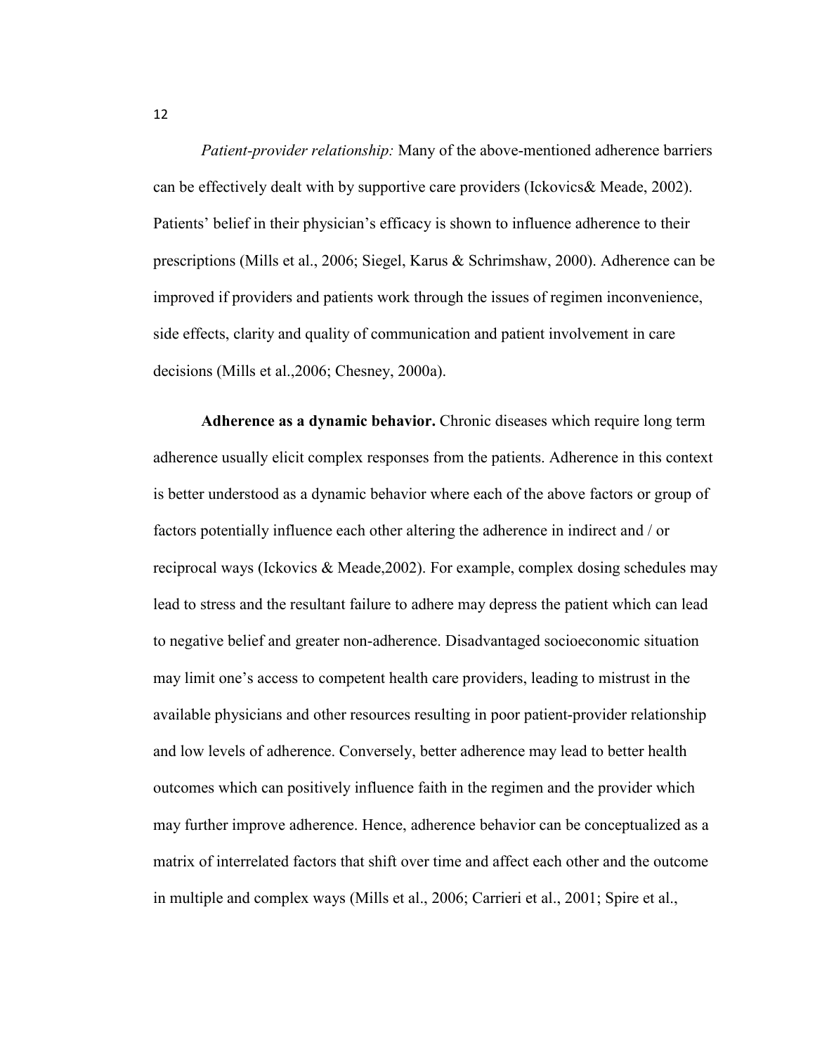*Patient-provider relationship:* Many of the above-mentioned adherence barriers can be effectively dealt with by supportive care providers (Ickovics& Meade, 2002). Patients' belief in their physician's efficacy is shown to influence adherence to their prescriptions (Mills et al., 2006; Siegel, Karus & Schrimshaw, 2000). Adherence can be improved if providers and patients work through the issues of regimen inconvenience, side effects, clarity and quality of communication and patient involvement in care decisions (Mills et al.,2006; Chesney, 2000a).

**Adherence as a dynamic behavior.** Chronic diseases which require long term adherence usually elicit complex responses from the patients. Adherence in this context is better understood as a dynamic behavior where each of the above factors or group of factors potentially influence each other altering the adherence in indirect and / or reciprocal ways (Ickovics & Meade,2002). For example, complex dosing schedules may lead to stress and the resultant failure to adhere may depress the patient which can lead to negative belief and greater non-adherence. Disadvantaged socioeconomic situation may limit one's access to competent health care providers, leading to mistrust in the available physicians and other resources resulting in poor patient-provider relationship and low levels of adherence. Conversely, better adherence may lead to better health outcomes which can positively influence faith in the regimen and the provider which may further improve adherence. Hence, adherence behavior can be conceptualized as a matrix of interrelated factors that shift over time and affect each other and the outcome in multiple and complex ways (Mills et al., 2006; Carrieri et al., 2001; Spire et al.,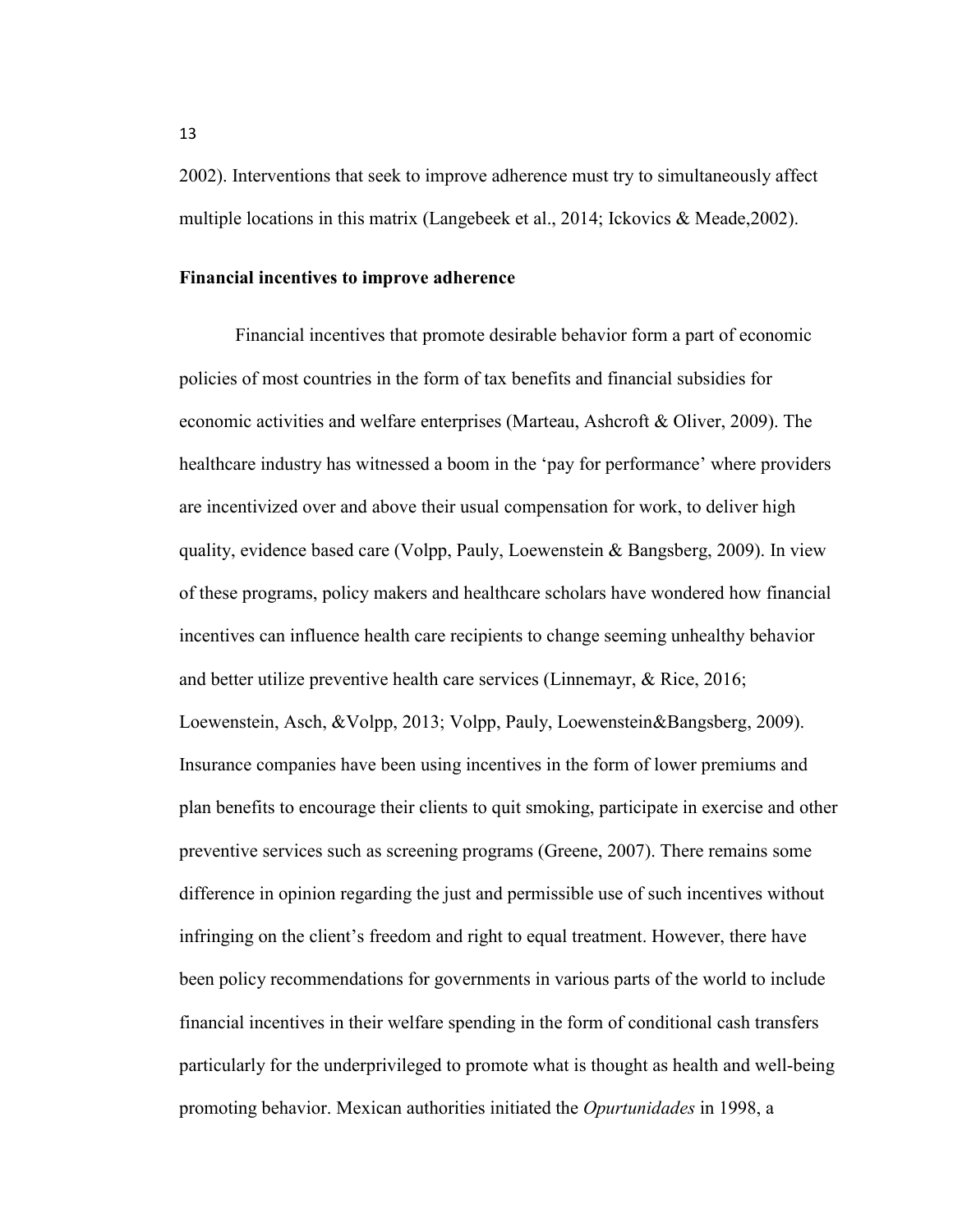2002). Interventions that seek to improve adherence must try to simultaneously affect multiple locations in this matrix (Langebeek et al., 2014; Ickovics & Meade,2002).

**Financial incentives to improve adherence**

Financial incentives that promote desirable behavior form a part of economic policies of most countries in the form of tax benefits and financial subsidies for economic activities and welfare enterprises (Marteau, Ashcroft & Oliver, 2009). The healthcare industry has witnessed a boom in the 'pay for performance' where providers are incentivized over and above their usual compensation for work, to deliver high quality, evidence based care (Volpp, Pauly, Loewenstein & Bangsberg, 2009). In view of these programs, policy makers and healthcare scholars have wondered how financial incentives can influence health care recipients to change seeming unhealthy behavior and better utilize preventive health care services (Linnemayr, & Rice, 2016; Loewenstein, Asch, &Volpp, 2013; Volpp, Pauly, Loewenstein&Bangsberg, 2009). Insurance companies have been using incentives in the form of lower premiums and plan benefits to encourage their clients to quit smoking, participate in exercise and other preventive services such as screening programs (Greene, 2007). There remains some difference in opinion regarding the just and permissible use of such incentives without infringing on the client's freedom and right to equal treatment. However, there have been policy recommendations for governments in various parts of the world to include financial incentives in their welfare spending in the form of conditional cash transfers particularly for the underprivileged to promote what is thought as health and well-being promoting behavior. Mexican authorities initiated the *Opurtunidades* in 1998, a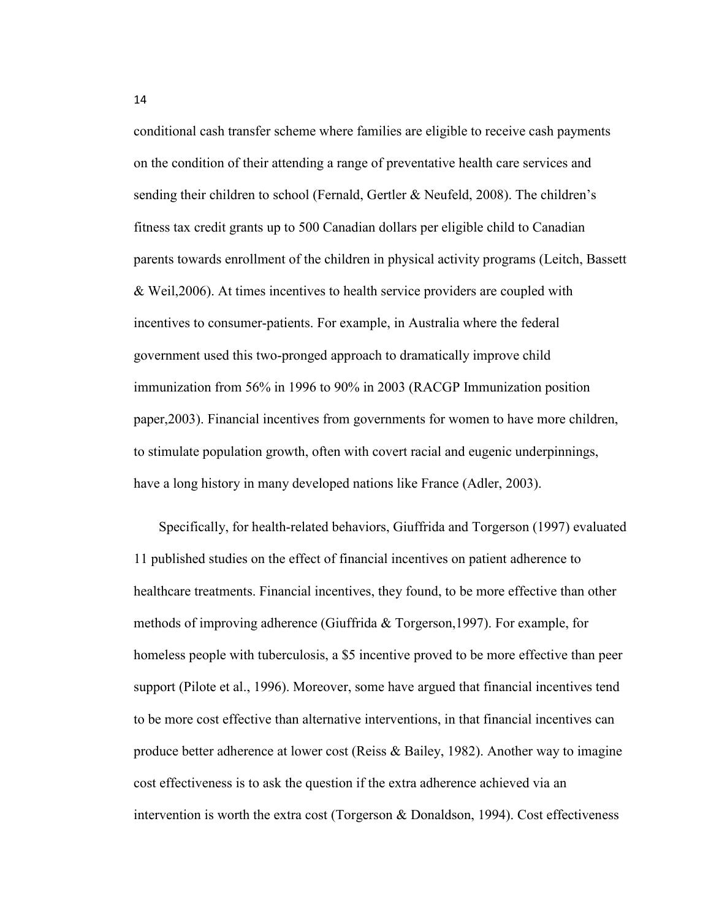conditional cash transfer scheme where families are eligible to receive cash payments on the condition of their attending a range of preventative health care services and sending their children to school (Fernald, Gertler & Neufeld, 2008). The children's fitness tax credit grants up to 500 Canadian dollars per eligible child to Canadian parents towards enrollment of the children in physical activity programs (Leitch, Bassett & Weil,2006). At times incentives to health service providers are coupled with incentives to consumer-patients. For example, in Australia where the federal government used this two-pronged approach to dramatically improve child immunization from 56% in 1996 to 90% in 2003 (RACGP Immunization position paper,2003). Financial incentives from governments for women to have more children, to stimulate population growth, often with covert racial and eugenic underpinnings, have a long history in many developed nations like France (Adler, 2003).

Specifically, for health-related behaviors, Giuffrida and Torgerson (1997) evaluated 11 published studies on the effect of financial incentives on patient adherence to healthcare treatments. Financial incentives, they found, to be more effective than other methods of improving adherence (Giuffrida & Torgerson,1997). For example, for homeless people with tuberculosis, a $5 incentive proved to be more effective than peer support (Pilote et al., 1996). Moreover, some have argued that financial incentives tend to be more cost effective than alternative interventions, in that financial incentives can produce better adherence at lower cost (Reiss & Bailey, 1982). Another way to imagine cost effectiveness is to ask the question if the extra adherence achieved via an intervention is worth the extra cost (Torgerson & Donaldson, 1994). Cost effectiveness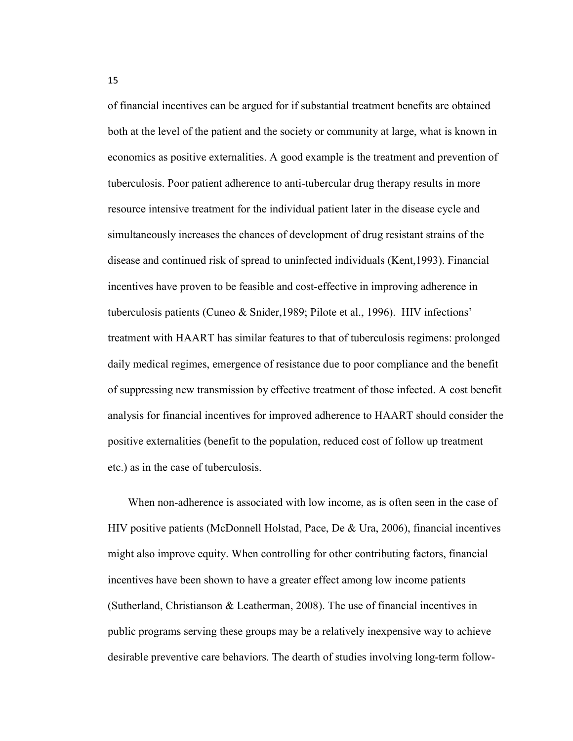of financial incentives can be argued for if substantial treatment benefits are obtained both at the level of the patient and the society or community at large, what is known in economics as positive externalities. A good example is the treatment and prevention of tuberculosis. Poor patient adherence to anti-tubercular drug therapy results in more resource intensive treatment for the individual patient later in the disease cycle and simultaneously increases the chances of development of drug resistant strains of the disease and continued risk of spread to uninfected individuals (Kent,1993). Financial incentives have proven to be feasible and cost-effective in improving adherence in tuberculosis patients (Cuneo & Snider,1989; Pilote et al., 1996). HIV infections' treatment with HAART has similar features to that of tuberculosis regimens: prolonged daily medical regimes, emergence of resistance due to poor compliance and the benefit of suppressing new transmission by effective treatment of those infected. A cost benefit analysis for financial incentives for improved adherence to HAART should consider the positive externalities (benefit to the population, reduced cost of follow up treatment etc.) as in the case of tuberculosis.

When non-adherence is associated with low income, as is often seen in the case of HIV positive patients (McDonnell Holstad, Pace, De & Ura, 2006), financial incentives might also improve equity. When controlling for other contributing factors, financial incentives have been shown to have a greater effect among low income patients (Sutherland, Christianson & Leatherman, 2008). The use of financial incentives in public programs serving these groups may be a relatively inexpensive way to achieve desirable preventive care behaviors. The dearth of studies involving long-term follow-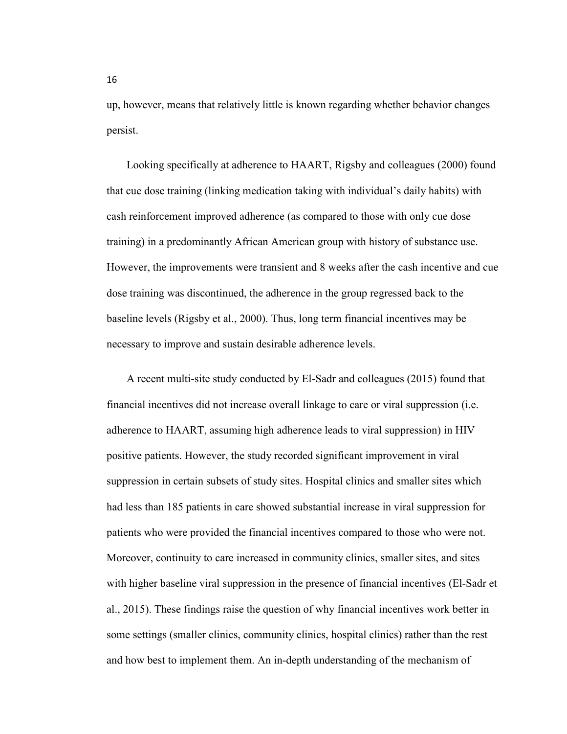up, however, means that relatively little is known regarding whether behavior changes persist.

Looking specifically at adherence to HAART, Rigsby and colleagues (2000) found that cue dose training (linking medication taking with individual's daily habits) with cash reinforcement improved adherence (as compared to those with only cue dose training) in a predominantly African American group with history of substance use. However, the improvements were transient and 8 weeks after the cash incentive and cue dose training was discontinued, the adherence in the group regressed back to the baseline levels (Rigsby et al., 2000). Thus, long term financial incentives may be necessary to improve and sustain desirable adherence levels.

A recent multi-site study conducted by El-Sadr and colleagues (2015) found that financial incentives did not increase overall linkage to care or viral suppression (i.e. adherence to HAART, assuming high adherence leads to viral suppression) in HIV positive patients. However, the study recorded significant improvement in viral suppression in certain subsets of study sites. Hospital clinics and smaller sites which had less than 185 patients in care showed substantial increase in viral suppression for patients who were provided the financial incentives compared to those who were not. Moreover, continuity to care increased in community clinics, smaller sites, and sites with higher baseline viral suppression in the presence of financial incentives (El-Sadr et al., 2015). These findings raise the question of why financial incentives work better in some settings (smaller clinics, community clinics, hospital clinics) rather than the rest and how best to implement them. An in-depth understanding of the mechanism of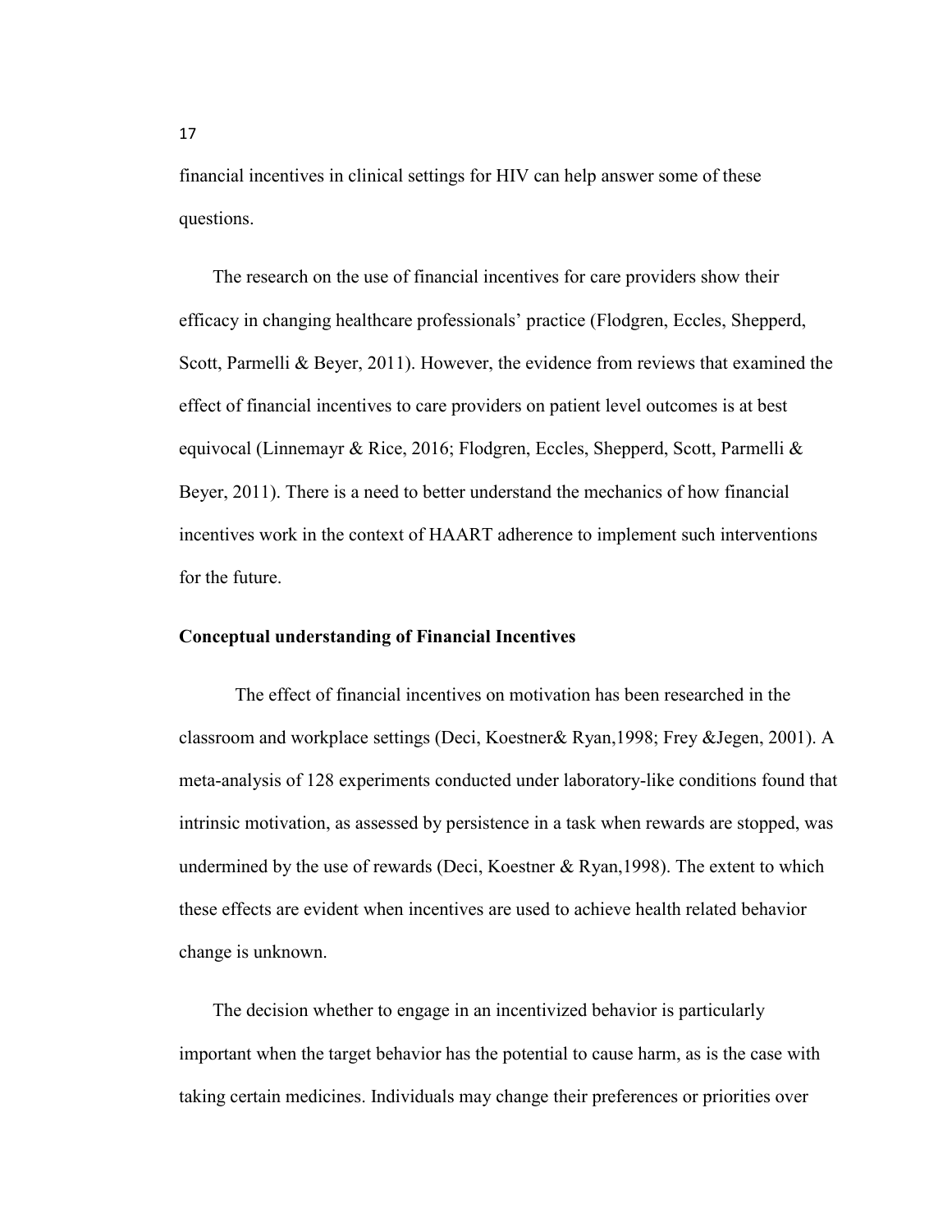financial incentives in clinical settings for HIV can help answer some of these questions.

The research on the use of financial incentives for care providers show their efficacy in changing healthcare professionals' practice (Flodgren, Eccles, Shepperd, Scott, Parmelli & Beyer, 2011). However, the evidence from reviews that examined the effect of financial incentives to care providers on patient level outcomes is at best equivocal (Linnemayr & Rice, 2016; Flodgren, Eccles, Shepperd, Scott, Parmelli & Beyer, 2011). There is a need to better understand the mechanics of how financial incentives work in the context of HAART adherence to implement such interventions for the future.

**Conceptual understanding of Financial Incentives**

The effect of financial incentives on motivation has been researched in the classroom and workplace settings (Deci, Koestner& Ryan,1998; Frey &Jegen, 2001). A meta-analysis of 128 experiments conducted under laboratory-like conditions found that intrinsic motivation, as assessed by persistence in a task when rewards are stopped, was undermined by the use of rewards (Deci, Koestner & Ryan,1998). The extent to which these effects are evident when incentives are used to achieve health related behavior change is unknown.

The decision whether to engage in an incentivized behavior is particularly important when the target behavior has the potential to cause harm, as is the case with taking certain medicines. Individuals may change their preferences or priorities over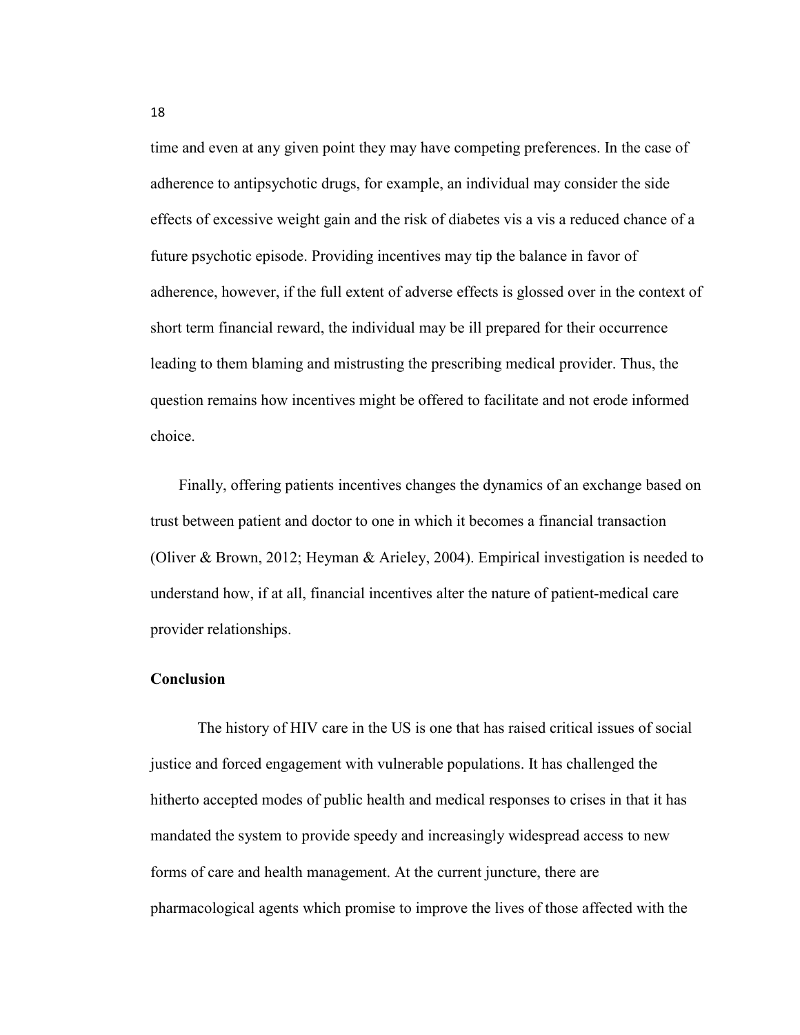time and even at any given point they may have competing preferences. In the case of adherence to antipsychotic drugs, for example, an individual may consider the side effects of excessive weight gain and the risk of diabetes vis a vis a reduced chance of a future psychotic episode. Providing incentives may tip the balance in favor of adherence, however, if the full extent of adverse effects is glossed over in the context of short term financial reward, the individual may be ill prepared for their occurrence leading to them blaming and mistrusting the prescribing medical provider. Thus, the question remains how incentives might be offered to facilitate and not erode informed choice.

Finally, offering patients incentives changes the dynamics of an exchange based on trust between patient and doctor to one in which it becomes a financial transaction (Oliver & Brown, 2012; Heyman & Arieley, 2004). Empirical investigation is needed to understand how, if at all, financial incentives alter the nature of patient-medical care provider relationships.

**Conclusion**

The history of HIV care in the US is one that has raised critical issues of social justice and forced engagement with vulnerable populations. It has challenged the hitherto accepted modes of public health and medical responses to crises in that it has mandated the system to provide speedy and increasingly widespread access to new forms of care and health management. At the current juncture, there are pharmacological agents which promise to improve the lives of those affected with the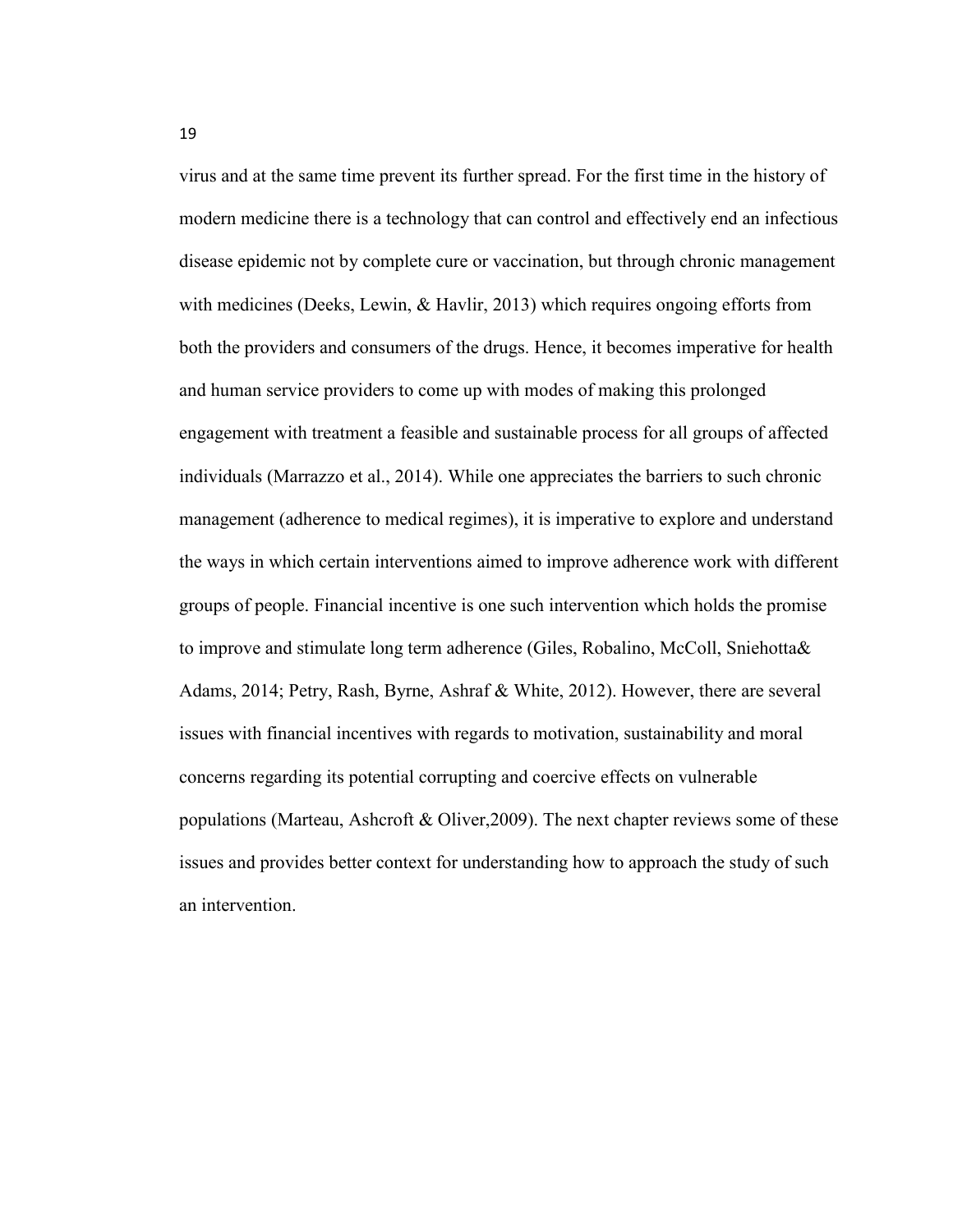virus and at the same time prevent its further spread. For the first time in the history of modern medicine there is a technology that can control and effectively end an infectious disease epidemic not by complete cure or vaccination, but through chronic management with medicines (Deeks, Lewin, & Havlir, 2013) which requires ongoing efforts from both the providers and consumers of the drugs. Hence, it becomes imperative for health and human service providers to come up with modes of making this prolonged engagement with treatment a feasible and sustainable process for all groups of affected individuals (Marrazzo et al., 2014). While one appreciates the barriers to such chronic management (adherence to medical regimes), it is imperative to explore and understand the ways in which certain interventions aimed to improve adherence work with different groups of people. Financial incentive is one such intervention which holds the promise to improve and stimulate long term adherence (Giles, Robalino, McColl, Sniehotta& Adams, 2014; Petry, Rash, Byrne, Ashraf & White, 2012). However, there are several issues with financial incentives with regards to motivation, sustainability and moral concerns regarding its potential corrupting and coercive effects on vulnerable populations (Marteau, Ashcroft & Oliver,2009). The next chapter reviews some of these issues and provides better context for understanding how to approach the study of such an intervention.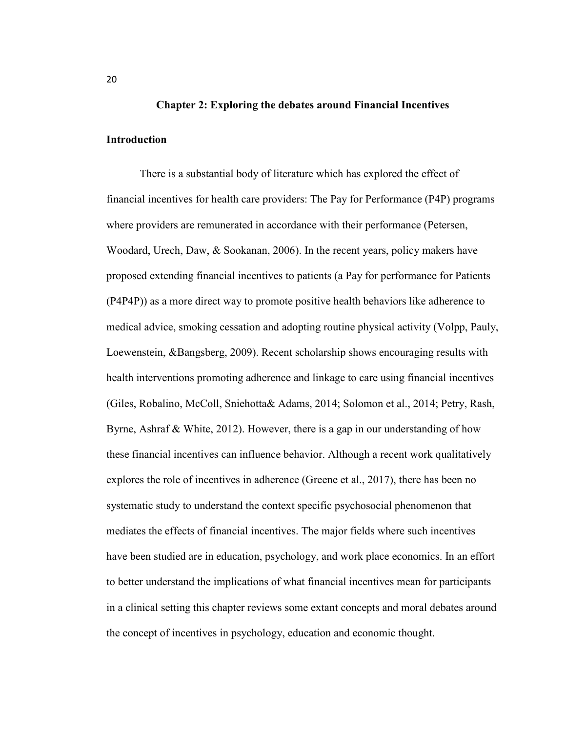## Chapter 2: Exploring the debates around Financial Incentives

### Introduction

There is a substantial body of literature which has explored the effect of financial incentives for health care providers: The Pay for Performance (P4P) programs where providers are remunerated in accordance with their performance (Petersen, Woodard, Urech, Daw, & Sookanan, 2006). In the recent years, policy makers have proposed extending financial incentives to patients (a Pay for performance for Patients (P4P4P)) as a more direct way to promote positive health behaviors like adherence to medical advice, smoking cessation and adopting routine physical activity (Volpp, Pauly, Loewenstein, &Bangsberg, 2009). Recent scholarship shows encouraging results with health interventions promoting adherence and linkage to care using financial incentives (Giles, Robalino, McColl, Sniehotta& Adams, 2014; Solomon et al., 2014; Petry, Rash, Byrne, Ashraf & White, 2012). However, there is a gap in our understanding of how these financial incentives can influence behavior. Although a recent work qualitatively explores the role of incentives in adherence (Greene et al., 2017), there has been no systematic study to understand the context specific psychosocial phenomenon that mediates the effects of financial incentives. The major fields where such incentives have been studied are in education, psychology, and work place economics. In an effort to better understand the implications of what financial incentives mean for participants in a clinical setting this chapter reviews some extant concepts and moral debates around the concept of incentives in psychology, education and economic thought.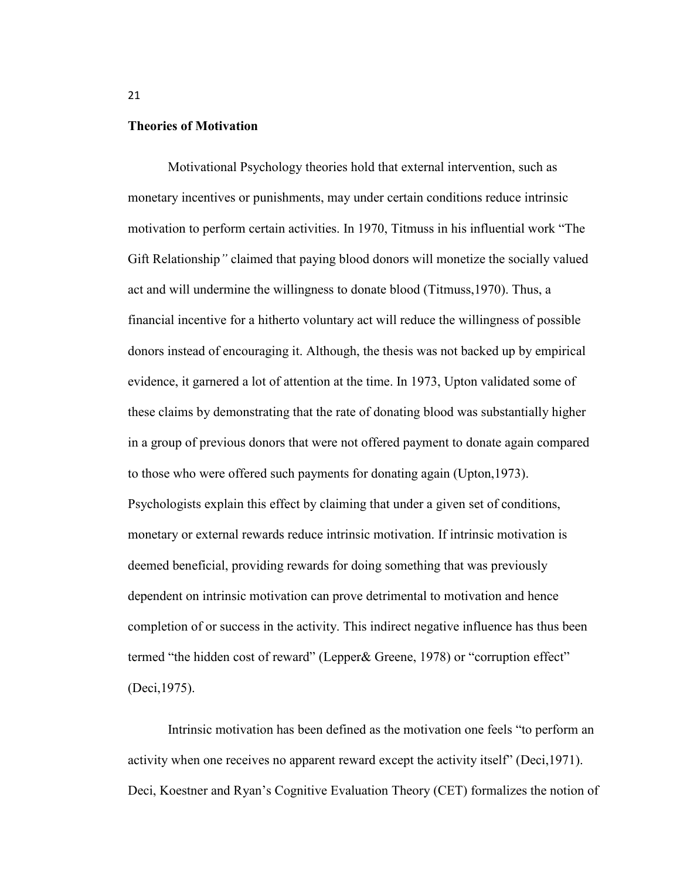**Theories of Motivation**

Motivational Psychology theories hold that external intervention, such as monetary incentives or punishments, may under certain conditions reduce intrinsic motivation to perform certain activities. In 1970, Titmuss in his influential work "The Gift Relationship*"* claimed that paying blood donors will monetize the socially valued act and will undermine the willingness to donate blood (Titmuss,1970). Thus, a financial incentive for a hitherto voluntary act will reduce the willingness of possible donors instead of encouraging it. Although, the thesis was not backed up by empirical evidence, it garnered a lot of attention at the time. In 1973, Upton validated some of these claims by demonstrating that the rate of donating blood was substantially higher in a group of previous donors that were not offered payment to donate again compared to those who were offered such payments for donating again (Upton,1973). Psychologists explain this effect by claiming that under a given set of conditions, monetary or external rewards reduce intrinsic motivation. If intrinsic motivation is deemed beneficial, providing rewards for doing something that was previously dependent on intrinsic motivation can prove detrimental to motivation and hence completion of or success in the activity. This indirect negative influence has thus been termed "the hidden cost of reward" (Lepper& Greene, 1978) or "corruption effect" (Deci,1975).

Intrinsic motivation has been defined as the motivation one feels "to perform an activity when one receives no apparent reward except the activity itself" (Deci,1971). Deci, Koestner and Ryan's Cognitive Evaluation Theory (CET) formalizes the notion of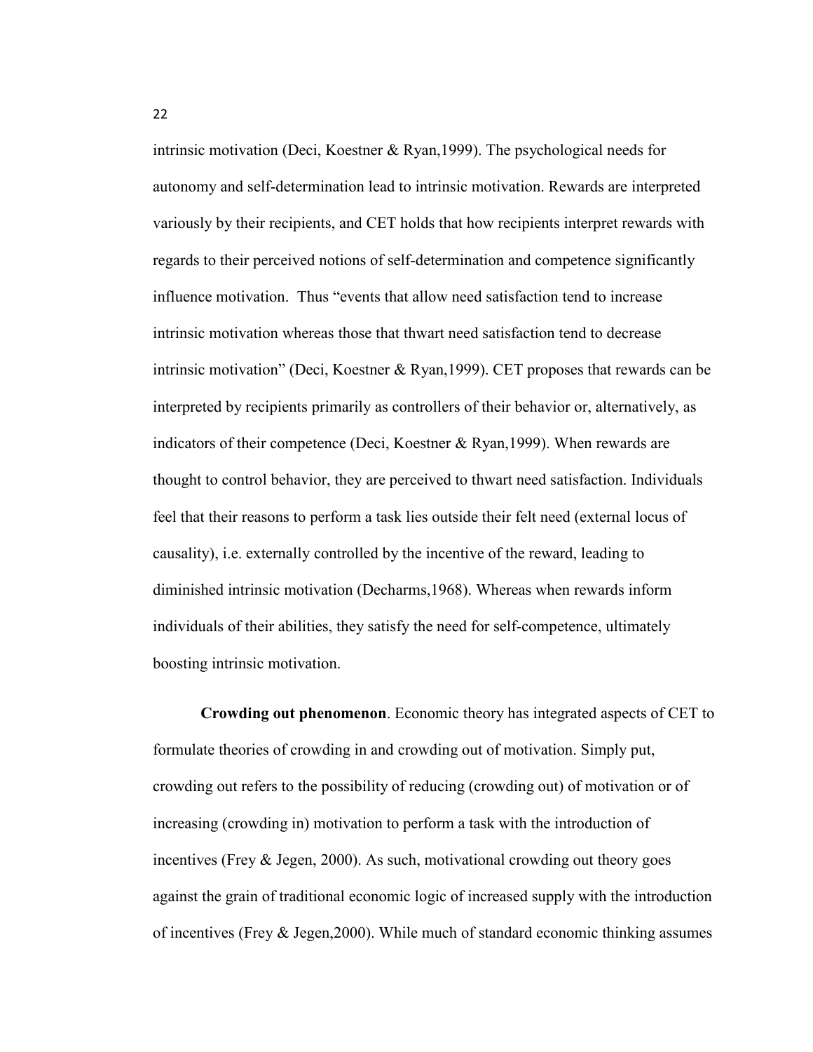intrinsic motivation (Deci, Koestner & Ryan,1999). The psychological needs for autonomy and self-determination lead to intrinsic motivation. Rewards are interpreted variously by their recipients, and CET holds that how recipients interpret rewards with regards to their perceived notions of self-determination and competence significantly influence motivation. Thus "events that allow need satisfaction tend to increase intrinsic motivation whereas those that thwart need satisfaction tend to decrease intrinsic motivation" (Deci, Koestner & Ryan,1999). CET proposes that rewards can be interpreted by recipients primarily as controllers of their behavior or, alternatively, as indicators of their competence (Deci, Koestner & Ryan,1999). When rewards are thought to control behavior, they are perceived to thwart need satisfaction. Individuals feel that their reasons to perform a task lies outside their felt need (external locus of causality), i.e. externally controlled by the incentive of the reward, leading to diminished intrinsic motivation (Decharms,1968). Whereas when rewards inform individuals of their abilities, they satisfy the need for self-competence, ultimately boosting intrinsic motivation.

**Crowding out phenomenon**. Economic theory has integrated aspects of CET to formulate theories of crowding in and crowding out of motivation. Simply put, crowding out refers to the possibility of reducing (crowding out) of motivation or of increasing (crowding in) motivation to perform a task with the introduction of incentives (Frey & Jegen, 2000). As such, motivational crowding out theory goes against the grain of traditional economic logic of increased supply with the introduction of incentives (Frey & Jegen,2000). While much of standard economic thinking assumes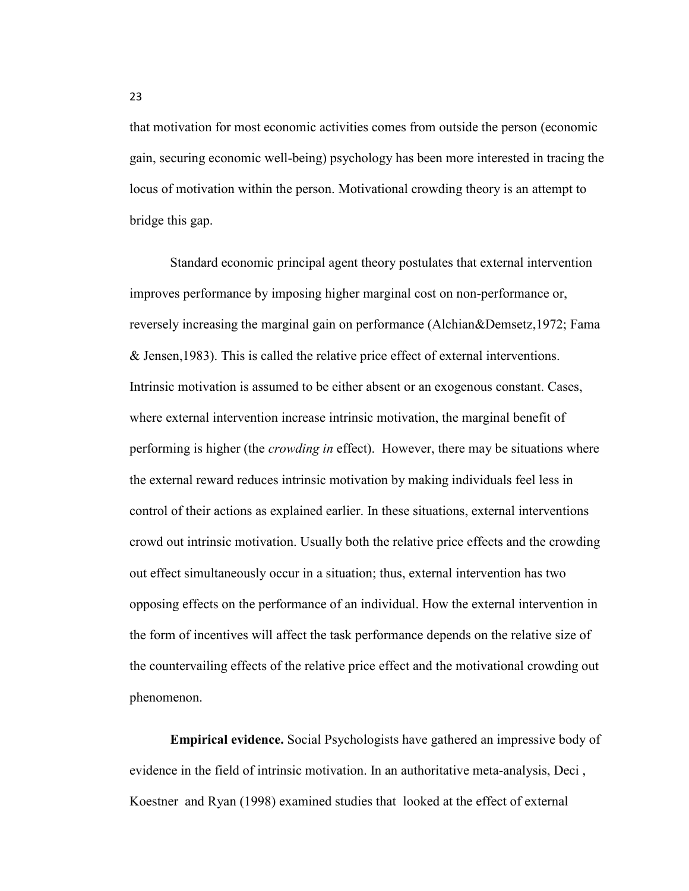that motivation for most economic activities comes from outside the person (economic gain, securing economic well-being) psychology has been more interested in tracing the locus of motivation within the person. Motivational crowding theory is an attempt to bridge this gap.

Standard economic principal agent theory postulates that external intervention improves performance by imposing higher marginal cost on non-performance or, reversely increasing the marginal gain on performance (Alchian&Demsetz,1972; Fama & Jensen,1983). This is called the relative price effect of external interventions. Intrinsic motivation is assumed to be either absent or an exogenous constant. Cases, where external intervention increase intrinsic motivation, the marginal benefit of performing is higher (the *crowding in* effect). However, there may be situations where the external reward reduces intrinsic motivation by making individuals feel less in control of their actions as explained earlier. In these situations, external interventions crowd out intrinsic motivation. Usually both the relative price effects and the crowding out effect simultaneously occur in a situation; thus, external intervention has two opposing effects on the performance of an individual. How the external intervention in the form of incentives will affect the task performance depends on the relative size of the countervailing effects of the relative price effect and the motivational crowding out phenomenon.

**Empirical evidence.** Social Psychologists have gathered an impressive body of evidence in the field of intrinsic motivation. In an authoritative meta-analysis, Deci , Koestner and Ryan (1998) examined studies that looked at the effect of external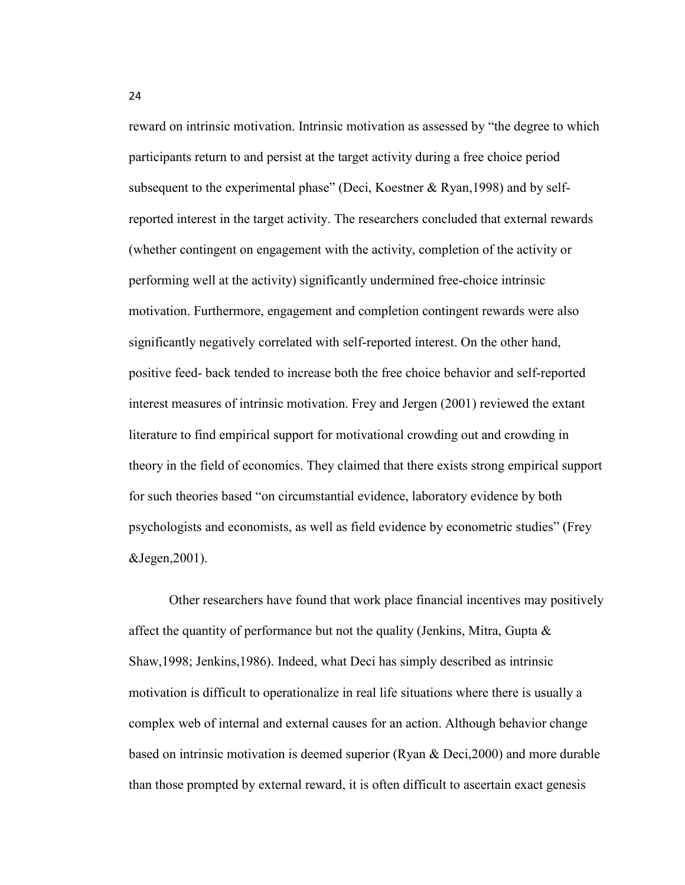reward on intrinsic motivation. Intrinsic motivation as assessed by "the degree to which participants return to and persist at the target activity during a free choice period subsequent to the experimental phase" (Deci, Koestner & Ryan,1998) and by self-reported interest in the target activity. The researchers concluded that external rewards (whether contingent on engagement with the activity, completion of the activity or performing well at the activity) significantly undermined free-choice intrinsic motivation. Furthermore, engagement and completion contingent rewards were also significantly negatively correlated with self-reported interest. On the other hand, positive feed- back tended to increase both the free choice behavior and self-reported interest measures of intrinsic motivation. Frey and Jergen (2001) reviewed the extant literature to find empirical support for motivational crowding out and crowding in theory in the field of economics. They claimed that there exists strong empirical support for such theories based "on circumstantial evidence, laboratory evidence by both psychologists and economists, as well as field evidence by econometric studies" (Frey &Jegen,2001).

Other researchers have found that work place financial incentives may positively affect the quantity of performance but not the quality (Jenkins, Mitra, Gupta & Shaw,1998; Jenkins,1986). Indeed, what Deci has simply described as intrinsic motivation is difficult to operationalize in real life situations where there is usually a complex web of internal and external causes for an action. Although behavior change based on intrinsic motivation is deemed superior (Ryan & Deci,2000) and more durable than those prompted by external reward, it is often difficult to ascertain exact genesis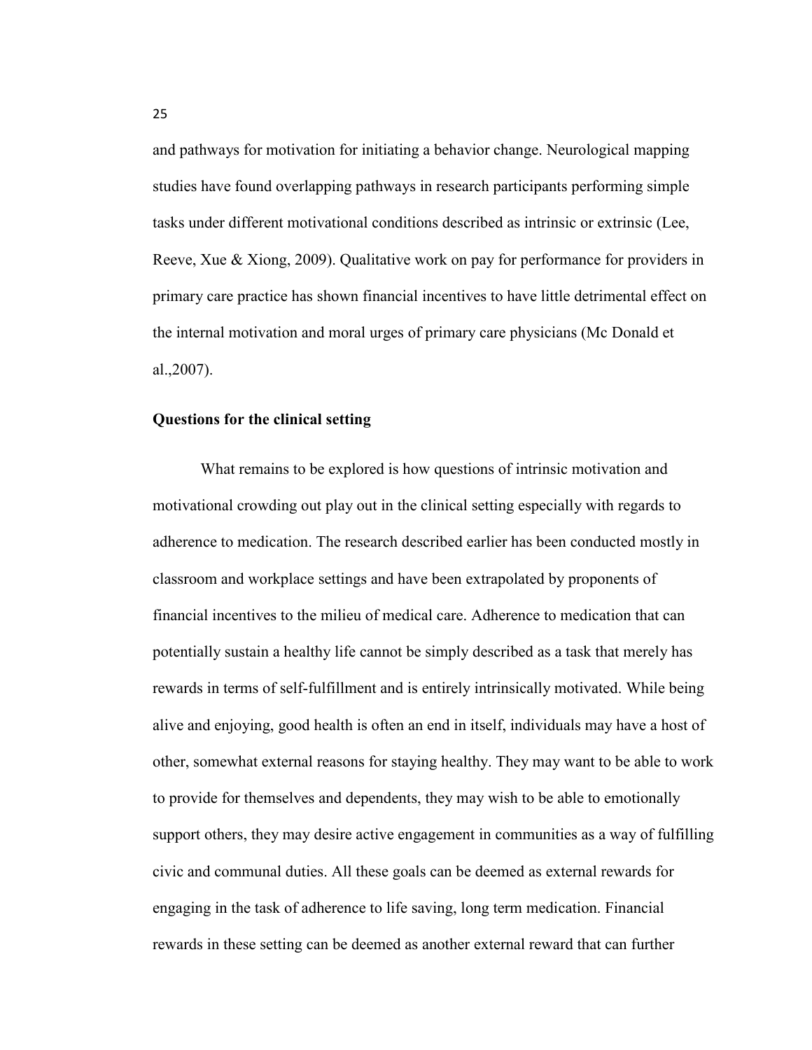and pathways for motivation for initiating a behavior change. Neurological mapping studies have found overlapping pathways in research participants performing simple tasks under different motivational conditions described as intrinsic or extrinsic (Lee, Reeve, Xue & Xiong, 2009). Qualitative work on pay for performance for providers in primary care practice has shown financial incentives to have little detrimental effect on the internal motivation and moral urges of primary care physicians (Mc Donald et al.,2007).

### Questions for the clinical setting

What remains to be explored is how questions of intrinsic motivation and motivational crowding out play out in the clinical setting especially with regards to adherence to medication. The research described earlier has been conducted mostly in classroom and workplace settings and have been extrapolated by proponents of financial incentives to the milieu of medical care. Adherence to medication that can potentially sustain a healthy life cannot be simply described as a task that merely has rewards in terms of self-fulfillment and is entirely intrinsically motivated. While being alive and enjoying, good health is often an end in itself, individuals may have a host of other, somewhat external reasons for staying healthy. They may want to be able to work to provide for themselves and dependents, they may wish to be able to emotionally support others, they may desire active engagement in communities as a way of fulfilling civic and communal duties. All these goals can be deemed as external rewards for engaging in the task of adherence to life saving, long term medication. Financial rewards in these setting can be deemed as another external reward that can further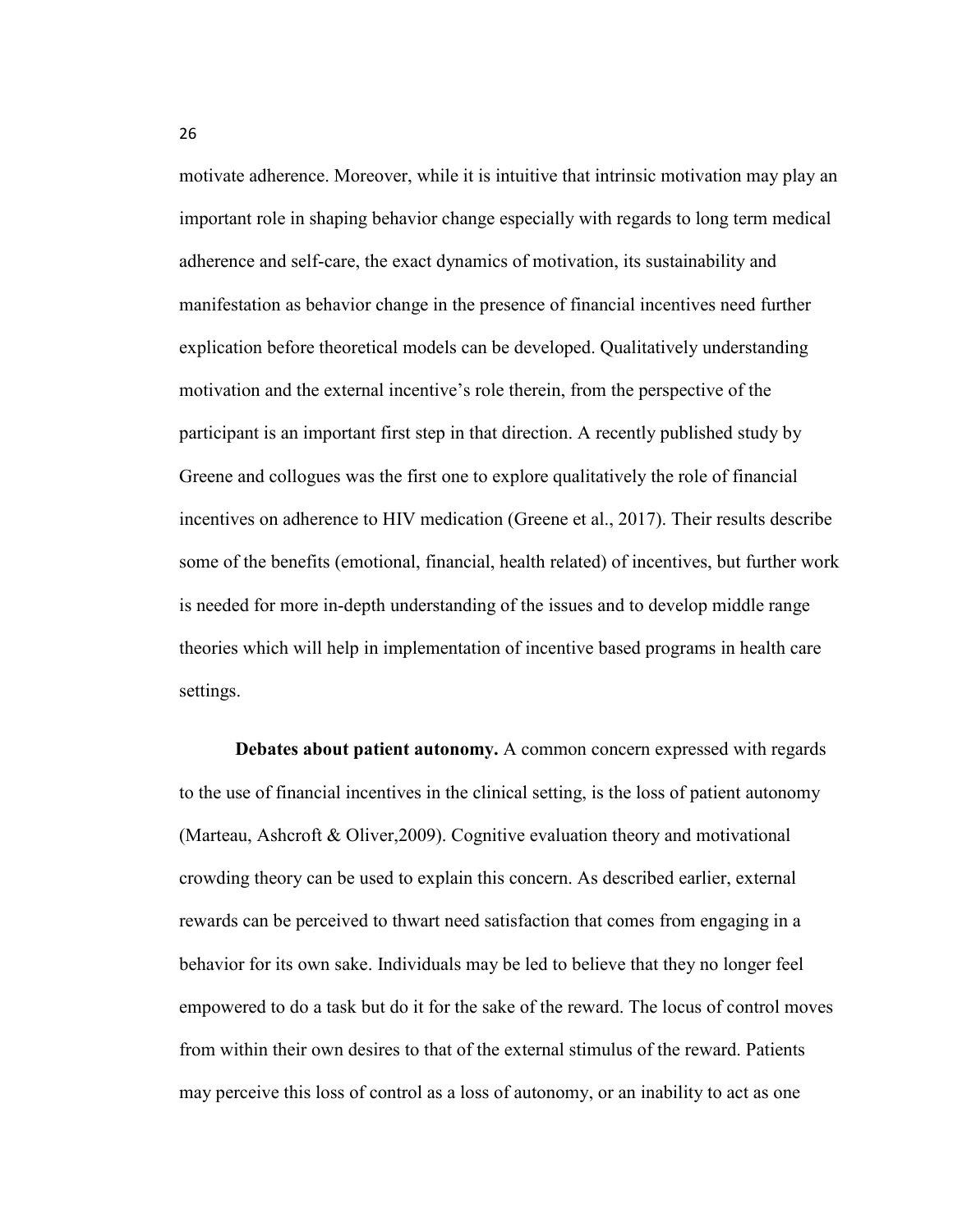motivate adherence. Moreover, while it is intuitive that intrinsic motivation may play an important role in shaping behavior change especially with regards to long term medical adherence and self-care, the exact dynamics of motivation, its sustainability and manifestation as behavior change in the presence of financial incentives need further explication before theoretical models can be developed. Qualitatively understanding motivation and the external incentive's role therein, from the perspective of the participant is an important first step in that direction. A recently published study by Greene and collogues was the first one to explore qualitatively the role of financial incentives on adherence to HIV medication (Greene et al., 2017). Their results describe some of the benefits (emotional, financial, health related) of incentives, but further work is needed for more in-depth understanding of the issues and to develop middle range theories which will help in implementation of incentive based programs in health care settings.

**Debates about patient autonomy.** A common concern expressed with regards to the use of financial incentives in the clinical setting, is the loss of patient autonomy (Marteau, Ashcroft & Oliver,2009). Cognitive evaluation theory and motivational crowding theory can be used to explain this concern. As described earlier, external rewards can be perceived to thwart need satisfaction that comes from engaging in a behavior for its own sake. Individuals may be led to believe that they no longer feel empowered to do a task but do it for the sake of the reward. The locus of control moves from within their own desires to that of the external stimulus of the reward. Patients may perceive this loss of control as a loss of autonomy, or an inability to act as one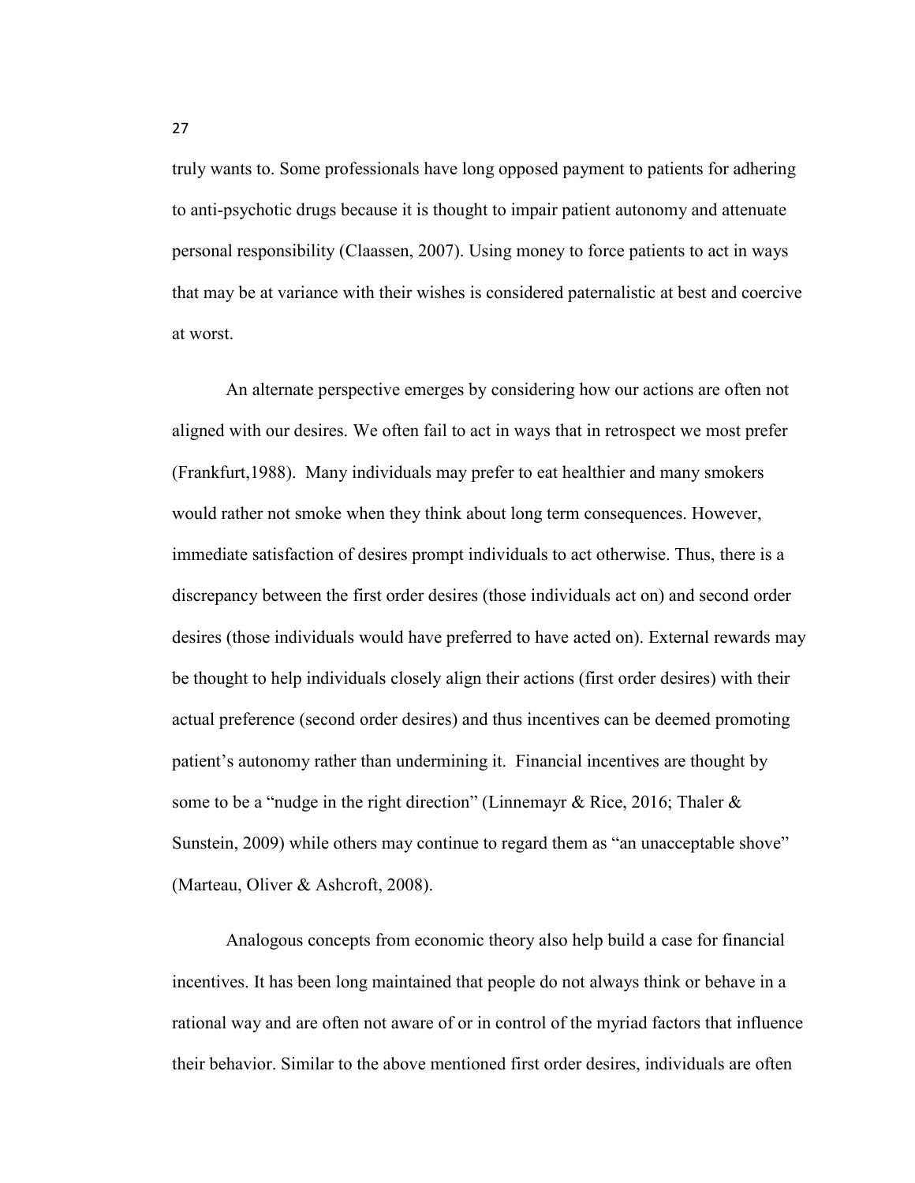truly wants to. Some professionals have long opposed payment to patients for adhering to anti-psychotic drugs because it is thought to impair patient autonomy and attenuate personal responsibility (Claassen, 2007). Using money to force patients to act in ways that may be at variance with their wishes is considered paternalistic at best and coercive at worst.

An alternate perspective emerges by considering how our actions are often not aligned with our desires. We often fail to act in ways that in retrospect we most prefer (Frankfurt,1988). Many individuals may prefer to eat healthier and many smokers would rather not smoke when they think about long term consequences. However, immediate satisfaction of desires prompt individuals to act otherwise. Thus, there is a discrepancy between the first order desires (those individuals act on) and second order desires (those individuals would have preferred to have acted on). External rewards may be thought to help individuals closely align their actions (first order desires) with their actual preference (second order desires) and thus incentives can be deemed promoting patient's autonomy rather than undermining it. Financial incentives are thought by some to be a "nudge in the right direction" (Linnemayr & Rice, 2016; Thaler & Sunstein, 2009) while others may continue to regard them as "an unacceptable shove" (Marteau, Oliver & Ashcroft, 2008).

Analogous concepts from economic theory also help build a case for financial incentives. It has been long maintained that people do not always think or behave in a rational way and are often not aware of or in control of the myriad factors that influence their behavior. Similar to the above mentioned first order desires, individuals are often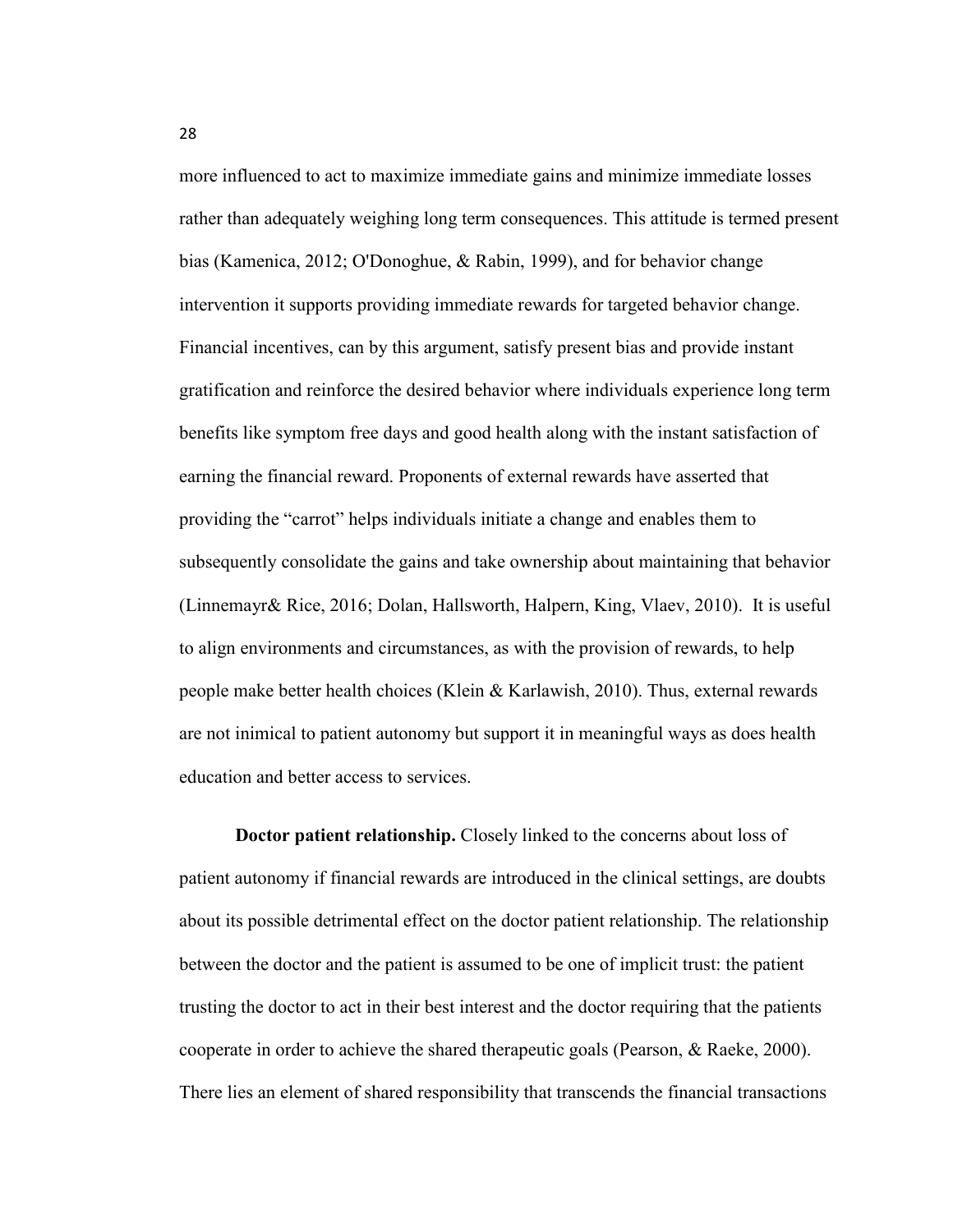more influenced to act to maximize immediate gains and minimize immediate losses rather than adequately weighing long term consequences. This attitude is termed present bias (Kamenica, 2012; O'Donoghue, & Rabin, 1999), and for behavior change intervention it supports providing immediate rewards for targeted behavior change. Financial incentives, can by this argument, satisfy present bias and provide instant gratification and reinforce the desired behavior where individuals experience long term benefits like symptom free days and good health along with the instant satisfaction of earning the financial reward. Proponents of external rewards have asserted that providing the "carrot" helps individuals initiate a change and enables them to subsequently consolidate the gains and take ownership about maintaining that behavior (Linnemayr& Rice, 2016; Dolan, Hallsworth, Halpern, King, Vlaev, 2010). It is useful to align environments and circumstances, as with the provision of rewards, to help people make better health choices (Klein & Karlawish, 2010). Thus, external rewards are not inimical to patient autonomy but support it in meaningful ways as does health education and better access to services.

**Doctor patient relationship.** Closely linked to the concerns about loss of patient autonomy if financial rewards are introduced in the clinical settings, are doubts about its possible detrimental effect on the doctor patient relationship. The relationship between the doctor and the patient is assumed to be one of implicit trust: the patient trusting the doctor to act in their best interest and the doctor requiring that the patients cooperate in order to achieve the shared therapeutic goals (Pearson, & Raeke, 2000). There lies an element of shared responsibility that transcends the financial transactions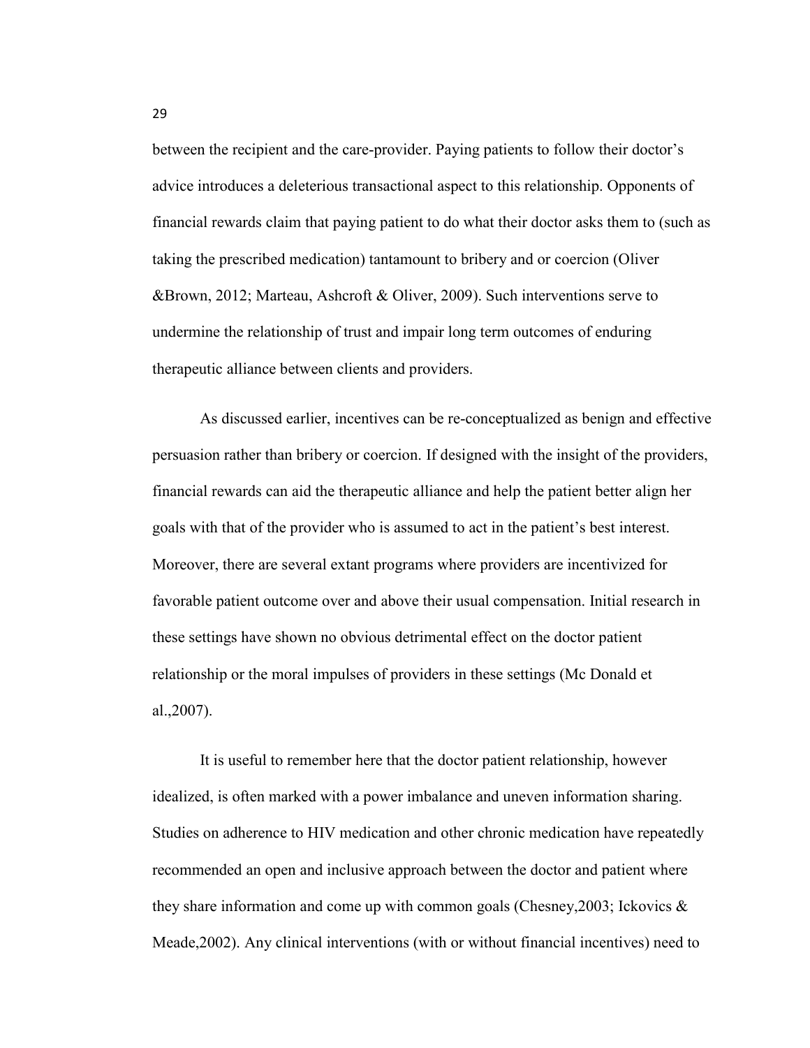between the recipient and the care-provider. Paying patients to follow their doctor's advice introduces a deleterious transactional aspect to this relationship. Opponents of financial rewards claim that paying patient to do what their doctor asks them to (such as taking the prescribed medication) tantamount to bribery and or coercion (Oliver &Brown, 2012; Marteau, Ashcroft & Oliver, 2009). Such interventions serve to undermine the relationship of trust and impair long term outcomes of enduring therapeutic alliance between clients and providers.

As discussed earlier, incentives can be re-conceptualized as benign and effective persuasion rather than bribery or coercion. If designed with the insight of the providers, financial rewards can aid the therapeutic alliance and help the patient better align her goals with that of the provider who is assumed to act in the patient's best interest. Moreover, there are several extant programs where providers are incentivized for favorable patient outcome over and above their usual compensation. Initial research in these settings have shown no obvious detrimental effect on the doctor patient relationship or the moral impulses of providers in these settings (Mc Donald et al.,2007).

It is useful to remember here that the doctor patient relationship, however idealized, is often marked with a power imbalance and uneven information sharing. Studies on adherence to HIV medication and other chronic medication have repeatedly recommended an open and inclusive approach between the doctor and patient where they share information and come up with common goals (Chesney,2003; Ickovics & Meade,2002). Any clinical interventions (with or without financial incentives) need to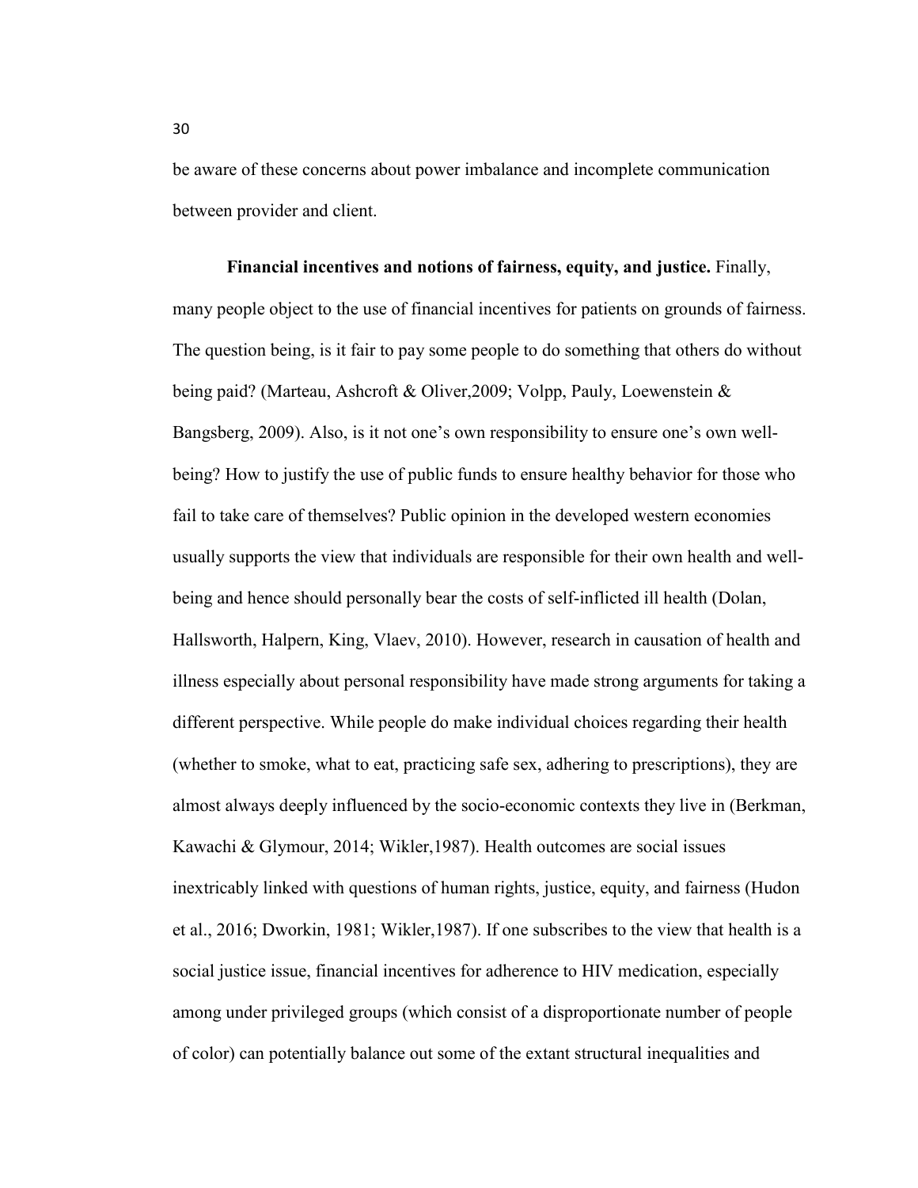be aware of these concerns about power imbalance and incomplete communication between provider and client.

**Financial incentives and notions of fairness, equity, and justice.** Finally, many people object to the use of financial incentives for patients on grounds of fairness. The question being, is it fair to pay some people to do something that others do without being paid? (Marteau, Ashcroft & Oliver,2009; Volpp, Pauly, Loewenstein & Bangsberg, 2009). Also, is it not one's own responsibility to ensure one's own well-being? How to justify the use of public funds to ensure healthy behavior for those who fail to take care of themselves? Public opinion in the developed western economies usually supports the view that individuals are responsible for their own health and well-being and hence should personally bear the costs of self-inflicted ill health (Dolan, Hallsworth, Halpern, King, Vlaev, 2010). However, research in causation of health and illness especially about personal responsibility have made strong arguments for taking a different perspective. While people do make individual choices regarding their health (whether to smoke, what to eat, practicing safe sex, adhering to prescriptions), they are almost always deeply influenced by the socio-economic contexts they live in (Berkman, Kawachi & Glymour, 2014; Wikler,1987). Health outcomes are social issues inextricably linked with questions of human rights, justice, equity, and fairness (Hudon et al., 2016; Dworkin, 1981; Wikler,1987). If one subscribes to the view that health is a social justice issue, financial incentives for adherence to HIV medication, especially among under privileged groups (which consist of a disproportionate number of people of color) can potentially balance out some of the extant structural inequalities and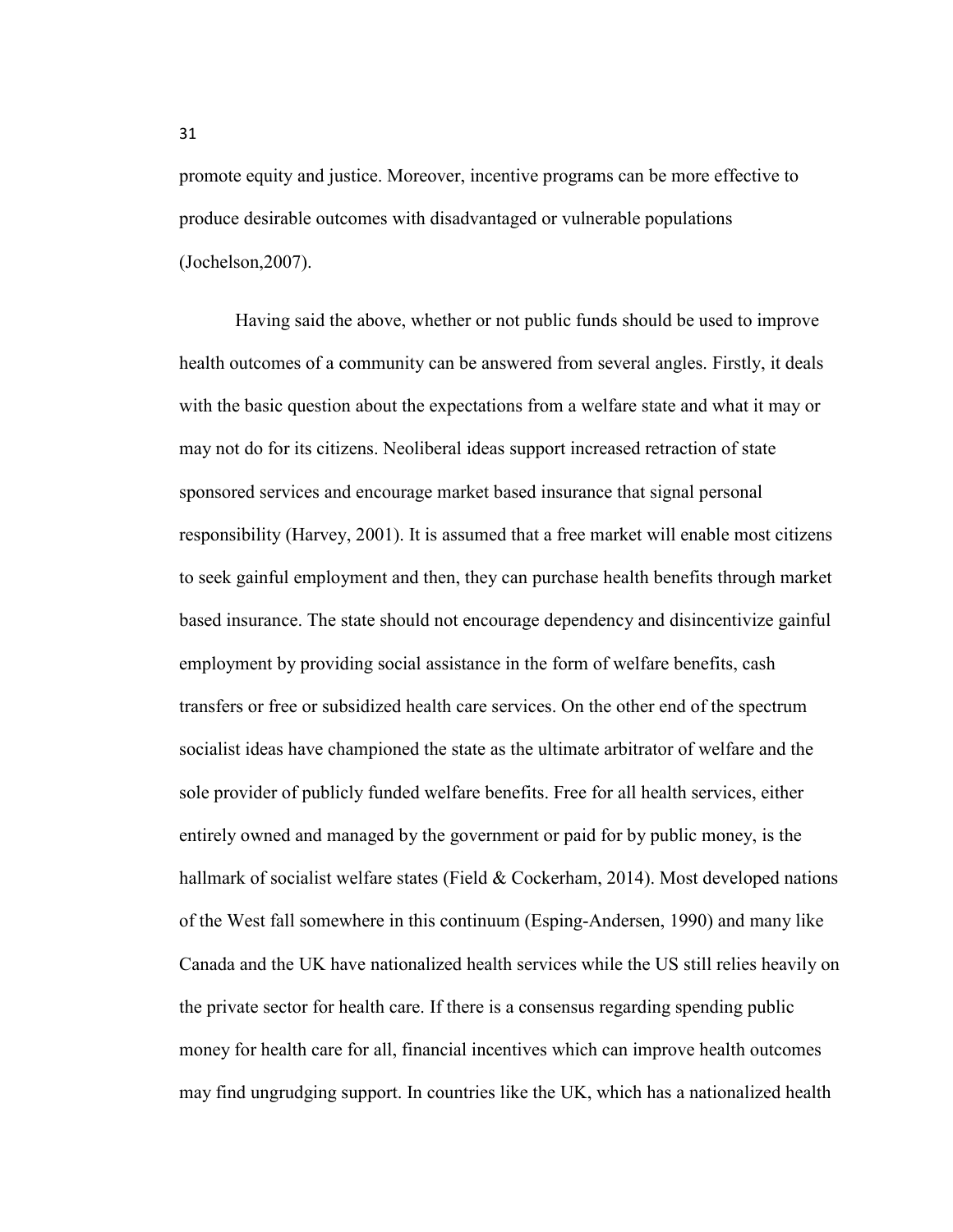promote equity and justice. Moreover, incentive programs can be more effective to produce desirable outcomes with disadvantaged or vulnerable populations (Jochelson,2007).

Having said the above, whether or not public funds should be used to improve health outcomes of a community can be answered from several angles. Firstly, it deals with the basic question about the expectations from a welfare state and what it may or may not do for its citizens. Neoliberal ideas support increased retraction of state sponsored services and encourage market based insurance that signal personal responsibility (Harvey, 2001). It is assumed that a free market will enable most citizens to seek gainful employment and then, they can purchase health benefits through market based insurance. The state should not encourage dependency and disincentivize gainful employment by providing social assistance in the form of welfare benefits, cash transfers or free or subsidized health care services. On the other end of the spectrum socialist ideas have championed the state as the ultimate arbitrator of welfare and the sole provider of publicly funded welfare benefits. Free for all health services, either entirely owned and managed by the government or paid for by public money, is the hallmark of socialist welfare states (Field & Cockerham, 2014). Most developed nations of the West fall somewhere in this continuum (Esping-Andersen, 1990) and many like Canada and the UK have nationalized health services while the US still relies heavily on the private sector for health care. If there is a consensus regarding spending public money for health care for all, financial incentives which can improve health outcomes may find ungrudging support. In countries like the UK, which has a nationalized health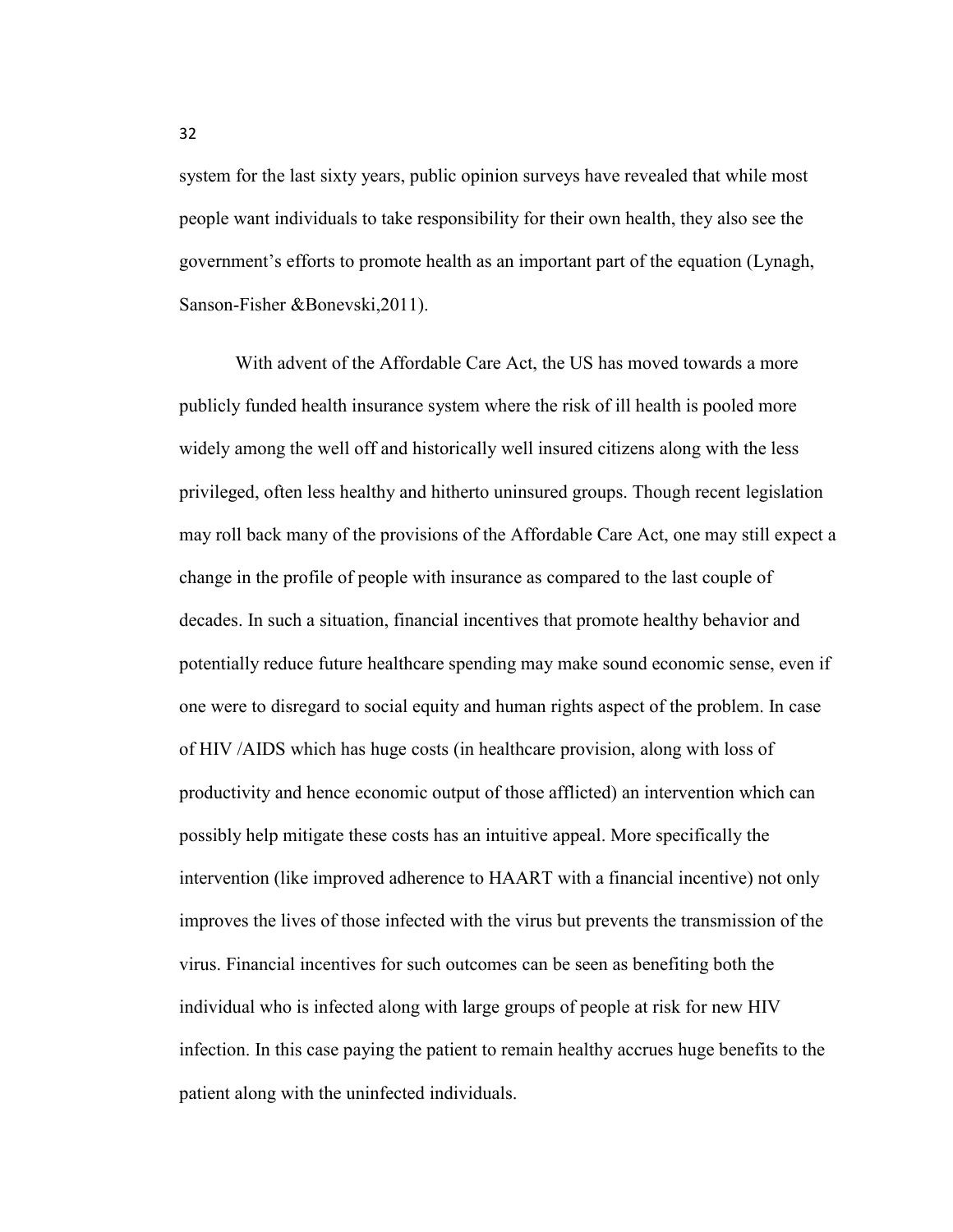system for the last sixty years, public opinion surveys have revealed that while most people want individuals to take responsibility for their own health, they also see the government's efforts to promote health as an important part of the equation (Lynagh, Sanson-Fisher &Bonevski,2011).

With advent of the Affordable Care Act, the US has moved towards a more publicly funded health insurance system where the risk of ill health is pooled more widely among the well off and historically well insured citizens along with the less privileged, often less healthy and hitherto uninsured groups. Though recent legislation may roll back many of the provisions of the Affordable Care Act, one may still expect a change in the profile of people with insurance as compared to the last couple of decades. In such a situation, financial incentives that promote healthy behavior and potentially reduce future healthcare spending may make sound economic sense, even if one were to disregard to social equity and human rights aspect of the problem. In case of HIV /AIDS which has huge costs (in healthcare provision, along with loss of productivity and hence economic output of those afflicted) an intervention which can possibly help mitigate these costs has an intuitive appeal. More specifically the intervention (like improved adherence to HAART with a financial incentive) not only improves the lives of those infected with the virus but prevents the transmission of the virus. Financial incentives for such outcomes can be seen as benefiting both the individual who is infected along with large groups of people at risk for new HIV infection. In this case paying the patient to remain healthy accrues huge benefits to the patient along with the uninfected individuals.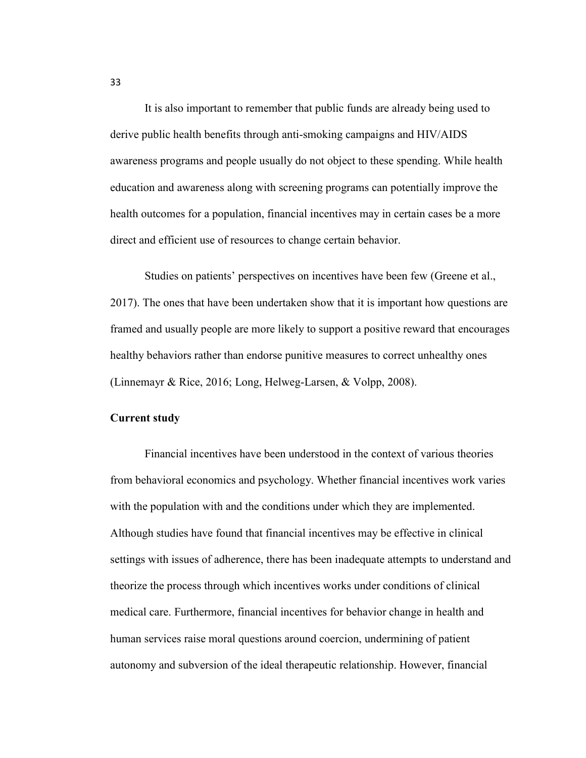It is also important to remember that public funds are already being used to derive public health benefits through anti-smoking campaigns and HIV/AIDS awareness programs and people usually do not object to these spending. While health education and awareness along with screening programs can potentially improve the health outcomes for a population, financial incentives may in certain cases be a more direct and efficient use of resources to change certain behavior.

Studies on patients' perspectives on incentives have been few (Greene et al., 2017). The ones that have been undertaken show that it is important how questions are framed and usually people are more likely to support a positive reward that encourages healthy behaviors rather than endorse punitive measures to correct unhealthy ones (Linnemayr & Rice, 2016; Long, Helweg-Larsen, & Volpp, 2008).

**Current study**

Financial incentives have been understood in the context of various theories from behavioral economics and psychology. Whether financial incentives work varies with the population with and the conditions under which they are implemented. Although studies have found that financial incentives may be effective in clinical settings with issues of adherence, there has been inadequate attempts to understand and theorize the process through which incentives works under conditions of clinical medical care. Furthermore, financial incentives for behavior change in health and human services raise moral questions around coercion, undermining of patient autonomy and subversion of the ideal therapeutic relationship. However, financial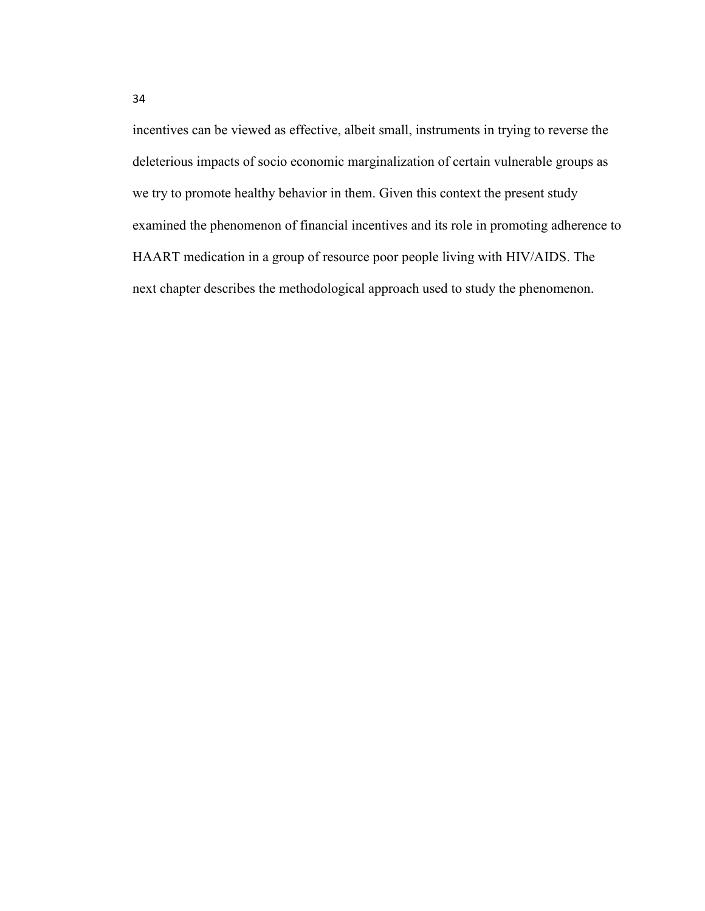incentives can be viewed as effective, albeit small, instruments in trying to reverse the deleterious impacts of socio economic marginalization of certain vulnerable groups as we try to promote healthy behavior in them. Given this context the present study examined the phenomenon of financial incentives and its role in promoting adherence to HAART medication in a group of resource poor people living with HIV/AIDS. The next chapter describes the methodological approach used to study the phenomenon.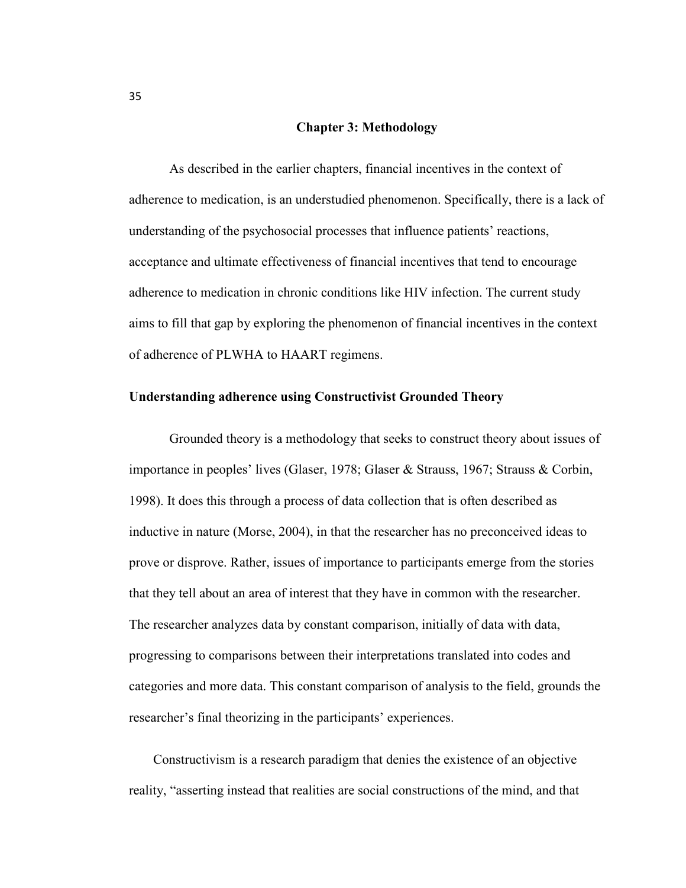# Chapter 3: Methodology

As described in the earlier chapters, financial incentives in the context of adherence to medication, is an understudied phenomenon. Specifically, there is a lack of understanding of the psychosocial processes that influence patients' reactions, acceptance and ultimate effectiveness of financial incentives that tend to encourage adherence to medication in chronic conditions like HIV infection. The current study aims to fill that gap by exploring the phenomenon of financial incentives in the context of adherence of PLWHA to HAART regimens.

## Understanding adherence using Constructivist Grounded Theory

Grounded theory is a methodology that seeks to construct theory about issues of importance in peoples' lives (Glaser, 1978; Glaser & Strauss, 1967; Strauss & Corbin, 1998). It does this through a process of data collection that is often described as inductive in nature (Morse, 2004), in that the researcher has no preconceived ideas to prove or disprove. Rather, issues of importance to participants emerge from the stories that they tell about an area of interest that they have in common with the researcher. The researcher analyzes data by constant comparison, initially of data with data, progressing to comparisons between their interpretations translated into codes and categories and more data. This constant comparison of analysis to the field, grounds the researcher's final theorizing in the participants' experiences.

Constructivism is a research paradigm that denies the existence of an objective reality, "asserting instead that realities are social constructions of the mind, and that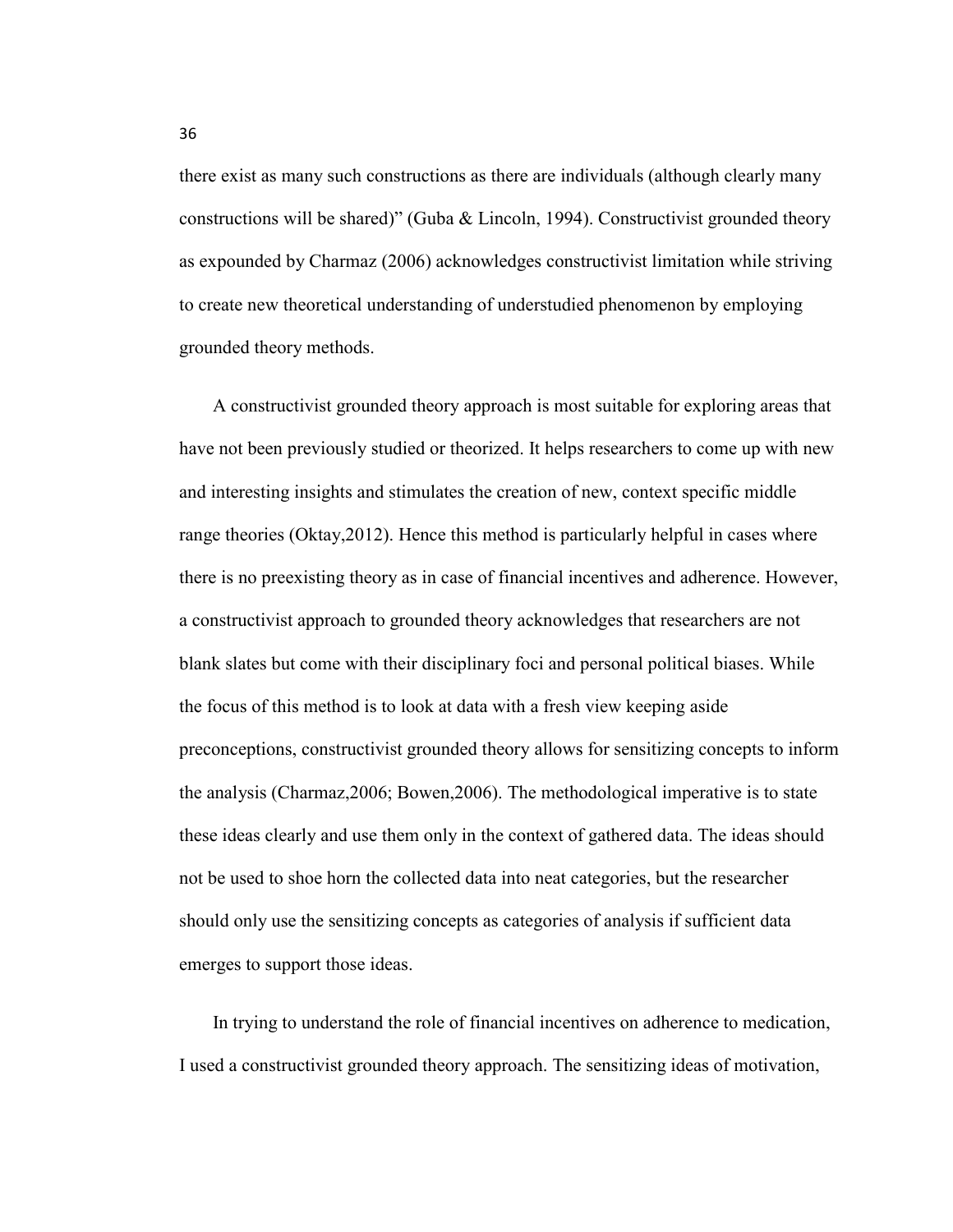there exist as many such constructions as there are individuals (although clearly many constructions will be shared)" (Guba & Lincoln, 1994). Constructivist grounded theory as expounded by Charmaz (2006) acknowledges constructivist limitation while striving to create new theoretical understanding of understudied phenomenon by employing grounded theory methods.

A constructivist grounded theory approach is most suitable for exploring areas that have not been previously studied or theorized. It helps researchers to come up with new and interesting insights and stimulates the creation of new, context specific middle range theories (Oktay,2012). Hence this method is particularly helpful in cases where there is no preexisting theory as in case of financial incentives and adherence. However, a constructivist approach to grounded theory acknowledges that researchers are not blank slates but come with their disciplinary foci and personal political biases. While the focus of this method is to look at data with a fresh view keeping aside preconceptions, constructivist grounded theory allows for sensitizing concepts to inform the analysis (Charmaz,2006; Bowen,2006). The methodological imperative is to state these ideas clearly and use them only in the context of gathered data. The ideas should not be used to shoe horn the collected data into neat categories, but the researcher should only use the sensitizing concepts as categories of analysis if sufficient data emerges to support those ideas.

In trying to understand the role of financial incentives on adherence to medication, I used a constructivist grounded theory approach. The sensitizing ideas of motivation,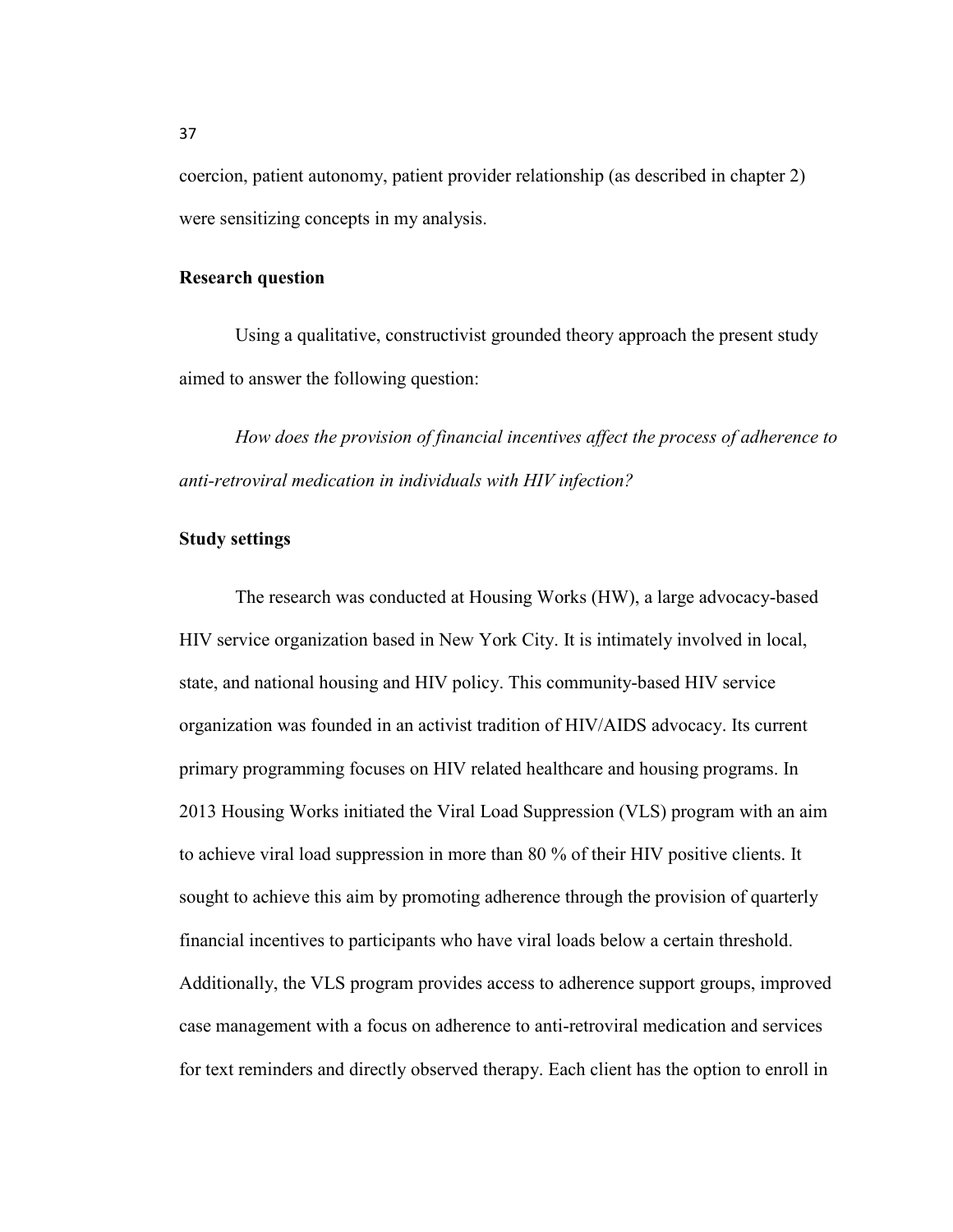coercion, patient autonomy, patient provider relationship (as described in chapter 2) were sensitizing concepts in my analysis.

**Research question**

Using a qualitative, constructivist grounded theory approach the present study aimed to answer the following question:

*How does the provision of financial incentives affect the process of adherence to anti-retroviral medication in individuals with HIV infection?*

**Study settings**

The research was conducted at Housing Works (HW), a large advocacy-based HIV service organization based in New York City. It is intimately involved in local, state, and national housing and HIV policy. This community-based HIV service organization was founded in an activist tradition of HIV/AIDS advocacy. Its current primary programming focuses on HIV related healthcare and housing programs. In 2013 Housing Works initiated the Viral Load Suppression (VLS) program with an aim to achieve viral load suppression in more than 80 % of their HIV positive clients. It sought to achieve this aim by promoting adherence through the provision of quarterly financial incentives to participants who have viral loads below a certain threshold. Additionally, the VLS program provides access to adherence support groups, improved case management with a focus on adherence to anti-retroviral medication and services for text reminders and directly observed therapy. Each client has the option to enroll in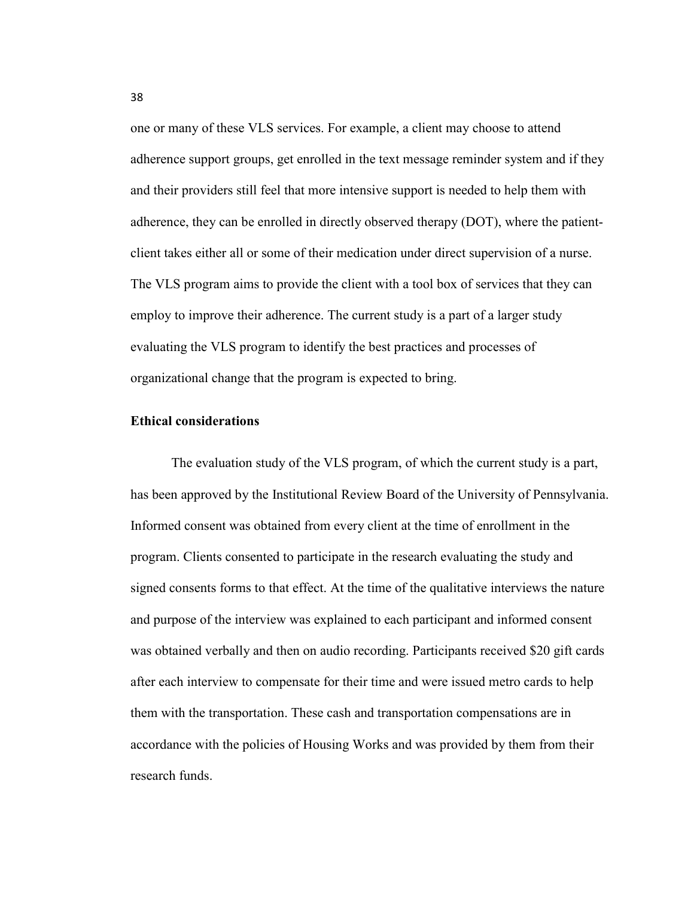one or many of these VLS services. For example, a client may choose to attend adherence support groups, get enrolled in the text message reminder system and if they and their providers still feel that more intensive support is needed to help them with adherence, they can be enrolled in directly observed therapy (DOT), where the patient-client takes either all or some of their medication under direct supervision of a nurse. The VLS program aims to provide the client with a tool box of services that they can employ to improve their adherence. The current study is a part of a larger study evaluating the VLS program to identify the best practices and processes of organizational change that the program is expected to bring.

**Ethical considerations**

The evaluation study of the VLS program, of which the current study is a part, has been approved by the Institutional Review Board of the University of Pennsylvania. Informed consent was obtained from every client at the time of enrollment in the program. Clients consented to participate in the research evaluating the study and signed consents forms to that effect. At the time of the qualitative interviews the nature and purpose of the interview was explained to each participant and informed consent was obtained verbally and then on audio recording. Participants received $20 gift cards after each interview to compensate for their time and were issued metro cards to help them with the transportation. These cash and transportation compensations are in accordance with the policies of Housing Works and was provided by them from their research funds.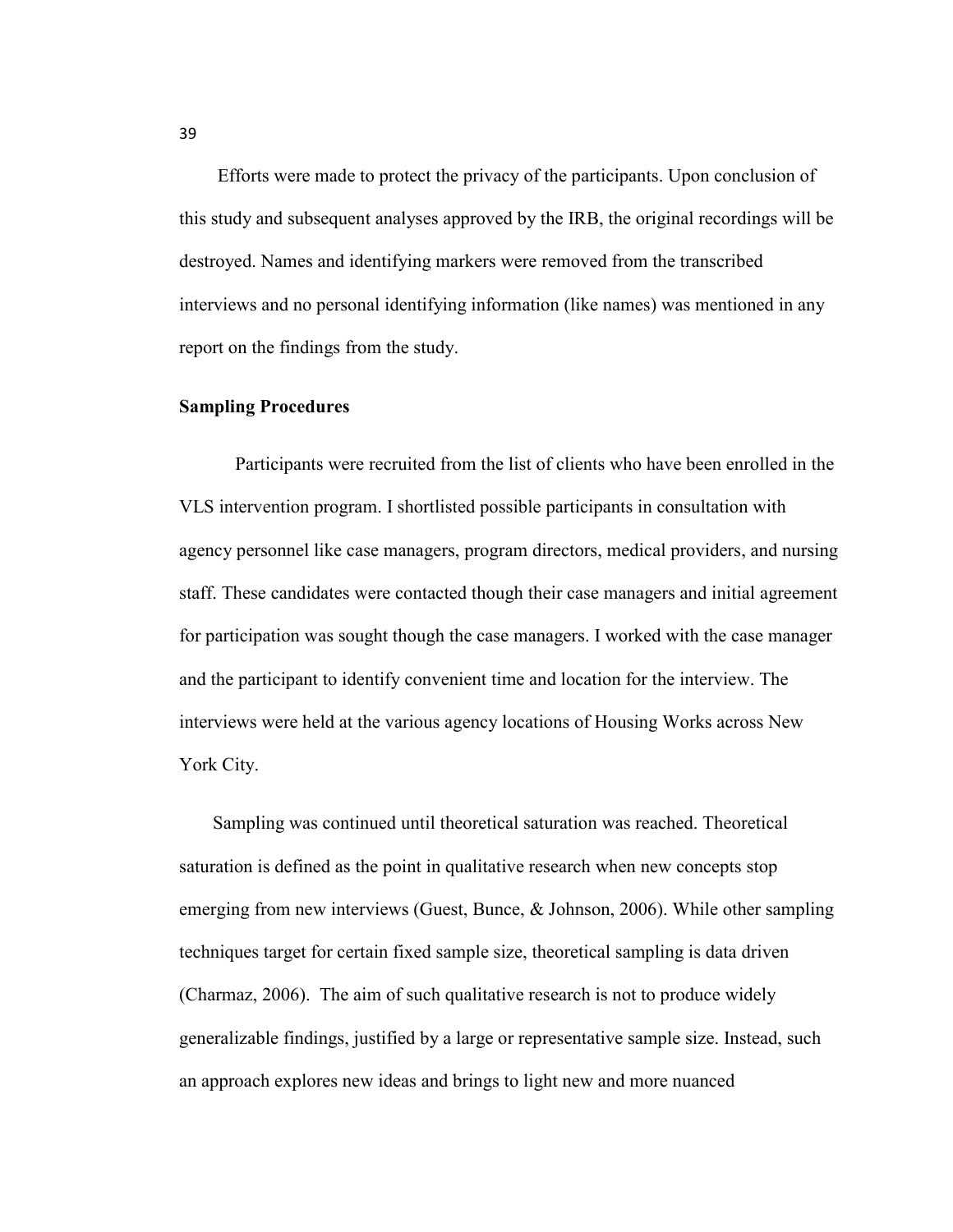Efforts were made to protect the privacy of the participants. Upon conclusion of this study and subsequent analyses approved by the IRB, the original recordings will be destroyed. Names and identifying markers were removed from the transcribed interviews and no personal identifying information (like names) was mentioned in any report on the findings from the study.

**Sampling Procedures**

Participants were recruited from the list of clients who have been enrolled in the VLS intervention program. I shortlisted possible participants in consultation with agency personnel like case managers, program directors, medical providers, and nursing staff. These candidates were contacted though their case managers and initial agreement for participation was sought though the case managers. I worked with the case manager and the participant to identify convenient time and location for the interview. The interviews were held at the various agency locations of Housing Works across New York City.

Sampling was continued until theoretical saturation was reached. Theoretical saturation is defined as the point in qualitative research when new concepts stop emerging from new interviews (Guest, Bunce, & Johnson, 2006). While other sampling techniques target for certain fixed sample size, theoretical sampling is data driven (Charmaz, 2006). The aim of such qualitative research is not to produce widely generalizable findings, justified by a large or representative sample size. Instead, such an approach explores new ideas and brings to light new and more nuanced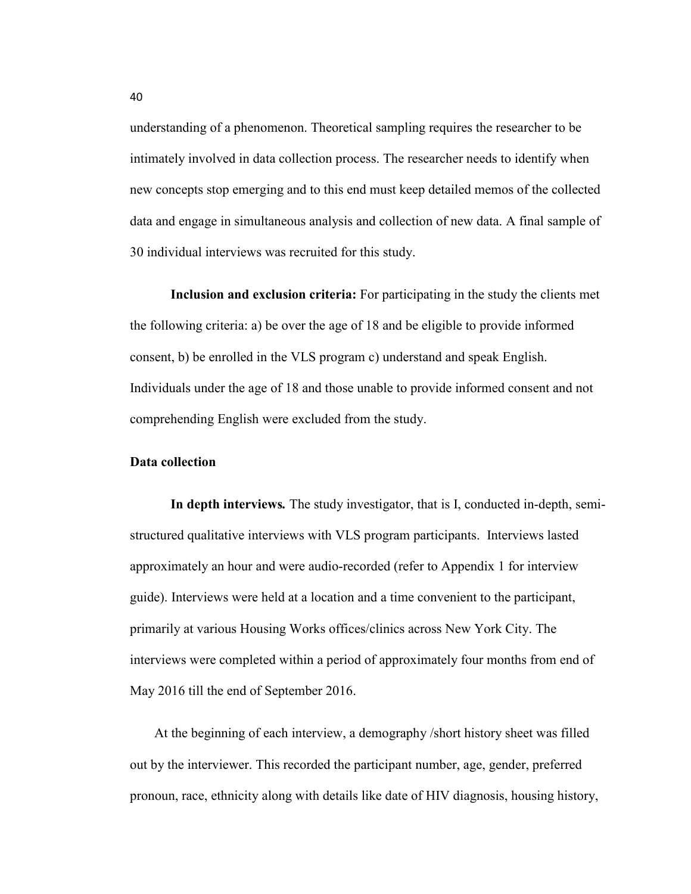understanding of a phenomenon. Theoretical sampling requires the researcher to be intimately involved in data collection process. The researcher needs to identify when new concepts stop emerging and to this end must keep detailed memos of the collected data and engage in simultaneous analysis and collection of new data. A final sample of 30 individual interviews was recruited for this study.

**Inclusion and exclusion criteria:** For participating in the study the clients met the following criteria: a) be over the age of 18 and be eligible to provide informed consent, b) be enrolled in the VLS program c) understand and speak English. Individuals under the age of 18 and those unable to provide informed consent and not comprehending English were excluded from the study.

**Data collection**

***In depth interviews.*** The study investigator, that is I, conducted in-depth, semi-structured qualitative interviews with VLS program participants. Interviews lasted approximately an hour and were audio-recorded (refer to Appendix 1 for interview guide). Interviews were held at a location and a time convenient to the participant, primarily at various Housing Works offices/clinics across New York City. The interviews were completed within a period of approximately four months from end of May 2016 till the end of September 2016.

At the beginning of each interview, a demography /short history sheet was filled out by the interviewer. This recorded the participant number, age, gender, preferred pronoun, race, ethnicity along with details like date of HIV diagnosis, housing history,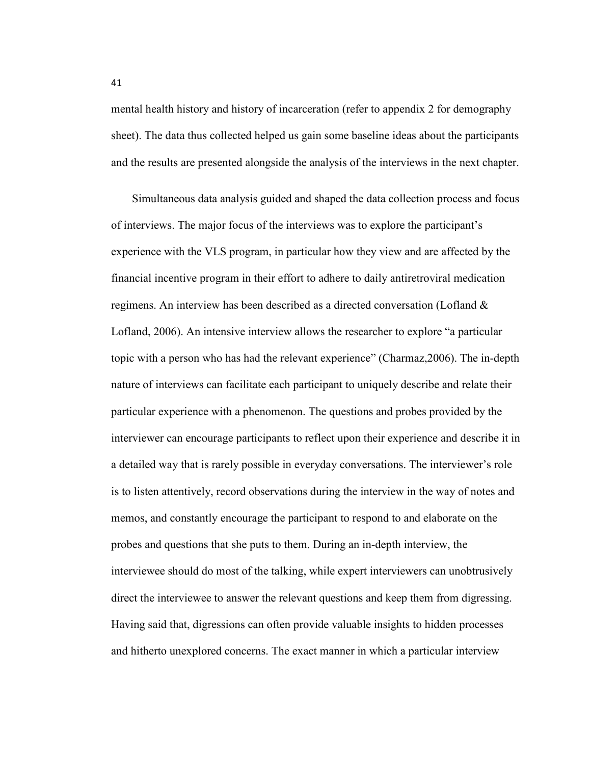mental health history and history of incarceration (refer to appendix 2 for demography sheet). The data thus collected helped us gain some baseline ideas about the participants and the results are presented alongside the analysis of the interviews in the next chapter.

Simultaneous data analysis guided and shaped the data collection process and focus of interviews. The major focus of the interviews was to explore the participant's experience with the VLS program, in particular how they view and are affected by the financial incentive program in their effort to adhere to daily antiretroviral medication regimens. An interview has been described as a directed conversation (Lofland & Lofland, 2006). An intensive interview allows the researcher to explore "a particular topic with a person who has had the relevant experience" (Charmaz,2006). The in-depth nature of interviews can facilitate each participant to uniquely describe and relate their particular experience with a phenomenon. The questions and probes provided by the interviewer can encourage participants to reflect upon their experience and describe it in a detailed way that is rarely possible in everyday conversations. The interviewer's role is to listen attentively, record observations during the interview in the way of notes and memos, and constantly encourage the participant to respond to and elaborate on the probes and questions that she puts to them. During an in-depth interview, the interviewee should do most of the talking, while expert interviewers can unobtrusively direct the interviewee to answer the relevant questions and keep them from digressing. Having said that, digressions can often provide valuable insights to hidden processes and hitherto unexplored concerns. The exact manner in which a particular interview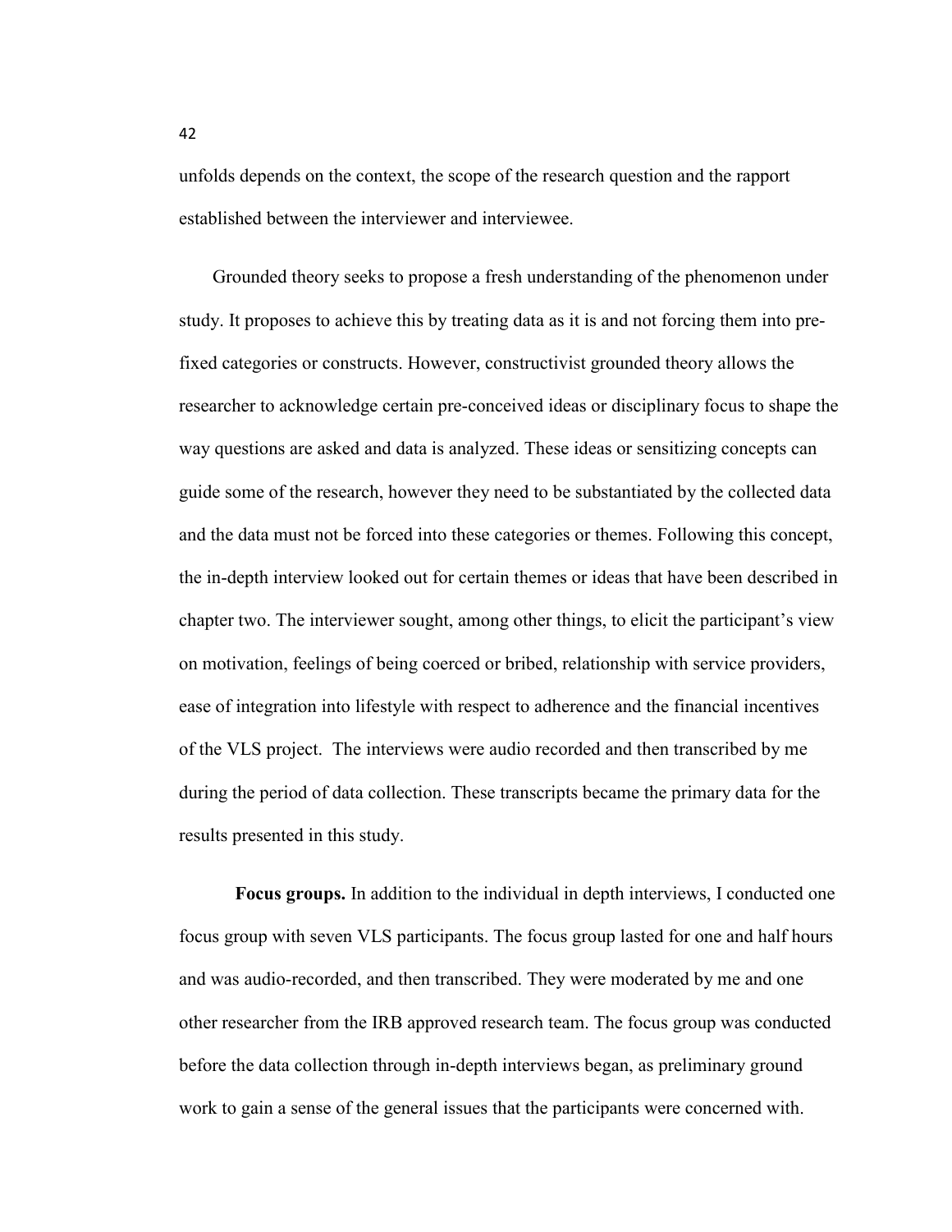unfolds depends on the context, the scope of the research question and the rapport established between the interviewer and interviewee.

Grounded theory seeks to propose a fresh understanding of the phenomenon under study. It proposes to achieve this by treating data as it is and not forcing them into pre-fixed categories or constructs. However, constructivist grounded theory allows the researcher to acknowledge certain pre-conceived ideas or disciplinary focus to shape the way questions are asked and data is analyzed. These ideas or sensitizing concepts can guide some of the research, however they need to be substantiated by the collected data and the data must not be forced into these categories or themes. Following this concept, the in-depth interview looked out for certain themes or ideas that have been described in chapter two. The interviewer sought, among other things, to elicit the participant's view on motivation, feelings of being coerced or bribed, relationship with service providers, ease of integration into lifestyle with respect to adherence and the financial incentives of the VLS project. The interviews were audio recorded and then transcribed by me during the period of data collection. These transcripts became the primary data for the results presented in this study.

**Focus groups.** In addition to the individual in depth interviews, I conducted one focus group with seven VLS participants. The focus group lasted for one and half hours and was audio-recorded, and then transcribed. They were moderated by me and one other researcher from the IRB approved research team. The focus group was conducted before the data collection through in-depth interviews began, as preliminary ground work to gain a sense of the general issues that the participants were concerned with.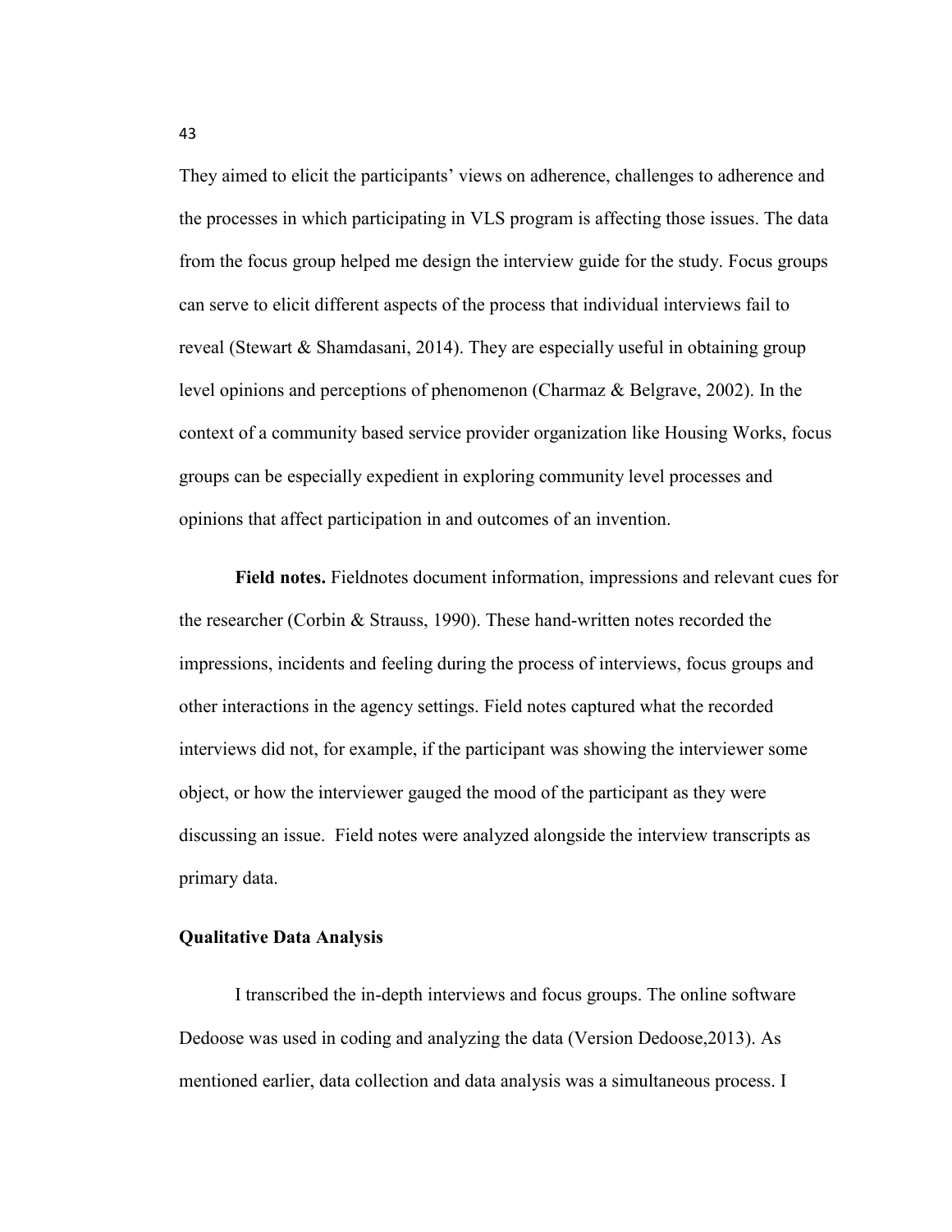They aimed to elicit the participants' views on adherence, challenges to adherence and the processes in which participating in VLS program is affecting those issues. The data from the focus group helped me design the interview guide for the study. Focus groups can serve to elicit different aspects of the process that individual interviews fail to reveal (Stewart & Shamdasani, 2014). They are especially useful in obtaining group level opinions and perceptions of phenomenon (Charmaz & Belgrave, 2002). In the context of a community based service provider organization like Housing Works, focus groups can be especially expedient in exploring community level processes and opinions that affect participation in and outcomes of an invention.

**Field notes.** Fieldnotes document information, impressions and relevant cues for the researcher (Corbin & Strauss, 1990). These hand-written notes recorded the impressions, incidents and feeling during the process of interviews, focus groups and other interactions in the agency settings. Field notes captured what the recorded interviews did not, for example, if the participant was showing the interviewer some object, or how the interviewer gauged the mood of the participant as they were discussing an issue. Field notes were analyzed alongside the interview transcripts as primary data.

### Qualitative Data Analysis

I transcribed the in-depth interviews and focus groups. The online software Dedoose was used in coding and analyzing the data (Version Dedoose,2013). As mentioned earlier, data collection and data analysis was a simultaneous process. I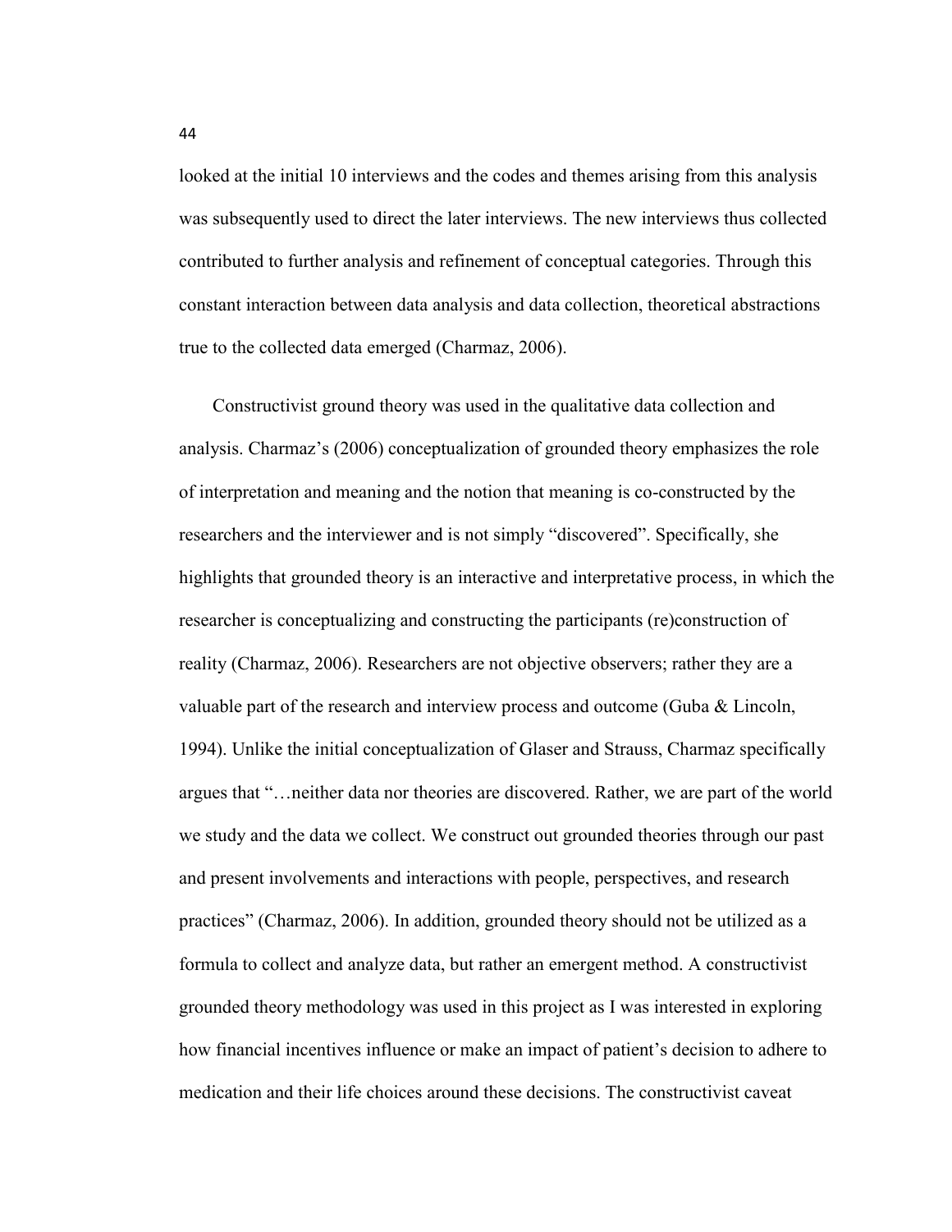looked at the initial 10 interviews and the codes and themes arising from this analysis was subsequently used to direct the later interviews. The new interviews thus collected contributed to further analysis and refinement of conceptual categories. Through this constant interaction between data analysis and data collection, theoretical abstractions true to the collected data emerged (Charmaz, 2006).

Constructivist ground theory was used in the qualitative data collection and analysis. Charmaz's (2006) conceptualization of grounded theory emphasizes the role of interpretation and meaning and the notion that meaning is co-constructed by the researchers and the interviewer and is not simply "discovered". Specifically, she highlights that grounded theory is an interactive and interpretative process, in which the researcher is conceptualizing and constructing the participants (re)construction of reality (Charmaz, 2006). Researchers are not objective observers; rather they are a valuable part of the research and interview process and outcome (Guba & Lincoln, 1994). Unlike the initial conceptualization of Glaser and Strauss, Charmaz specifically argues that "…neither data nor theories are discovered. Rather, we are part of the world we study and the data we collect. We construct out grounded theories through our past and present involvements and interactions with people, perspectives, and research practices" (Charmaz, 2006). In addition, grounded theory should not be utilized as a formula to collect and analyze data, but rather an emergent method. A constructivist grounded theory methodology was used in this project as I was interested in exploring how financial incentives influence or make an impact of patient's decision to adhere to medication and their life choices around these decisions. The constructivist caveat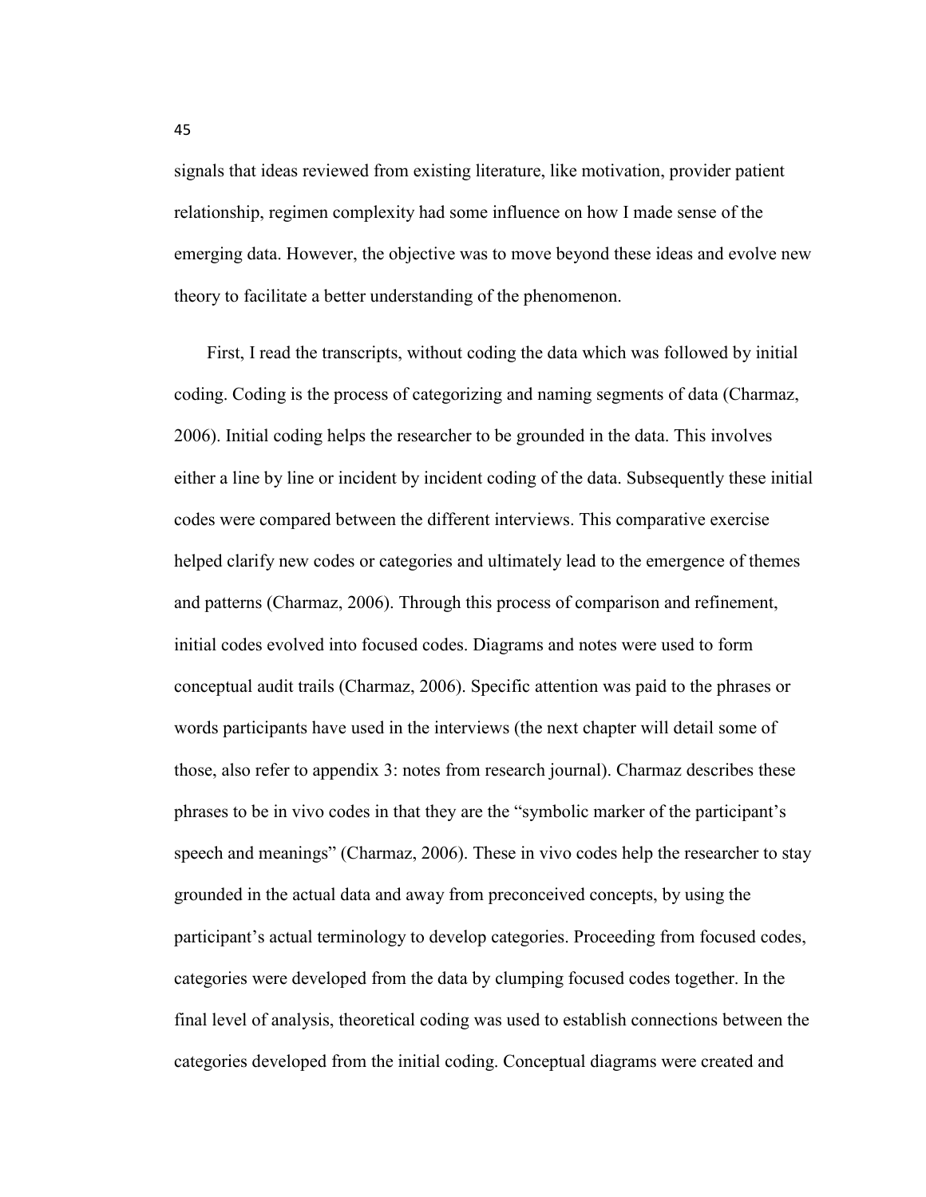signals that ideas reviewed from existing literature, like motivation, provider patient relationship, regimen complexity had some influence on how I made sense of the emerging data. However, the objective was to move beyond these ideas and evolve new theory to facilitate a better understanding of the phenomenon.

First, I read the transcripts, without coding the data which was followed by initial coding. Coding is the process of categorizing and naming segments of data (Charmaz, 2006). Initial coding helps the researcher to be grounded in the data. This involves either a line by line or incident by incident coding of the data. Subsequently these initial codes were compared between the different interviews. This comparative exercise helped clarify new codes or categories and ultimately lead to the emergence of themes and patterns (Charmaz, 2006). Through this process of comparison and refinement, initial codes evolved into focused codes. Diagrams and notes were used to form conceptual audit trails (Charmaz, 2006). Specific attention was paid to the phrases or words participants have used in the interviews (the next chapter will detail some of those, also refer to appendix 3: notes from research journal). Charmaz describes these phrases to be in vivo codes in that they are the "symbolic marker of the participant's speech and meanings" (Charmaz, 2006). These in vivo codes help the researcher to stay grounded in the actual data and away from preconceived concepts, by using the participant's actual terminology to develop categories. Proceeding from focused codes, categories were developed from the data by clumping focused codes together. In the final level of analysis, theoretical coding was used to establish connections between the categories developed from the initial coding. Conceptual diagrams were created and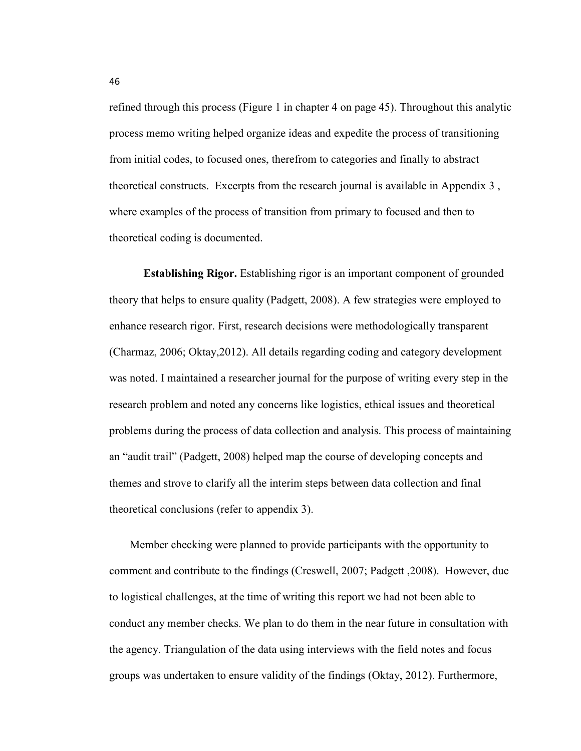refined through this process (Figure 1 in chapter 4 on page 45). Throughout this analytic process memo writing helped organize ideas and expedite the process of transitioning from initial codes, to focused ones, therefrom to categories and finally to abstract theoretical constructs. Excerpts from the research journal is available in Appendix 3 , where examples of the process of transition from primary to focused and then to theoretical coding is documented.

**Establishing Rigor.** Establishing rigor is an important component of grounded theory that helps to ensure quality (Padgett, 2008). A few strategies were employed to enhance research rigor. First, research decisions were methodologically transparent (Charmaz, 2006; Oktay,2012). All details regarding coding and category development was noted. I maintained a researcher journal for the purpose of writing every step in the research problem and noted any concerns like logistics, ethical issues and theoretical problems during the process of data collection and analysis. This process of maintaining an "audit trail" (Padgett, 2008) helped map the course of developing concepts and themes and strove to clarify all the interim steps between data collection and final theoretical conclusions (refer to appendix 3).

Member checking were planned to provide participants with the opportunity to comment and contribute to the findings (Creswell, 2007; Padgett ,2008). However, due to logistical challenges, at the time of writing this report we had not been able to conduct any member checks. We plan to do them in the near future in consultation with the agency. Triangulation of the data using interviews with the field notes and focus groups was undertaken to ensure validity of the findings (Oktay, 2012). Furthermore,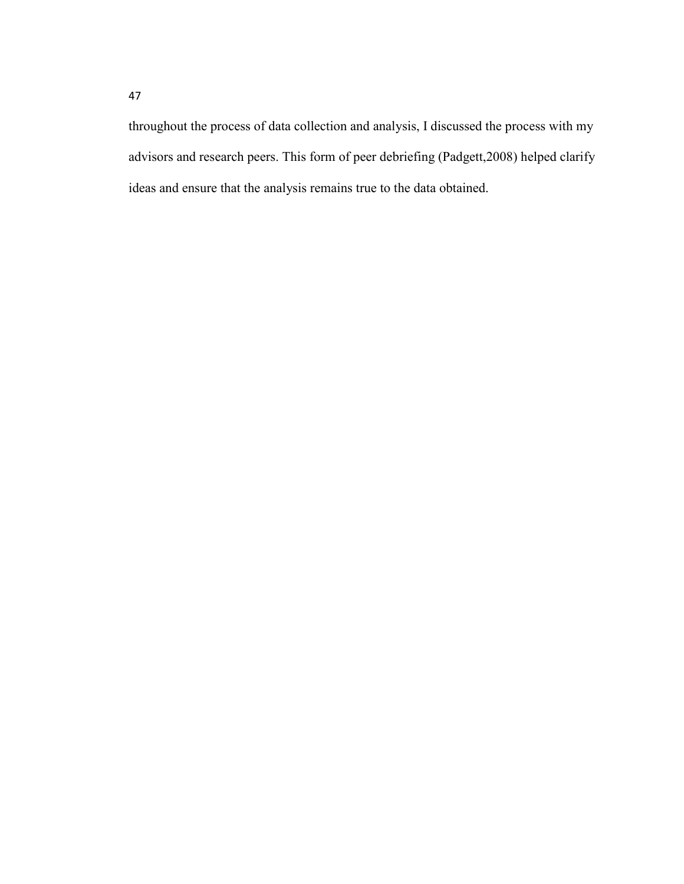throughout the process of data collection and analysis, I discussed the process with my advisors and research peers. This form of peer debriefing (Padgett,2008) helped clarify ideas and ensure that the analysis remains true to the data obtained.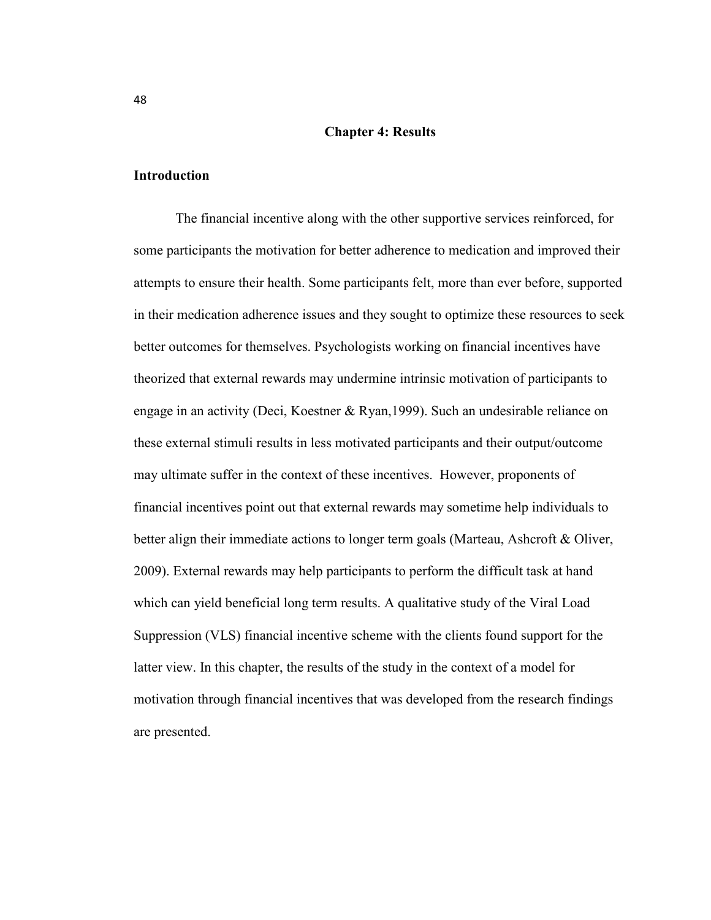# Chapter 4: Results

## Introduction

The financial incentive along with the other supportive services reinforced, for some participants the motivation for better adherence to medication and improved their attempts to ensure their health. Some participants felt, more than ever before, supported in their medication adherence issues and they sought to optimize these resources to seek better outcomes for themselves. Psychologists working on financial incentives have theorized that external rewards may undermine intrinsic motivation of participants to engage in an activity (Deci, Koestner & Ryan,1999). Such an undesirable reliance on these external stimuli results in less motivated participants and their output/outcome may ultimate suffer in the context of these incentives. However, proponents of financial incentives point out that external rewards may sometime help individuals to better align their immediate actions to longer term goals (Marteau, Ashcroft & Oliver, 2009). External rewards may help participants to perform the difficult task at hand which can yield beneficial long term results. A qualitative study of the Viral Load Suppression (VLS) financial incentive scheme with the clients found support for the latter view. In this chapter, the results of the study in the context of a model for motivation through financial incentives that was developed from the research findings are presented.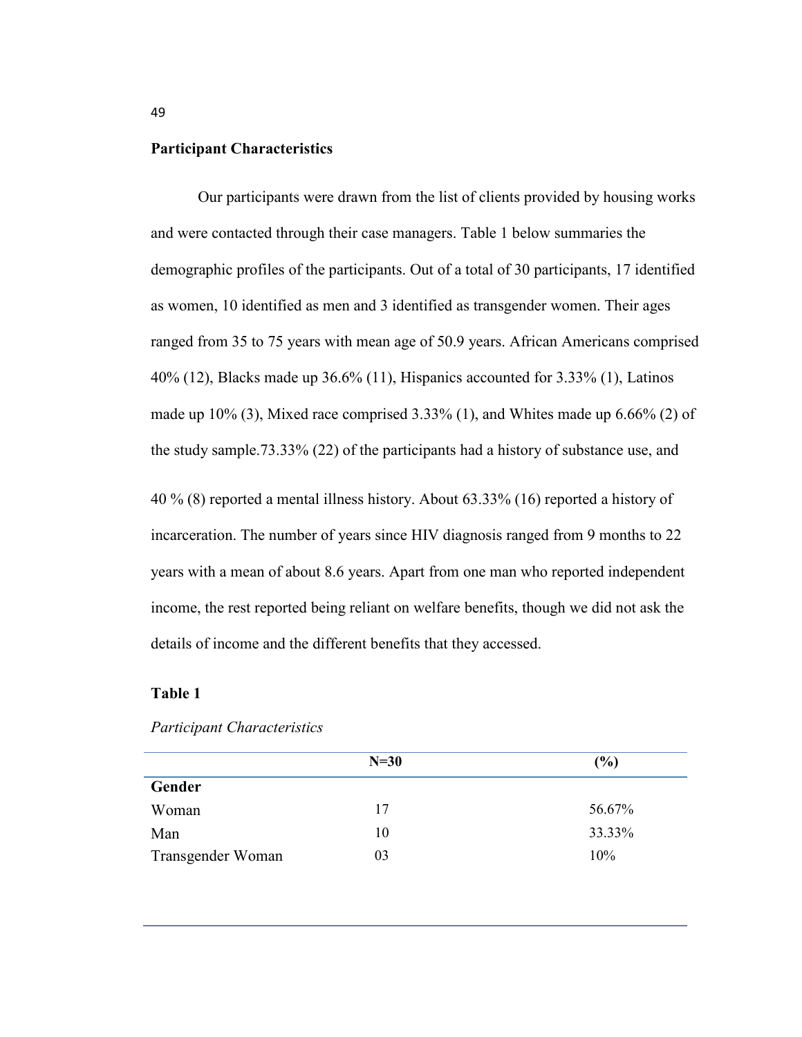## Participant Characteristics

Our participants were drawn from the list of clients provided by housing works and were contacted through their case managers. Table 1 below summaries the demographic profiles of the participants. Out of a total of 30 participants, 17 identified as women, 10 identified as men and 3 identified as transgender women. Their ages ranged from 35 to 75 years with mean age of 50.9 years. African Americans comprised 40% (12), Blacks made up 36.6% (11), Hispanics accounted for 3.33% (1), Latinos made up 10% (3), Mixed race comprised 3.33% (1), and Whites made up 6.66% (2) of the study sample.73.33% (22) of the participants had a history of substance use, and 40 % (8) reported a mental illness history. About 63.33% (16) reported a history of incarceration. The number of years since HIV diagnosis ranged from 9 months to 22 years with a mean of about 8.6 years. Apart from one man who reported independent income, the rest reported being reliant on welfare benefits, though we did not ask the details of income and the different benefits that they accessed.

**Table 1**

*Participant Characteristics*

| | **N=30** | **(%)** |
|---|---|---|
| **Gender** | | |
| Woman | 17 | 56.67% |
| Man | 10 | 33.33% |
| Transgender Woman | 03 | 10% |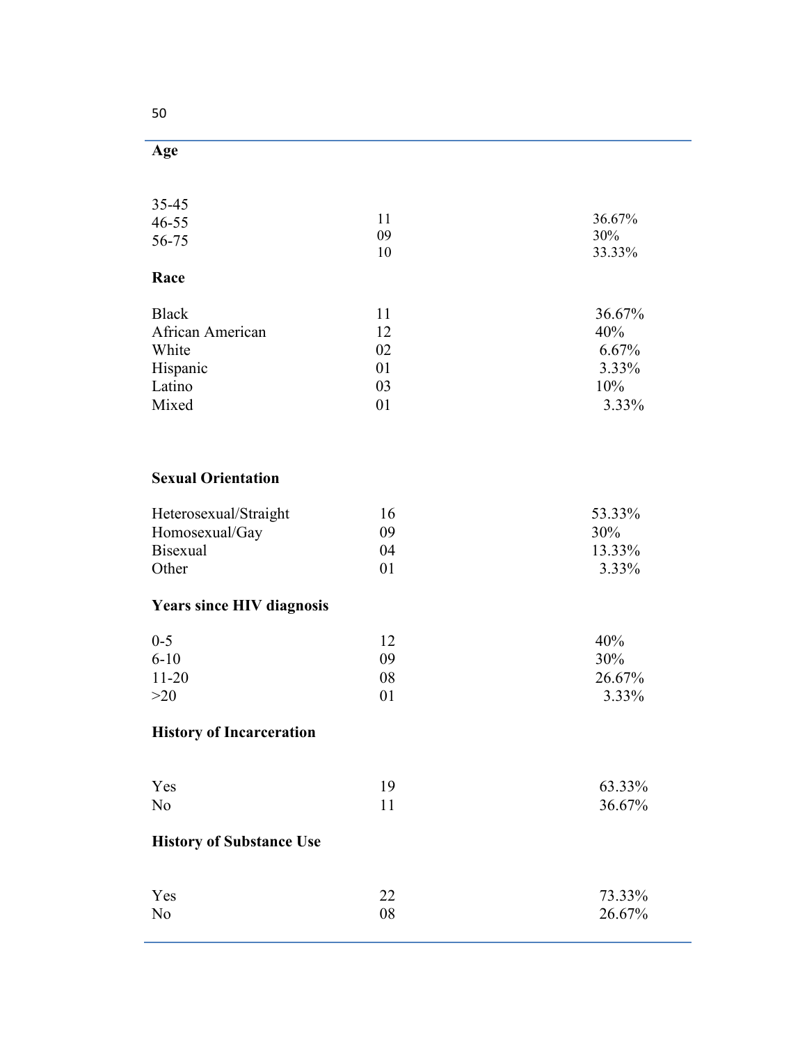| | | |
|---|---|---|
| **Age** | | |
| 35-45 | 11 | 36.67% |
| 46-55 | 09 | 30% |
| 56-75 | 10 | 33.33% |
| **Race** | | |
| Black | 11 | 36.67% |
| African American | 12 | 40% |
| White | 02 | 6.67% |
| Hispanic | 01 | 3.33% |
| Latino | 03 | 10% |
| Mixed | 01 | 3.33% |
| **Sexual Orientation** | | |
| Heterosexual/Straight | 16 | 53.33% |
| Homosexual/Gay | 09 | 30% |
| Bisexual | 04 | 13.33% |
| Other | 01 | 3.33% |
| **Years since HIV diagnosis** | | |
| 0-5 | 12 | 40% |
| 6-10 | 09 | 30% |
| 11-20 | 08 | 26.67% |
| >20 | 01 | 3.33% |
| **History of Incarceration** | | |
| Yes | 19 | 63.33% |
| No | 11 | 36.67% |
| **History of Substance Use** | | |
| Yes | 22 | 73.33% |
| No | 08 | 26.67% |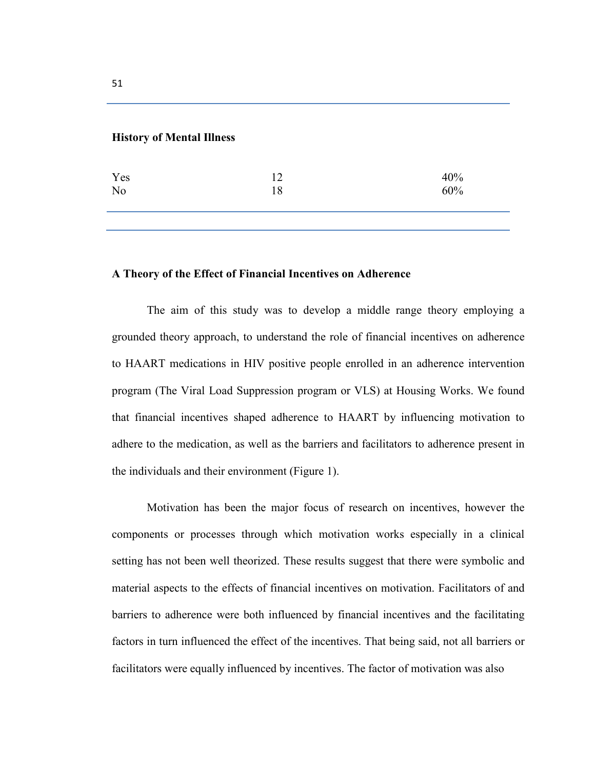| History of Mental Illness | | |
|---|---|---|
| Yes | 12 | 40% |
| No | 18 | 60% |

**A Theory of the Effect of Financial Incentives on Adherence**

The aim of this study was to develop a middle range theory employing a grounded theory approach, to understand the role of financial incentives on adherence to HAART medications in HIV positive people enrolled in an adherence intervention program (The Viral Load Suppression program or VLS) at Housing Works. We found that financial incentives shaped adherence to HAART by influencing motivation to adhere to the medication, as well as the barriers and facilitators to adherence present in the individuals and their environment (Figure 1).

Motivation has been the major focus of research on incentives, however the components or processes through which motivation works especially in a clinical setting has not been well theorized. These results suggest that there were symbolic and material aspects to the effects of financial incentives on motivation. Facilitators of and barriers to adherence were both influenced by financial incentives and the facilitating factors in turn influenced the effect of the incentives. That being said, not all barriers or facilitators were equally influenced by incentives. The factor of motivation was also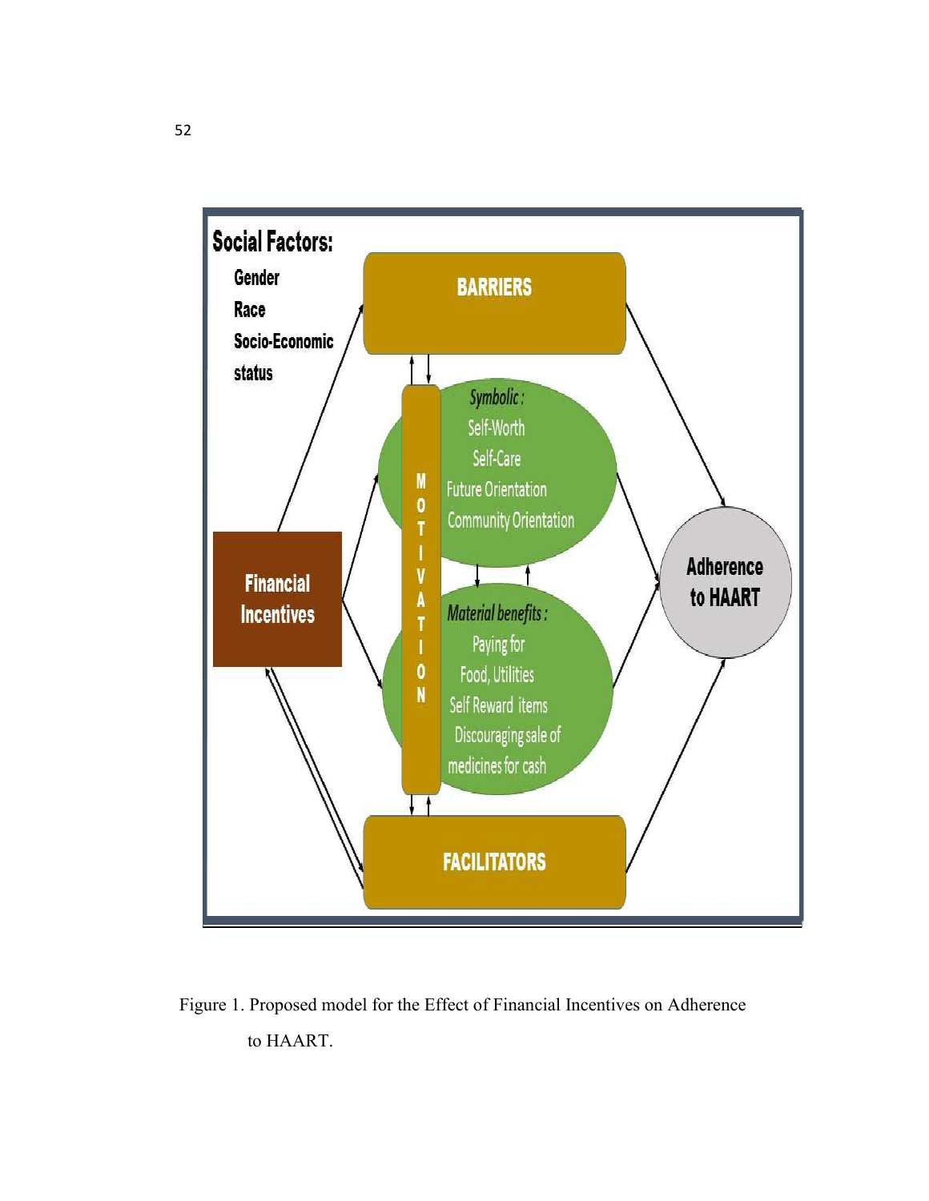**Social Factors:**

Gender

Race

Socio-Economic status

**BARRIERS**

**MOTIVATION**

*Symbolic:*

Self-Worth

Self-Care

Future Orientation

Community Orientation

*Material benefits:*

Paying for

Food, Utilities

Self Reward items

Discouraging sale of medicines for cash

**Financial Incentives**

**Adherence to HAART**

**FACILITATORS**

Figure 1. Proposed model for the Effect of Financial Incentives on Adherence to HAART.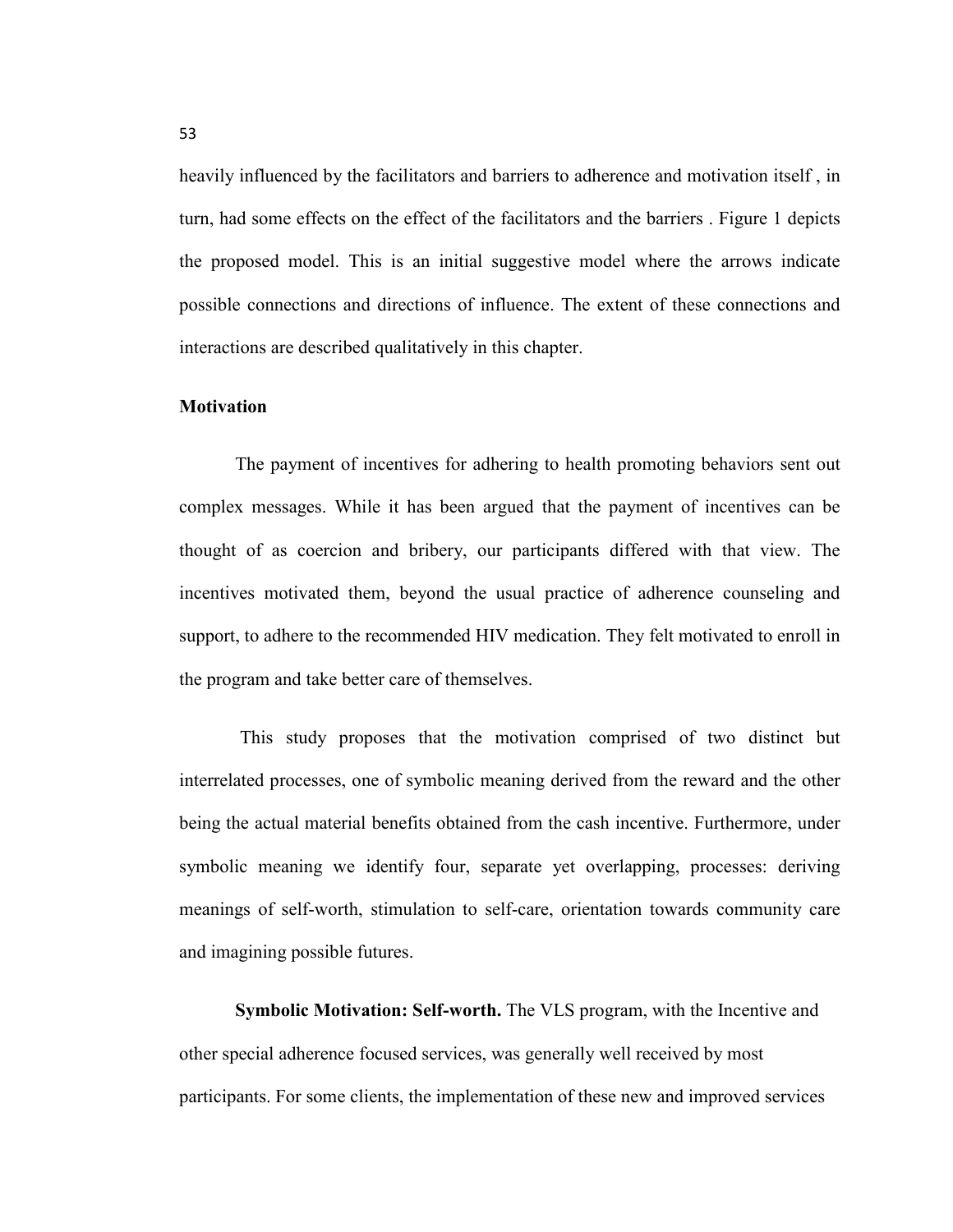heavily influenced by the facilitators and barriers to adherence and motivation itself , in turn, had some effects on the effect of the facilitators and the barriers . Figure 1 depicts the proposed model. This is an initial suggestive model where the arrows indicate possible connections and directions of influence. The extent of these connections and interactions are described qualitatively in this chapter.

**Motivation**

The payment of incentives for adhering to health promoting behaviors sent out complex messages. While it has been argued that the payment of incentives can be thought of as coercion and bribery, our participants differed with that view. The incentives motivated them, beyond the usual practice of adherence counseling and support, to adhere to the recommended HIV medication. They felt motivated to enroll in the program and take better care of themselves.

This study proposes that the motivation comprised of two distinct but interrelated processes, one of symbolic meaning derived from the reward and the other being the actual material benefits obtained from the cash incentive. Furthermore, under symbolic meaning we identify four, separate yet overlapping, processes: deriving meanings of self-worth, stimulation to self-care, orientation towards community care and imagining possible futures.

**Symbolic Motivation: Self-worth.** The VLS program, with the Incentive and other special adherence focused services, was generally well received by most participants. For some clients, the implementation of these new and improved services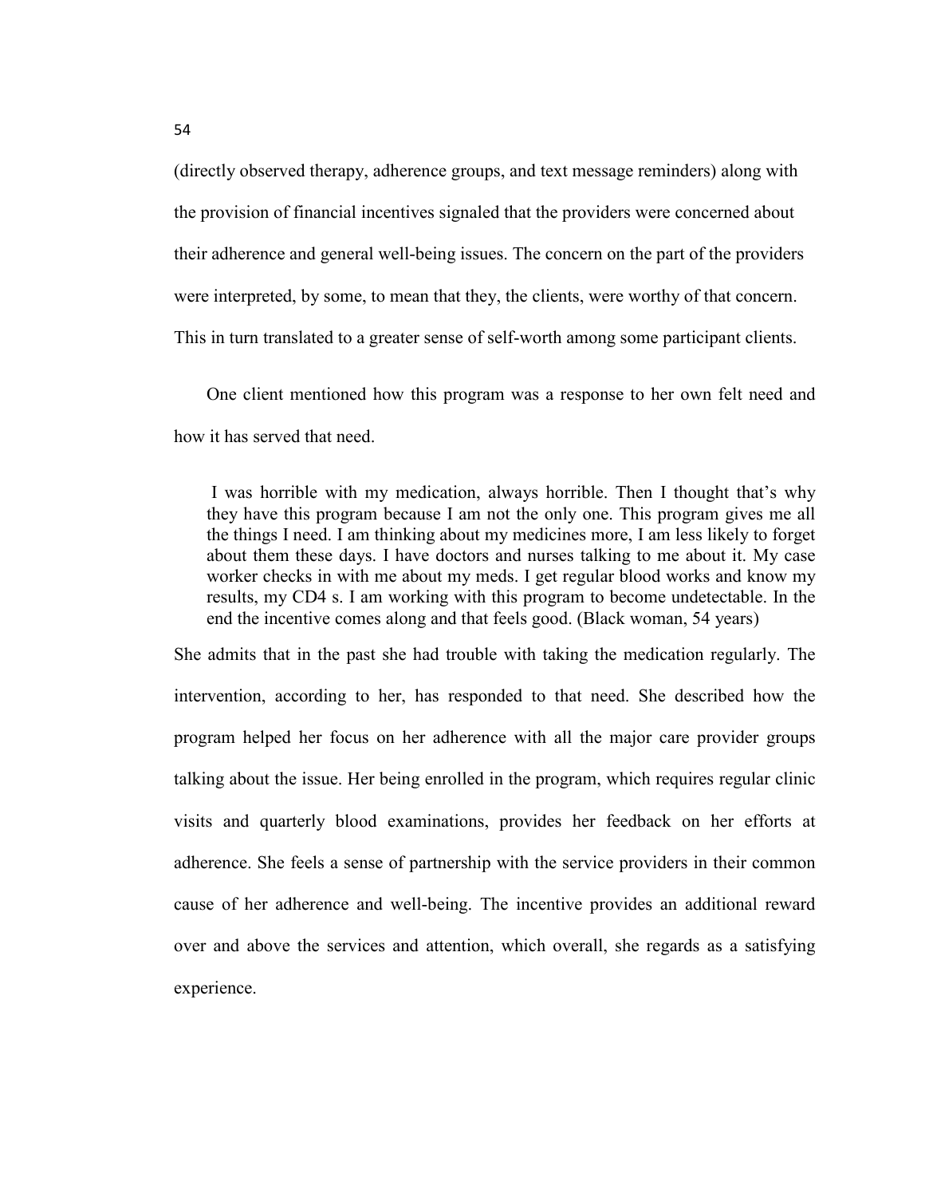(directly observed therapy, adherence groups, and text message reminders) along with the provision of financial incentives signaled that the providers were concerned about their adherence and general well-being issues. The concern on the part of the providers were interpreted, by some, to mean that they, the clients, were worthy of that concern. This in turn translated to a greater sense of self-worth among some participant clients.

One client mentioned how this program was a response to her own felt need and how it has served that need.

> I was horrible with my medication, always horrible. Then I thought that's why they have this program because I am not the only one. This program gives me all the things I need. I am thinking about my medicines more, I am less likely to forget about them these days. I have doctors and nurses talking to me about it. My case worker checks in with me about my meds. I get regular blood works and know my results, my CD4 s. I am working with this program to become undetectable. In the end the incentive comes along and that feels good. (Black woman, 54 years)

She admits that in the past she had trouble with taking the medication regularly. The intervention, according to her, has responded to that need. She described how the program helped her focus on her adherence with all the major care provider groups talking about the issue. Her being enrolled in the program, which requires regular clinic visits and quarterly blood examinations, provides her feedback on her efforts at adherence. She feels a sense of partnership with the service providers in their common cause of her adherence and well-being. The incentive provides an additional reward over and above the services and attention, which overall, she regards as a satisfying experience.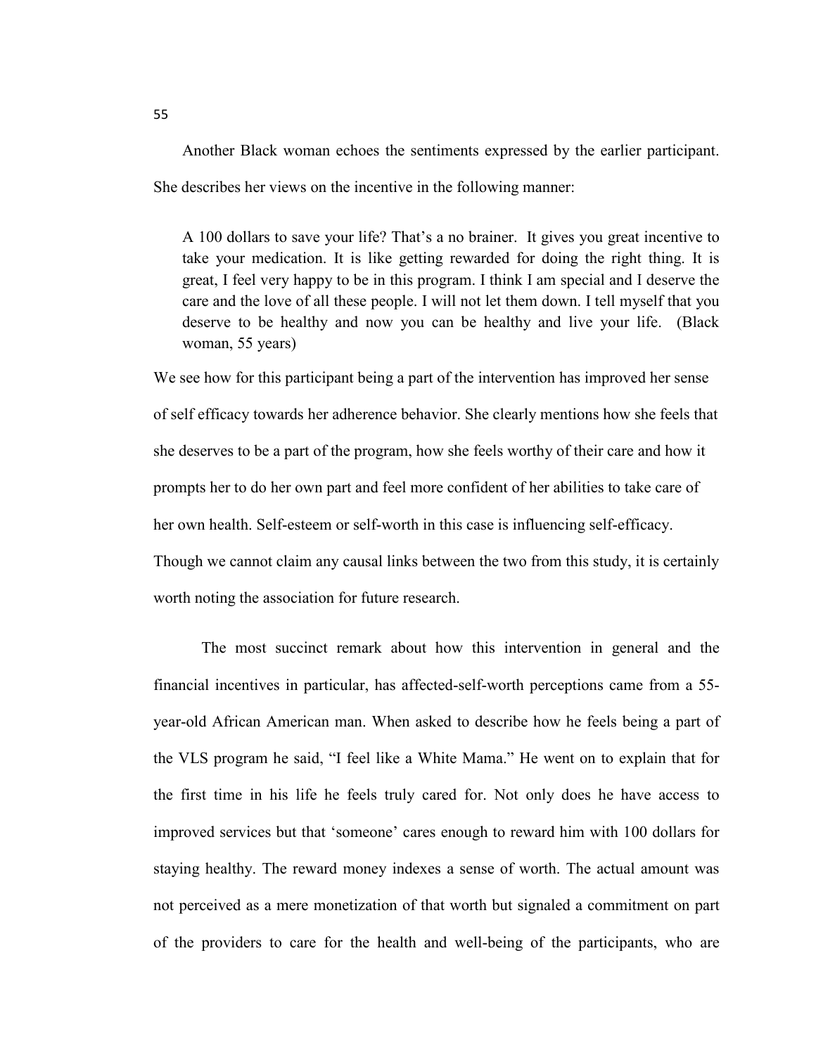Another Black woman echoes the sentiments expressed by the earlier participant. She describes her views on the incentive in the following manner:

> A 100 dollars to save your life? That's a no brainer. It gives you great incentive to take your medication. It is like getting rewarded for doing the right thing. It is great, I feel very happy to be in this program. I think I am special and I deserve the care and the love of all these people. I will not let them down. I tell myself that you deserve to be healthy and now you can be healthy and live your life. (Black woman, 55 years)

We see how for this participant being a part of the intervention has improved her sense of self efficacy towards her adherence behavior. She clearly mentions how she feels that she deserves to be a part of the program, how she feels worthy of their care and how it prompts her to do her own part and feel more confident of her abilities to take care of her own health. Self-esteem or self-worth in this case is influencing self-efficacy. Though we cannot claim any causal links between the two from this study, it is certainly worth noting the association for future research.

The most succinct remark about how this intervention in general and the financial incentives in particular, has affected-self-worth perceptions came from a 55-year-old African American man. When asked to describe how he feels being a part of the VLS program he said, "I feel like a White Mama." He went on to explain that for the first time in his life he feels truly cared for. Not only does he have access to improved services but that 'someone' cares enough to reward him with 100 dollars for staying healthy. The reward money indexes a sense of worth. The actual amount was not perceived as a mere monetization of that worth but signaled a commitment on part of the providers to care for the health and well-being of the participants, who are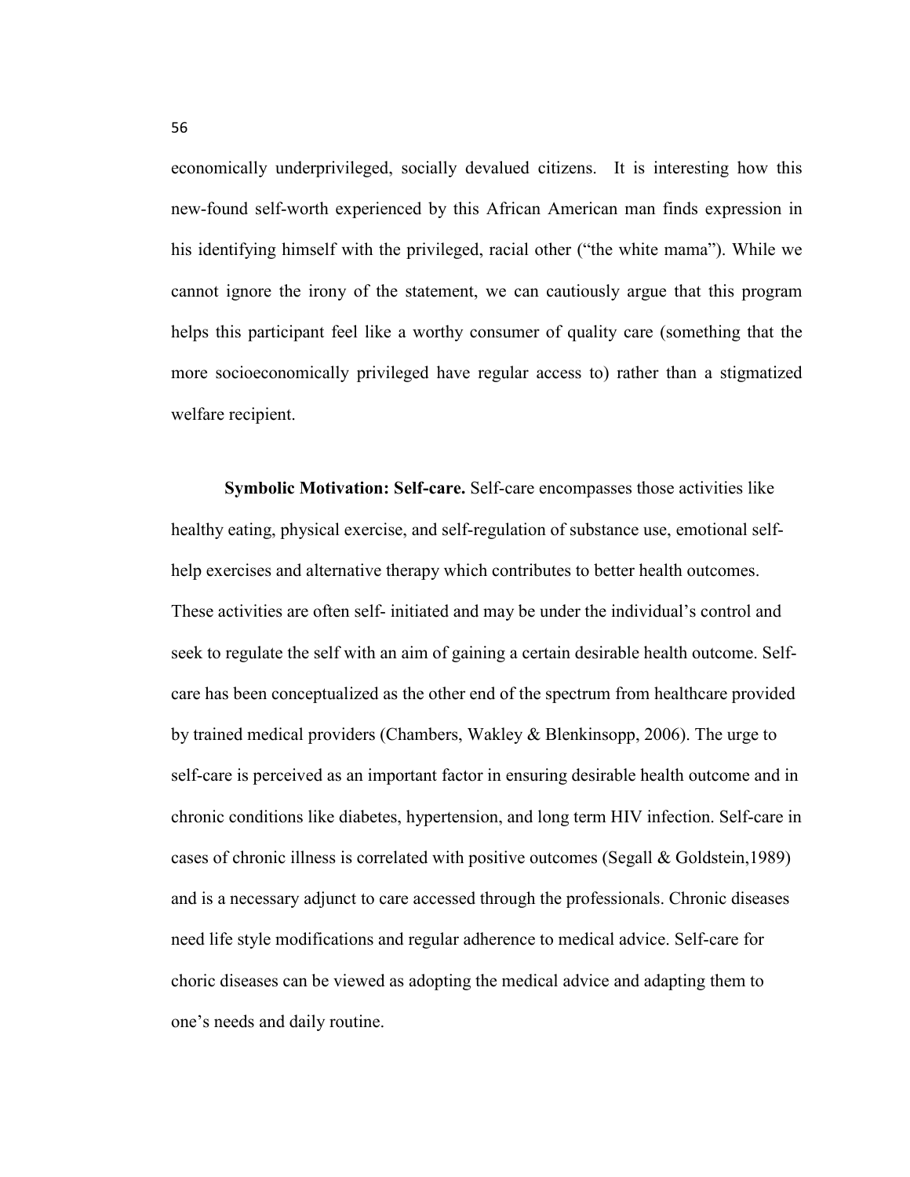economically underprivileged, socially devalued citizens. It is interesting how this new-found self-worth experienced by this African American man finds expression in his identifying himself with the privileged, racial other ("the white mama"). While we cannot ignore the irony of the statement, we can cautiously argue that this program helps this participant feel like a worthy consumer of quality care (something that the more socioeconomically privileged have regular access to) rather than a stigmatized welfare recipient.

**Symbolic Motivation: Self-care.** Self-care encompasses those activities like healthy eating, physical exercise, and self-regulation of substance use, emotional self-help exercises and alternative therapy which contributes to better health outcomes. These activities are often self- initiated and may be under the individual's control and seek to regulate the self with an aim of gaining a certain desirable health outcome. Self-care has been conceptualized as the other end of the spectrum from healthcare provided by trained medical providers (Chambers, Wakley & Blenkinsopp, 2006). The urge to self-care is perceived as an important factor in ensuring desirable health outcome and in chronic conditions like diabetes, hypertension, and long term HIV infection. Self-care in cases of chronic illness is correlated with positive outcomes (Segall & Goldstein,1989) and is a necessary adjunct to care accessed through the professionals. Chronic diseases need life style modifications and regular adherence to medical advice. Self-care for choric diseases can be viewed as adopting the medical advice and adapting them to one's needs and daily routine.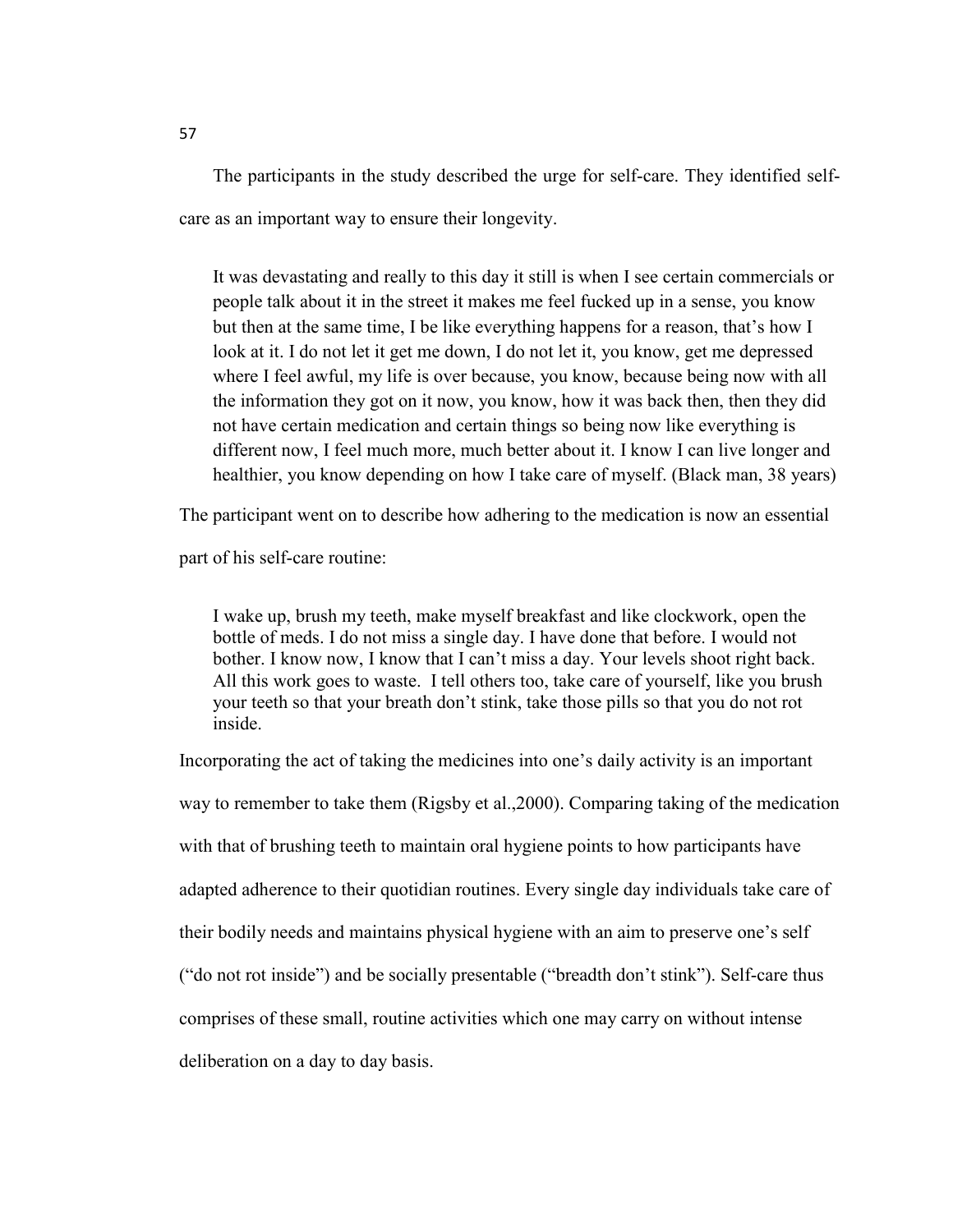The participants in the study described the urge for self-care. They identified self-care as an important way to ensure their longevity.

> It was devastating and really to this day it still is when I see certain commercials or people talk about it in the street it makes me feel fucked up in a sense, you know but then at the same time, I be like everything happens for a reason, that's how I look at it. I do not let it get me down, I do not let it, you know, get me depressed where I feel awful, my life is over because, you know, because being now with all the information they got on it now, you know, how it was back then, then they did not have certain medication and certain things so being now like everything is different now, I feel much more, much better about it. I know I can live longer and healthier, you know depending on how I take care of myself. (Black man, 38 years)

The participant went on to describe how adhering to the medication is now an essential part of his self-care routine:

> I wake up, brush my teeth, make myself breakfast and like clockwork, open the bottle of meds. I do not miss a single day. I have done that before. I would not bother. I know now, I know that I can't miss a day. Your levels shoot right back. All this work goes to waste. I tell others too, take care of yourself, like you brush your teeth so that your breath don't stink, take those pills so that you do not rot inside.

Incorporating the act of taking the medicines into one's daily activity is an important way to remember to take them (Rigsby et al.,2000). Comparing taking of the medication with that of brushing teeth to maintain oral hygiene points to how participants have adapted adherence to their quotidian routines. Every single day individuals take care of their bodily needs and maintains physical hygiene with an aim to preserve one's self ("do not rot inside") and be socially presentable ("breadth don't stink"). Self-care thus comprises of these small, routine activities which one may carry on without intense deliberation on a day to day basis.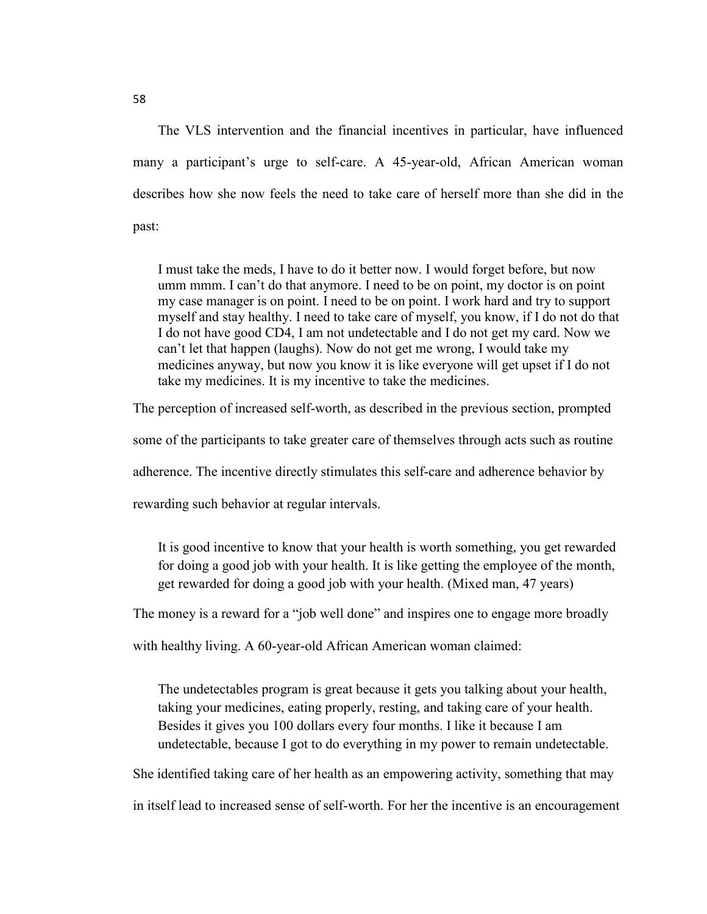The VLS intervention and the financial incentives in particular, have influenced many a participant's urge to self-care. A 45-year-old, African American woman describes how she now feels the need to take care of herself more than she did in the past:

> I must take the meds, I have to do it better now. I would forget before, but now umm mmm. I can't do that anymore. I need to be on point, my doctor is on point my case manager is on point. I need to be on point. I work hard and try to support myself and stay healthy. I need to take care of myself, you know, if I do not do that I do not have good CD4, I am not undetectable and I do not get my card. Now we can't let that happen (laughs). Now do not get me wrong, I would take my medicines anyway, but now you know it is like everyone will get upset if I do not take my medicines. It is my incentive to take the medicines.

The perception of increased self-worth, as described in the previous section, prompted some of the participants to take greater care of themselves through acts such as routine adherence. The incentive directly stimulates this self-care and adherence behavior by rewarding such behavior at regular intervals.

> It is good incentive to know that your health is worth something, you get rewarded for doing a good job with your health. It is like getting the employee of the month, get rewarded for doing a good job with your health. (Mixed man, 47 years)

The money is a reward for a "job well done" and inspires one to engage more broadly with healthy living. A 60-year-old African American woman claimed:

> The undetectables program is great because it gets you talking about your health, taking your medicines, eating properly, resting, and taking care of your health. Besides it gives you 100 dollars every four months. I like it because I am undetectable, because I got to do everything in my power to remain undetectable.

She identified taking care of her health as an empowering activity, something that may in itself lead to increased sense of self-worth. For her the incentive is an encouragement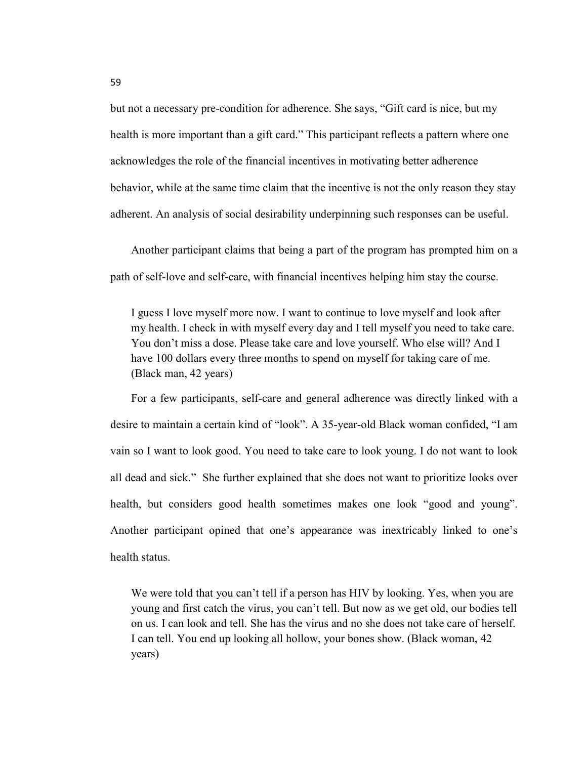but not a necessary pre-condition for adherence. She says, "Gift card is nice, but my health is more important than a gift card." This participant reflects a pattern where one acknowledges the role of the financial incentives in motivating better adherence behavior, while at the same time claim that the incentive is not the only reason they stay adherent. An analysis of social desirability underpinning such responses can be useful.

Another participant claims that being a part of the program has prompted him on a path of self-love and self-care, with financial incentives helping him stay the course.

> I guess I love myself more now. I want to continue to love myself and look after my health. I check in with myself every day and I tell myself you need to take care. You don't miss a dose. Please take care and love yourself. Who else will? And I have 100 dollars every three months to spend on myself for taking care of me. (Black man, 42 years)

For a few participants, self-care and general adherence was directly linked with a desire to maintain a certain kind of "look". A 35-year-old Black woman confided, "I am vain so I want to look good. You need to take care to look young. I do not want to look all dead and sick." She further explained that she does not want to prioritize looks over health, but considers good health sometimes makes one look "good and young". Another participant opined that one's appearance was inextricably linked to one's health status.

> We were told that you can't tell if a person has HIV by looking. Yes, when you are young and first catch the virus, you can't tell. But now as we get old, our bodies tell on us. I can look and tell. She has the virus and no she does not take care of herself. I can tell. You end up looking all hollow, your bones show. (Black woman, 42 years)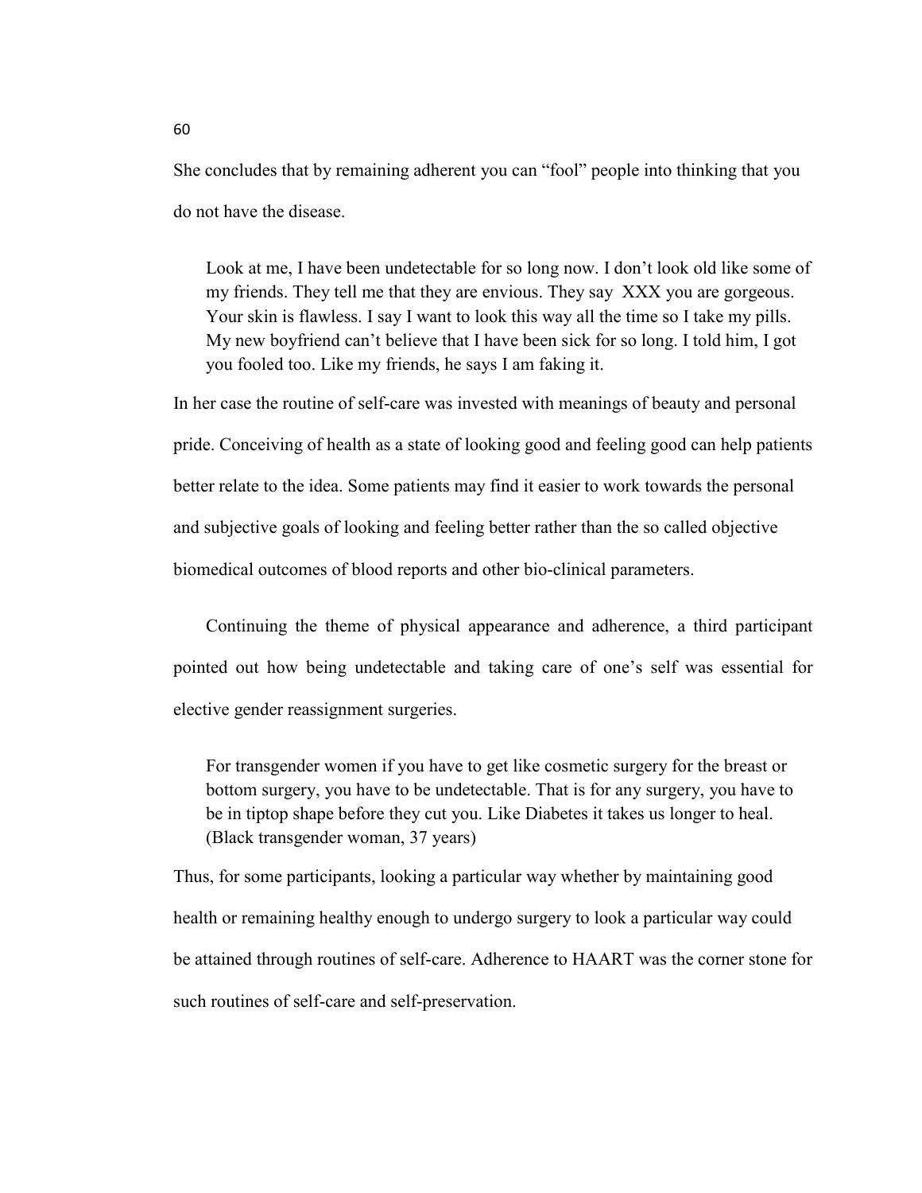She concludes that by remaining adherent you can "fool" people into thinking that you do not have the disease.

> Look at me, I have been undetectable for so long now. I don't look old like some of my friends. They tell me that they are envious. They say XXX you are gorgeous. Your skin is flawless. I say I want to look this way all the time so I take my pills. My new boyfriend can't believe that I have been sick for so long. I told him, I got you fooled too. Like my friends, he says I am faking it.

In her case the routine of self-care was invested with meanings of beauty and personal pride. Conceiving of health as a state of looking good and feeling good can help patients better relate to the idea. Some patients may find it easier to work towards the personal and subjective goals of looking and feeling better rather than the so called objective biomedical outcomes of blood reports and other bio-clinical parameters.

Continuing the theme of physical appearance and adherence, a third participant pointed out how being undetectable and taking care of one's self was essential for elective gender reassignment surgeries.

> For transgender women if you have to get like cosmetic surgery for the breast or bottom surgery, you have to be undetectable. That is for any surgery, you have to be in tiptop shape before they cut you. Like Diabetes it takes us longer to heal. (Black transgender woman, 37 years)

Thus, for some participants, looking a particular way whether by maintaining good health or remaining healthy enough to undergo surgery to look a particular way could be attained through routines of self-care. Adherence to HAART was the corner stone for such routines of self-care and self-preservation.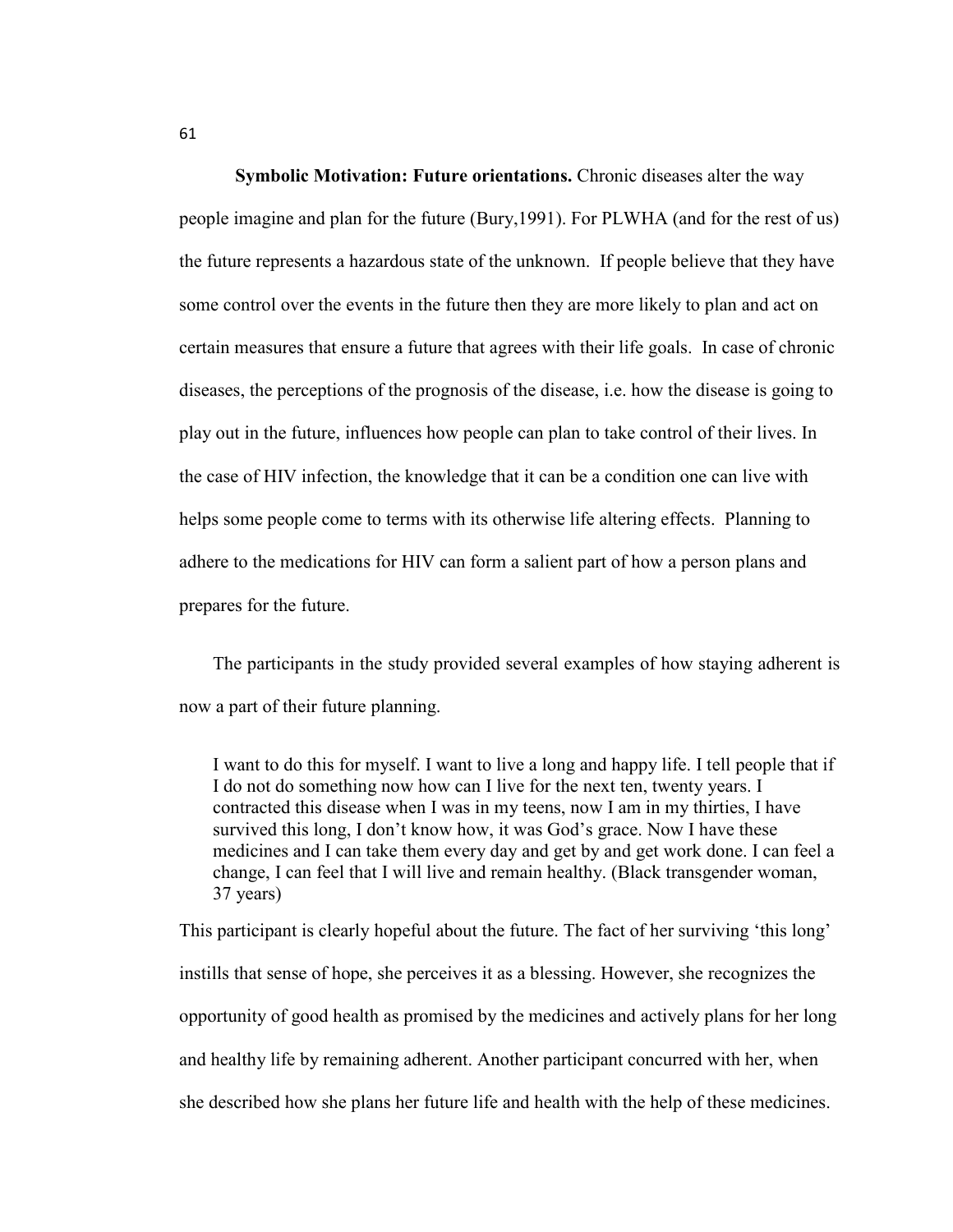**Symbolic Motivation: Future orientations.** Chronic diseases alter the way people imagine and plan for the future (Bury,1991). For PLWHA (and for the rest of us) the future represents a hazardous state of the unknown. If people believe that they have some control over the events in the future then they are more likely to plan and act on certain measures that ensure a future that agrees with their life goals. In case of chronic diseases, the perceptions of the prognosis of the disease, i.e. how the disease is going to play out in the future, influences how people can plan to take control of their lives. In the case of HIV infection, the knowledge that it can be a condition one can live with helps some people come to terms with its otherwise life altering effects. Planning to adhere to the medications for HIV can form a salient part of how a person plans and prepares for the future.

The participants in the study provided several examples of how staying adherent is now a part of their future planning.

> I want to do this for myself. I want to live a long and happy life. I tell people that if I do not do something now how can I live for the next ten, twenty years. I contracted this disease when I was in my teens, now I am in my thirties, I have survived this long, I don't know how, it was God's grace. Now I have these medicines and I can take them every day and get by and get work done. I can feel a change, I can feel that I will live and remain healthy. (Black transgender woman, 37 years)

This participant is clearly hopeful about the future. The fact of her surviving 'this long' instills that sense of hope, she perceives it as a blessing. However, she recognizes the opportunity of good health as promised by the medicines and actively plans for her long and healthy life by remaining adherent. Another participant concurred with her, when she described how she plans her future life and health with the help of these medicines.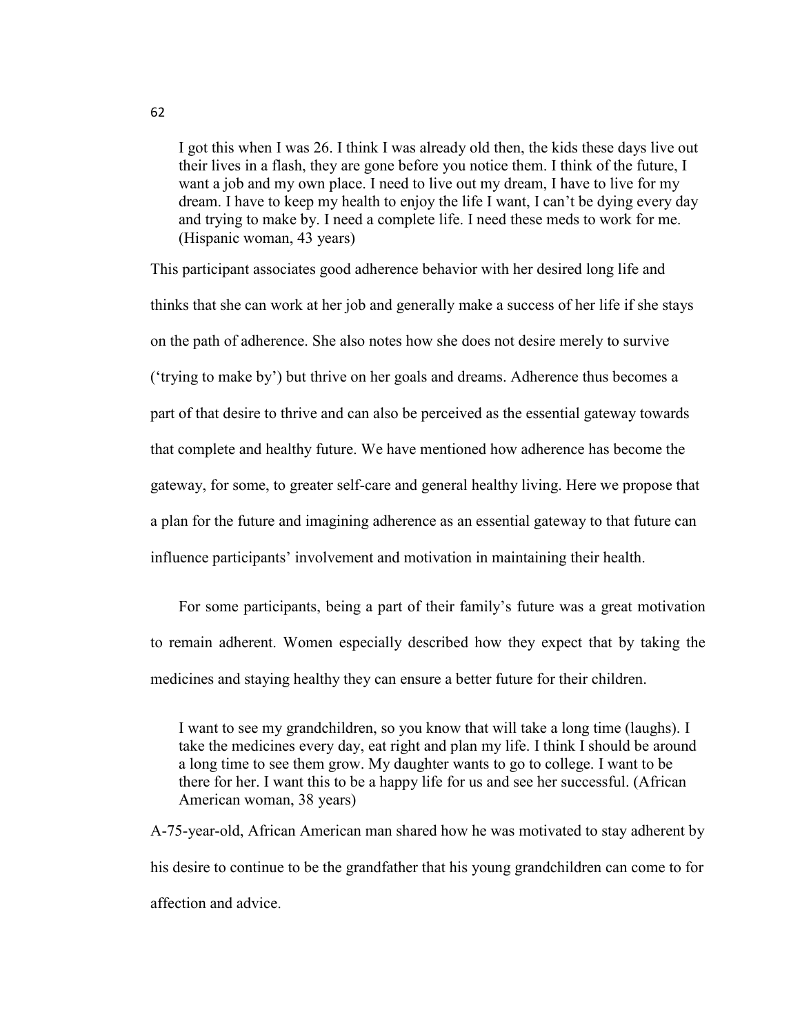> I got this when I was 26. I think I was already old then, the kids these days live out their lives in a flash, they are gone before you notice them. I think of the future, I want a job and my own place. I need to live out my dream, I have to live for my dream. I have to keep my health to enjoy the life I want, I can't be dying every day and trying to make by. I need a complete life. I need these meds to work for me. (Hispanic woman, 43 years)

This participant associates good adherence behavior with her desired long life and thinks that she can work at her job and generally make a success of her life if she stays on the path of adherence. She also notes how she does not desire merely to survive ('trying to make by') but thrive on her goals and dreams. Adherence thus becomes a part of that desire to thrive and can also be perceived as the essential gateway towards that complete and healthy future. We have mentioned how adherence has become the gateway, for some, to greater self-care and general healthy living. Here we propose that a plan for the future and imagining adherence as an essential gateway to that future can influence participants' involvement and motivation in maintaining their health.

For some participants, being a part of their family's future was a great motivation to remain adherent. Women especially described how they expect that by taking the medicines and staying healthy they can ensure a better future for their children.

> I want to see my grandchildren, so you know that will take a long time (laughs). I take the medicines every day, eat right and plan my life. I think I should be around a long time to see them grow. My daughter wants to go to college. I want to be there for her. I want this to be a happy life for us and see her successful. (African American woman, 38 years)

A-75-year-old, African American man shared how he was motivated to stay adherent by his desire to continue to be the grandfather that his young grandchildren can come to for affection and advice.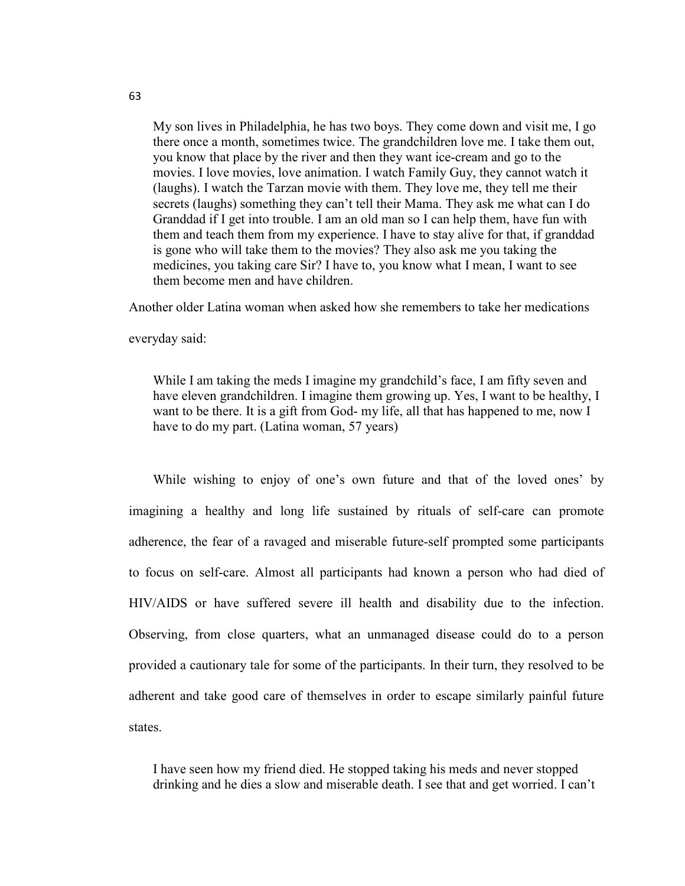> My son lives in Philadelphia, he has two boys. They come down and visit me, I go there once a month, sometimes twice. The grandchildren love me. I take them out, you know that place by the river and then they want ice-cream and go to the movies. I love movies, love animation. I watch Family Guy, they cannot watch it (laughs). I watch the Tarzan movie with them. They love me, they tell me their secrets (laughs) something they can't tell their Mama. They ask me what can I do Granddad if I get into trouble. I am an old man so I can help them, have fun with them and teach them from my experience. I have to stay alive for that, if granddad is gone who will take them to the movies? They also ask me you taking the medicines, you taking care Sir? I have to, you know what I mean, I want to see them become men and have children.

Another older Latina woman when asked how she remembers to take her medications everyday said:

> While I am taking the meds I imagine my grandchild's face, I am fifty seven and have eleven grandchildren. I imagine them growing up. Yes, I want to be healthy, I want to be there. It is a gift from God- my life, all that has happened to me, now I have to do my part. (Latina woman, 57 years)

While wishing to enjoy of one's own future and that of the loved ones' by imagining a healthy and long life sustained by rituals of self-care can promote adherence, the fear of a ravaged and miserable future-self prompted some participants to focus on self-care. Almost all participants had known a person who had died of HIV/AIDS or have suffered severe ill health and disability due to the infection. Observing, from close quarters, what an unmanaged disease could do to a person provided a cautionary tale for some of the participants. In their turn, they resolved to be adherent and take good care of themselves in order to escape similarly painful future states.

> I have seen how my friend died. He stopped taking his meds and never stopped drinking and he dies a slow and miserable death. I see that and get worried. I can't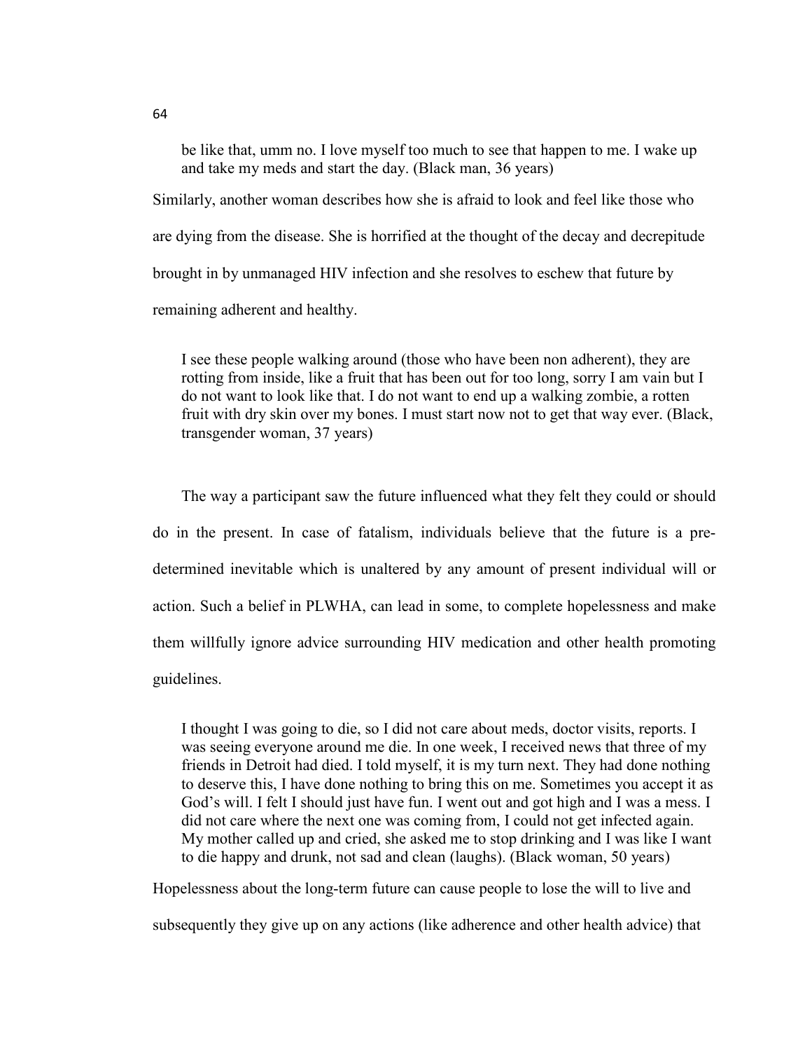> be like that, umm no. I love myself too much to see that happen to me. I wake up and take my meds and start the day. (Black man, 36 years)

Similarly, another woman describes how she is afraid to look and feel like those who are dying from the disease. She is horrified at the thought of the decay and decrepitude brought in by unmanaged HIV infection and she resolves to eschew that future by remaining adherent and healthy.

> I see these people walking around (those who have been non adherent), they are rotting from inside, like a fruit that has been out for too long, sorry I am vain but I do not want to look like that. I do not want to end up a walking zombie, a rotten fruit with dry skin over my bones. I must start now not to get that way ever. (Black, transgender woman, 37 years)

The way a participant saw the future influenced what they felt they could or should do in the present. In case of fatalism, individuals believe that the future is a pre-determined inevitable which is unaltered by any amount of present individual will or action. Such a belief in PLWHA, can lead in some, to complete hopelessness and make them willfully ignore advice surrounding HIV medication and other health promoting guidelines.

> I thought I was going to die, so I did not care about meds, doctor visits, reports. I was seeing everyone around me die. In one week, I received news that three of my friends in Detroit had died. I told myself, it is my turn next. They had done nothing to deserve this, I have done nothing to bring this on me. Sometimes you accept it as God's will. I felt I should just have fun. I went out and got high and I was a mess. I did not care where the next one was coming from, I could not get infected again. My mother called up and cried, she asked me to stop drinking and I was like I want to die happy and drunk, not sad and clean (laughs). (Black woman, 50 years)

Hopelessness about the long-term future can cause people to lose the will to live and subsequently they give up on any actions (like adherence and other health advice) that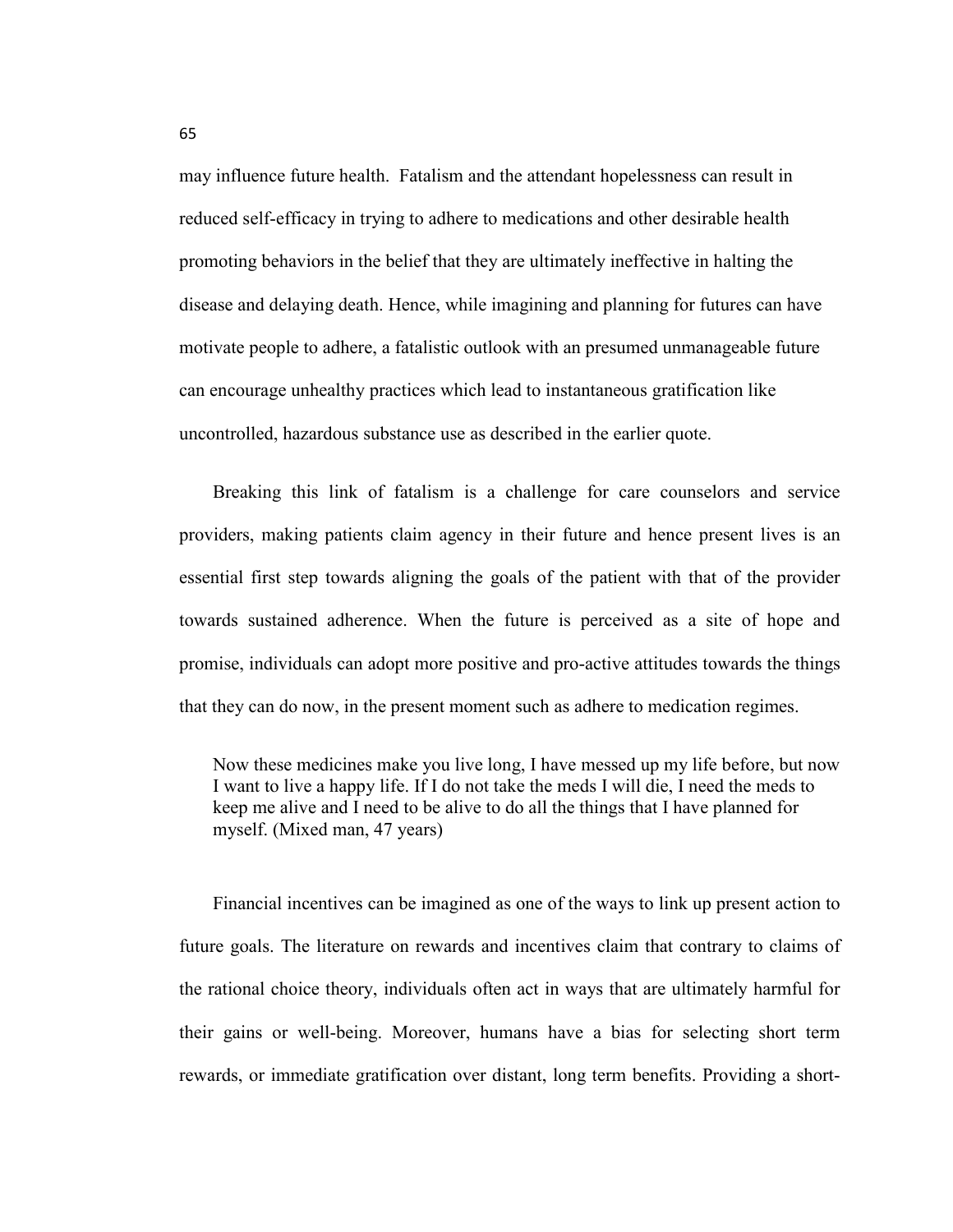may influence future health. Fatalism and the attendant hopelessness can result in reduced self-efficacy in trying to adhere to medications and other desirable health promoting behaviors in the belief that they are ultimately ineffective in halting the disease and delaying death. Hence, while imagining and planning for futures can have motivate people to adhere, a fatalistic outlook with an presumed unmanageable future can encourage unhealthy practices which lead to instantaneous gratification like uncontrolled, hazardous substance use as described in the earlier quote.

Breaking this link of fatalism is a challenge for care counselors and service providers, making patients claim agency in their future and hence present lives is an essential first step towards aligning the goals of the patient with that of the provider towards sustained adherence. When the future is perceived as a site of hope and promise, individuals can adopt more positive and pro-active attitudes towards the things that they can do now, in the present moment such as adhere to medication regimes.

> Now these medicines make you live long, I have messed up my life before, but now I want to live a happy life. If I do not take the meds I will die, I need the meds to keep me alive and I need to be alive to do all the things that I have planned for myself. (Mixed man, 47 years)

Financial incentives can be imagined as one of the ways to link up present action to future goals. The literature on rewards and incentives claim that contrary to claims of the rational choice theory, individuals often act in ways that are ultimately harmful for their gains or well-being. Moreover, humans have a bias for selecting short term rewards, or immediate gratification over distant, long term benefits. Providing a short-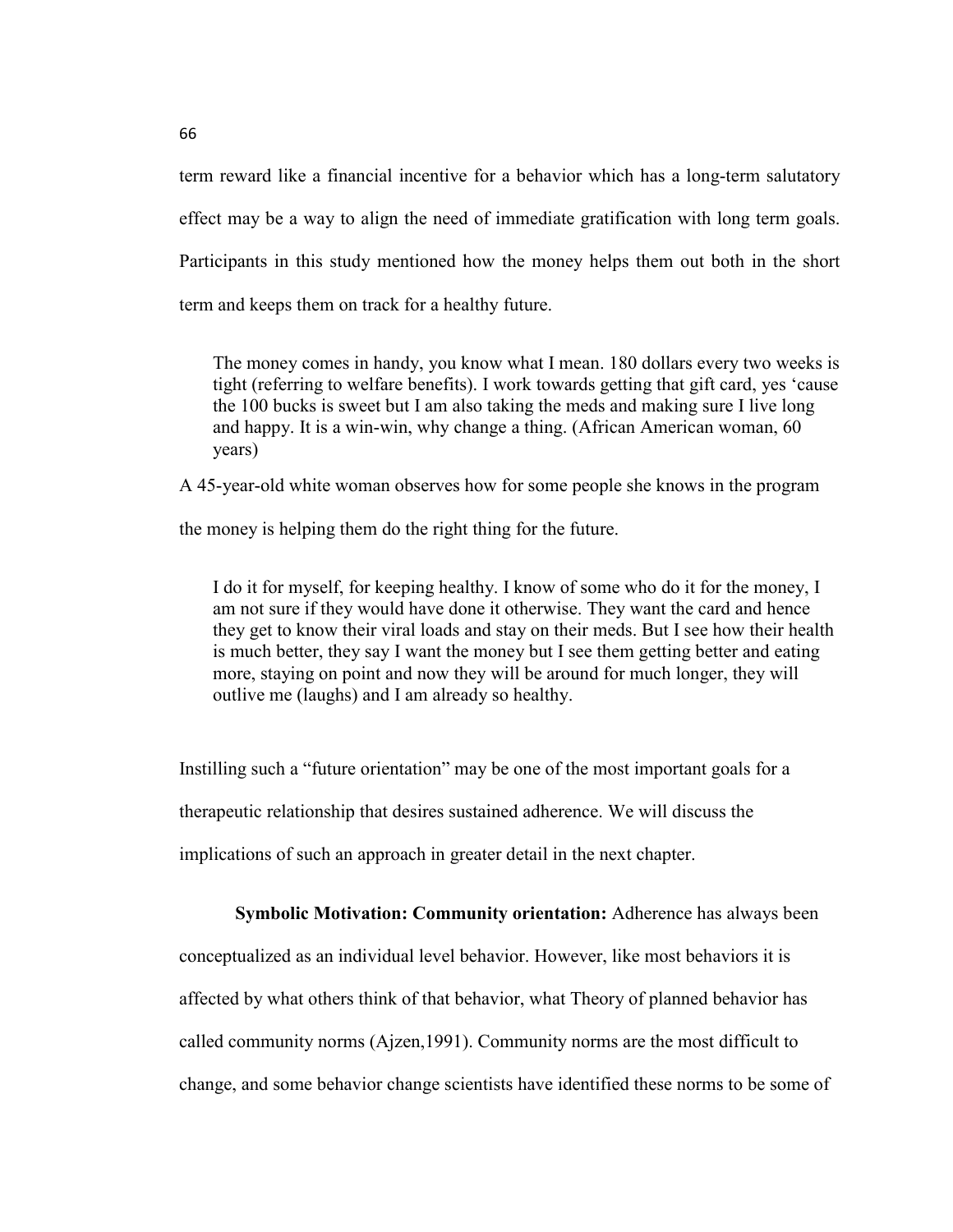term reward like a financial incentive for a behavior which has a long-term salutatory effect may be a way to align the need of immediate gratification with long term goals. Participants in this study mentioned how the money helps them out both in the short term and keeps them on track for a healthy future.

> The money comes in handy, you know what I mean. 180 dollars every two weeks is tight (referring to welfare benefits). I work towards getting that gift card, yes 'cause the 100 bucks is sweet but I am also taking the meds and making sure I live long and happy. It is a win-win, why change a thing. (African American woman, 60 years)

A 45-year-old white woman observes how for some people she knows in the program the money is helping them do the right thing for the future.

> I do it for myself, for keeping healthy. I know of some who do it for the money, I am not sure if they would have done it otherwise. They want the card and hence they get to know their viral loads and stay on their meds. But I see how their health is much better, they say I want the money but I see them getting better and eating more, staying on point and now they will be around for much longer, they will outlive me (laughs) and I am already so healthy.

Instilling such a "future orientation" may be one of the most important goals for a therapeutic relationship that desires sustained adherence. We will discuss the implications of such an approach in greater detail in the next chapter.

**Symbolic Motivation: Community orientation:** Adherence has always been conceptualized as an individual level behavior. However, like most behaviors it is affected by what others think of that behavior, what Theory of planned behavior has called community norms (Ajzen,1991). Community norms are the most difficult to change, and some behavior change scientists have identified these norms to be some of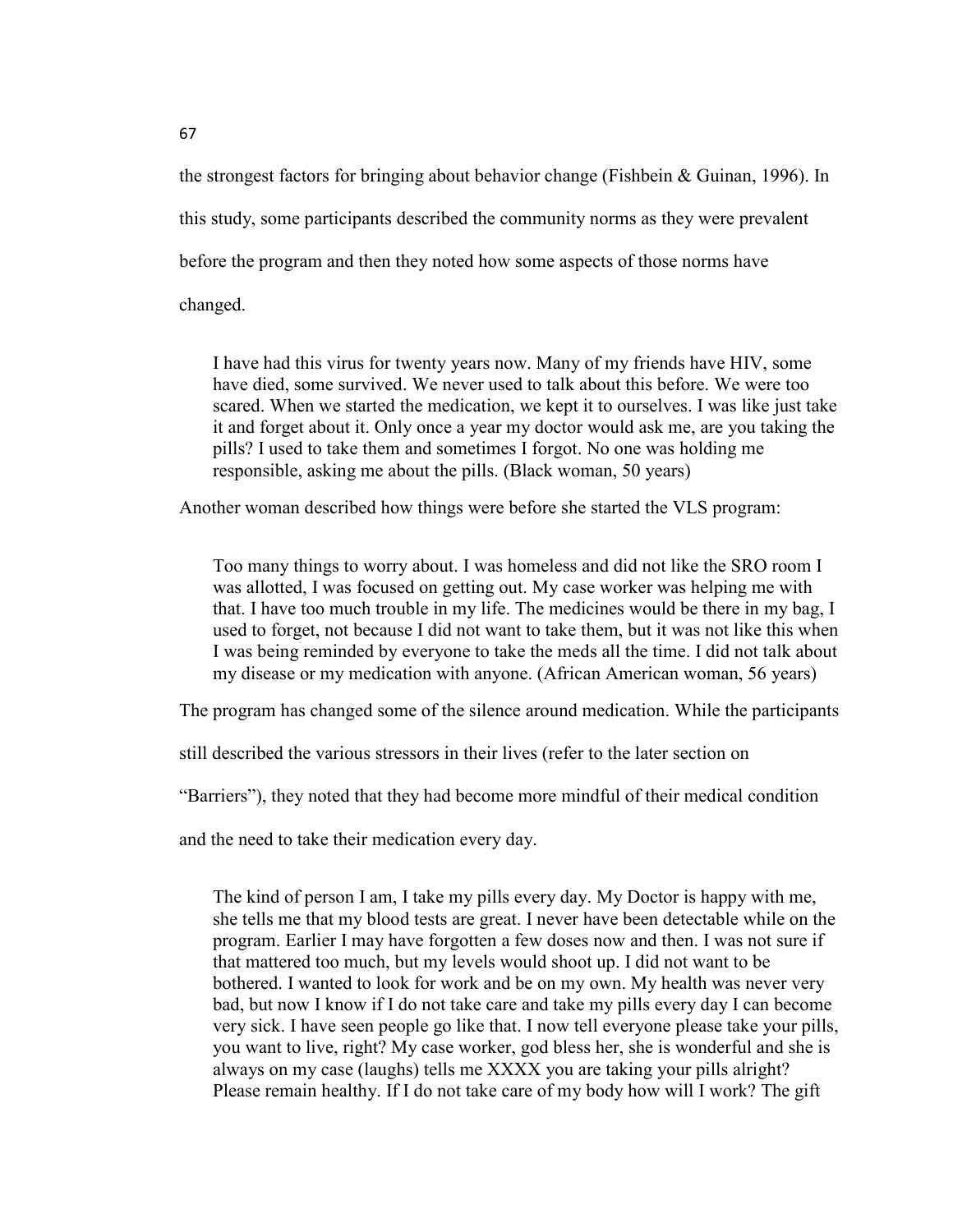the strongest factors for bringing about behavior change (Fishbein & Guinan, 1996). In this study, some participants described the community norms as they were prevalent before the program and then they noted how some aspects of those norms have changed.

> I have had this virus for twenty years now. Many of my friends have HIV, some have died, some survived. We never used to talk about this before. We were too scared. When we started the medication, we kept it to ourselves. I was like just take it and forget about it. Only once a year my doctor would ask me, are you taking the pills? I used to take them and sometimes I forgot. No one was holding me responsible, asking me about the pills. (Black woman, 50 years)

Another woman described how things were before she started the VLS program:

> Too many things to worry about. I was homeless and did not like the SRO room I was allotted, I was focused on getting out. My case worker was helping me with that. I have too much trouble in my life. The medicines would be there in my bag, I used to forget, not because I did not want to take them, but it was not like this when I was being reminded by everyone to take the meds all the time. I did not talk about my disease or my medication with anyone. (African American woman, 56 years)

The program has changed some of the silence around medication. While the participants still described the various stressors in their lives (refer to the later section on "Barriers"), they noted that they had become more mindful of their medical condition and the need to take their medication every day.

> The kind of person I am, I take my pills every day. My Doctor is happy with me, she tells me that my blood tests are great. I never have been detectable while on the program. Earlier I may have forgotten a few doses now and then. I was not sure if that mattered too much, but my levels would shoot up. I did not want to be bothered. I wanted to look for work and be on my own. My health was never very bad, but now I know if I do not take care and take my pills every day I can become very sick. I have seen people go like that. I now tell everyone please take your pills, you want to live, right? My case worker, god bless her, she is wonderful and she is always on my case (laughs) tells me XXXX you are taking your pills alright? Please remain healthy. If I do not take care of my body how will I work? The gift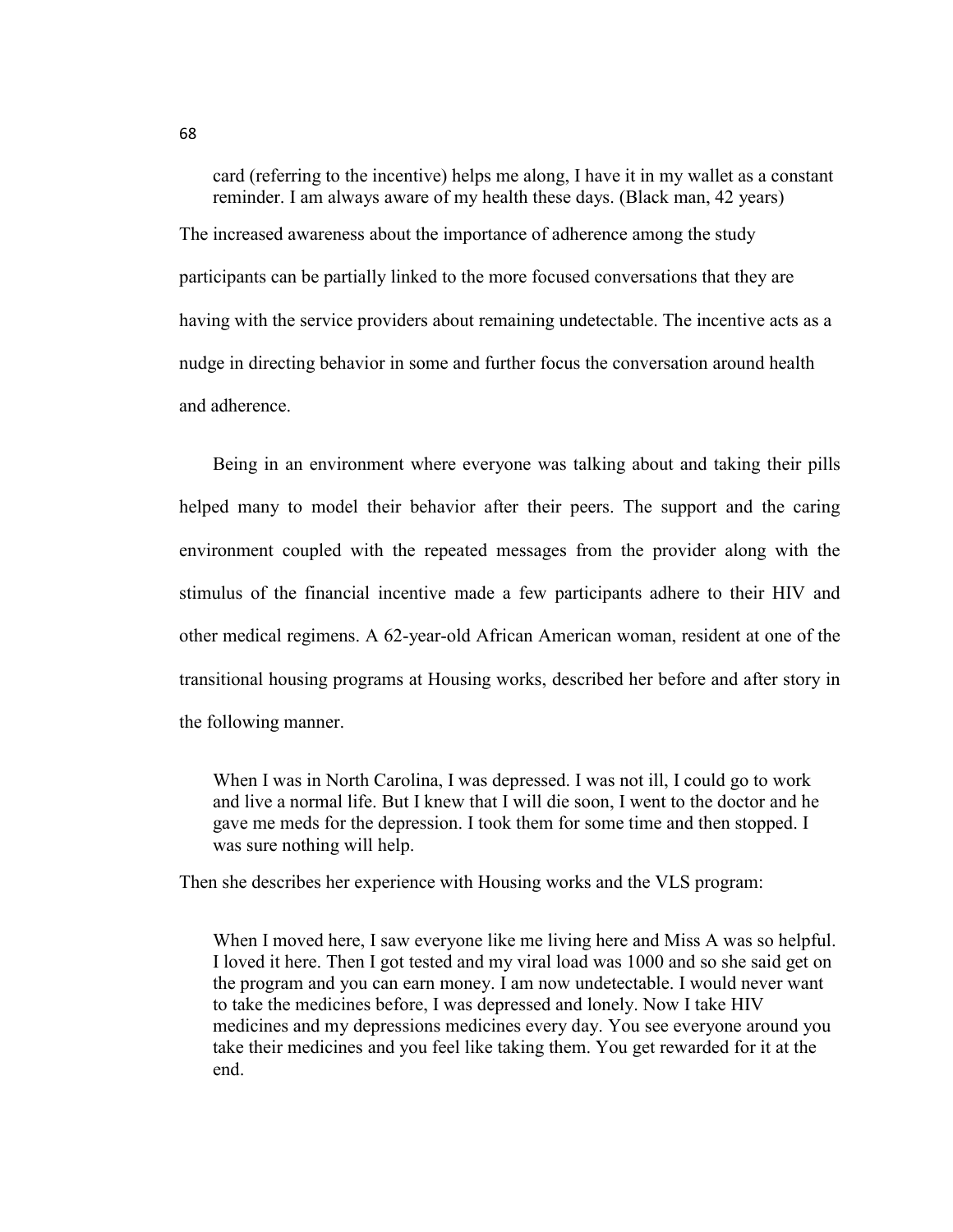> card (referring to the incentive) helps me along, I have it in my wallet as a constant reminder. I am always aware of my health these days. (Black man, 42 years)

The increased awareness about the importance of adherence among the study participants can be partially linked to the more focused conversations that they are having with the service providers about remaining undetectable. The incentive acts as a nudge in directing behavior in some and further focus the conversation around health and adherence.

Being in an environment where everyone was talking about and taking their pills helped many to model their behavior after their peers. The support and the caring environment coupled with the repeated messages from the provider along with the stimulus of the financial incentive made a few participants adhere to their HIV and other medical regimens. A 62-year-old African American woman, resident at one of the transitional housing programs at Housing works, described her before and after story in the following manner.

> When I was in North Carolina, I was depressed. I was not ill, I could go to work and live a normal life. But I knew that I will die soon, I went to the doctor and he gave me meds for the depression. I took them for some time and then stopped. I was sure nothing will help.

Then she describes her experience with Housing works and the VLS program:

> When I moved here, I saw everyone like me living here and Miss A was so helpful. I loved it here. Then I got tested and my viral load was 1000 and so she said get on the program and you can earn money. I am now undetectable. I would never want to take the medicines before, I was depressed and lonely. Now I take HIV medicines and my depressions medicines every day. You see everyone around you take their medicines and you feel like taking them. You get rewarded for it at the end.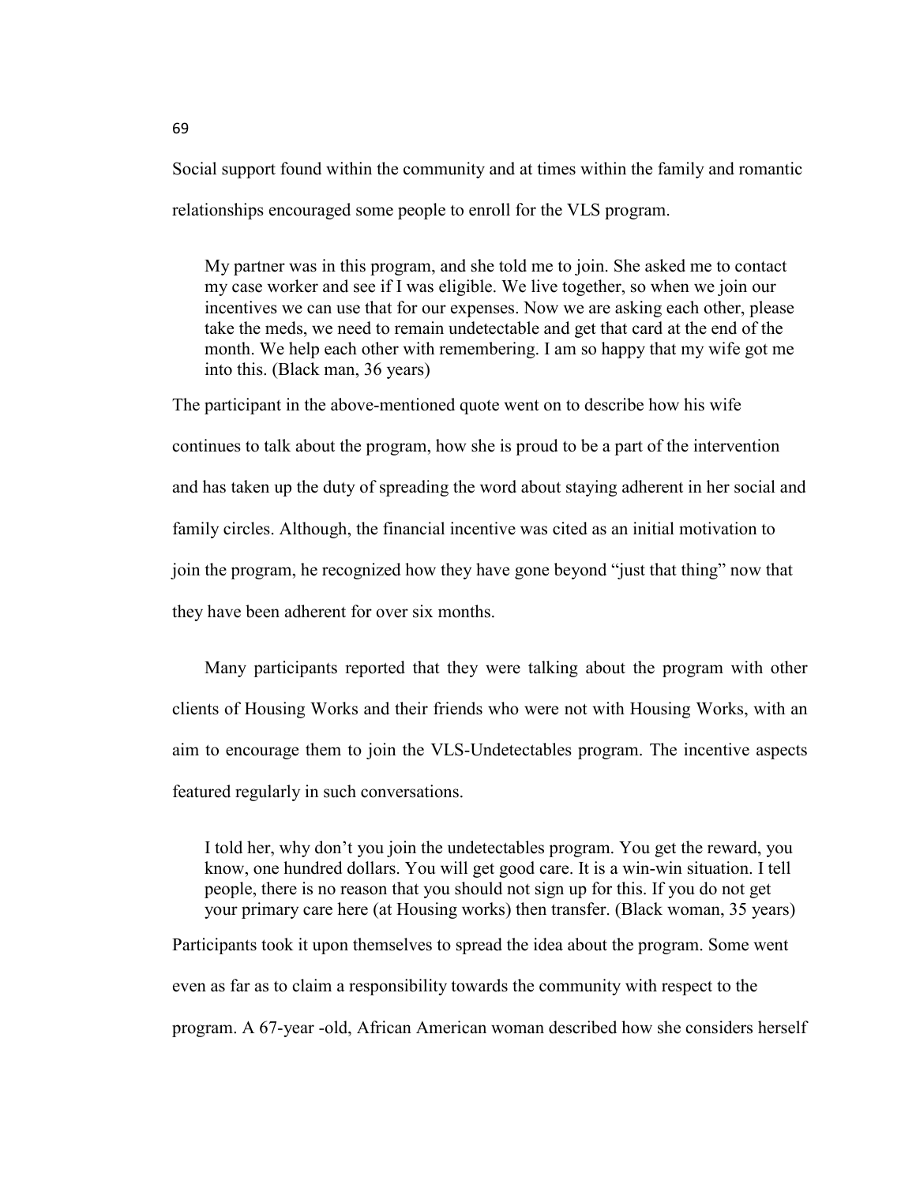Social support found within the community and at times within the family and romantic relationships encouraged some people to enroll for the VLS program.

> My partner was in this program, and she told me to join. She asked me to contact my case worker and see if I was eligible. We live together, so when we join our incentives we can use that for our expenses. Now we are asking each other, please take the meds, we need to remain undetectable and get that card at the end of the month. We help each other with remembering. I am so happy that my wife got me into this. (Black man, 36 years)

The participant in the above-mentioned quote went on to describe how his wife continues to talk about the program, how she is proud to be a part of the intervention and has taken up the duty of spreading the word about staying adherent in her social and family circles. Although, the financial incentive was cited as an initial motivation to join the program, he recognized how they have gone beyond "just that thing" now that they have been adherent for over six months.

Many participants reported that they were talking about the program with other clients of Housing Works and their friends who were not with Housing Works, with an aim to encourage them to join the VLS-Undetectables program. The incentive aspects featured regularly in such conversations.

> I told her, why don't you join the undetectables program. You get the reward, you know, one hundred dollars. You will get good care. It is a win-win situation. I tell people, there is no reason that you should not sign up for this. If you do not get your primary care here (at Housing works) then transfer. (Black woman, 35 years)

Participants took it upon themselves to spread the idea about the program. Some went even as far as to claim a responsibility towards the community with respect to the program. A 67-year -old, African American woman described how she considers herself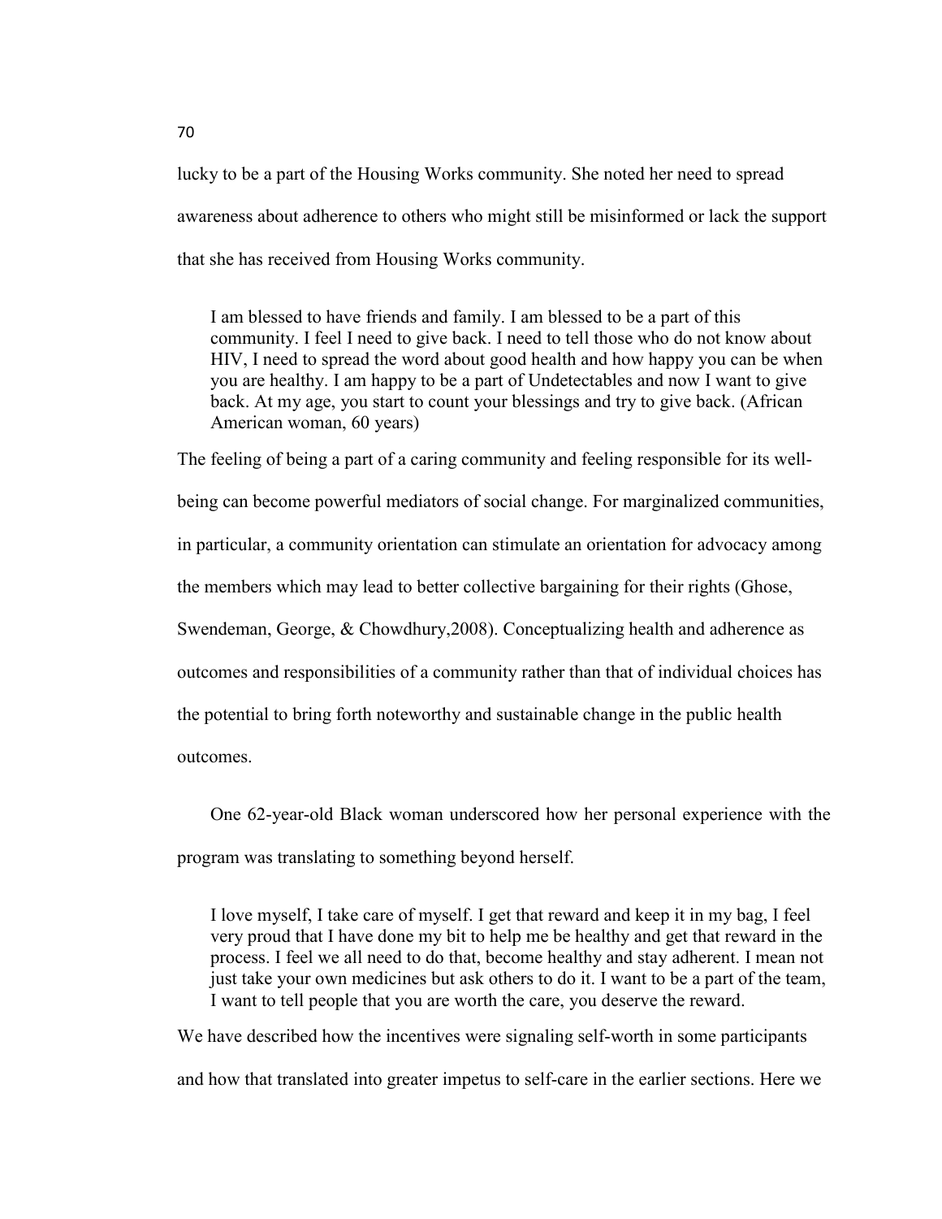lucky to be a part of the Housing Works community. She noted her need to spread awareness about adherence to others who might still be misinformed or lack the support that she has received from Housing Works community.

> I am blessed to have friends and family. I am blessed to be a part of this community. I feel I need to give back. I need to tell those who do not know about HIV, I need to spread the word about good health and how happy you can be when you are healthy. I am happy to be a part of Undetectables and now I want to give back. At my age, you start to count your blessings and try to give back. (African American woman, 60 years)

The feeling of being a part of a caring community and feeling responsible for its well-being can become powerful mediators of social change. For marginalized communities, in particular, a community orientation can stimulate an orientation for advocacy among the members which may lead to better collective bargaining for their rights (Ghose, Swendeman, George, & Chowdhury,2008). Conceptualizing health and adherence as outcomes and responsibilities of a community rather than that of individual choices has the potential to bring forth noteworthy and sustainable change in the public health outcomes.

One 62-year-old Black woman underscored how her personal experience with the program was translating to something beyond herself.

> I love myself, I take care of myself. I get that reward and keep it in my bag, I feel very proud that I have done my bit to help me be healthy and get that reward in the process. I feel we all need to do that, become healthy and stay adherent. I mean not just take your own medicines but ask others to do it. I want to be a part of the team, I want to tell people that you are worth the care, you deserve the reward.

We have described how the incentives were signaling self-worth in some participants and how that translated into greater impetus to self-care in the earlier sections. Here we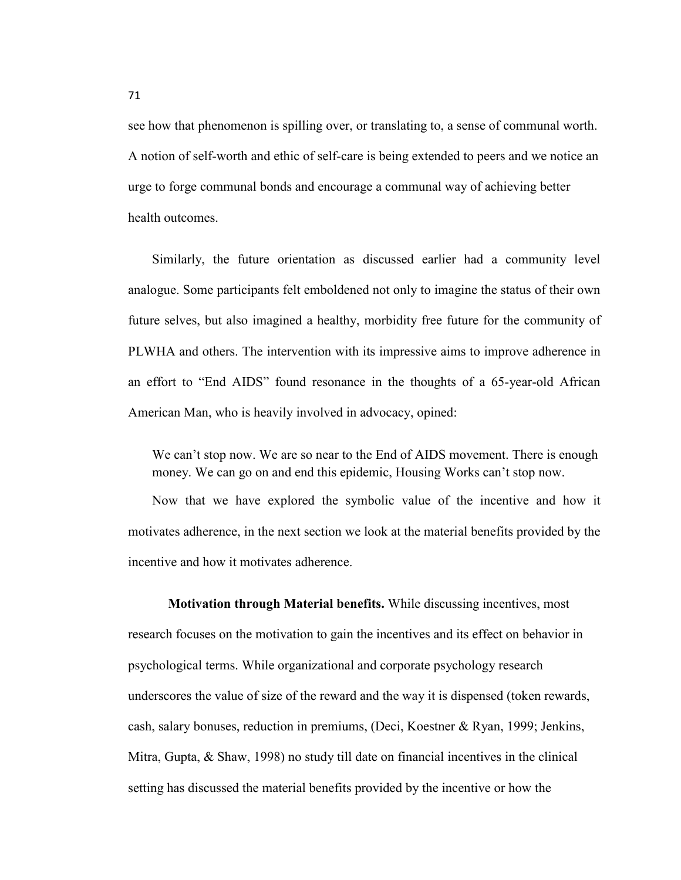see how that phenomenon is spilling over, or translating to, a sense of communal worth. A notion of self-worth and ethic of self-care is being extended to peers and we notice an urge to forge communal bonds and encourage a communal way of achieving better health outcomes.

Similarly, the future orientation as discussed earlier had a community level analogue. Some participants felt emboldened not only to imagine the status of their own future selves, but also imagined a healthy, morbidity free future for the community of PLWHA and others. The intervention with its impressive aims to improve adherence in an effort to "End AIDS" found resonance in the thoughts of a 65-year-old African American Man, who is heavily involved in advocacy, opined:

> We can't stop now. We are so near to the End of AIDS movement. There is enough money. We can go on and end this epidemic, Housing Works can't stop now.

Now that we have explored the symbolic value of the incentive and how it motivates adherence, in the next section we look at the material benefits provided by the incentive and how it motivates adherence.

**Motivation through Material benefits.** While discussing incentives, most research focuses on the motivation to gain the incentives and its effect on behavior in psychological terms. While organizational and corporate psychology research underscores the value of size of the reward and the way it is dispensed (token rewards, cash, salary bonuses, reduction in premiums, (Deci, Koestner & Ryan, 1999; Jenkins, Mitra, Gupta, & Shaw, 1998) no study till date on financial incentives in the clinical setting has discussed the material benefits provided by the incentive or how the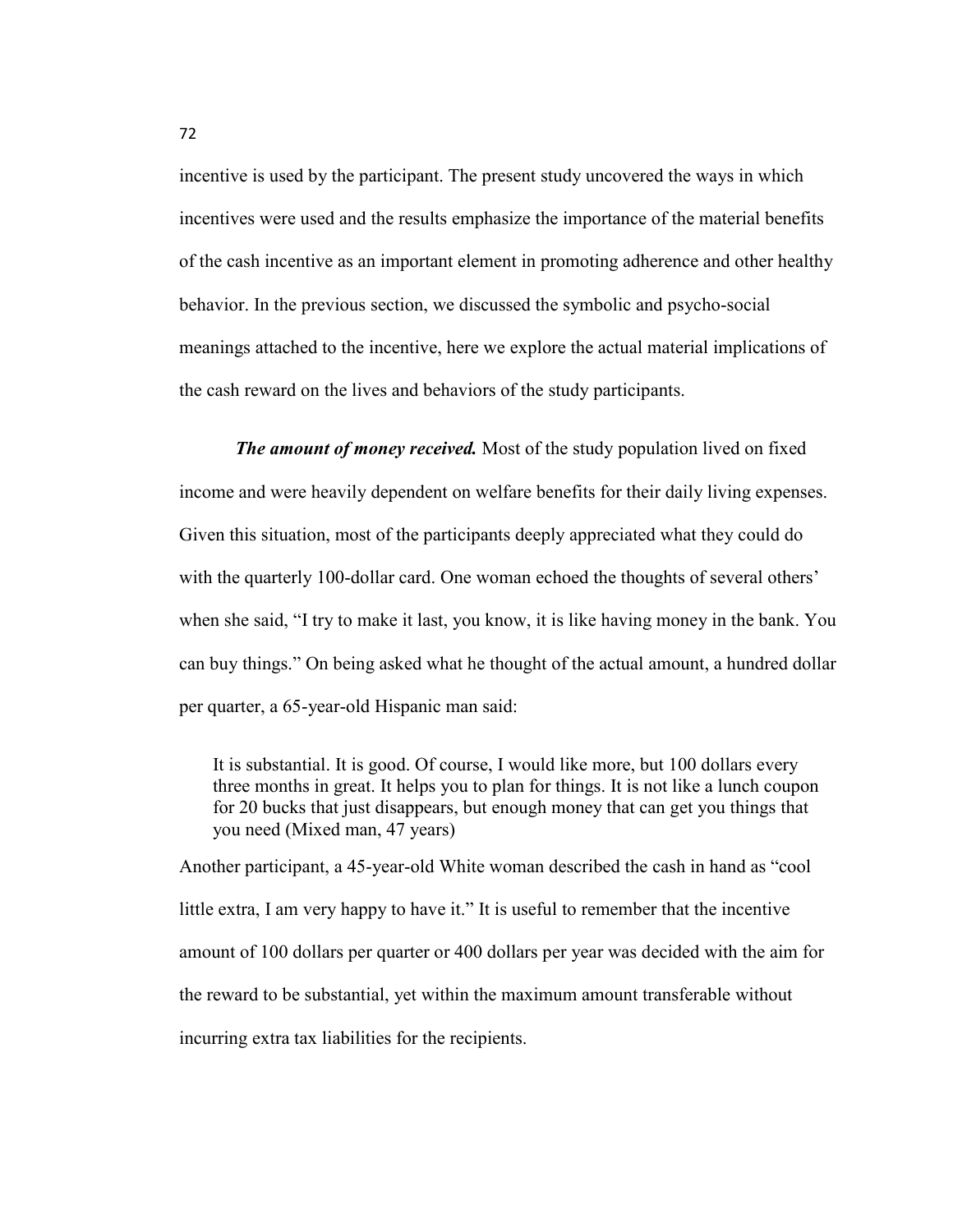incentive is used by the participant. The present study uncovered the ways in which incentives were used and the results emphasize the importance of the material benefits of the cash incentive as an important element in promoting adherence and other healthy behavior. In the previous section, we discussed the symbolic and psycho-social meanings attached to the incentive, here we explore the actual material implications of the cash reward on the lives and behaviors of the study participants.

***The amount of money received.*** Most of the study population lived on fixed income and were heavily dependent on welfare benefits for their daily living expenses. Given this situation, most of the participants deeply appreciated what they could do with the quarterly 100-dollar card. One woman echoed the thoughts of several others' when she said, "I try to make it last, you know, it is like having money in the bank. You can buy things." On being asked what he thought of the actual amount, a hundred dollar per quarter, a 65-year-old Hispanic man said:

> It is substantial. It is good. Of course, I would like more, but 100 dollars every three months in great. It helps you to plan for things. It is not like a lunch coupon for 20 bucks that just disappears, but enough money that can get you things that you need (Mixed man, 47 years)

Another participant, a 45-year-old White woman described the cash in hand as "cool little extra, I am very happy to have it." It is useful to remember that the incentive amount of 100 dollars per quarter or 400 dollars per year was decided with the aim for the reward to be substantial, yet within the maximum amount transferable without incurring extra tax liabilities for the recipients.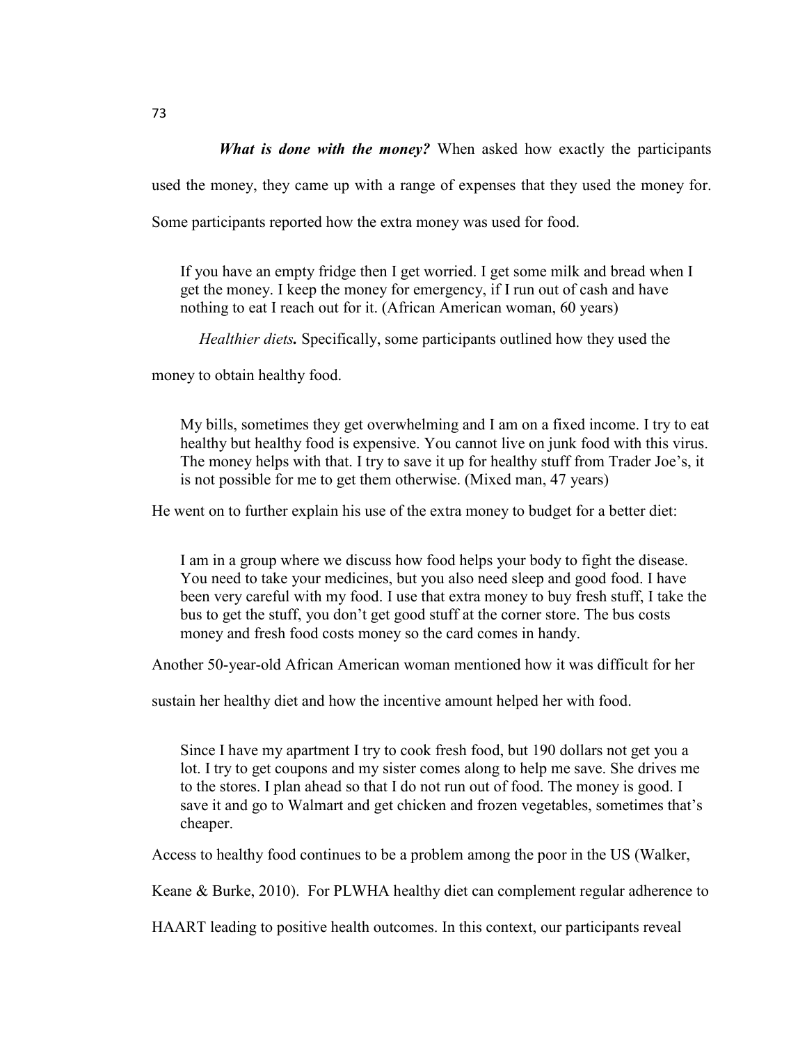***What is done with the money?*** When asked how exactly the participants used the money, they came up with a range of expenses that they used the money for. Some participants reported how the extra money was used for food.

> If you have an empty fridge then I get worried. I get some milk and bread when I get the money. I keep the money for emergency, if I run out of cash and have nothing to eat I reach out for it. (African American woman, 60 years)

*Healthier diets**.*** Specifically, some participants outlined how they used the money to obtain healthy food.

> My bills, sometimes they get overwhelming and I am on a fixed income. I try to eat healthy but healthy food is expensive. You cannot live on junk food with this virus. The money helps with that. I try to save it up for healthy stuff from Trader Joe's, it is not possible for me to get them otherwise. (Mixed man, 47 years)

He went on to further explain his use of the extra money to budget for a better diet:

> I am in a group where we discuss how food helps your body to fight the disease. You need to take your medicines, but you also need sleep and good food. I have been very careful with my food. I use that extra money to buy fresh stuff, I take the bus to get the stuff, you don't get good stuff at the corner store. The bus costs money and fresh food costs money so the card comes in handy.

Another 50-year-old African American woman mentioned how it was difficult for her sustain her healthy diet and how the incentive amount helped her with food.

> Since I have my apartment I try to cook fresh food, but 190 dollars not get you a lot. I try to get coupons and my sister comes along to help me save. She drives me to the stores. I plan ahead so that I do not run out of food. The money is good. I save it and go to Walmart and get chicken and frozen vegetables, sometimes that's cheaper.

Access to healthy food continues to be a problem among the poor in the US (Walker, Keane & Burke, 2010). For PLWHA healthy diet can complement regular adherence to HAART leading to positive health outcomes. In this context, our participants reveal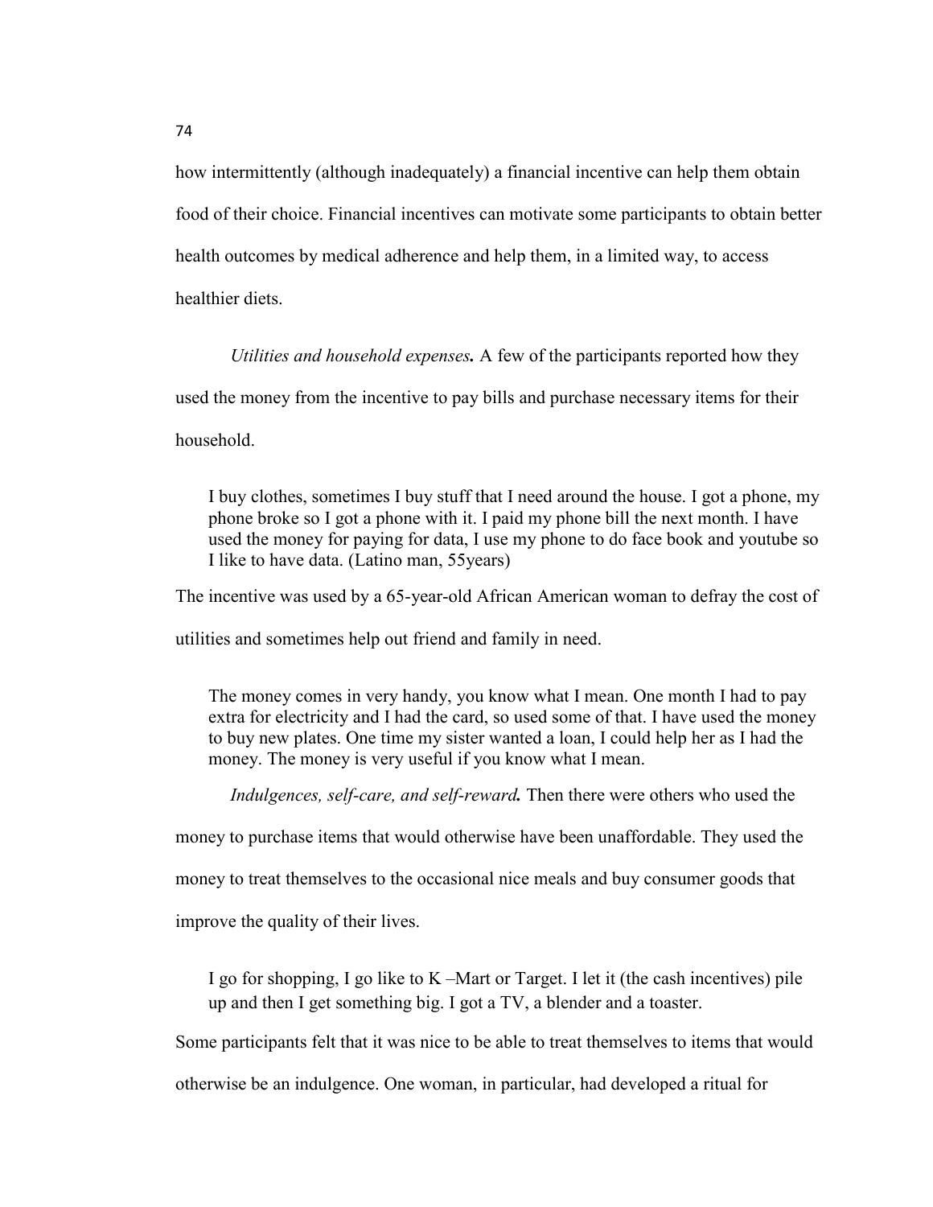how intermittently (although inadequately) a financial incentive can help them obtain food of their choice. Financial incentives can motivate some participants to obtain better health outcomes by medical adherence and help them, in a limited way, to access healthier diets.

***Utilities and household expenses.*** A few of the participants reported how they used the money from the incentive to pay bills and purchase necessary items for their household.

> I buy clothes, sometimes I buy stuff that I need around the house. I got a phone, my phone broke so I got a phone with it. I paid my phone bill the next month. I have used the money for paying for data, I use my phone to do face book and youtube so I like to have data. (Latino man, 55years)

The incentive was used by a 65-year-old African American woman to defray the cost of utilities and sometimes help out friend and family in need.

> The money comes in very handy, you know what I mean. One month I had to pay extra for electricity and I had the card, so used some of that. I have used the money to buy new plates. One time my sister wanted a loan, I could help her as I had the money. The money is very useful if you know what I mean.

***Indulgences, self-care, and self-reward.*** Then there were others who used the money to purchase items that would otherwise have been unaffordable. They used the money to treat themselves to the occasional nice meals and buy consumer goods that improve the quality of their lives.

> I go for shopping, I go like to K –Mart or Target. I let it (the cash incentives) pile up and then I get something big. I got a TV, a blender and a toaster.

Some participants felt that it was nice to be able to treat themselves to items that would otherwise be an indulgence. One woman, in particular, had developed a ritual for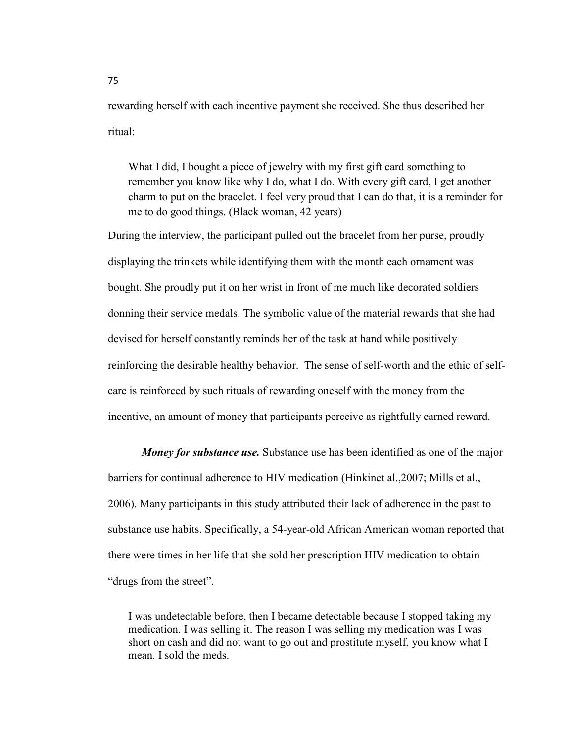rewarding herself with each incentive payment she received. She thus described her ritual:

> What I did, I bought a piece of jewelry with my first gift card something to remember you know like why I do, what I do. With every gift card, I get another charm to put on the bracelet. I feel very proud that I can do that, it is a reminder for me to do good things. (Black woman, 42 years)

During the interview, the participant pulled out the bracelet from her purse, proudly displaying the trinkets while identifying them with the month each ornament was bought. She proudly put it on her wrist in front of me much like decorated soldiers donning their service medals. The symbolic value of the material rewards that she had devised for herself constantly reminds her of the task at hand while positively reinforcing the desirable healthy behavior. The sense of self-worth and the ethic of self-care is reinforced by such rituals of rewarding oneself with the money from the incentive, an amount of money that participants perceive as rightfully earned reward.

***Money for substance use.*** Substance use has been identified as one of the major barriers for continual adherence to HIV medication (Hinkinet al.,2007; Mills et al., 2006). Many participants in this study attributed their lack of adherence in the past to substance use habits. Specifically, a 54-year-old African American woman reported that there were times in her life that she sold her prescription HIV medication to obtain "drugs from the street".

> I was undetectable before, then I became detectable because I stopped taking my medication. I was selling it. The reason I was selling my medication was I was short on cash and did not want to go out and prostitute myself, you know what I mean. I sold the meds.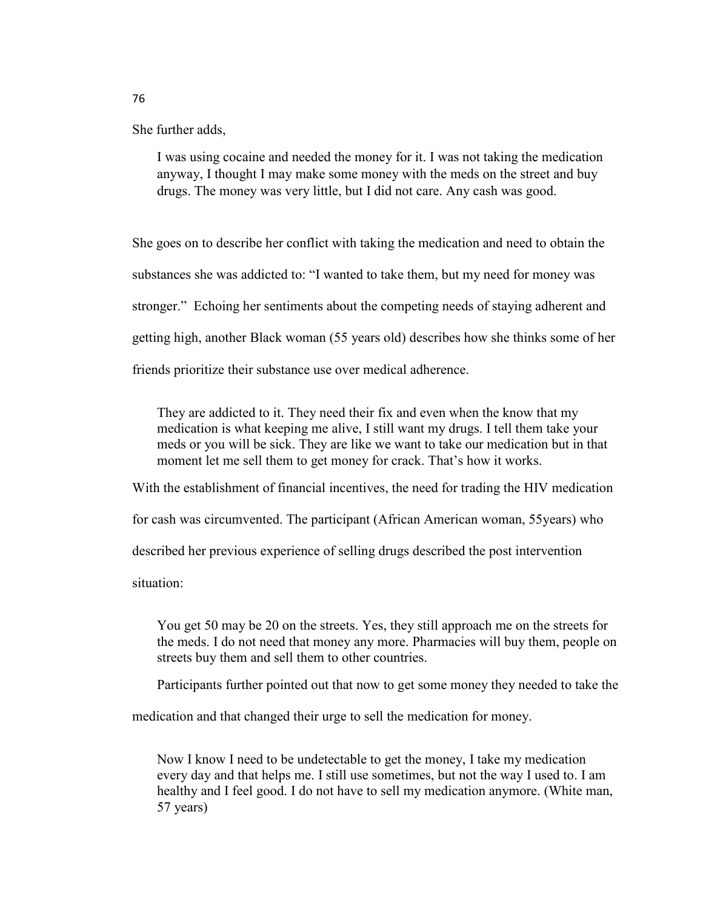She further adds,

> I was using cocaine and needed the money for it. I was not taking the medication anyway, I thought I may make some money with the meds on the street and buy drugs. The money was very little, but I did not care. Any cash was good.

She goes on to describe her conflict with taking the medication and need to obtain the substances she was addicted to: "I wanted to take them, but my need for money was stronger." Echoing her sentiments about the competing needs of staying adherent and getting high, another Black woman (55 years old) describes how she thinks some of her friends prioritize their substance use over medical adherence.

> They are addicted to it. They need their fix and even when the know that my medication is what keeping me alive, I still want my drugs. I tell them take your meds or you will be sick. They are like we want to take our medication but in that moment let me sell them to get money for crack. That's how it works.

With the establishment of financial incentives, the need for trading the HIV medication for cash was circumvented. The participant (African American woman, 55years) who described her previous experience of selling drugs described the post intervention situation:

> You get 50 may be 20 on the streets. Yes, they still approach me on the streets for the meds. I do not need that money any more. Pharmacies will buy them, people on streets buy them and sell them to other countries.

Participants further pointed out that now to get some money they needed to take the medication and that changed their urge to sell the medication for money.

> Now I know I need to be undetectable to get the money, I take my medication every day and that helps me. I still use sometimes, but not the way I used to. I am healthy and I feel good. I do not have to sell my medication anymore. (White man, 57 years)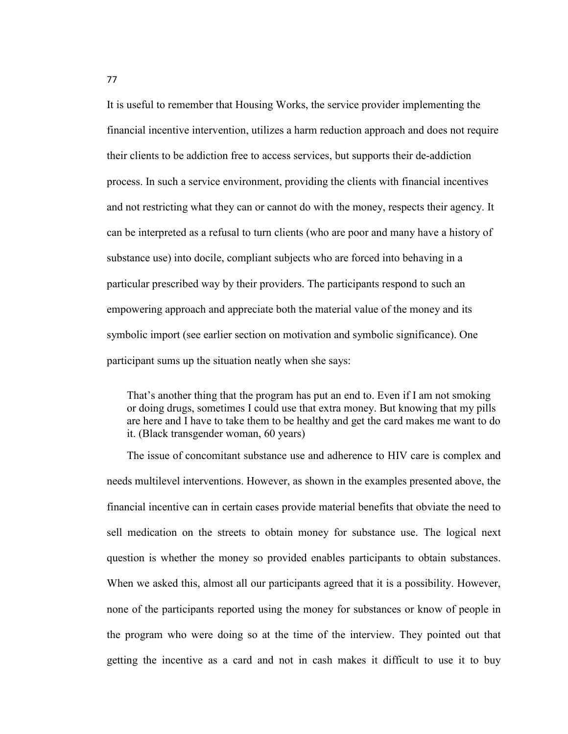It is useful to remember that Housing Works, the service provider implementing the financial incentive intervention, utilizes a harm reduction approach and does not require their clients to be addiction free to access services, but supports their de-addiction process. In such a service environment, providing the clients with financial incentives and not restricting what they can or cannot do with the money, respects their agency. It can be interpreted as a refusal to turn clients (who are poor and many have a history of substance use) into docile, compliant subjects who are forced into behaving in a particular prescribed way by their providers. The participants respond to such an empowering approach and appreciate both the material value of the money and its symbolic import (see earlier section on motivation and symbolic significance). One participant sums up the situation neatly when she says:

> That's another thing that the program has put an end to. Even if I am not smoking or doing drugs, sometimes I could use that extra money. But knowing that my pills are here and I have to take them to be healthy and get the card makes me want to do it. (Black transgender woman, 60 years)

The issue of concomitant substance use and adherence to HIV care is complex and needs multilevel interventions. However, as shown in the examples presented above, the financial incentive can in certain cases provide material benefits that obviate the need to sell medication on the streets to obtain money for substance use. The logical next question is whether the money so provided enables participants to obtain substances. When we asked this, almost all our participants agreed that it is a possibility. However, none of the participants reported using the money for substances or know of people in the program who were doing so at the time of the interview. They pointed out that getting the incentive as a card and not in cash makes it difficult to use it to buy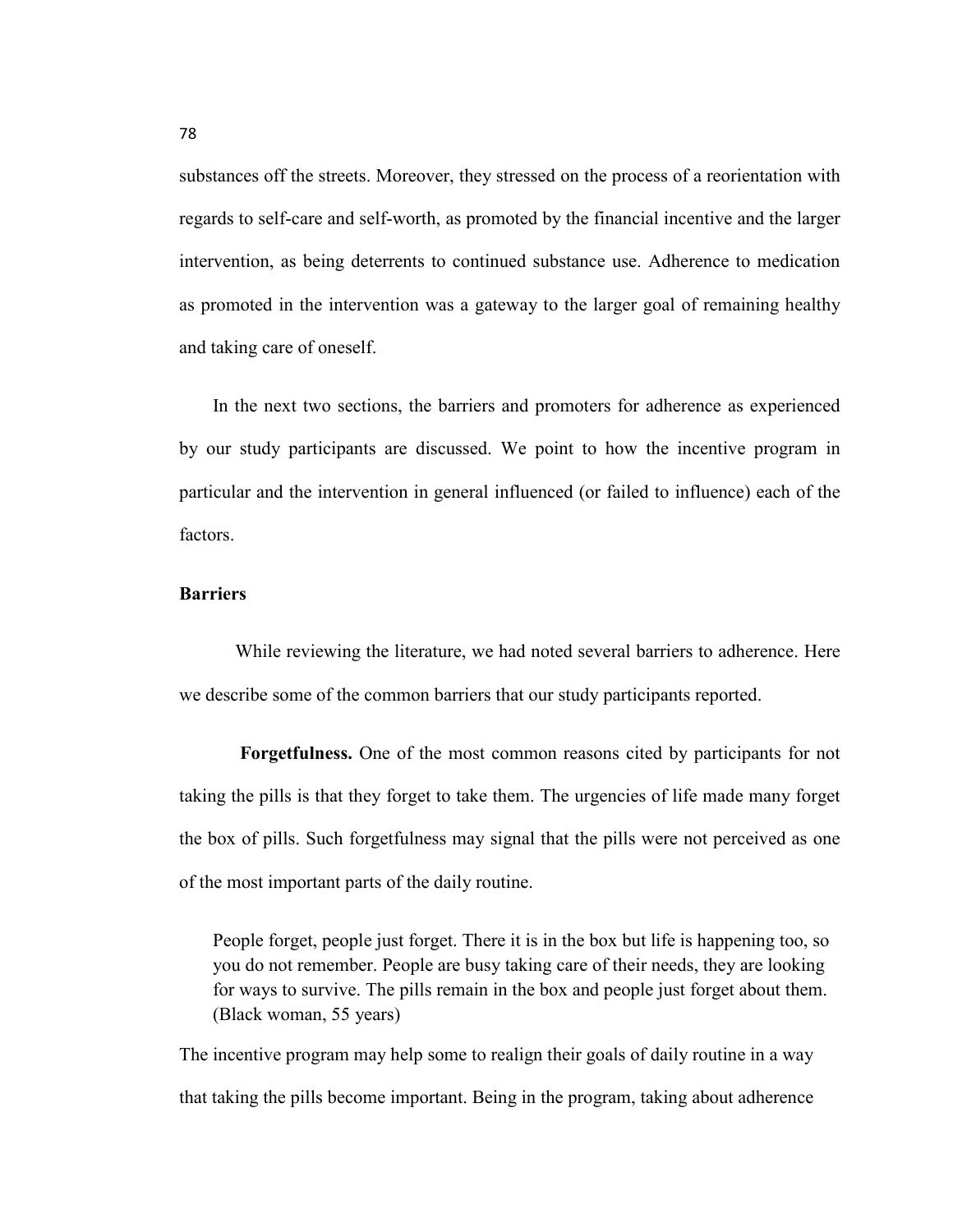substances off the streets. Moreover, they stressed on the process of a reorientation with regards to self-care and self-worth, as promoted by the financial incentive and the larger intervention, as being deterrents to continued substance use. Adherence to medication as promoted in the intervention was a gateway to the larger goal of remaining healthy and taking care of oneself.

In the next two sections, the barriers and promoters for adherence as experienced by our study participants are discussed. We point to how the incentive program in particular and the intervention in general influenced (or failed to influence) each of the factors.

### Barriers

While reviewing the literature, we had noted several barriers to adherence. Here we describe some of the common barriers that our study participants reported.

**Forgetfulness.** One of the most common reasons cited by participants for not taking the pills is that they forget to take them. The urgencies of life made many forget the box of pills. Such forgetfulness may signal that the pills were not perceived as one of the most important parts of the daily routine.

> People forget, people just forget. There it is in the box but life is happening too, so you do not remember. People are busy taking care of their needs, they are looking for ways to survive. The pills remain in the box and people just forget about them. (Black woman, 55 years)

The incentive program may help some to realign their goals of daily routine in a way that taking the pills become important. Being in the program, taking about adherence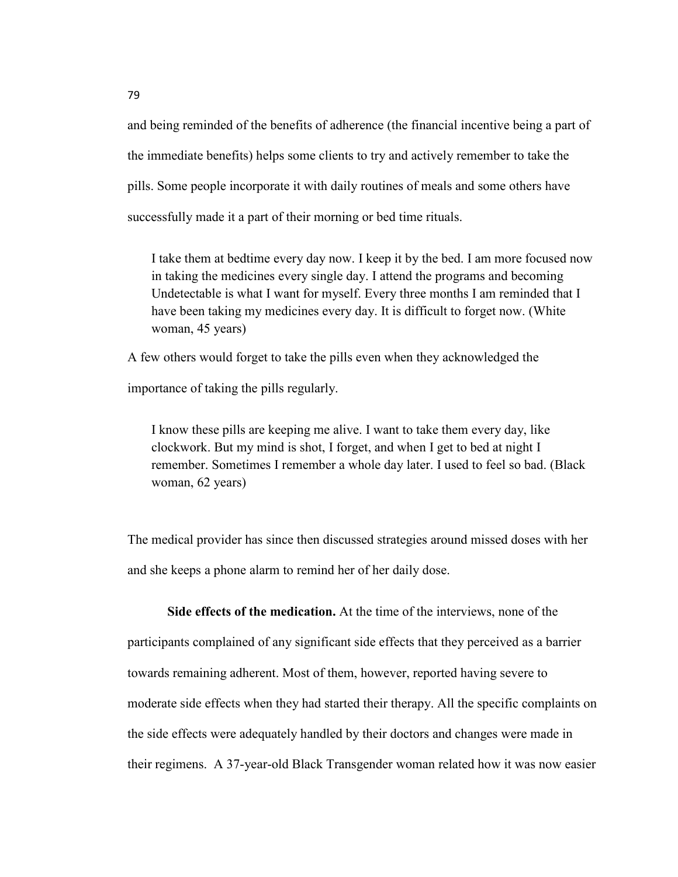and being reminded of the benefits of adherence (the financial incentive being a part of the immediate benefits) helps some clients to try and actively remember to take the pills. Some people incorporate it with daily routines of meals and some others have successfully made it a part of their morning or bed time rituals.

> I take them at bedtime every day now. I keep it by the bed. I am more focused now in taking the medicines every single day. I attend the programs and becoming Undetectable is what I want for myself. Every three months I am reminded that I have been taking my medicines every day. It is difficult to forget now. (White woman, 45 years)

A few others would forget to take the pills even when they acknowledged the importance of taking the pills regularly.

> I know these pills are keeping me alive. I want to take them every day, like clockwork. But my mind is shot, I forget, and when I get to bed at night I remember. Sometimes I remember a whole day later. I used to feel so bad. (Black woman, 62 years)

The medical provider has since then discussed strategies around missed doses with her and she keeps a phone alarm to remind her of her daily dose.

**Side effects of the medication.** At the time of the interviews, none of the participants complained of any significant side effects that they perceived as a barrier towards remaining adherent. Most of them, however, reported having severe to moderate side effects when they had started their therapy. All the specific complaints on the side effects were adequately handled by their doctors and changes were made in their regimens. A 37-year-old Black Transgender woman related how it was now easier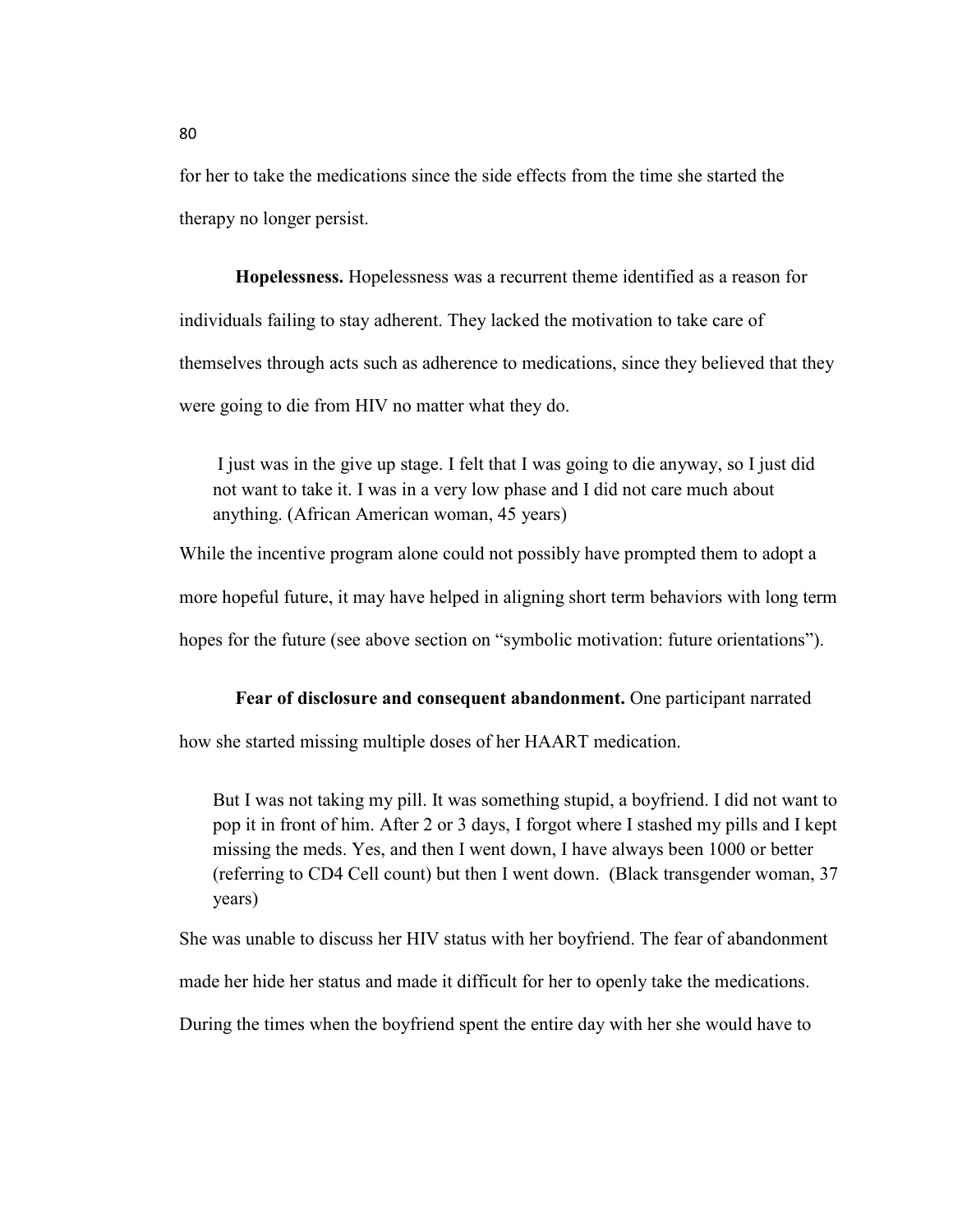for her to take the medications since the side effects from the time she started the therapy no longer persist.

**Hopelessness.** Hopelessness was a recurrent theme identified as a reason for individuals failing to stay adherent. They lacked the motivation to take care of themselves through acts such as adherence to medications, since they believed that they were going to die from HIV no matter what they do.

> I just was in the give up stage. I felt that I was going to die anyway, so I just did not want to take it. I was in a very low phase and I did not care much about anything. (African American woman, 45 years)

While the incentive program alone could not possibly have prompted them to adopt a more hopeful future, it may have helped in aligning short term behaviors with long term hopes for the future (see above section on "symbolic motivation: future orientations").

**Fear of disclosure and consequent abandonment.** One participant narrated how she started missing multiple doses of her HAART medication.

> But I was not taking my pill. It was something stupid, a boyfriend. I did not want to pop it in front of him. After 2 or 3 days, I forgot where I stashed my pills and I kept missing the meds. Yes, and then I went down, I have always been 1000 or better (referring to CD4 Cell count) but then I went down. (Black transgender woman, 37 years)

She was unable to discuss her HIV status with her boyfriend. The fear of abandonment made her hide her status and made it difficult for her to openly take the medications. During the times when the boyfriend spent the entire day with her she would have to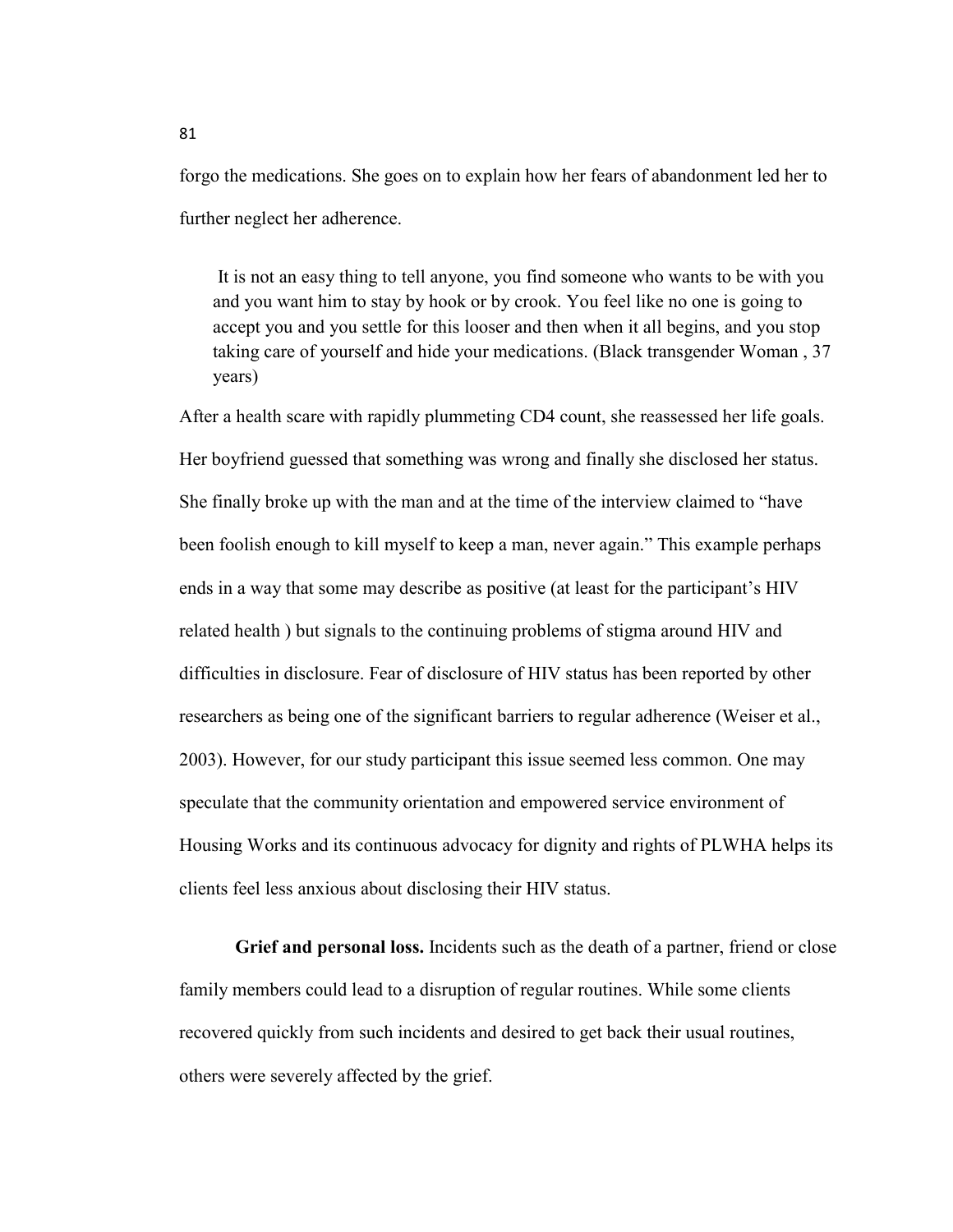forgo the medications. She goes on to explain how her fears of abandonment led her to further neglect her adherence.

> It is not an easy thing to tell anyone, you find someone who wants to be with you and you want him to stay by hook or by crook. You feel like no one is going to accept you and you settle for this looser and then when it all begins, and you stop taking care of yourself and hide your medications. (Black transgender Woman , 37 years)

After a health scare with rapidly plummeting CD4 count, she reassessed her life goals. Her boyfriend guessed that something was wrong and finally she disclosed her status. She finally broke up with the man and at the time of the interview claimed to "have been foolish enough to kill myself to keep a man, never again." This example perhaps ends in a way that some may describe as positive (at least for the participant's HIV related health ) but signals to the continuing problems of stigma around HIV and difficulties in disclosure. Fear of disclosure of HIV status has been reported by other researchers as being one of the significant barriers to regular adherence (Weiser et al., 2003). However, for our study participant this issue seemed less common. One may speculate that the community orientation and empowered service environment of Housing Works and its continuous advocacy for dignity and rights of PLWHA helps its clients feel less anxious about disclosing their HIV status.

**Grief and personal loss.** Incidents such as the death of a partner, friend or close family members could lead to a disruption of regular routines. While some clients recovered quickly from such incidents and desired to get back their usual routines, others were severely affected by the grief.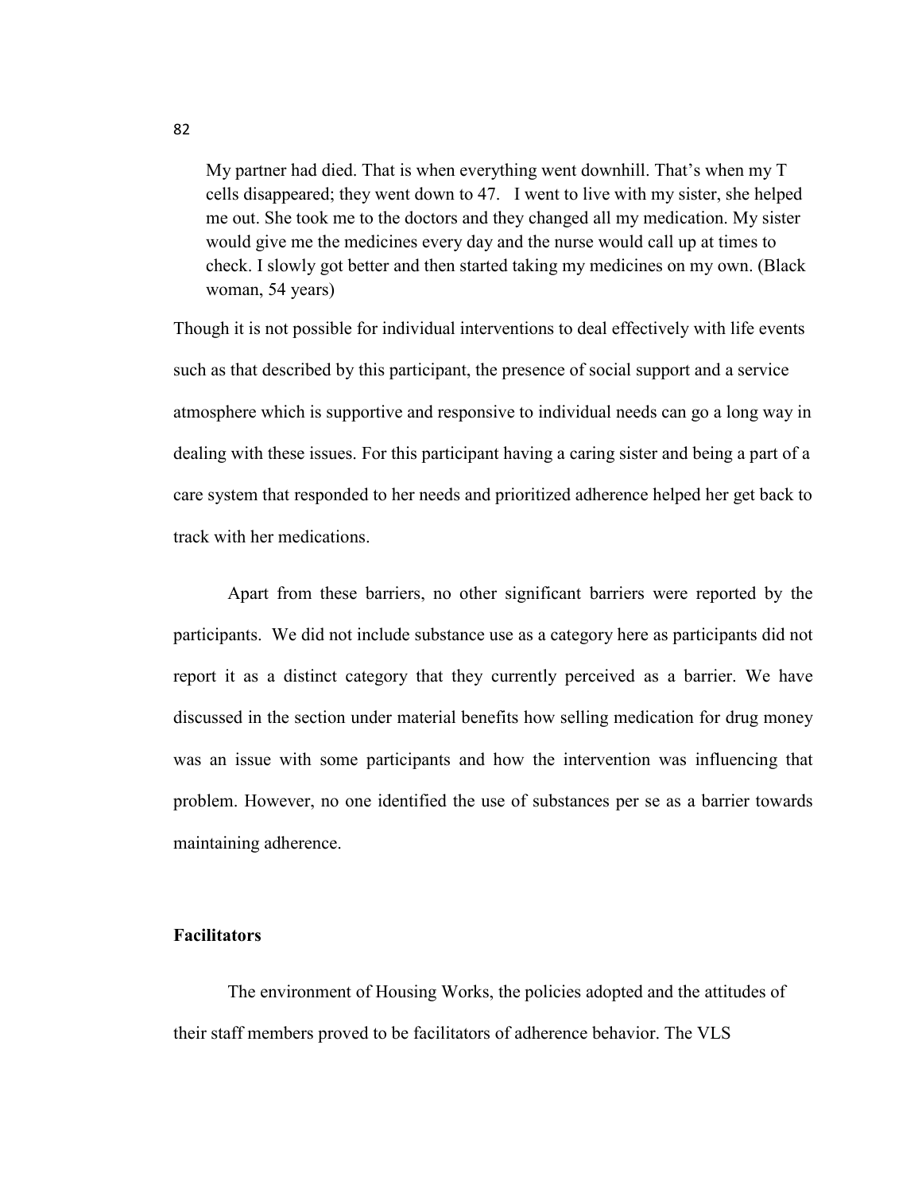> My partner had died. That is when everything went downhill. That's when my T cells disappeared; they went down to 47. I went to live with my sister, she helped me out. She took me to the doctors and they changed all my medication. My sister would give me the medicines every day and the nurse would call up at times to check. I slowly got better and then started taking my medicines on my own. (Black woman, 54 years)

Though it is not possible for individual interventions to deal effectively with life events such as that described by this participant, the presence of social support and a service atmosphere which is supportive and responsive to individual needs can go a long way in dealing with these issues. For this participant having a caring sister and being a part of a care system that responded to her needs and prioritized adherence helped her get back to track with her medications.

Apart from these barriers, no other significant barriers were reported by the participants. We did not include substance use as a category here as participants did not report it as a distinct category that they currently perceived as a barrier. We have discussed in the section under material benefits how selling medication for drug money was an issue with some participants and how the intervention was influencing that problem. However, no one identified the use of substances per se as a barrier towards maintaining adherence.

**Facilitators**

The environment of Housing Works, the policies adopted and the attitudes of their staff members proved to be facilitators of adherence behavior. The VLS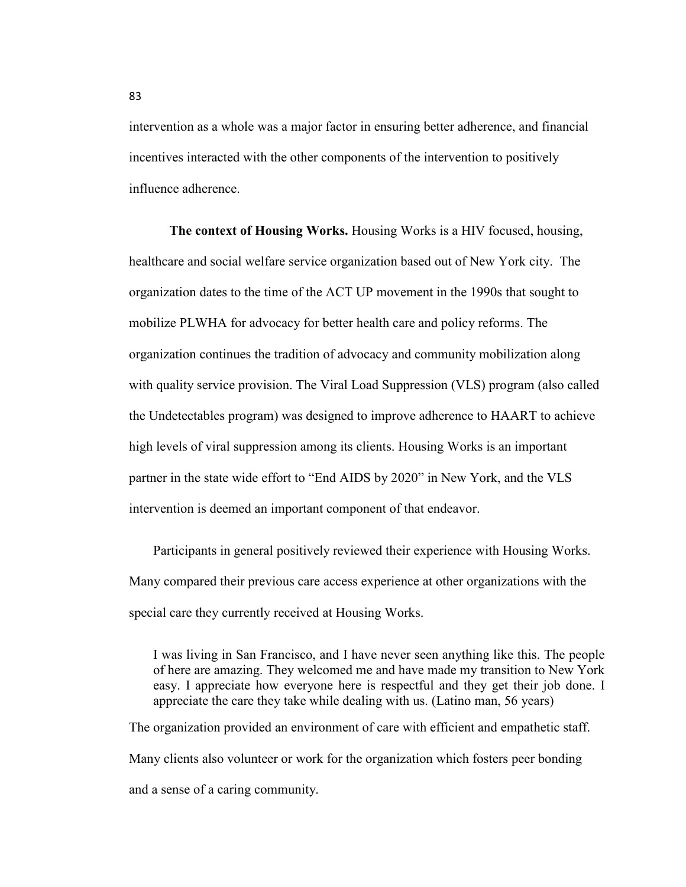intervention as a whole was a major factor in ensuring better adherence, and financial incentives interacted with the other components of the intervention to positively influence adherence.

**The context of Housing Works.** Housing Works is a HIV focused, housing, healthcare and social welfare service organization based out of New York city. The organization dates to the time of the ACT UP movement in the 1990s that sought to mobilize PLWHA for advocacy for better health care and policy reforms. The organization continues the tradition of advocacy and community mobilization along with quality service provision. The Viral Load Suppression (VLS) program (also called the Undetectables program) was designed to improve adherence to HAART to achieve high levels of viral suppression among its clients. Housing Works is an important partner in the state wide effort to "End AIDS by 2020" in New York, and the VLS intervention is deemed an important component of that endeavor.

Participants in general positively reviewed their experience with Housing Works. Many compared their previous care access experience at other organizations with the special care they currently received at Housing Works.

> I was living in San Francisco, and I have never seen anything like this. The people of here are amazing. They welcomed me and have made my transition to New York easy. I appreciate how everyone here is respectful and they get their job done. I appreciate the care they take while dealing with us. (Latino man, 56 years)

The organization provided an environment of care with efficient and empathetic staff. Many clients also volunteer or work for the organization which fosters peer bonding and a sense of a caring community.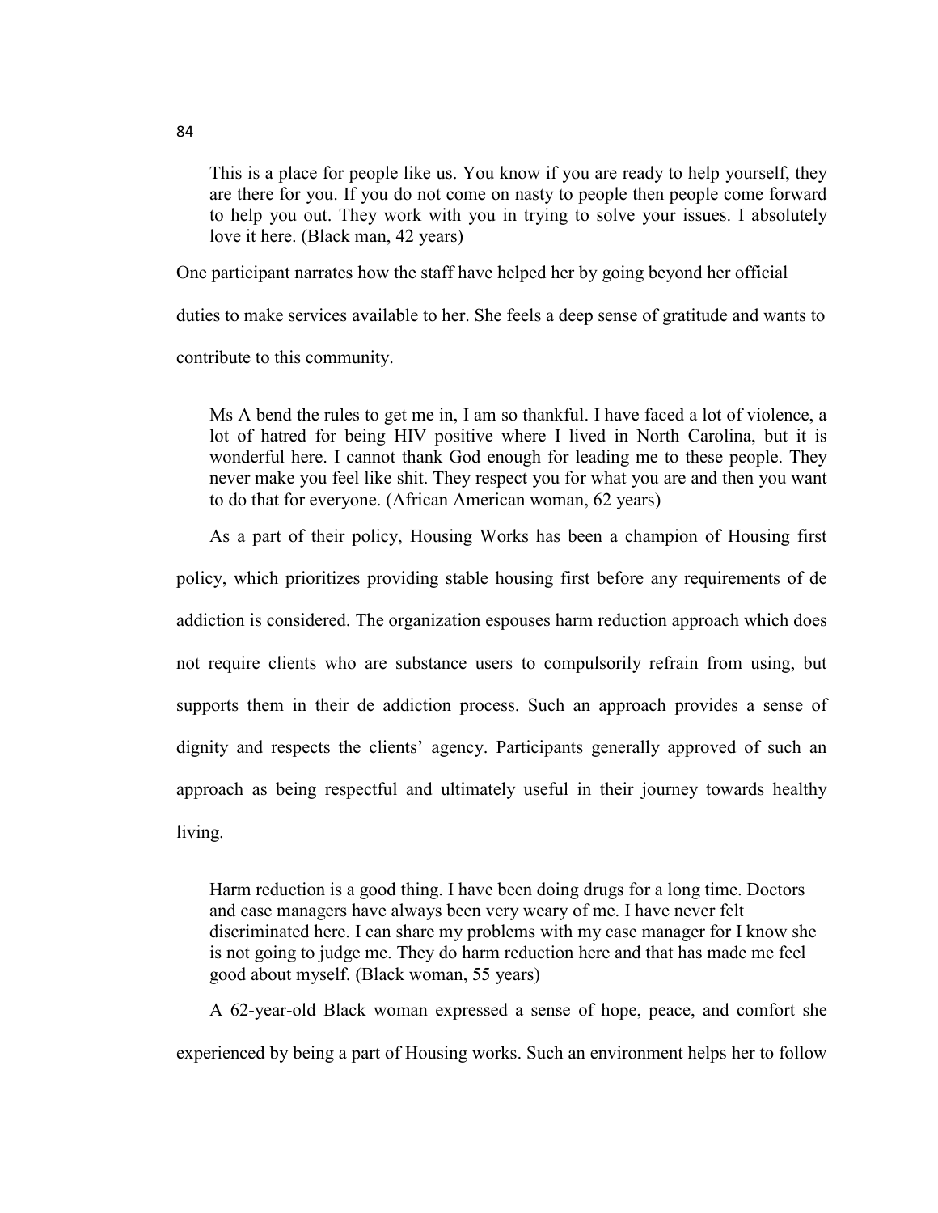> This is a place for people like us. You know if you are ready to help yourself, they are there for you. If you do not come on nasty to people then people come forward to help you out. They work with you in trying to solve your issues. I absolutely love it here. (Black man, 42 years)

One participant narrates how the staff have helped her by going beyond her official duties to make services available to her. She feels a deep sense of gratitude and wants to contribute to this community.

> Ms A bend the rules to get me in, I am so thankful. I have faced a lot of violence, a lot of hatred for being HIV positive where I lived in North Carolina, but it is wonderful here. I cannot thank God enough for leading me to these people. They never make you feel like shit. They respect you for what you are and then you want to do that for everyone. (African American woman, 62 years)

As a part of their policy, Housing Works has been a champion of Housing first policy, which prioritizes providing stable housing first before any requirements of de addiction is considered. The organization espouses harm reduction approach which does not require clients who are substance users to compulsorily refrain from using, but supports them in their de addiction process. Such an approach provides a sense of dignity and respects the clients' agency. Participants generally approved of such an approach as being respectful and ultimately useful in their journey towards healthy living.

> Harm reduction is a good thing. I have been doing drugs for a long time. Doctors and case managers have always been very weary of me. I have never felt discriminated here. I can share my problems with my case manager for I know she is not going to judge me. They do harm reduction here and that has made me feel good about myself. (Black woman, 55 years)

A 62-year-old Black woman expressed a sense of hope, peace, and comfort she experienced by being a part of Housing works. Such an environment helps her to follow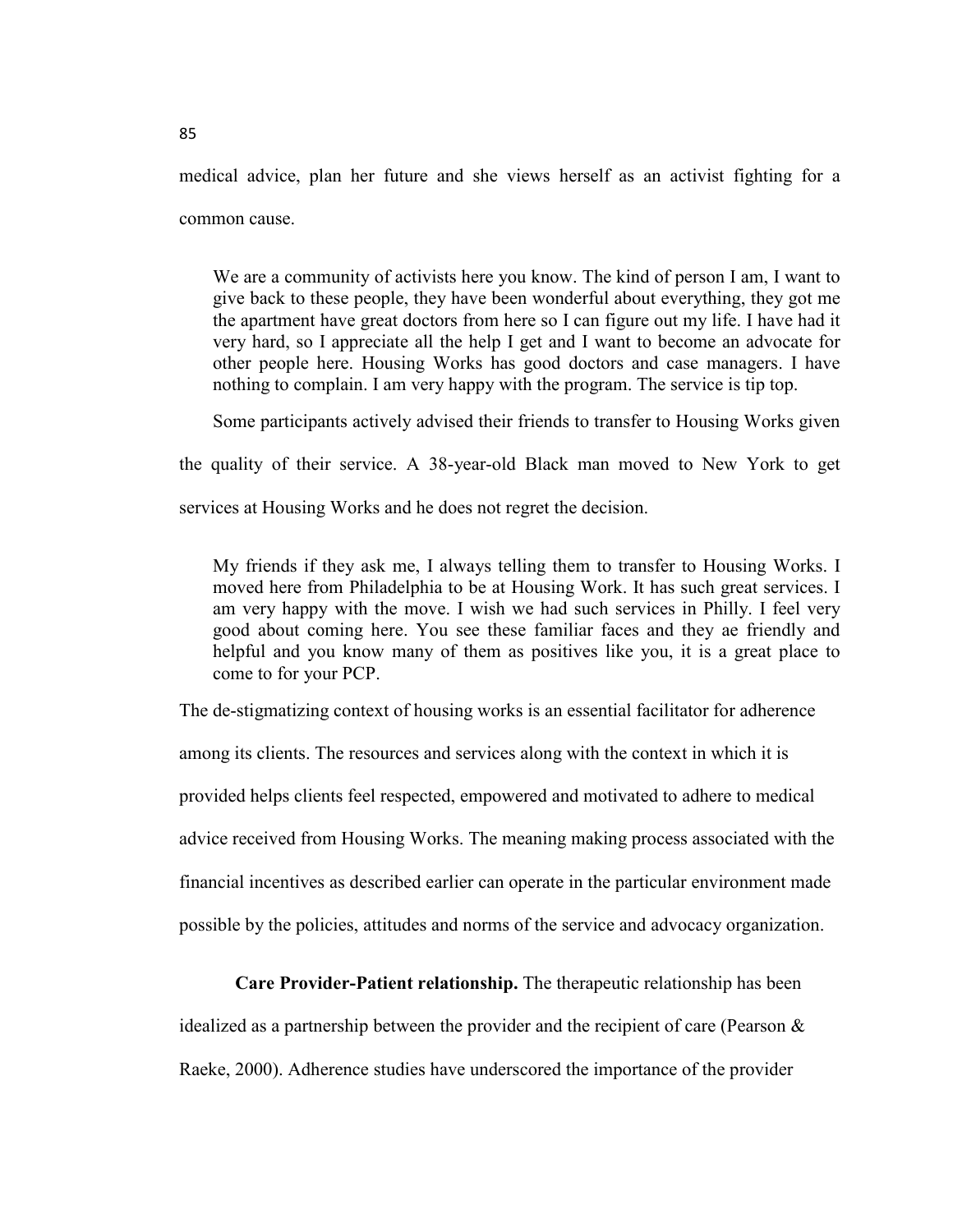medical advice, plan her future and she views herself as an activist fighting for a common cause.

> We are a community of activists here you know. The kind of person I am, I want to give back to these people, they have been wonderful about everything, they got me the apartment have great doctors from here so I can figure out my life. I have had it very hard, so I appreciate all the help I get and I want to become an advocate for other people here. Housing Works has good doctors and case managers. I have nothing to complain. I am very happy with the program. The service is tip top.

Some participants actively advised their friends to transfer to Housing Works given the quality of their service. A 38-year-old Black man moved to New York to get services at Housing Works and he does not regret the decision.

> My friends if they ask me, I always telling them to transfer to Housing Works. I moved here from Philadelphia to be at Housing Work. It has such great services. I am very happy with the move. I wish we had such services in Philly. I feel very good about coming here. You see these familiar faces and they ae friendly and helpful and you know many of them as positives like you, it is a great place to come to for your PCP.

The de-stigmatizing context of housing works is an essential facilitator for adherence among its clients. The resources and services along with the context in which it is provided helps clients feel respected, empowered and motivated to adhere to medical advice received from Housing Works. The meaning making process associated with the financial incentives as described earlier can operate in the particular environment made possible by the policies, attitudes and norms of the service and advocacy organization.

**Care Provider-Patient relationship.** The therapeutic relationship has been idealized as a partnership between the provider and the recipient of care (Pearson & Raeke, 2000). Adherence studies have underscored the importance of the provider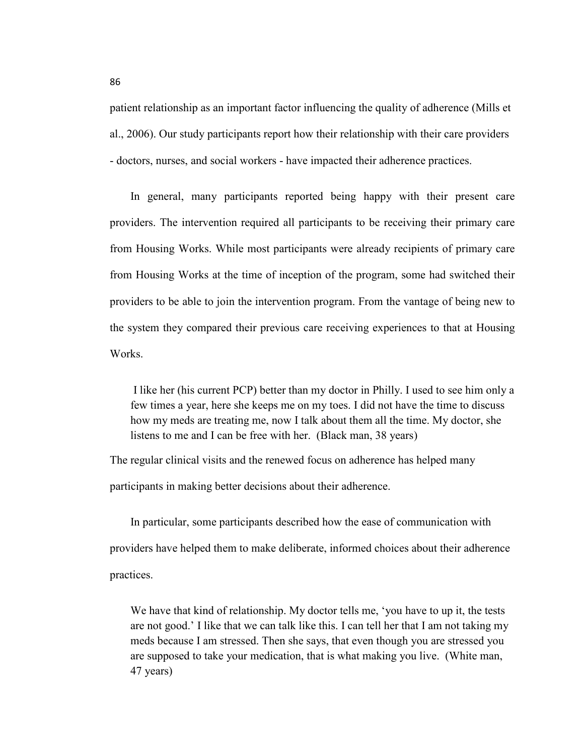patient relationship as an important factor influencing the quality of adherence (Mills et al., 2006). Our study participants report how their relationship with their care providers - doctors, nurses, and social workers - have impacted their adherence practices.

In general, many participants reported being happy with their present care providers. The intervention required all participants to be receiving their primary care from Housing Works. While most participants were already recipients of primary care from Housing Works at the time of inception of the program, some had switched their providers to be able to join the intervention program. From the vantage of being new to the system they compared their previous care receiving experiences to that at Housing Works.

> I like her (his current PCP) better than my doctor in Philly. I used to see him only a few times a year, here she keeps me on my toes. I did not have the time to discuss how my meds are treating me, now I talk about them all the time. My doctor, she listens to me and I can be free with her. (Black man, 38 years)

The regular clinical visits and the renewed focus on adherence has helped many participants in making better decisions about their adherence.

In particular, some participants described how the ease of communication with providers have helped them to make deliberate, informed choices about their adherence practices.

> We have that kind of relationship. My doctor tells me, 'you have to up it, the tests are not good.' I like that we can talk like this. I can tell her that I am not taking my meds because I am stressed. Then she says, that even though you are stressed you are supposed to take your medication, that is what making you live. (White man, 47 years)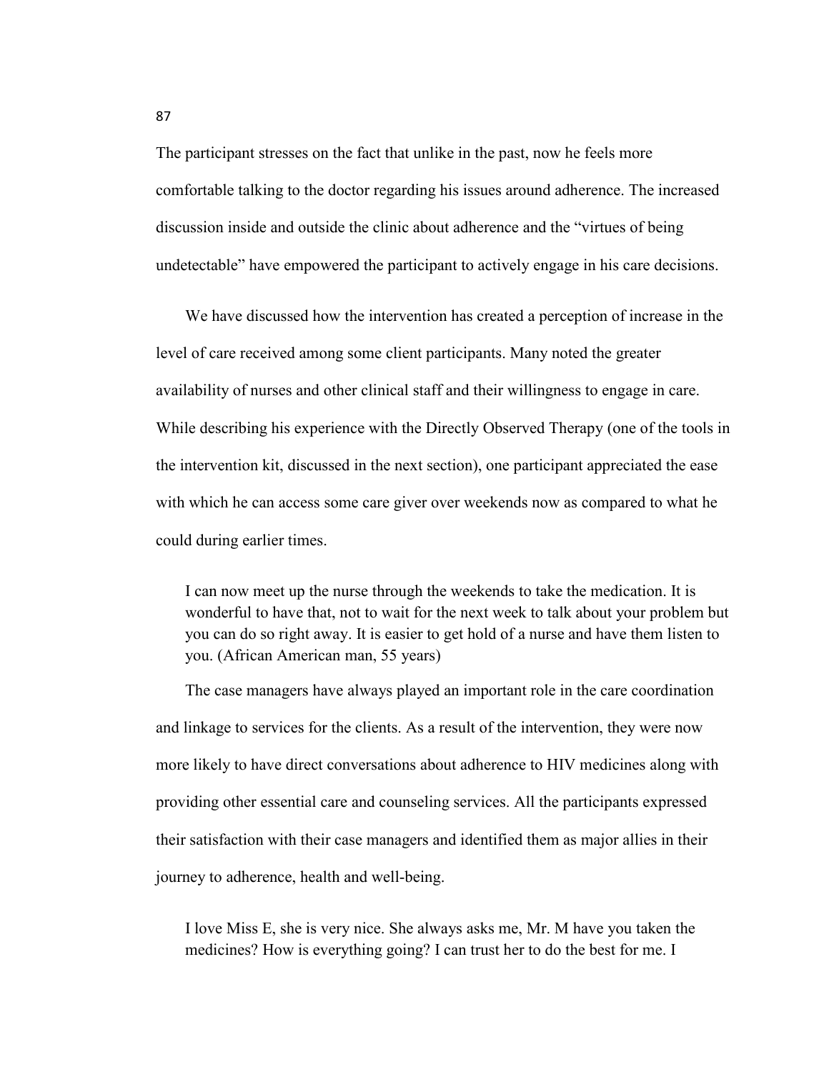The participant stresses on the fact that unlike in the past, now he feels more comfortable talking to the doctor regarding his issues around adherence. The increased discussion inside and outside the clinic about adherence and the "virtues of being undetectable" have empowered the participant to actively engage in his care decisions.

We have discussed how the intervention has created a perception of increase in the level of care received among some client participants. Many noted the greater availability of nurses and other clinical staff and their willingness to engage in care. While describing his experience with the Directly Observed Therapy (one of the tools in the intervention kit, discussed in the next section), one participant appreciated the ease with which he can access some care giver over weekends now as compared to what he could during earlier times.

> I can now meet up the nurse through the weekends to take the medication. It is wonderful to have that, not to wait for the next week to talk about your problem but you can do so right away. It is easier to get hold of a nurse and have them listen to you. (African American man, 55 years)

The case managers have always played an important role in the care coordination and linkage to services for the clients. As a result of the intervention, they were now more likely to have direct conversations about adherence to HIV medicines along with providing other essential care and counseling services. All the participants expressed their satisfaction with their case managers and identified them as major allies in their journey to adherence, health and well-being.

> I love Miss E, she is very nice. She always asks me, Mr. M have you taken the medicines? How is everything going? I can trust her to do the best for me. I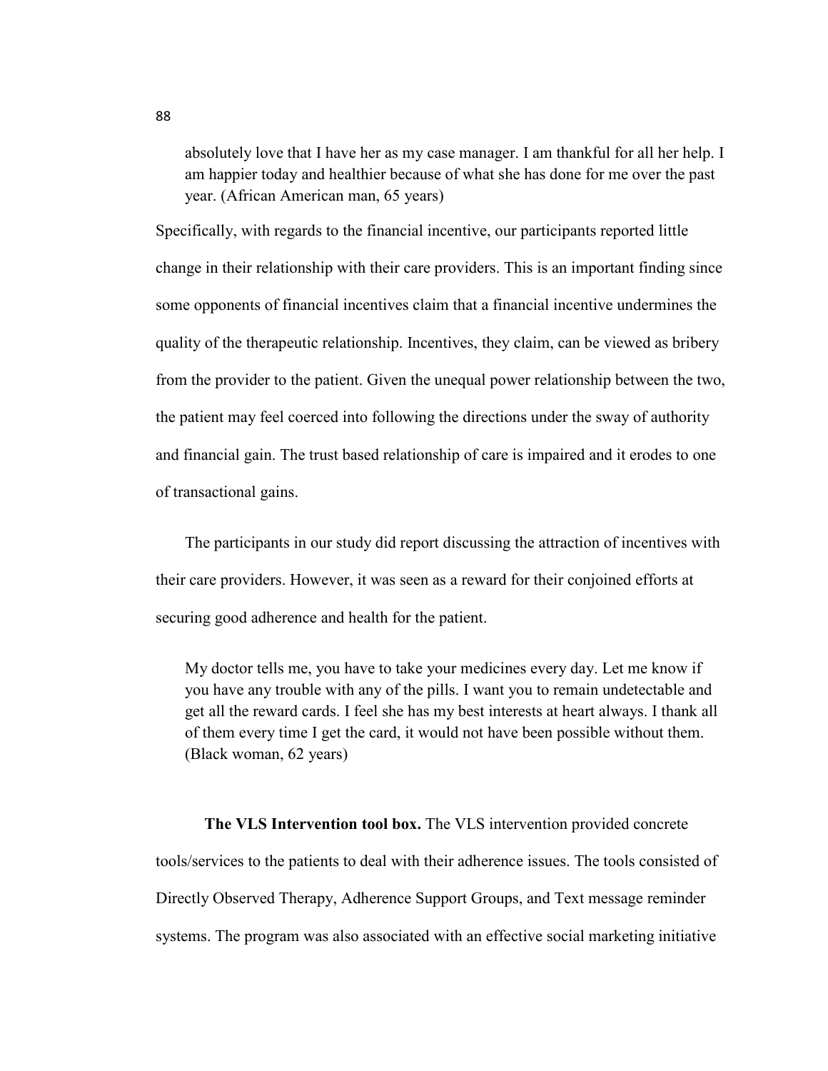> absolutely love that I have her as my case manager. I am thankful for all her help. I am happier today and healthier because of what she has done for me over the past year. (African American man, 65 years)

Specifically, with regards to the financial incentive, our participants reported little change in their relationship with their care providers. This is an important finding since some opponents of financial incentives claim that a financial incentive undermines the quality of the therapeutic relationship. Incentives, they claim, can be viewed as bribery from the provider to the patient. Given the unequal power relationship between the two, the patient may feel coerced into following the directions under the sway of authority and financial gain. The trust based relationship of care is impaired and it erodes to one of transactional gains.

The participants in our study did report discussing the attraction of incentives with their care providers. However, it was seen as a reward for their conjoined efforts at securing good adherence and health for the patient.

> My doctor tells me, you have to take your medicines every day. Let me know if you have any trouble with any of the pills. I want you to remain undetectable and get all the reward cards. I feel she has my best interests at heart always. I thank all of them every time I get the card, it would not have been possible without them. (Black woman, 62 years)

**The VLS Intervention tool box.** The VLS intervention provided concrete tools/services to the patients to deal with their adherence issues. The tools consisted of Directly Observed Therapy, Adherence Support Groups, and Text message reminder systems. The program was also associated with an effective social marketing initiative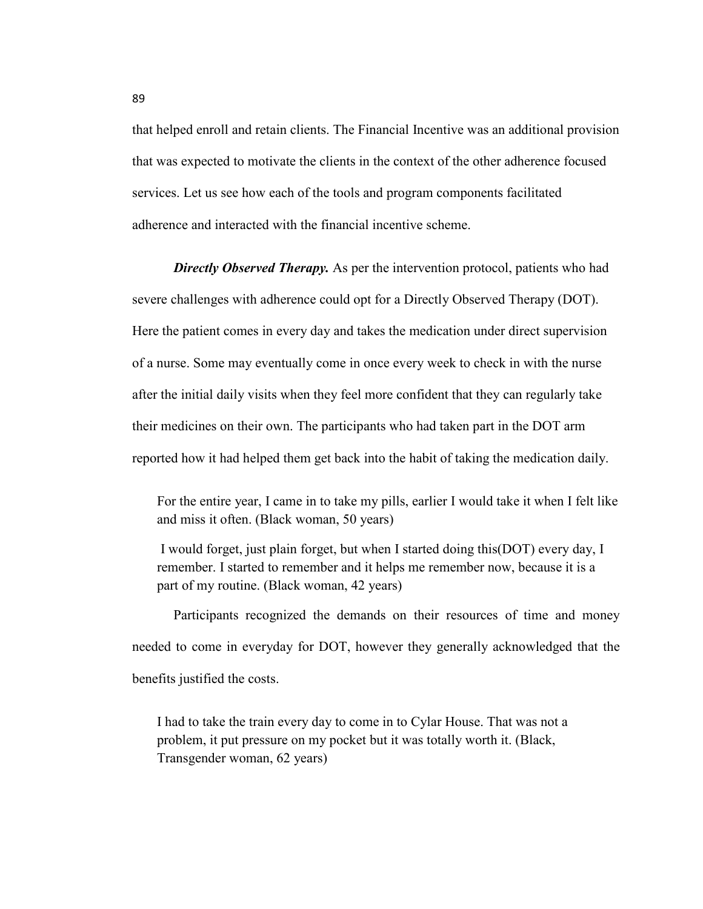that helped enroll and retain clients. The Financial Incentive was an additional provision that was expected to motivate the clients in the context of the other adherence focused services. Let us see how each of the tools and program components facilitated adherence and interacted with the financial incentive scheme.

***Directly Observed Therapy.*** As per the intervention protocol, patients who had severe challenges with adherence could opt for a Directly Observed Therapy (DOT). Here the patient comes in every day and takes the medication under direct supervision of a nurse. Some may eventually come in once every week to check in with the nurse after the initial daily visits when they feel more confident that they can regularly take their medicines on their own. The participants who had taken part in the DOT arm reported how it had helped them get back into the habit of taking the medication daily.

> For the entire year, I came in to take my pills, earlier I would take it when I felt like and miss it often. (Black woman, 50 years)

> I would forget, just plain forget, but when I started doing this(DOT) every day, I remember. I started to remember and it helps me remember now, because it is a part of my routine. (Black woman, 42 years)

Participants recognized the demands on their resources of time and money needed to come in everyday for DOT, however they generally acknowledged that the benefits justified the costs.

> I had to take the train every day to come in to Cylar House. That was not a problem, it put pressure on my pocket but it was totally worth it. (Black, Transgender woman, 62 years)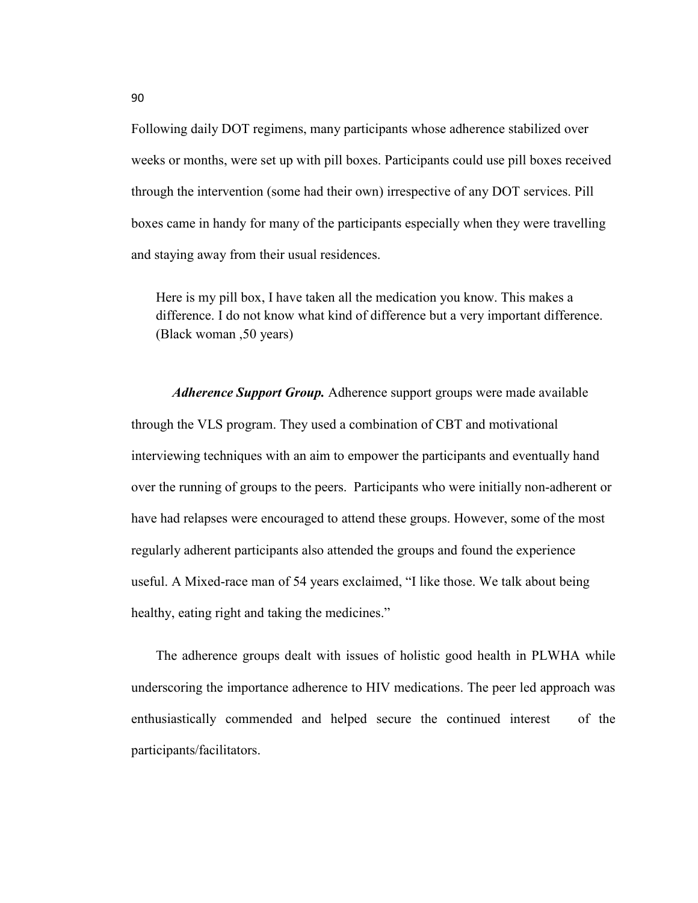Following daily DOT regimens, many participants whose adherence stabilized over weeks or months, were set up with pill boxes. Participants could use pill boxes received through the intervention (some had their own) irrespective of any DOT services. Pill boxes came in handy for many of the participants especially when they were travelling and staying away from their usual residences.

> Here is my pill box, I have taken all the medication you know. This makes a difference. I do not know what kind of difference but a very important difference. (Black woman ,50 years)

***Adherence Support Group.*** Adherence support groups were made available through the VLS program. They used a combination of CBT and motivational interviewing techniques with an aim to empower the participants and eventually hand over the running of groups to the peers. Participants who were initially non-adherent or have had relapses were encouraged to attend these groups. However, some of the most regularly adherent participants also attended the groups and found the experience useful. A Mixed-race man of 54 years exclaimed, "I like those. We talk about being healthy, eating right and taking the medicines."

The adherence groups dealt with issues of holistic good health in PLWHA while underscoring the importance adherence to HIV medications. The peer led approach was enthusiastically commended and helped secure the continued interest of the participants/facilitators.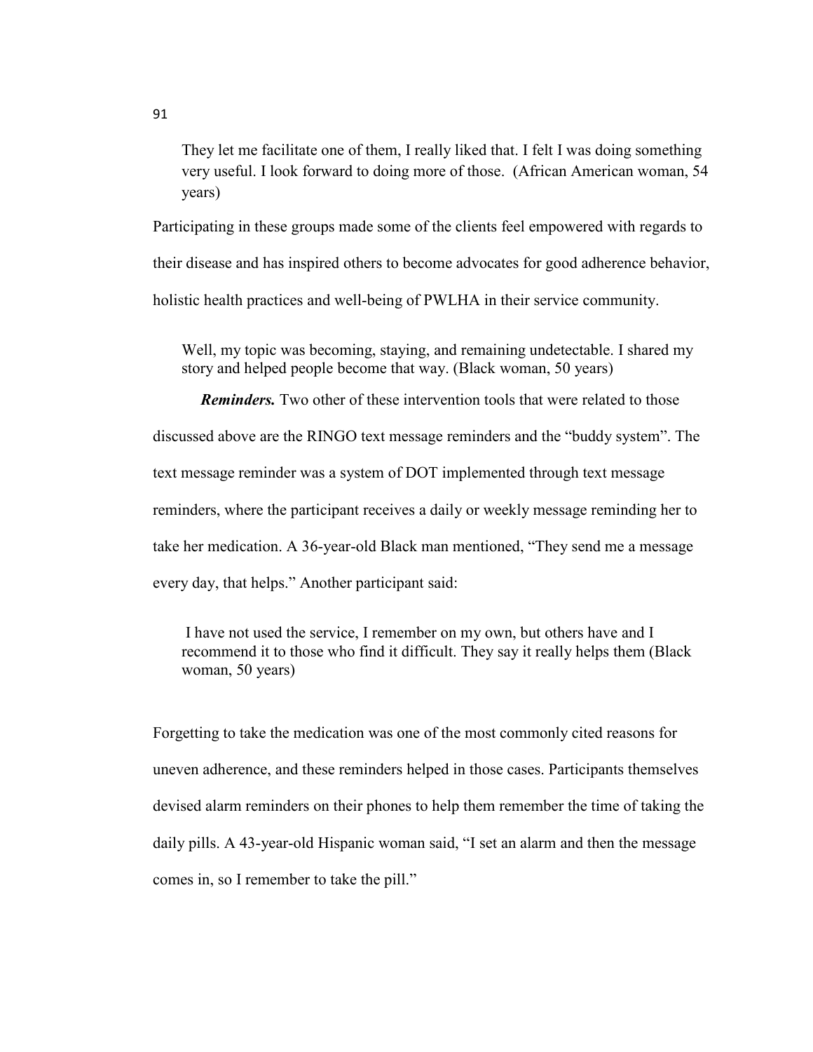> They let me facilitate one of them, I really liked that. I felt I was doing something very useful. I look forward to doing more of those. (African American woman, 54 years)

Participating in these groups made some of the clients feel empowered with regards to their disease and has inspired others to become advocates for good adherence behavior, holistic health practices and well-being of PWLHA in their service community.

> Well, my topic was becoming, staying, and remaining undetectable. I shared my story and helped people become that way. (Black woman, 50 years)

***Reminders.*** Two other of these intervention tools that were related to those discussed above are the RINGO text message reminders and the "buddy system". The text message reminder was a system of DOT implemented through text message reminders, where the participant receives a daily or weekly message reminding her to take her medication. A 36-year-old Black man mentioned, "They send me a message every day, that helps." Another participant said:

> I have not used the service, I remember on my own, but others have and I recommend it to those who find it difficult. They say it really helps them (Black woman, 50 years)

Forgetting to take the medication was one of the most commonly cited reasons for uneven adherence, and these reminders helped in those cases. Participants themselves devised alarm reminders on their phones to help them remember the time of taking the daily pills. A 43-year-old Hispanic woman said, "I set an alarm and then the message comes in, so I remember to take the pill."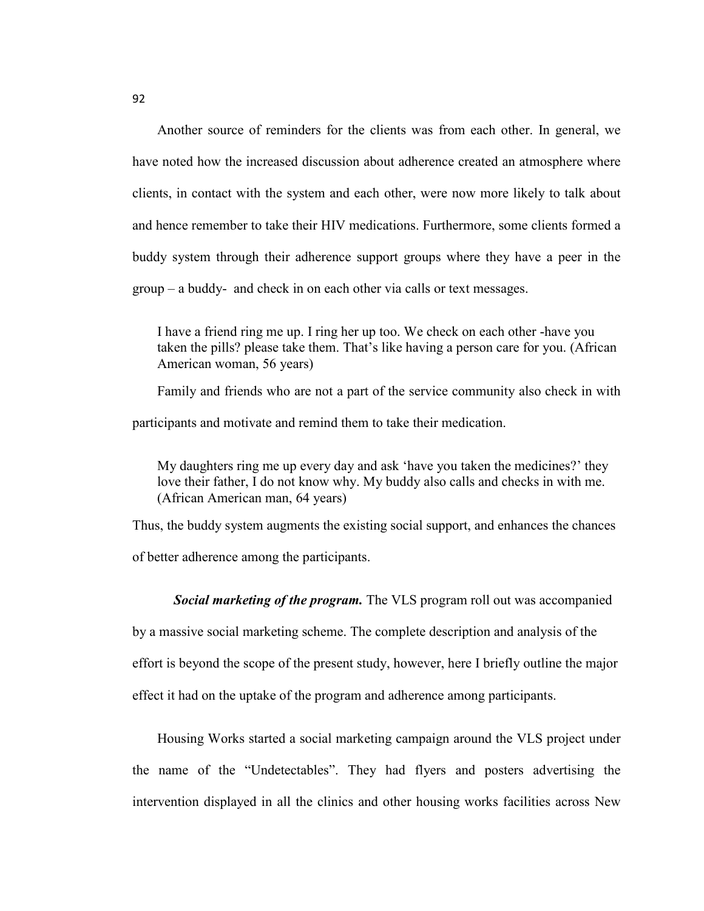Another source of reminders for the clients was from each other. In general, we have noted how the increased discussion about adherence created an atmosphere where clients, in contact with the system and each other, were now more likely to talk about and hence remember to take their HIV medications. Furthermore, some clients formed a buddy system through their adherence support groups where they have a peer in the group – a buddy- and check in on each other via calls or text messages.

> I have a friend ring me up. I ring her up too. We check on each other -have you taken the pills? please take them. That's like having a person care for you. (African American woman, 56 years)

Family and friends who are not a part of the service community also check in with participants and motivate and remind them to take their medication.

> My daughters ring me up every day and ask 'have you taken the medicines?' they love their father, I do not know why. My buddy also calls and checks in with me. (African American man, 64 years)

Thus, the buddy system augments the existing social support, and enhances the chances of better adherence among the participants.

***Social marketing of the program.*** The VLS program roll out was accompanied by a massive social marketing scheme. The complete description and analysis of the effort is beyond the scope of the present study, however, here I briefly outline the major effect it had on the uptake of the program and adherence among participants.

Housing Works started a social marketing campaign around the VLS project under the name of the "Undetectables". They had flyers and posters advertising the intervention displayed in all the clinics and other housing works facilities across New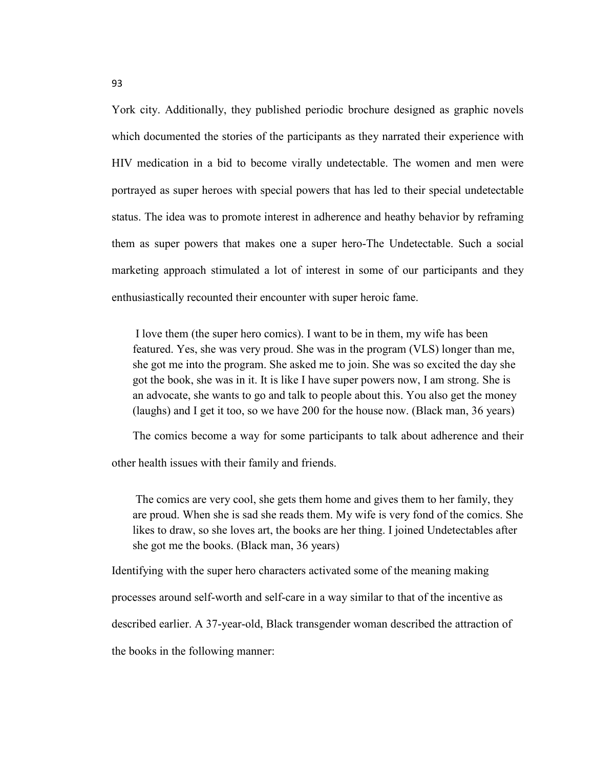York city. Additionally, they published periodic brochure designed as graphic novels which documented the stories of the participants as they narrated their experience with HIV medication in a bid to become virally undetectable. The women and men were portrayed as super heroes with special powers that has led to their special undetectable status. The idea was to promote interest in adherence and heathy behavior by reframing them as super powers that makes one a super hero-The Undetectable. Such a social marketing approach stimulated a lot of interest in some of our participants and they enthusiastically recounted their encounter with super heroic fame.

> I love them (the super hero comics). I want to be in them, my wife has been featured. Yes, she was very proud. She was in the program (VLS) longer than me, she got me into the program. She asked me to join. She was so excited the day she got the book, she was in it. It is like I have super powers now, I am strong. She is an advocate, she wants to go and talk to people about this. You also get the money (laughs) and I get it too, so we have 200 for the house now. (Black man, 36 years)

The comics become a way for some participants to talk about adherence and their other health issues with their family and friends.

> The comics are very cool, she gets them home and gives them to her family, they are proud. When she is sad she reads them. My wife is very fond of the comics. She likes to draw, so she loves art, the books are her thing. I joined Undetectables after she got me the books. (Black man, 36 years)

Identifying with the super hero characters activated some of the meaning making processes around self-worth and self-care in a way similar to that of the incentive as described earlier. A 37-year-old, Black transgender woman described the attraction of the books in the following manner: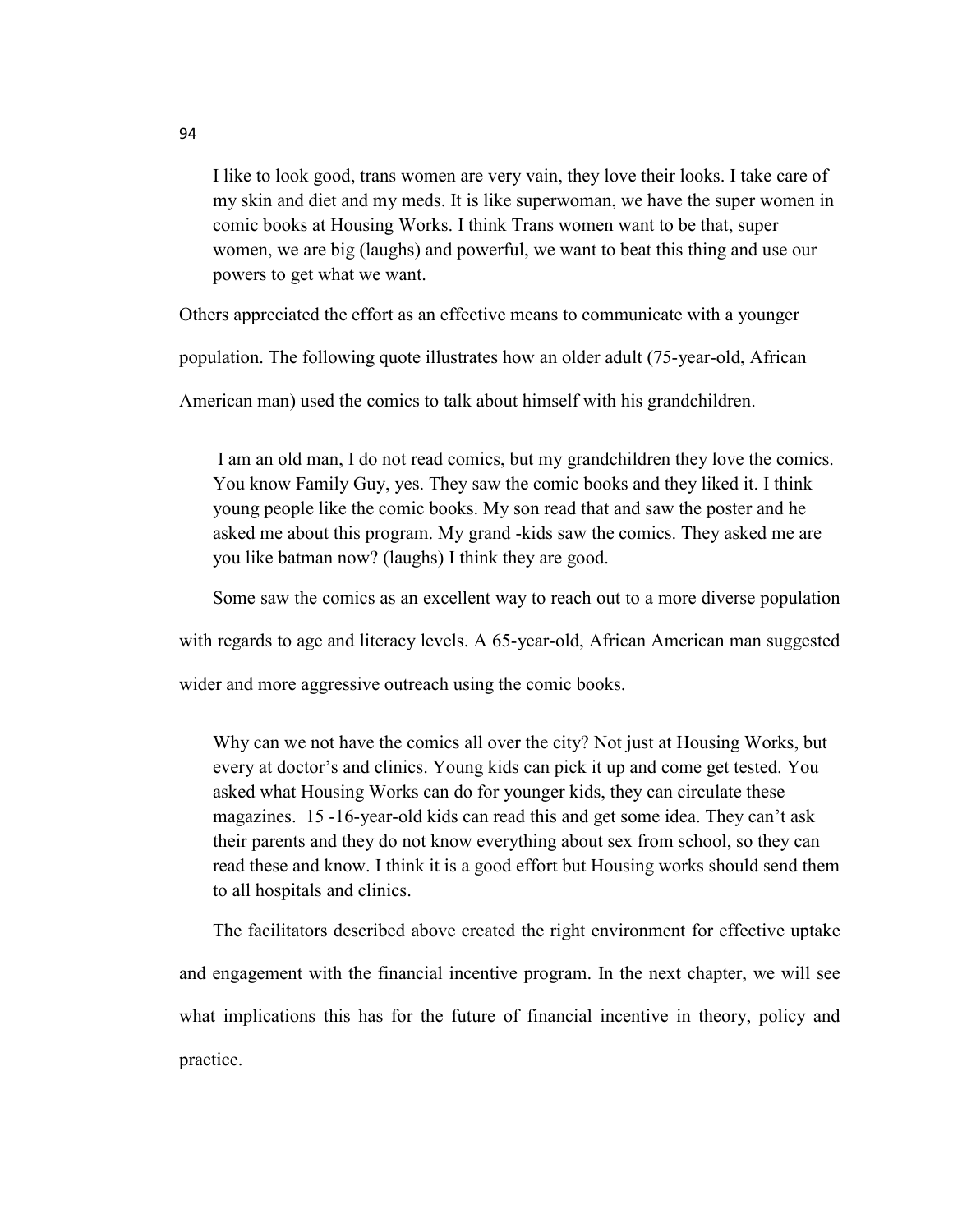> I like to look good, trans women are very vain, they love their looks. I take care of my skin and diet and my meds. It is like superwoman, we have the super women in comic books at Housing Works. I think Trans women want to be that, super women, we are big (laughs) and powerful, we want to beat this thing and use our powers to get what we want.

Others appreciated the effort as an effective means to communicate with a younger population. The following quote illustrates how an older adult (75-year-old, African American man) used the comics to talk about himself with his grandchildren.

> I am an old man, I do not read comics, but my grandchildren they love the comics. You know Family Guy, yes. They saw the comic books and they liked it. I think young people like the comic books. My son read that and saw the poster and he asked me about this program. My grand -kids saw the comics. They asked me are you like batman now? (laughs) I think they are good.

Some saw the comics as an excellent way to reach out to a more diverse population with regards to age and literacy levels. A 65-year-old, African American man suggested wider and more aggressive outreach using the comic books.

> Why can we not have the comics all over the city? Not just at Housing Works, but every at doctor's and clinics. Young kids can pick it up and come get tested. You asked what Housing Works can do for younger kids, they can circulate these magazines. 15 -16-year-old kids can read this and get some idea. They can't ask their parents and they do not know everything about sex from school, so they can read these and know. I think it is a good effort but Housing works should send them to all hospitals and clinics.

The facilitators described above created the right environment for effective uptake and engagement with the financial incentive program. In the next chapter, we will see what implications this has for the future of financial incentive in theory, policy and practice.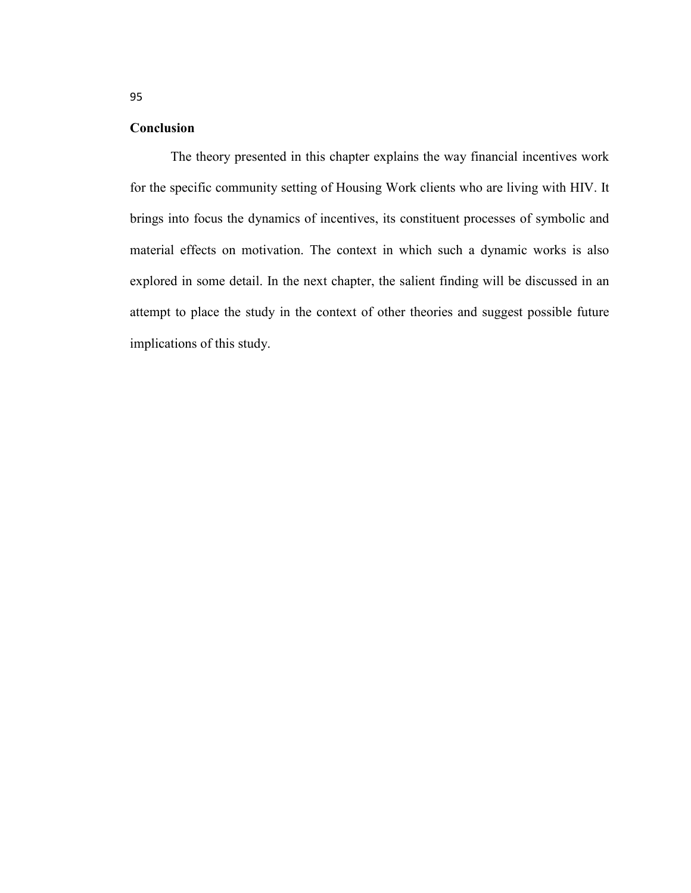## Conclusion

The theory presented in this chapter explains the way financial incentives work for the specific community setting of Housing Work clients who are living with HIV. It brings into focus the dynamics of incentives, its constituent processes of symbolic and material effects on motivation. The context in which such a dynamic works is also explored in some detail. In the next chapter, the salient finding will be discussed in an attempt to place the study in the context of other theories and suggest possible future implications of this study.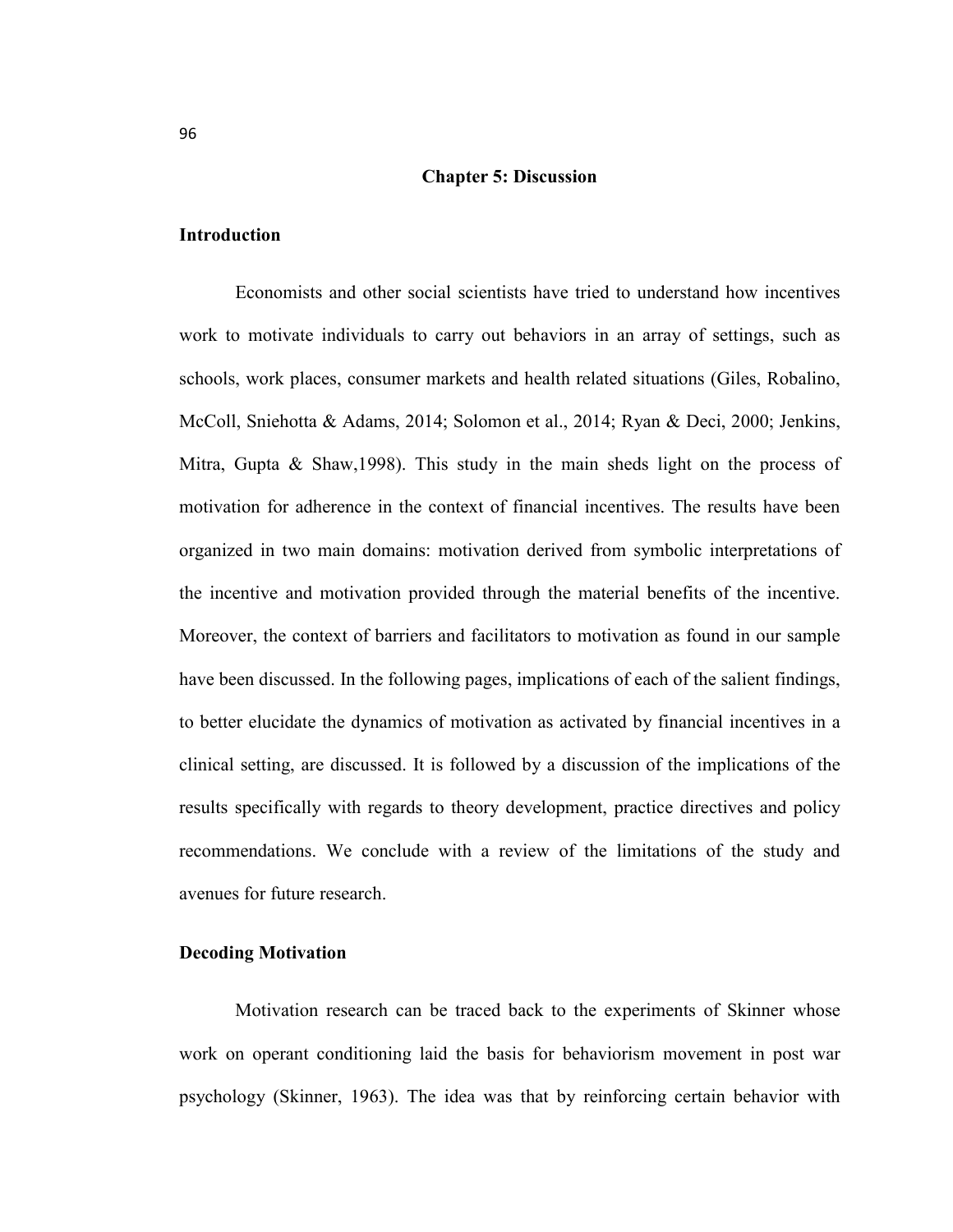## Chapter 5: Discussion

### Introduction

Economists and other social scientists have tried to understand how incentives work to motivate individuals to carry out behaviors in an array of settings, such as schools, work places, consumer markets and health related situations (Giles, Robalino, McColl, Sniehotta & Adams, 2014; Solomon et al., 2014; Ryan & Deci, 2000; Jenkins, Mitra, Gupta & Shaw,1998). This study in the main sheds light on the process of motivation for adherence in the context of financial incentives. The results have been organized in two main domains: motivation derived from symbolic interpretations of the incentive and motivation provided through the material benefits of the incentive. Moreover, the context of barriers and facilitators to motivation as found in our sample have been discussed. In the following pages, implications of each of the salient findings, to better elucidate the dynamics of motivation as activated by financial incentives in a clinical setting, are discussed. It is followed by a discussion of the implications of the results specifically with regards to theory development, practice directives and policy recommendations. We conclude with a review of the limitations of the study and avenues for future research.

### Decoding Motivation

Motivation research can be traced back to the experiments of Skinner whose work on operant conditioning laid the basis for behaviorism movement in post war psychology (Skinner, 1963). The idea was that by reinforcing certain behavior with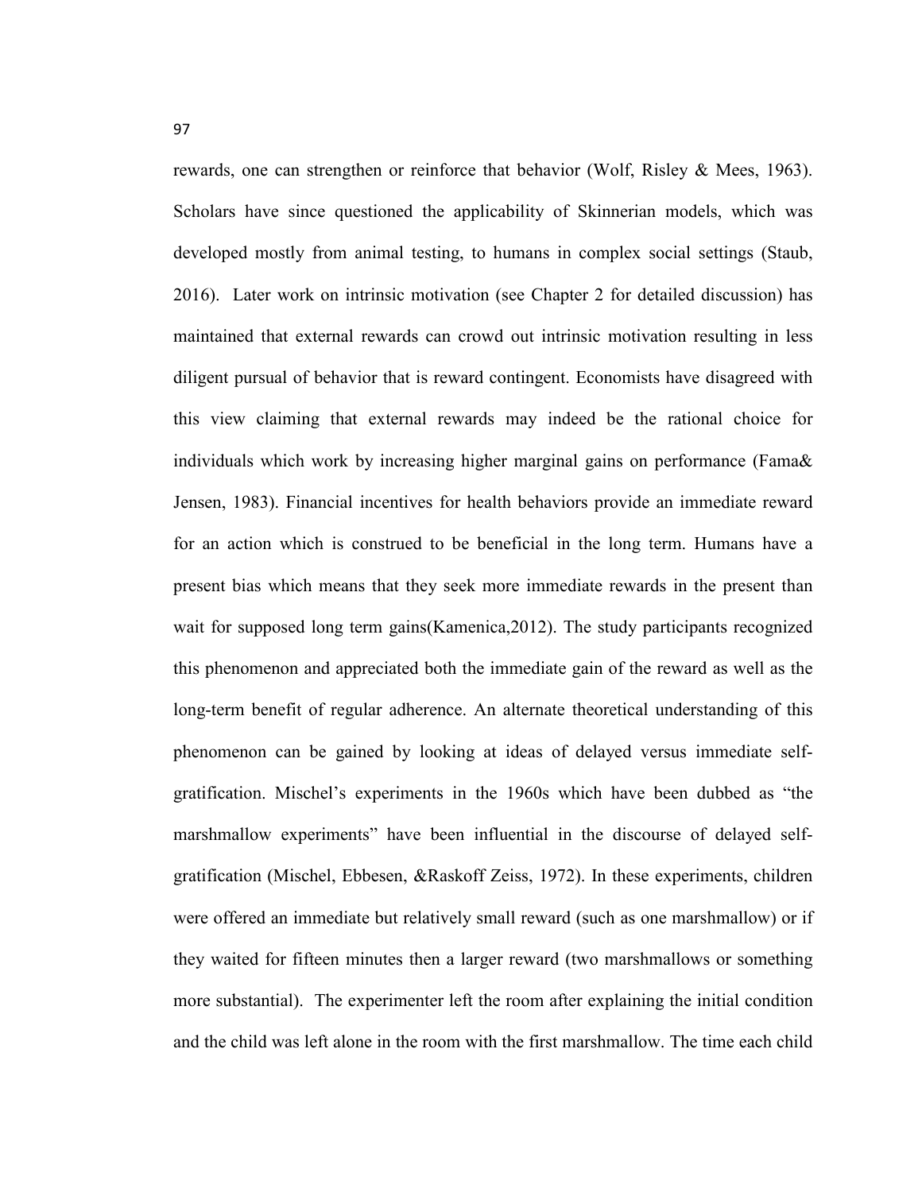rewards, one can strengthen or reinforce that behavior (Wolf, Risley & Mees, 1963). Scholars have since questioned the applicability of Skinnerian models, which was developed mostly from animal testing, to humans in complex social settings (Staub, 2016). Later work on intrinsic motivation (see Chapter 2 for detailed discussion) has maintained that external rewards can crowd out intrinsic motivation resulting in less diligent pursual of behavior that is reward contingent. Economists have disagreed with this view claiming that external rewards may indeed be the rational choice for individuals which work by increasing higher marginal gains on performance (Fama& Jensen, 1983). Financial incentives for health behaviors provide an immediate reward for an action which is construed to be beneficial in the long term. Humans have a present bias which means that they seek more immediate rewards in the present than wait for supposed long term gains(Kamenica,2012). The study participants recognized this phenomenon and appreciated both the immediate gain of the reward as well as the long-term benefit of regular adherence. An alternate theoretical understanding of this phenomenon can be gained by looking at ideas of delayed versus immediate self-gratification. Mischel's experiments in the 1960s which have been dubbed as "the marshmallow experiments" have been influential in the discourse of delayed self-gratification (Mischel, Ebbesen, &Raskoff Zeiss, 1972). In these experiments, children were offered an immediate but relatively small reward (such as one marshmallow) or if they waited for fifteen minutes then a larger reward (two marshmallows or something more substantial). The experimenter left the room after explaining the initial condition and the child was left alone in the room with the first marshmallow. The time each child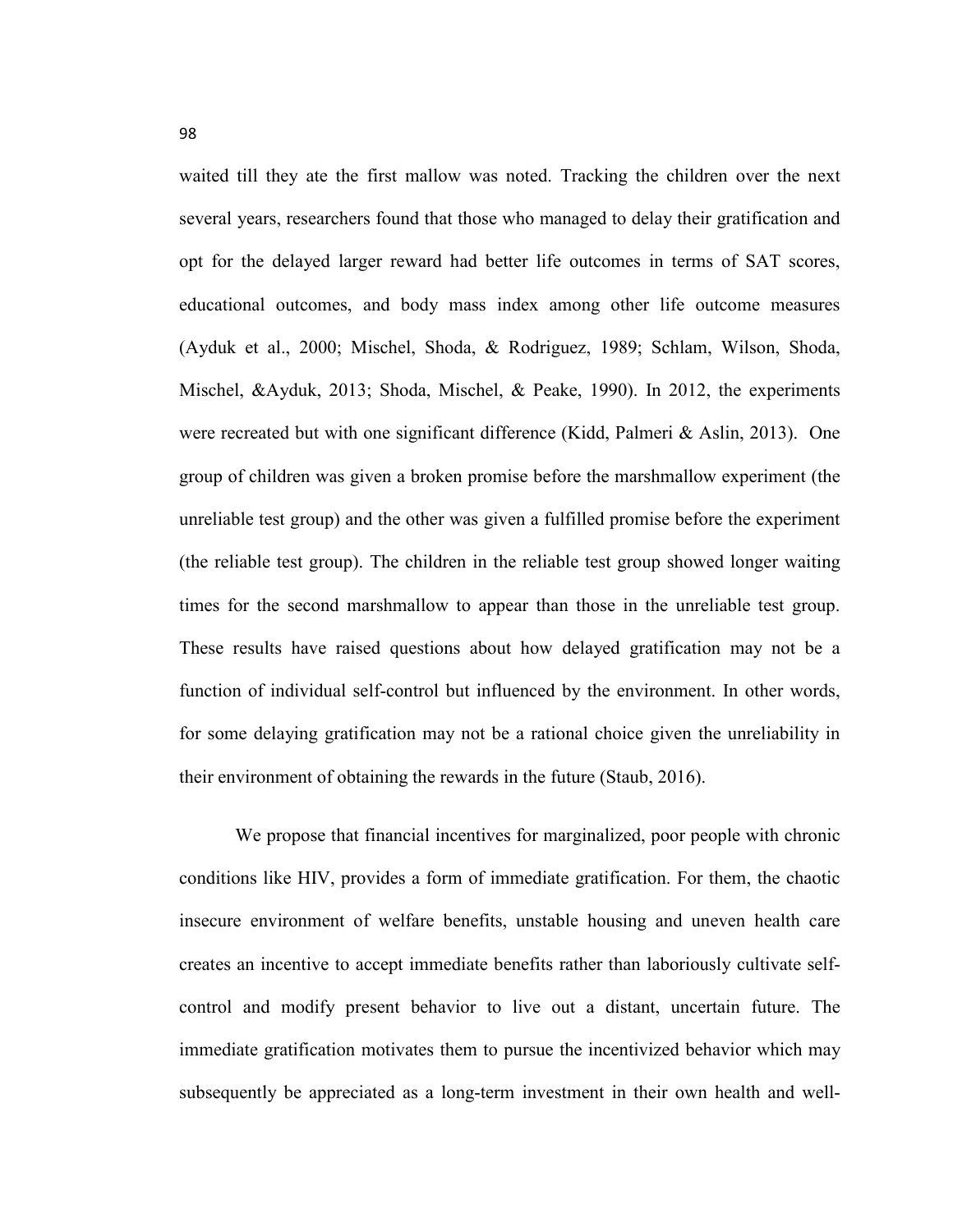waited till they ate the first mallow was noted. Tracking the children over the next several years, researchers found that those who managed to delay their gratification and opt for the delayed larger reward had better life outcomes in terms of SAT scores, educational outcomes, and body mass index among other life outcome measures (Ayduk et al., 2000; Mischel, Shoda, & Rodriguez, 1989; Schlam, Wilson, Shoda, Mischel, &Ayduk, 2013; Shoda, Mischel, & Peake, 1990). In 2012, the experiments were recreated but with one significant difference (Kidd, Palmeri & Aslin, 2013). One group of children was given a broken promise before the marshmallow experiment (the unreliable test group) and the other was given a fulfilled promise before the experiment (the reliable test group). The children in the reliable test group showed longer waiting times for the second marshmallow to appear than those in the unreliable test group. These results have raised questions about how delayed gratification may not be a function of individual self-control but influenced by the environment. In other words, for some delaying gratification may not be a rational choice given the unreliability in their environment of obtaining the rewards in the future (Staub, 2016).

We propose that financial incentives for marginalized, poor people with chronic conditions like HIV, provides a form of immediate gratification. For them, the chaotic insecure environment of welfare benefits, unstable housing and uneven health care creates an incentive to accept immediate benefits rather than laboriously cultivate self-control and modify present behavior to live out a distant, uncertain future. The immediate gratification motivates them to pursue the incentivized behavior which may subsequently be appreciated as a long-term investment in their own health and well-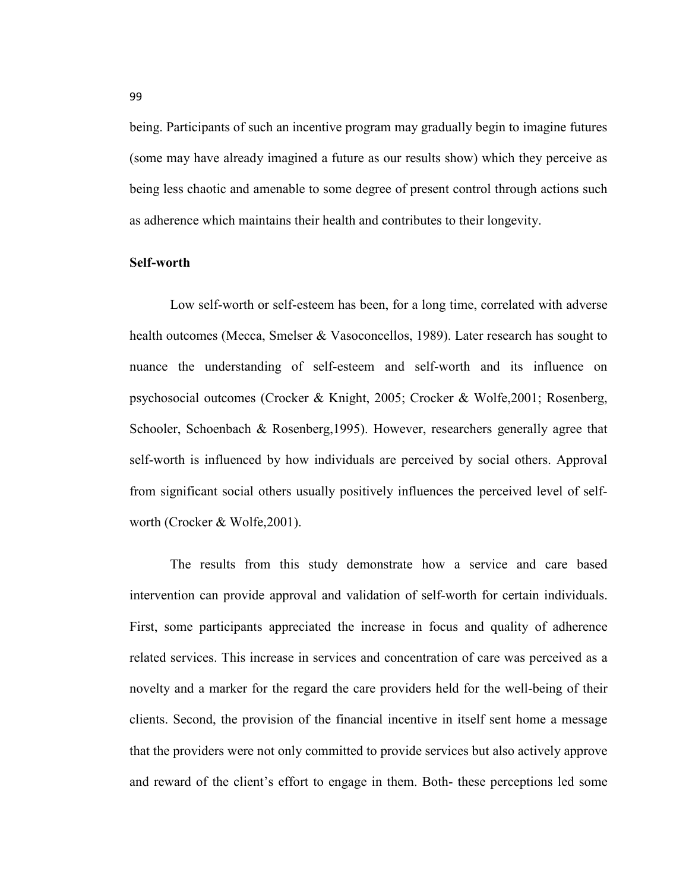being. Participants of such an incentive program may gradually begin to imagine futures (some may have already imagined a future as our results show) which they perceive as being less chaotic and amenable to some degree of present control through actions such as adherence which maintains their health and contributes to their longevity.

**Self-worth**

Low self-worth or self-esteem has been, for a long time, correlated with adverse health outcomes (Mecca, Smelser & Vasoconcellos, 1989). Later research has sought to nuance the understanding of self-esteem and self-worth and its influence on psychosocial outcomes (Crocker & Knight, 2005; Crocker & Wolfe,2001; Rosenberg, Schooler, Schoenbach & Rosenberg,1995). However, researchers generally agree that self-worth is influenced by how individuals are perceived by social others. Approval from significant social others usually positively influences the perceived level of self-worth (Crocker & Wolfe,2001).

The results from this study demonstrate how a service and care based intervention can provide approval and validation of self-worth for certain individuals. First, some participants appreciated the increase in focus and quality of adherence related services. This increase in services and concentration of care was perceived as a novelty and a marker for the regard the care providers held for the well-being of their clients. Second, the provision of the financial incentive in itself sent home a message that the providers were not only committed to provide services but also actively approve and reward of the client's effort to engage in them. Both- these perceptions led some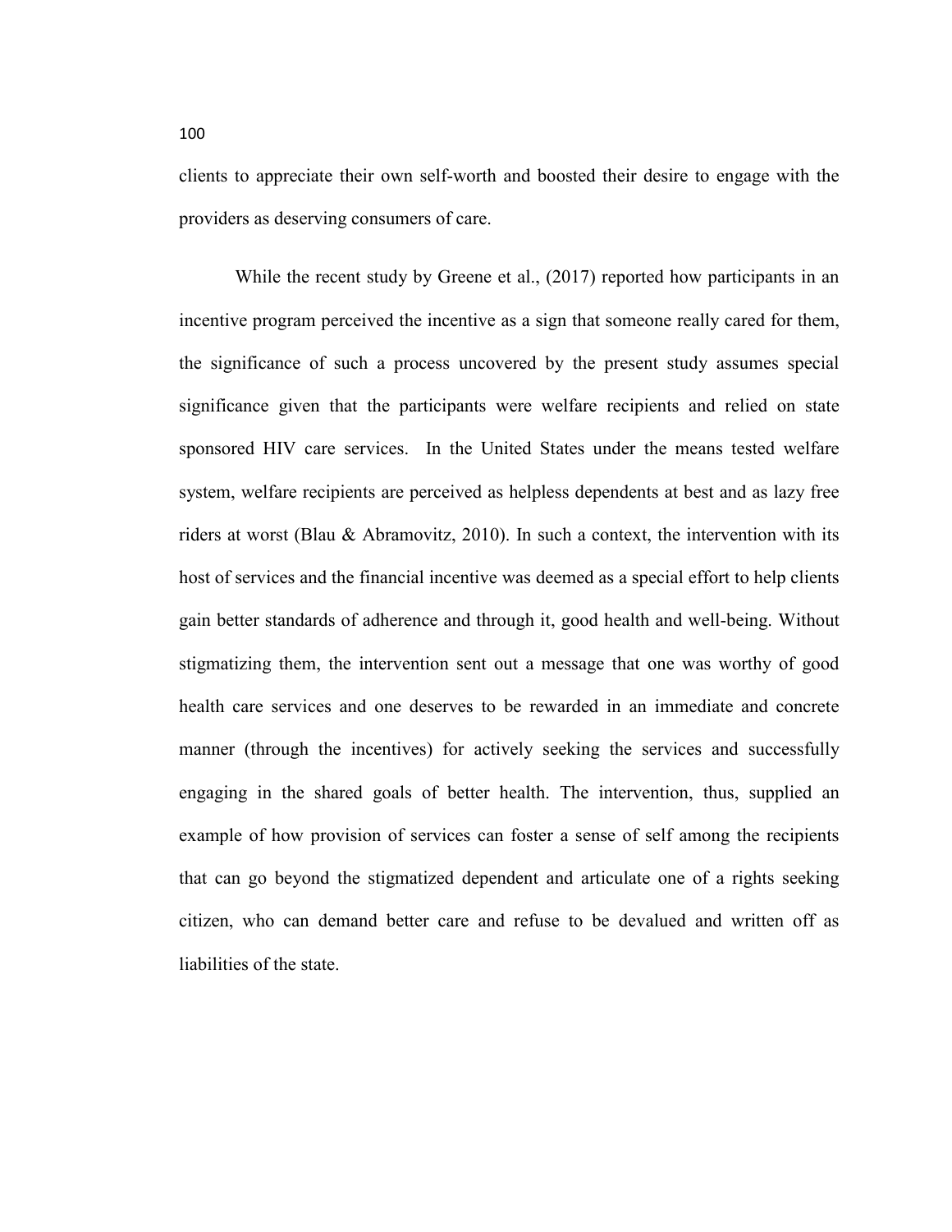clients to appreciate their own self-worth and boosted their desire to engage with the providers as deserving consumers of care.

While the recent study by Greene et al., (2017) reported how participants in an incentive program perceived the incentive as a sign that someone really cared for them, the significance of such a process uncovered by the present study assumes special significance given that the participants were welfare recipients and relied on state sponsored HIV care services. In the United States under the means tested welfare system, welfare recipients are perceived as helpless dependents at best and as lazy free riders at worst (Blau & Abramovitz, 2010). In such a context, the intervention with its host of services and the financial incentive was deemed as a special effort to help clients gain better standards of adherence and through it, good health and well-being. Without stigmatizing them, the intervention sent out a message that one was worthy of good health care services and one deserves to be rewarded in an immediate and concrete manner (through the incentives) for actively seeking the services and successfully engaging in the shared goals of better health. The intervention, thus, supplied an example of how provision of services can foster a sense of self among the recipients that can go beyond the stigmatized dependent and articulate one of a rights seeking citizen, who can demand better care and refuse to be devalued and written off as liabilities of the state.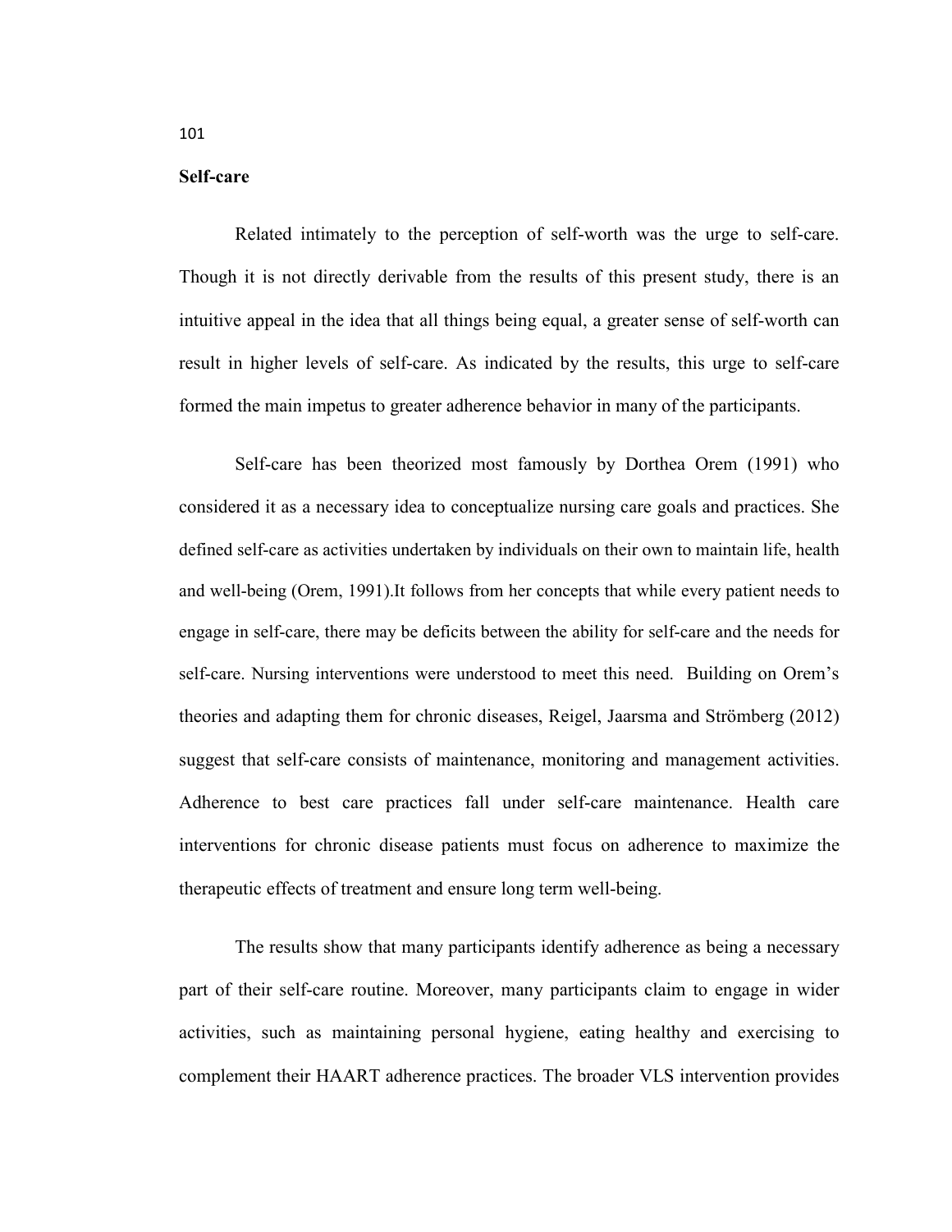**Self-care**

Related intimately to the perception of self-worth was the urge to self-care. Though it is not directly derivable from the results of this present study, there is an intuitive appeal in the idea that all things being equal, a greater sense of self-worth can result in higher levels of self-care. As indicated by the results, this urge to self-care formed the main impetus to greater adherence behavior in many of the participants.

Self-care has been theorized most famously by Dorthea Orem (1991) who considered it as a necessary idea to conceptualize nursing care goals and practices. She defined self-care as activities undertaken by individuals on their own to maintain life, health and well-being (Orem, 1991).It follows from her concepts that while every patient needs to engage in self-care, there may be deficits between the ability for self-care and the needs for self-care. Nursing interventions were understood to meet this need. Building on Orem's theories and adapting them for chronic diseases, Reigel, Jaarsma and Strömberg (2012) suggest that self-care consists of maintenance, monitoring and management activities. Adherence to best care practices fall under self-care maintenance. Health care interventions for chronic disease patients must focus on adherence to maximize the therapeutic effects of treatment and ensure long term well-being.

The results show that many participants identify adherence as being a necessary part of their self-care routine. Moreover, many participants claim to engage in wider activities, such as maintaining personal hygiene, eating healthy and exercising to complement their HAART adherence practices. The broader VLS intervention provides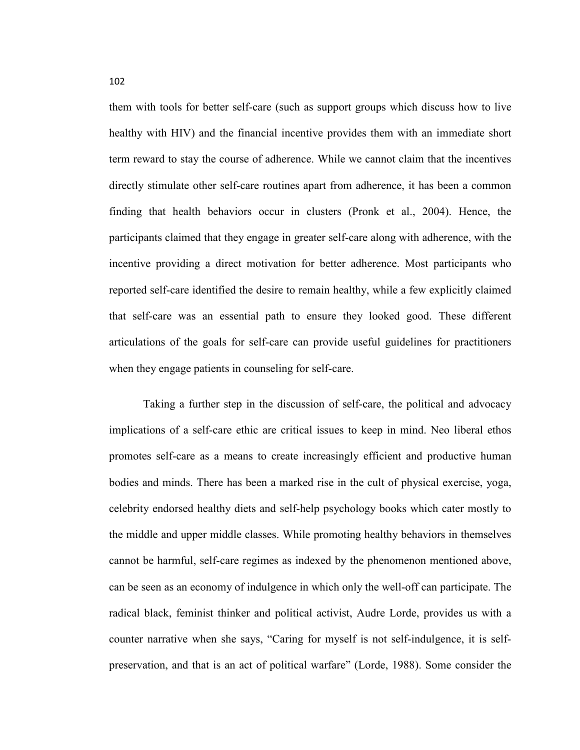them with tools for better self-care (such as support groups which discuss how to live healthy with HIV) and the financial incentive provides them with an immediate short term reward to stay the course of adherence. While we cannot claim that the incentives directly stimulate other self-care routines apart from adherence, it has been a common finding that health behaviors occur in clusters (Pronk et al., 2004). Hence, the participants claimed that they engage in greater self-care along with adherence, with the incentive providing a direct motivation for better adherence. Most participants who reported self-care identified the desire to remain healthy, while a few explicitly claimed that self-care was an essential path to ensure they looked good. These different articulations of the goals for self-care can provide useful guidelines for practitioners when they engage patients in counseling for self-care.

Taking a further step in the discussion of self-care, the political and advocacy implications of a self-care ethic are critical issues to keep in mind. Neo liberal ethos promotes self-care as a means to create increasingly efficient and productive human bodies and minds. There has been a marked rise in the cult of physical exercise, yoga, celebrity endorsed healthy diets and self-help psychology books which cater mostly to the middle and upper middle classes. While promoting healthy behaviors in themselves cannot be harmful, self-care regimes as indexed by the phenomenon mentioned above, can be seen as an economy of indulgence in which only the well-off can participate. The radical black, feminist thinker and political activist, Audre Lorde, provides us with a counter narrative when she says, "Caring for myself is not self-indulgence, it is self-preservation, and that is an act of political warfare" (Lorde, 1988). Some consider the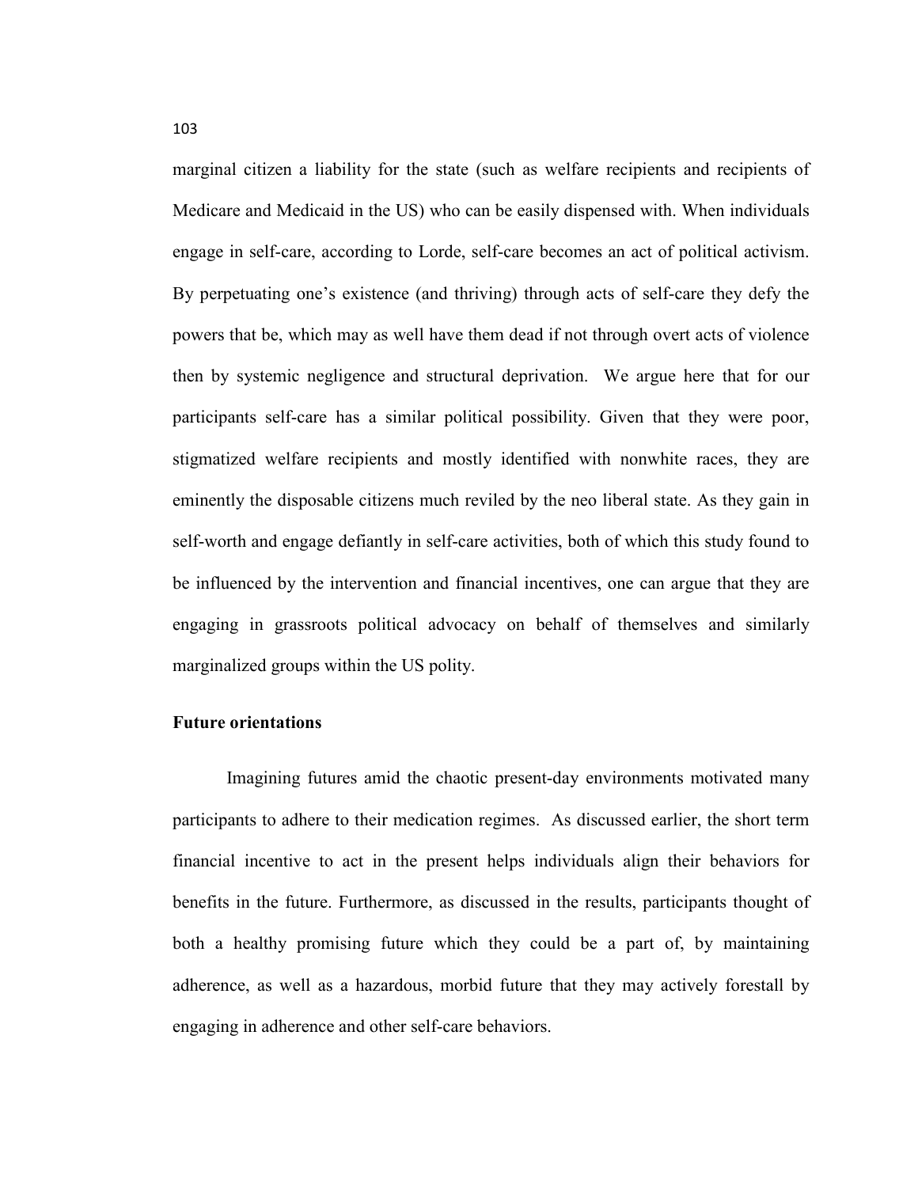marginal citizen a liability for the state (such as welfare recipients and recipients of Medicare and Medicaid in the US) who can be easily dispensed with. When individuals engage in self-care, according to Lorde, self-care becomes an act of political activism. By perpetuating one's existence (and thriving) through acts of self-care they defy the powers that be, which may as well have them dead if not through overt acts of violence then by systemic negligence and structural deprivation. We argue here that for our participants self-care has a similar political possibility. Given that they were poor, stigmatized welfare recipients and mostly identified with nonwhite races, they are eminently the disposable citizens much reviled by the neo liberal state. As they gain in self-worth and engage defiantly in self-care activities, both of which this study found to be influenced by the intervention and financial incentives, one can argue that they are engaging in grassroots political advocacy on behalf of themselves and similarly marginalized groups within the US polity.

**Future orientations**

Imagining futures amid the chaotic present-day environments motivated many participants to adhere to their medication regimes. As discussed earlier, the short term financial incentive to act in the present helps individuals align their behaviors for benefits in the future. Furthermore, as discussed in the results, participants thought of both a healthy promising future which they could be a part of, by maintaining adherence, as well as a hazardous, morbid future that they may actively forestall by engaging in adherence and other self-care behaviors.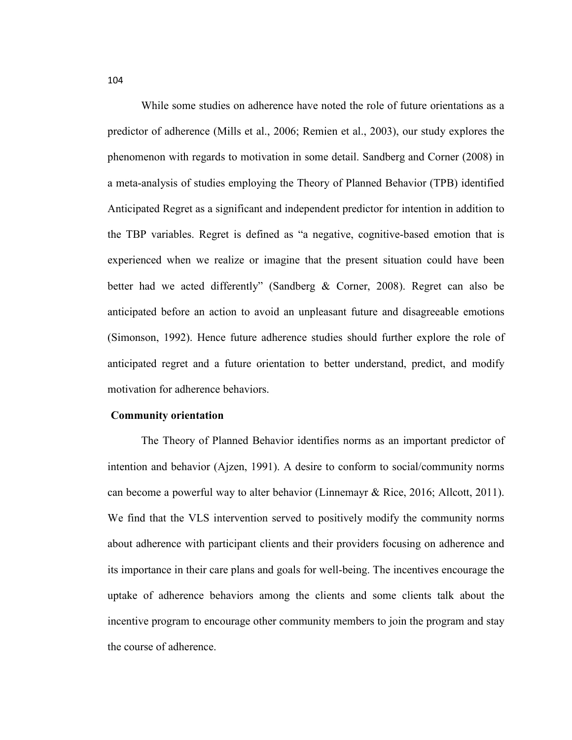While some studies on adherence have noted the role of future orientations as a predictor of adherence (Mills et al., 2006; Remien et al., 2003), our study explores the phenomenon with regards to motivation in some detail. Sandberg and Corner (2008) in a meta-analysis of studies employing the Theory of Planned Behavior (TPB) identified Anticipated Regret as a significant and independent predictor for intention in addition to the TBP variables. Regret is defined as "a negative, cognitive-based emotion that is experienced when we realize or imagine that the present situation could have been better had we acted differently" (Sandberg & Corner, 2008). Regret can also be anticipated before an action to avoid an unpleasant future and disagreeable emotions (Simonson, 1992). Hence future adherence studies should further explore the role of anticipated regret and a future orientation to better understand, predict, and modify motivation for adherence behaviors.

**Community orientation**

The Theory of Planned Behavior identifies norms as an important predictor of intention and behavior (Ajzen, 1991). A desire to conform to social/community norms can become a powerful way to alter behavior (Linnemayr & Rice, 2016; Allcott, 2011). We find that the VLS intervention served to positively modify the community norms about adherence with participant clients and their providers focusing on adherence and its importance in their care plans and goals for well-being. The incentives encourage the uptake of adherence behaviors among the clients and some clients talk about the incentive program to encourage other community members to join the program and stay the course of adherence.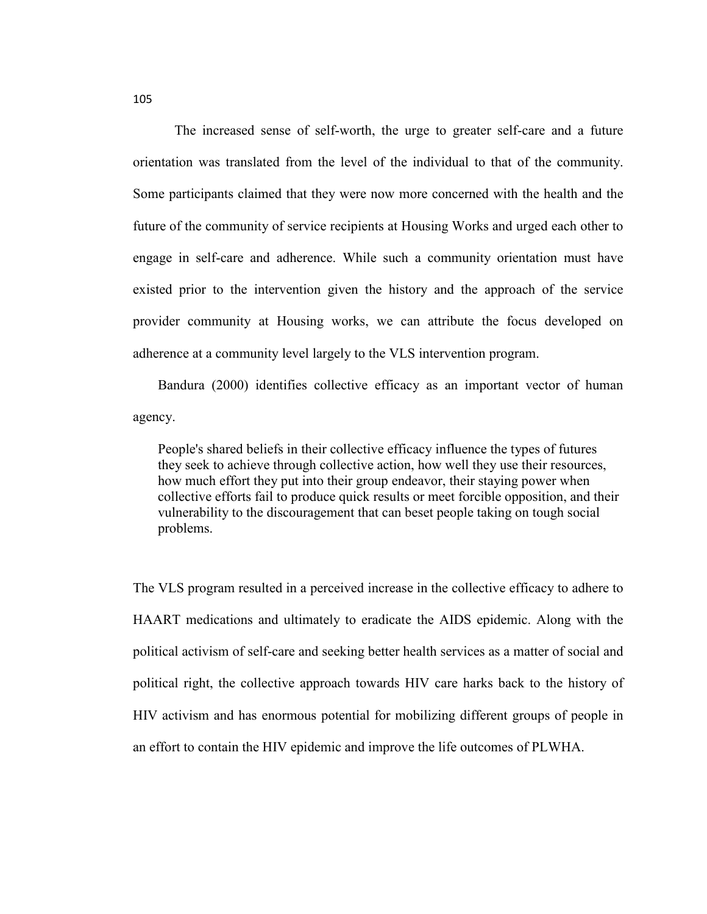The increased sense of self-worth, the urge to greater self-care and a future orientation was translated from the level of the individual to that of the community. Some participants claimed that they were now more concerned with the health and the future of the community of service recipients at Housing Works and urged each other to engage in self-care and adherence. While such a community orientation must have existed prior to the intervention given the history and the approach of the service provider community at Housing works, we can attribute the focus developed on adherence at a community level largely to the VLS intervention program.

Bandura (2000) identifies collective efficacy as an important vector of human agency.

> People's shared beliefs in their collective efficacy influence the types of futures they seek to achieve through collective action, how well they use their resources, how much effort they put into their group endeavor, their staying power when collective efforts fail to produce quick results or meet forcible opposition, and their vulnerability to the discouragement that can beset people taking on tough social problems.

The VLS program resulted in a perceived increase in the collective efficacy to adhere to HAART medications and ultimately to eradicate the AIDS epidemic. Along with the political activism of self-care and seeking better health services as a matter of social and political right, the collective approach towards HIV care harks back to the history of HIV activism and has enormous potential for mobilizing different groups of people in an effort to contain the HIV epidemic and improve the life outcomes of PLWHA.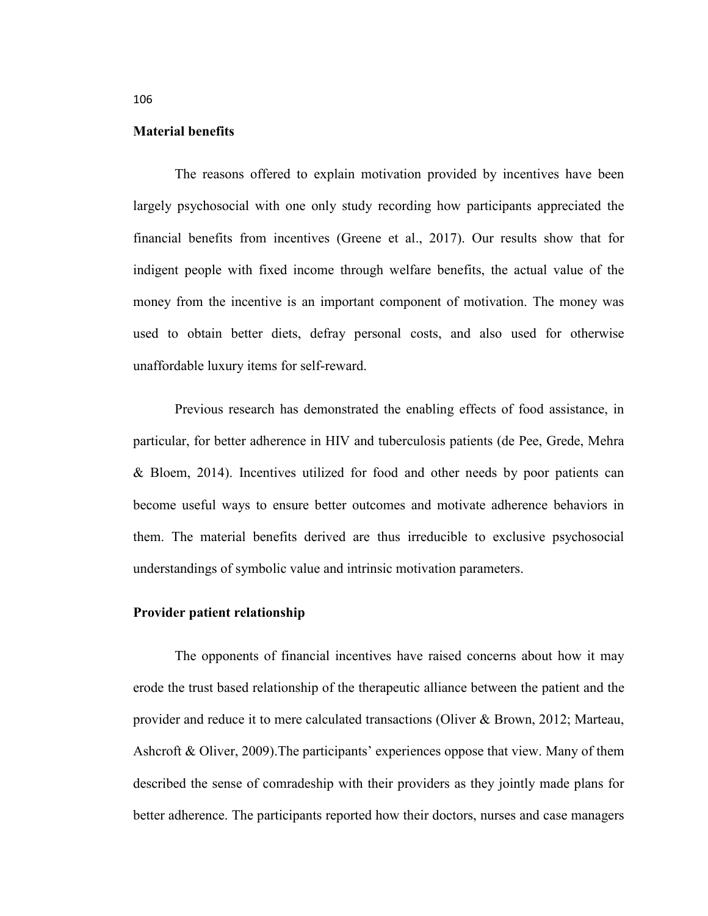**Material benefits**

The reasons offered to explain motivation provided by incentives have been largely psychosocial with one only study recording how participants appreciated the financial benefits from incentives (Greene et al., 2017). Our results show that for indigent people with fixed income through welfare benefits, the actual value of the money from the incentive is an important component of motivation. The money was used to obtain better diets, defray personal costs, and also used for otherwise unaffordable luxury items for self-reward.

Previous research has demonstrated the enabling effects of food assistance, in particular, for better adherence in HIV and tuberculosis patients (de Pee, Grede, Mehra & Bloem, 2014). Incentives utilized for food and other needs by poor patients can become useful ways to ensure better outcomes and motivate adherence behaviors in them. The material benefits derived are thus irreducible to exclusive psychosocial understandings of symbolic value and intrinsic motivation parameters.

**Provider patient relationship**

The opponents of financial incentives have raised concerns about how it may erode the trust based relationship of the therapeutic alliance between the patient and the provider and reduce it to mere calculated transactions (Oliver & Brown, 2012; Marteau, Ashcroft & Oliver, 2009).The participants' experiences oppose that view. Many of them described the sense of comradeship with their providers as they jointly made plans for better adherence. The participants reported how their doctors, nurses and case managers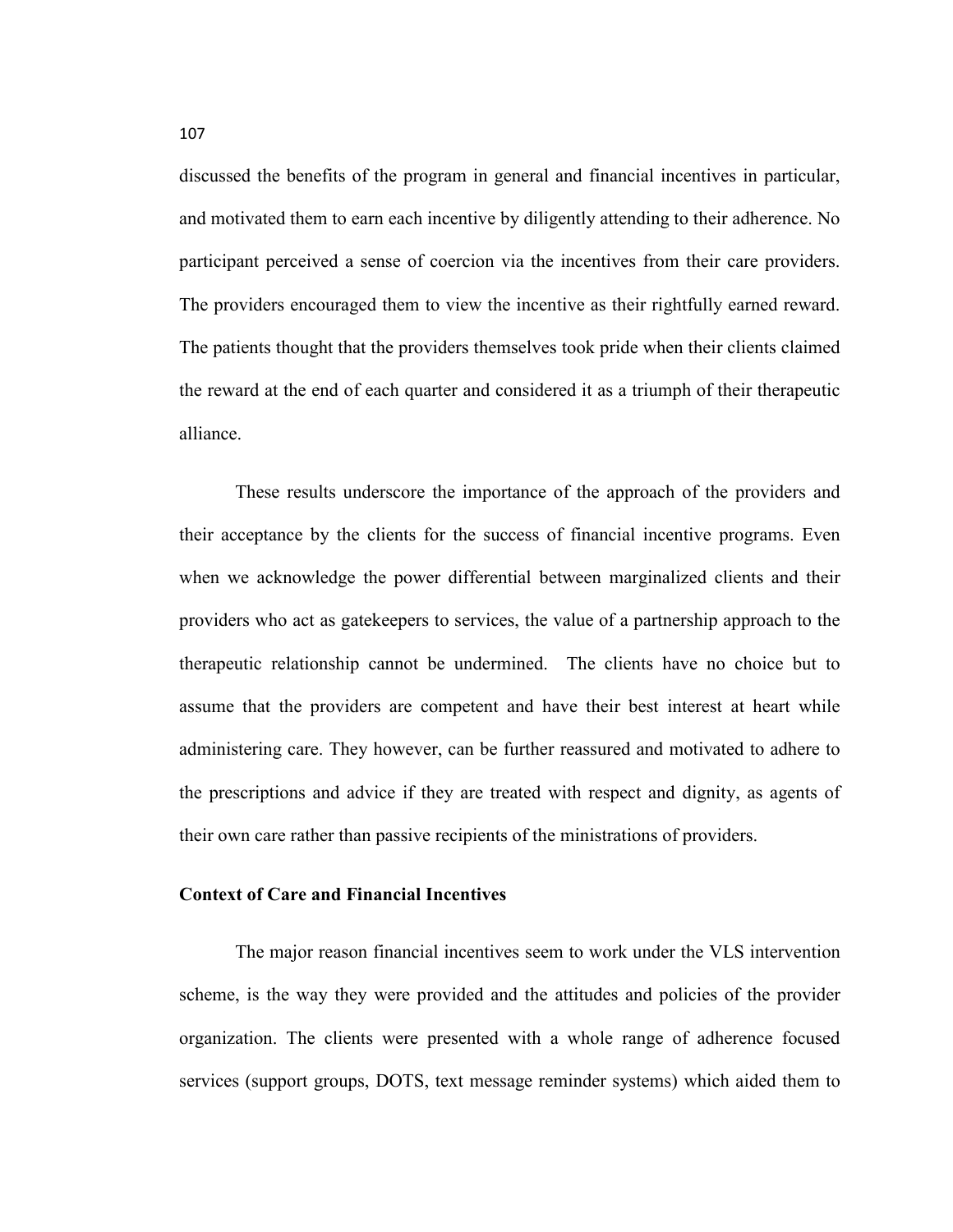discussed the benefits of the program in general and financial incentives in particular, and motivated them to earn each incentive by diligently attending to their adherence. No participant perceived a sense of coercion via the incentives from their care providers. The providers encouraged them to view the incentive as their rightfully earned reward. The patients thought that the providers themselves took pride when their clients claimed the reward at the end of each quarter and considered it as a triumph of their therapeutic alliance.

These results underscore the importance of the approach of the providers and their acceptance by the clients for the success of financial incentive programs. Even when we acknowledge the power differential between marginalized clients and their providers who act as gatekeepers to services, the value of a partnership approach to the therapeutic relationship cannot be undermined. The clients have no choice but to assume that the providers are competent and have their best interest at heart while administering care. They however, can be further reassured and motivated to adhere to the prescriptions and advice if they are treated with respect and dignity, as agents of their own care rather than passive recipients of the ministrations of providers.

**Context of Care and Financial Incentives**

The major reason financial incentives seem to work under the VLS intervention scheme, is the way they were provided and the attitudes and policies of the provider organization. The clients were presented with a whole range of adherence focused services (support groups, DOTS, text message reminder systems) which aided them to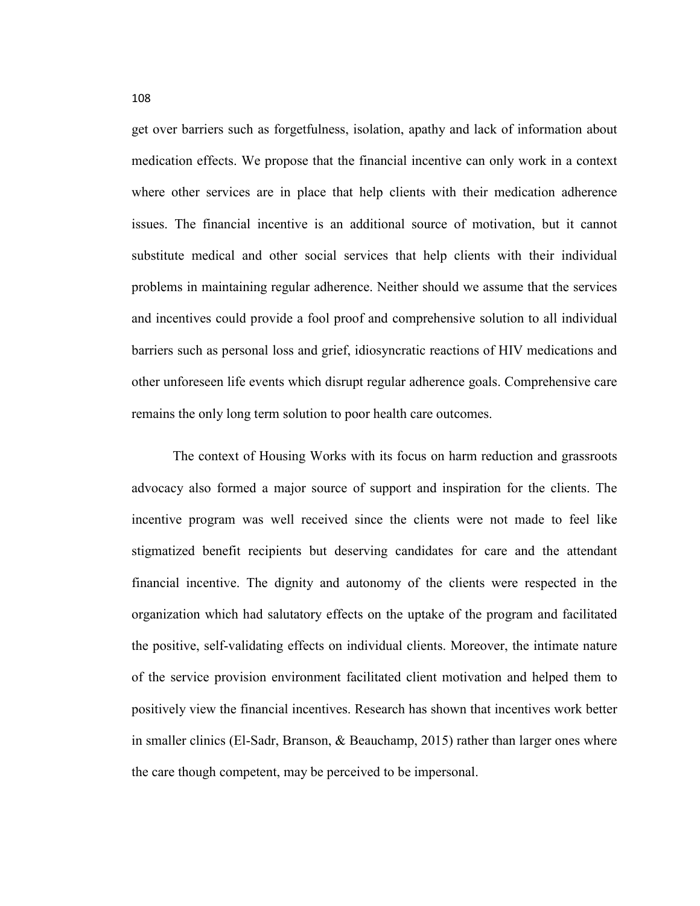get over barriers such as forgetfulness, isolation, apathy and lack of information about medication effects. We propose that the financial incentive can only work in a context where other services are in place that help clients with their medication adherence issues. The financial incentive is an additional source of motivation, but it cannot substitute medical and other social services that help clients with their individual problems in maintaining regular adherence. Neither should we assume that the services and incentives could provide a fool proof and comprehensive solution to all individual barriers such as personal loss and grief, idiosyncratic reactions of HIV medications and other unforeseen life events which disrupt regular adherence goals. Comprehensive care remains the only long term solution to poor health care outcomes.

The context of Housing Works with its focus on harm reduction and grassroots advocacy also formed a major source of support and inspiration for the clients. The incentive program was well received since the clients were not made to feel like stigmatized benefit recipients but deserving candidates for care and the attendant financial incentive. The dignity and autonomy of the clients were respected in the organization which had salutatory effects on the uptake of the program and facilitated the positive, self-validating effects on individual clients. Moreover, the intimate nature of the service provision environment facilitated client motivation and helped them to positively view the financial incentives. Research has shown that incentives work better in smaller clinics (El-Sadr, Branson, & Beauchamp, 2015) rather than larger ones where the care though competent, may be perceived to be impersonal.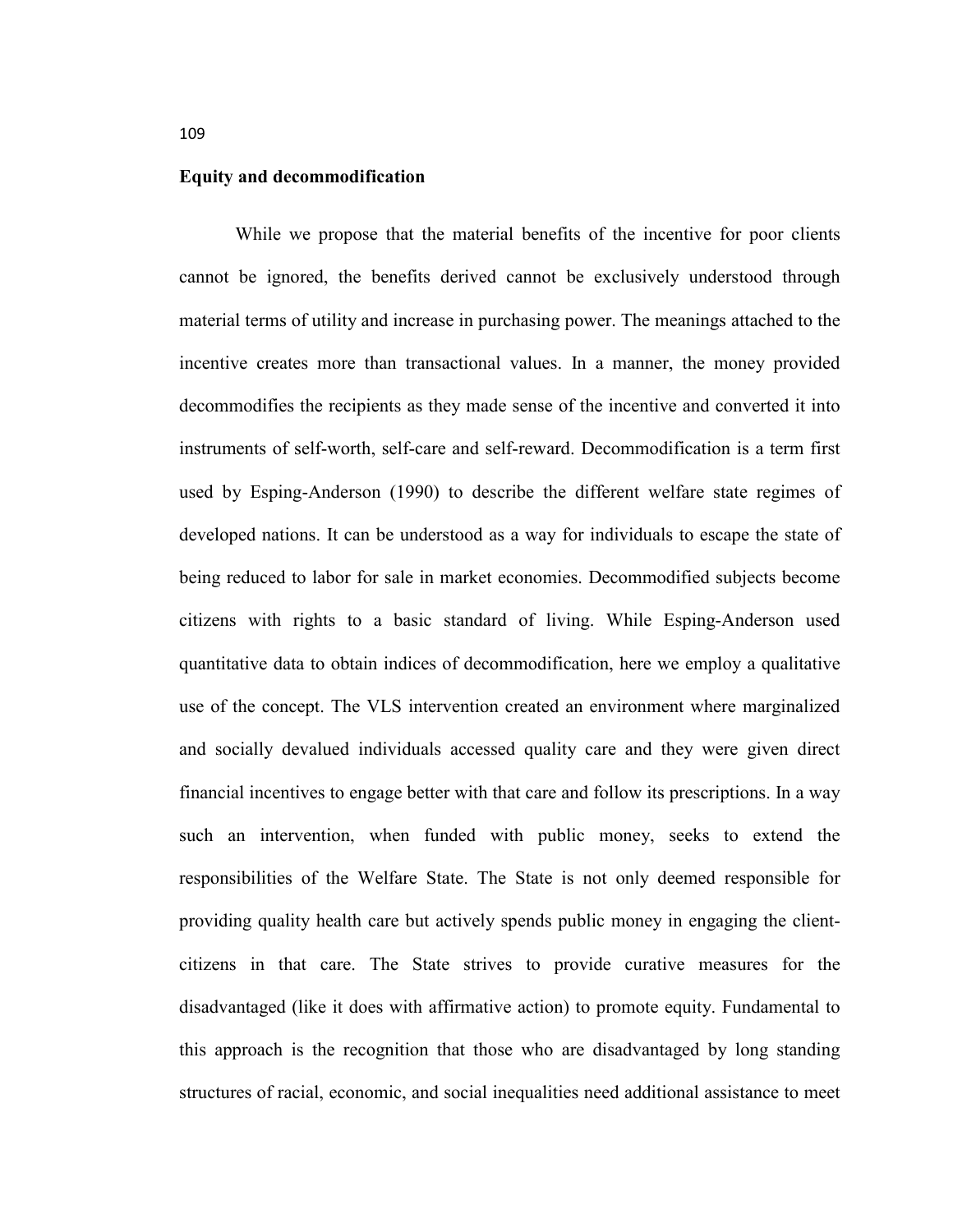**Equity and decommodification**

While we propose that the material benefits of the incentive for poor clients cannot be ignored, the benefits derived cannot be exclusively understood through material terms of utility and increase in purchasing power. The meanings attached to the incentive creates more than transactional values. In a manner, the money provided decommodifies the recipients as they made sense of the incentive and converted it into instruments of self-worth, self-care and self-reward. Decommodification is a term first used by Esping-Anderson (1990) to describe the different welfare state regimes of developed nations. It can be understood as a way for individuals to escape the state of being reduced to labor for sale in market economies. Decommodified subjects become citizens with rights to a basic standard of living. While Esping-Anderson used quantitative data to obtain indices of decommodification, here we employ a qualitative use of the concept. The VLS intervention created an environment where marginalized and socially devalued individuals accessed quality care and they were given direct financial incentives to engage better with that care and follow its prescriptions. In a way such an intervention, when funded with public money, seeks to extend the responsibilities of the Welfare State. The State is not only deemed responsible for providing quality health care but actively spends public money in engaging the client-citizens in that care. The State strives to provide curative measures for the disadvantaged (like it does with affirmative action) to promote equity. Fundamental to this approach is the recognition that those who are disadvantaged by long standing structures of racial, economic, and social inequalities need additional assistance to meet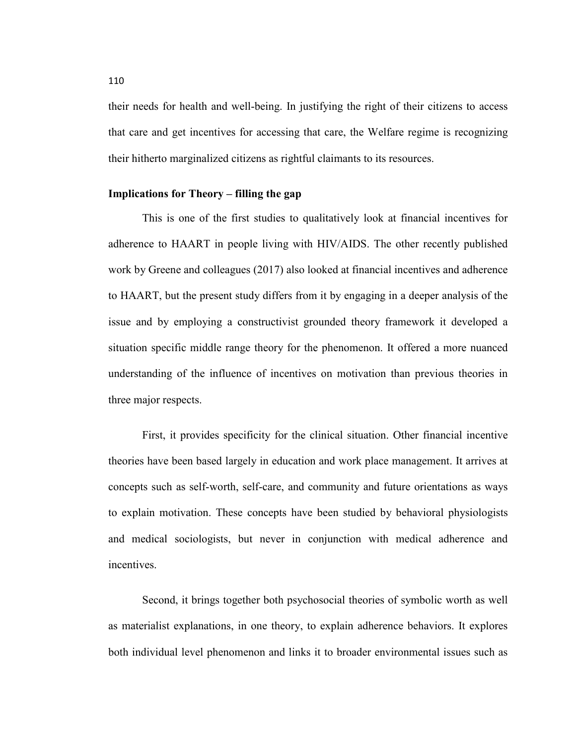their needs for health and well-being. In justifying the right of their citizens to access that care and get incentives for accessing that care, the Welfare regime is recognizing their hitherto marginalized citizens as rightful claimants to its resources.

**Implications for Theory – filling the gap**

This is one of the first studies to qualitatively look at financial incentives for adherence to HAART in people living with HIV/AIDS. The other recently published work by Greene and colleagues (2017) also looked at financial incentives and adherence to HAART, but the present study differs from it by engaging in a deeper analysis of the issue and by employing a constructivist grounded theory framework it developed a situation specific middle range theory for the phenomenon. It offered a more nuanced understanding of the influence of incentives on motivation than previous theories in three major respects.

First, it provides specificity for the clinical situation. Other financial incentive theories have been based largely in education and work place management. It arrives at concepts such as self-worth, self-care, and community and future orientations as ways to explain motivation. These concepts have been studied by behavioral physiologists and medical sociologists, but never in conjunction with medical adherence and incentives.

Second, it brings together both psychosocial theories of symbolic worth as well as materialist explanations, in one theory, to explain adherence behaviors. It explores both individual level phenomenon and links it to broader environmental issues such as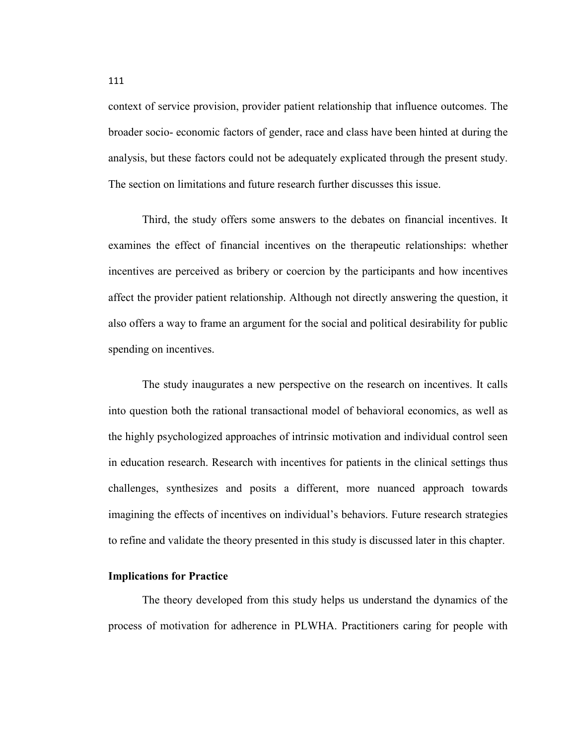context of service provision, provider patient relationship that influence outcomes. The broader socio- economic factors of gender, race and class have been hinted at during the analysis, but these factors could not be adequately explicated through the present study. The section on limitations and future research further discusses this issue.

Third, the study offers some answers to the debates on financial incentives. It examines the effect of financial incentives on the therapeutic relationships: whether incentives are perceived as bribery or coercion by the participants and how incentives affect the provider patient relationship. Although not directly answering the question, it also offers a way to frame an argument for the social and political desirability for public spending on incentives.

The study inaugurates a new perspective on the research on incentives. It calls into question both the rational transactional model of behavioral economics, as well as the highly psychologized approaches of intrinsic motivation and individual control seen in education research. Research with incentives for patients in the clinical settings thus challenges, synthesizes and posits a different, more nuanced approach towards imagining the effects of incentives on individual's behaviors. Future research strategies to refine and validate the theory presented in this study is discussed later in this chapter.

**Implications for Practice**

The theory developed from this study helps us understand the dynamics of the process of motivation for adherence in PLWHA. Practitioners caring for people with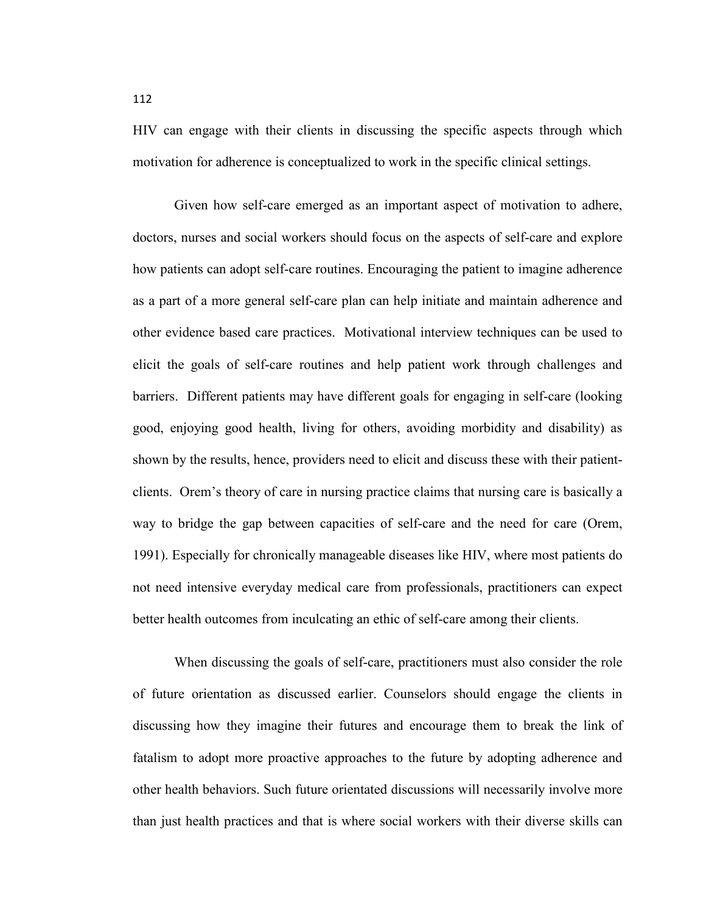HIV can engage with their clients in discussing the specific aspects through which motivation for adherence is conceptualized to work in the specific clinical settings.

Given how self-care emerged as an important aspect of motivation to adhere, doctors, nurses and social workers should focus on the aspects of self-care and explore how patients can adopt self-care routines. Encouraging the patient to imagine adherence as a part of a more general self-care plan can help initiate and maintain adherence and other evidence based care practices. Motivational interview techniques can be used to elicit the goals of self-care routines and help patient work through challenges and barriers. Different patients may have different goals for engaging in self-care (looking good, enjoying good health, living for others, avoiding morbidity and disability) as shown by the results, hence, providers need to elicit and discuss these with their patient-clients. Orem's theory of care in nursing practice claims that nursing care is basically a way to bridge the gap between capacities of self-care and the need for care (Orem, 1991). Especially for chronically manageable diseases like HIV, where most patients do not need intensive everyday medical care from professionals, practitioners can expect better health outcomes from inculcating an ethic of self-care among their clients.

When discussing the goals of self-care, practitioners must also consider the role of future orientation as discussed earlier. Counselors should engage the clients in discussing how they imagine their futures and encourage them to break the link of fatalism to adopt more proactive approaches to the future by adopting adherence and other health behaviors. Such future orientated discussions will necessarily involve more than just health practices and that is where social workers with their diverse skills can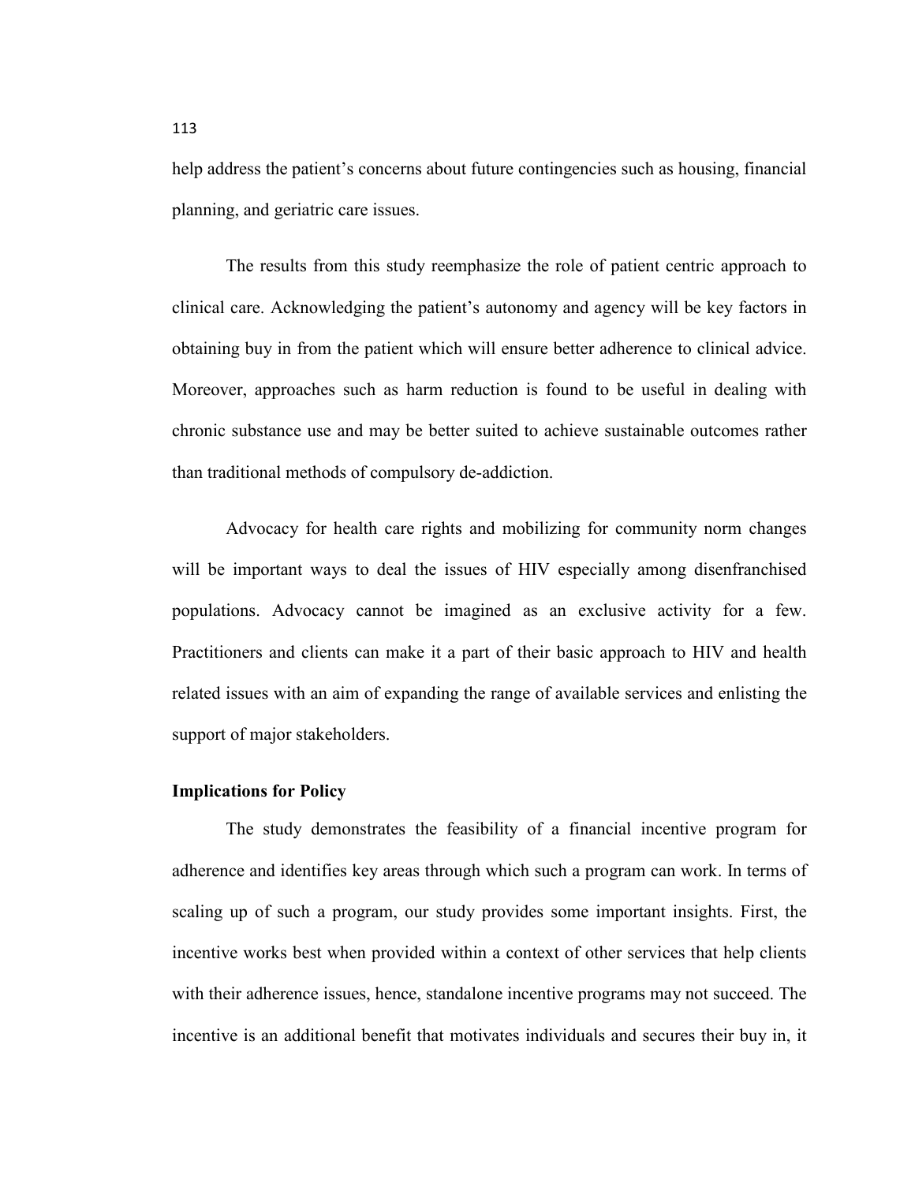help address the patient's concerns about future contingencies such as housing, financial planning, and geriatric care issues.

The results from this study reemphasize the role of patient centric approach to clinical care. Acknowledging the patient's autonomy and agency will be key factors in obtaining buy in from the patient which will ensure better adherence to clinical advice. Moreover, approaches such as harm reduction is found to be useful in dealing with chronic substance use and may be better suited to achieve sustainable outcomes rather than traditional methods of compulsory de-addiction.

Advocacy for health care rights and mobilizing for community norm changes will be important ways to deal the issues of HIV especially among disenfranchised populations. Advocacy cannot be imagined as an exclusive activity for a few. Practitioners and clients can make it a part of their basic approach to HIV and health related issues with an aim of expanding the range of available services and enlisting the support of major stakeholders.

**Implications for Policy**

The study demonstrates the feasibility of a financial incentive program for adherence and identifies key areas through which such a program can work. In terms of scaling up of such a program, our study provides some important insights. First, the incentive works best when provided within a context of other services that help clients with their adherence issues, hence, standalone incentive programs may not succeed. The incentive is an additional benefit that motivates individuals and secures their buy in, it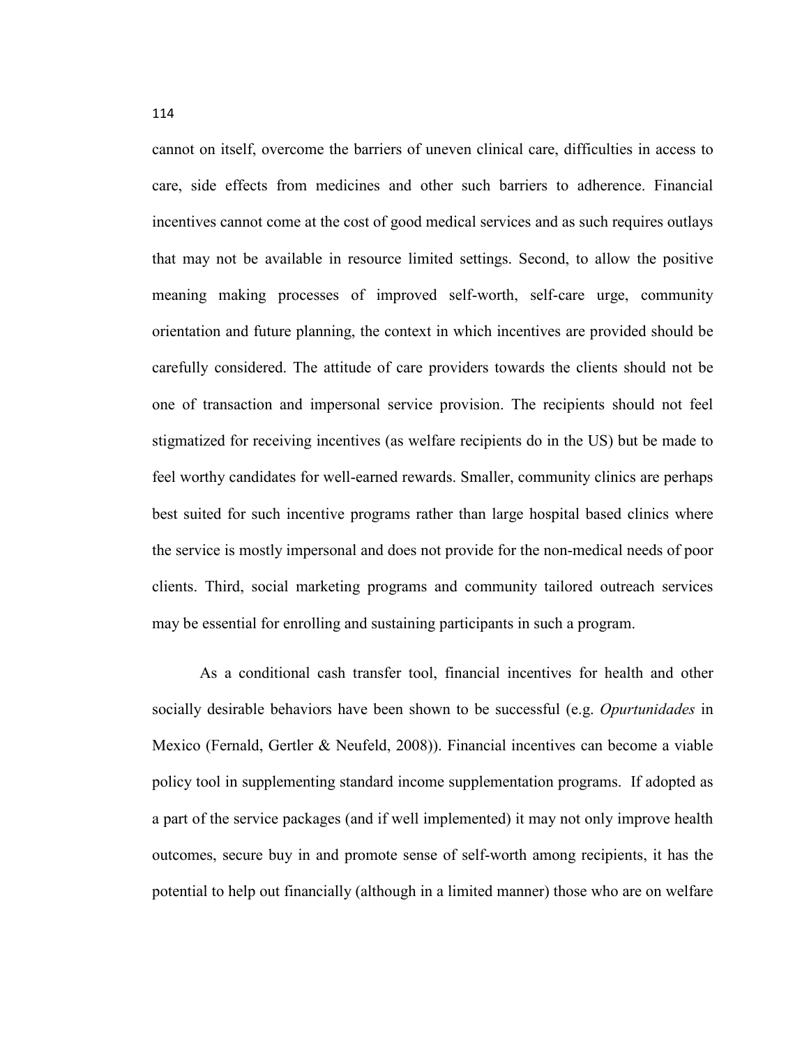cannot on itself, overcome the barriers of uneven clinical care, difficulties in access to care, side effects from medicines and other such barriers to adherence. Financial incentives cannot come at the cost of good medical services and as such requires outlays that may not be available in resource limited settings. Second, to allow the positive meaning making processes of improved self-worth, self-care urge, community orientation and future planning, the context in which incentives are provided should be carefully considered. The attitude of care providers towards the clients should not be one of transaction and impersonal service provision. The recipients should not feel stigmatized for receiving incentives (as welfare recipients do in the US) but be made to feel worthy candidates for well-earned rewards. Smaller, community clinics are perhaps best suited for such incentive programs rather than large hospital based clinics where the service is mostly impersonal and does not provide for the non-medical needs of poor clients. Third, social marketing programs and community tailored outreach services may be essential for enrolling and sustaining participants in such a program.

As a conditional cash transfer tool, financial incentives for health and other socially desirable behaviors have been shown to be successful (e.g. *Opurtunidades* in Mexico (Fernald, Gertler & Neufeld, 2008)). Financial incentives can become a viable policy tool in supplementing standard income supplementation programs. If adopted as a part of the service packages (and if well implemented) it may not only improve health outcomes, secure buy in and promote sense of self-worth among recipients, it has the potential to help out financially (although in a limited manner) those who are on welfare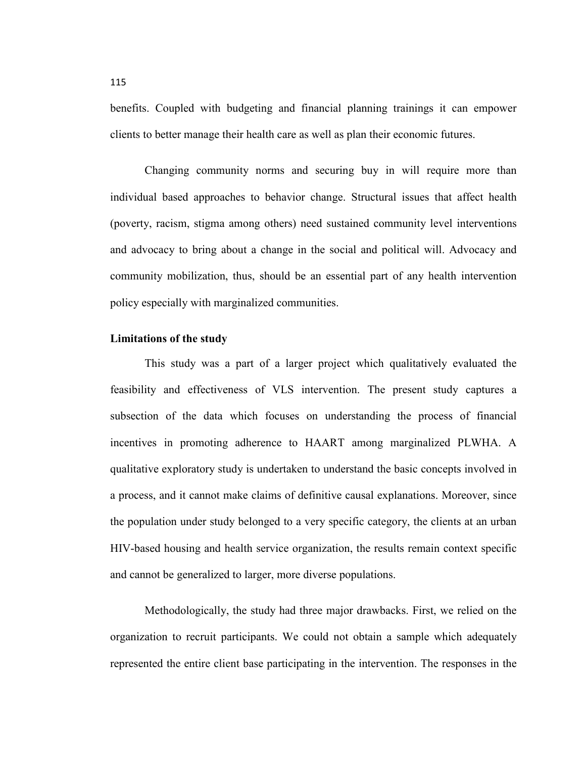benefits. Coupled with budgeting and financial planning trainings it can empower clients to better manage their health care as well as plan their economic futures.

Changing community norms and securing buy in will require more than individual based approaches to behavior change. Structural issues that affect health (poverty, racism, stigma among others) need sustained community level interventions and advocacy to bring about a change in the social and political will. Advocacy and community mobilization, thus, should be an essential part of any health intervention policy especially with marginalized communities.

**Limitations of the study**

This study was a part of a larger project which qualitatively evaluated the feasibility and effectiveness of VLS intervention. The present study captures a subsection of the data which focuses on understanding the process of financial incentives in promoting adherence to HAART among marginalized PLWHA. A qualitative exploratory study is undertaken to understand the basic concepts involved in a process, and it cannot make claims of definitive causal explanations. Moreover, since the population under study belonged to a very specific category, the clients at an urban HIV-based housing and health service organization, the results remain context specific and cannot be generalized to larger, more diverse populations.

Methodologically, the study had three major drawbacks. First, we relied on the organization to recruit participants. We could not obtain a sample which adequately represented the entire client base participating in the intervention. The responses in the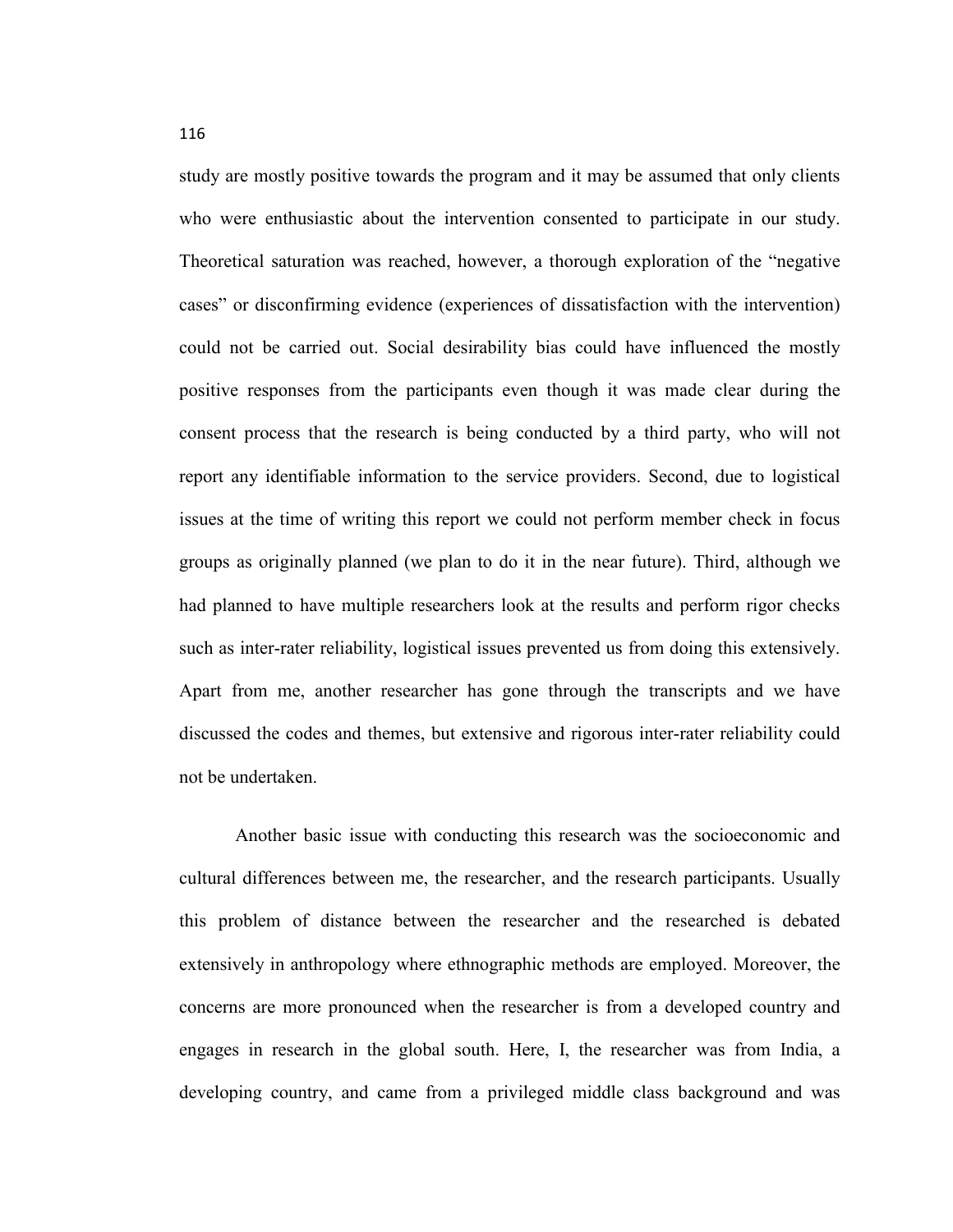study are mostly positive towards the program and it may be assumed that only clients who were enthusiastic about the intervention consented to participate in our study. Theoretical saturation was reached, however, a thorough exploration of the "negative cases" or disconfirming evidence (experiences of dissatisfaction with the intervention) could not be carried out. Social desirability bias could have influenced the mostly positive responses from the participants even though it was made clear during the consent process that the research is being conducted by a third party, who will not report any identifiable information to the service providers. Second, due to logistical issues at the time of writing this report we could not perform member check in focus groups as originally planned (we plan to do it in the near future). Third, although we had planned to have multiple researchers look at the results and perform rigor checks such as inter-rater reliability, logistical issues prevented us from doing this extensively. Apart from me, another researcher has gone through the transcripts and we have discussed the codes and themes, but extensive and rigorous inter-rater reliability could not be undertaken.

Another basic issue with conducting this research was the socioeconomic and cultural differences between me, the researcher, and the research participants. Usually this problem of distance between the researcher and the researched is debated extensively in anthropology where ethnographic methods are employed. Moreover, the concerns are more pronounced when the researcher is from a developed country and engages in research in the global south. Here, I, the researcher was from India, a developing country, and came from a privileged middle class background and was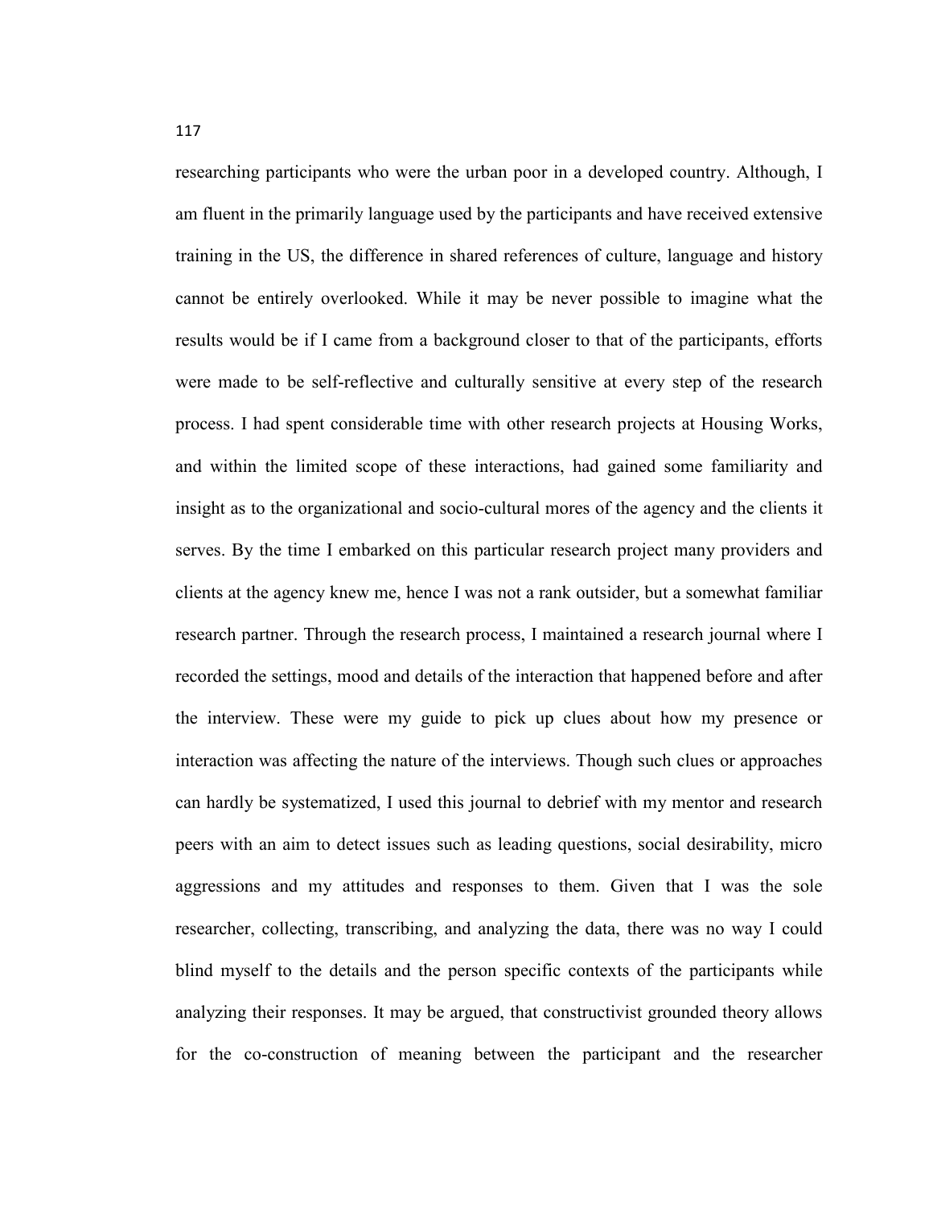researching participants who were the urban poor in a developed country. Although, I am fluent in the primarily language used by the participants and have received extensive training in the US, the difference in shared references of culture, language and history cannot be entirely overlooked. While it may be never possible to imagine what the results would be if I came from a background closer to that of the participants, efforts were made to be self-reflective and culturally sensitive at every step of the research process. I had spent considerable time with other research projects at Housing Works, and within the limited scope of these interactions, had gained some familiarity and insight as to the organizational and socio-cultural mores of the agency and the clients it serves. By the time I embarked on this particular research project many providers and clients at the agency knew me, hence I was not a rank outsider, but a somewhat familiar research partner. Through the research process, I maintained a research journal where I recorded the settings, mood and details of the interaction that happened before and after the interview. These were my guide to pick up clues about how my presence or interaction was affecting the nature of the interviews. Though such clues or approaches can hardly be systematized, I used this journal to debrief with my mentor and research peers with an aim to detect issues such as leading questions, social desirability, micro aggressions and my attitudes and responses to them. Given that I was the sole researcher, collecting, transcribing, and analyzing the data, there was no way I could blind myself to the details and the person specific contexts of the participants while analyzing their responses. It may be argued, that constructivist grounded theory allows for the co-construction of meaning between the participant and the researcher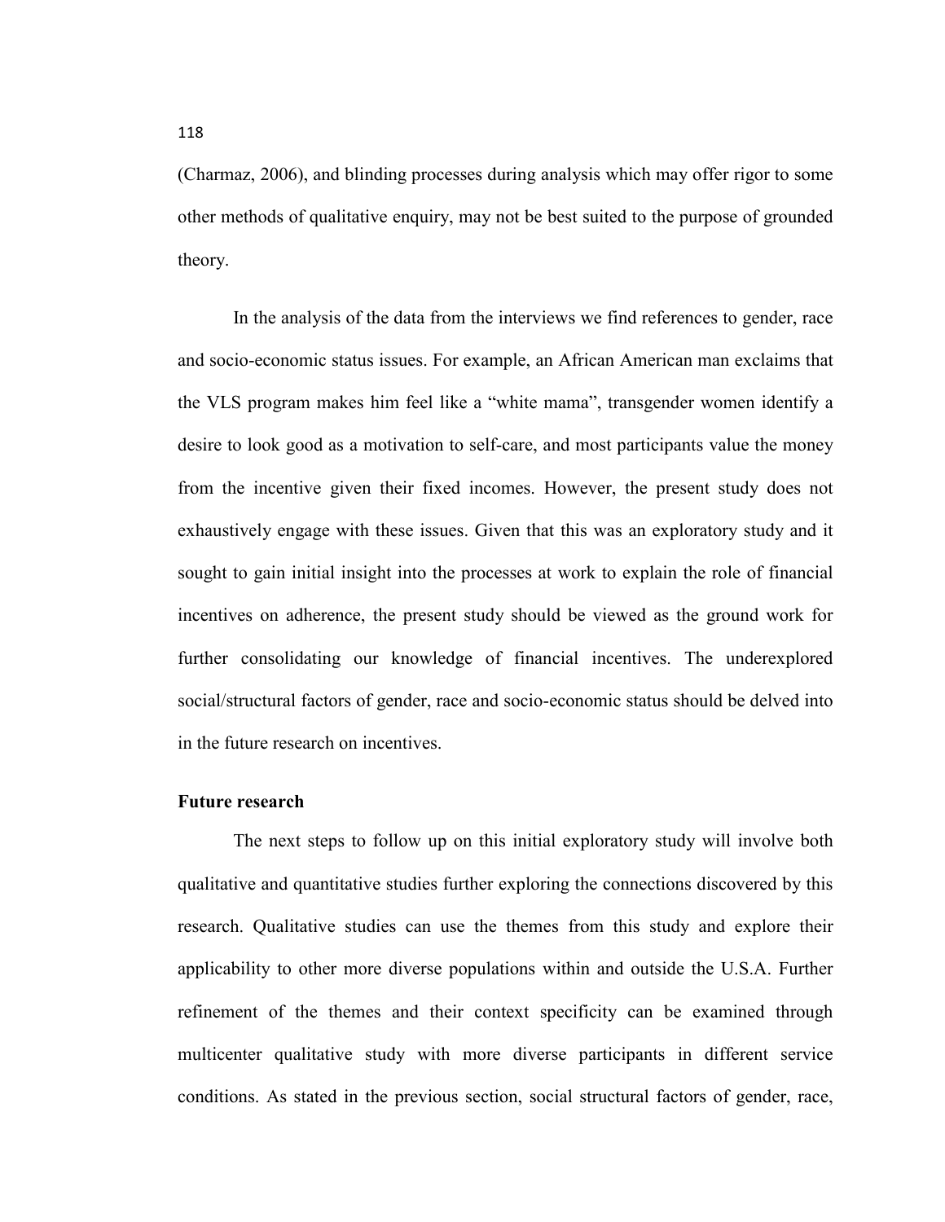(Charmaz, 2006), and blinding processes during analysis which may offer rigor to some other methods of qualitative enquiry, may not be best suited to the purpose of grounded theory.

In the analysis of the data from the interviews we find references to gender, race and socio-economic status issues. For example, an African American man exclaims that the VLS program makes him feel like a "white mama", transgender women identify a desire to look good as a motivation to self-care, and most participants value the money from the incentive given their fixed incomes. However, the present study does not exhaustively engage with these issues. Given that this was an exploratory study and it sought to gain initial insight into the processes at work to explain the role of financial incentives on adherence, the present study should be viewed as the ground work for further consolidating our knowledge of financial incentives. The underexplored social/structural factors of gender, race and socio-economic status should be delved into in the future research on incentives.

**Future research**

The next steps to follow up on this initial exploratory study will involve both qualitative and quantitative studies further exploring the connections discovered by this research. Qualitative studies can use the themes from this study and explore their applicability to other more diverse populations within and outside the U.S.A. Further refinement of the themes and their context specificity can be examined through multicenter qualitative study with more diverse participants in different service conditions. As stated in the previous section, social structural factors of gender, race,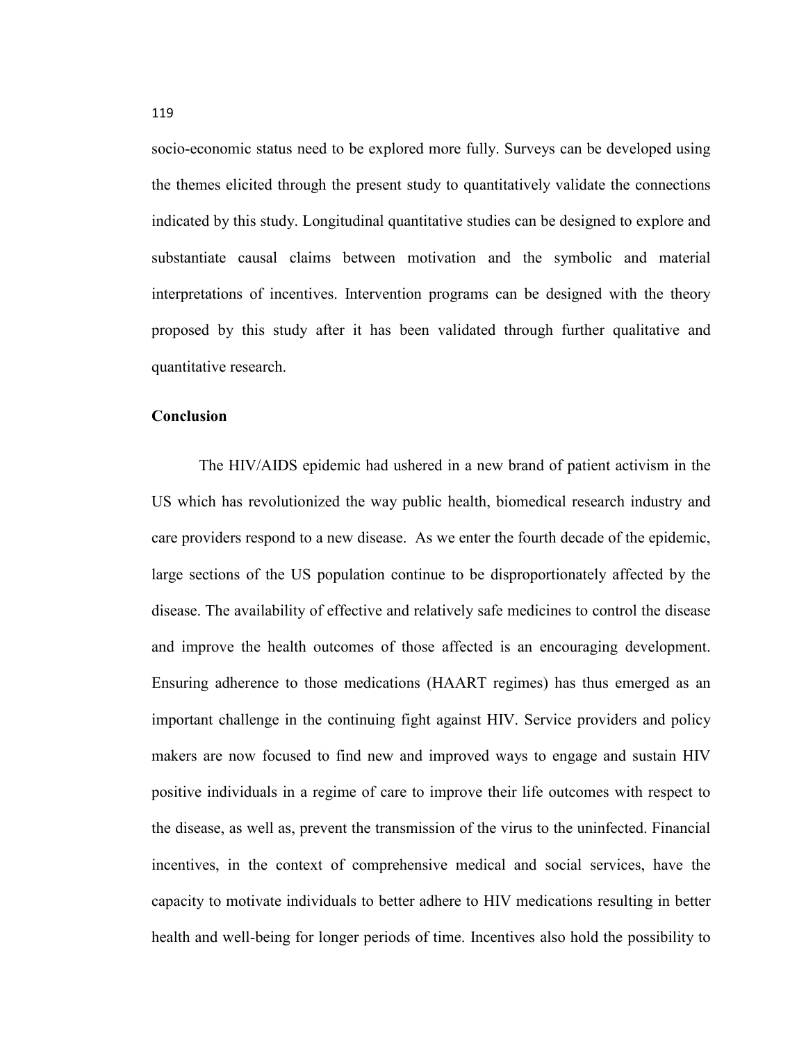socio-economic status need to be explored more fully. Surveys can be developed using the themes elicited through the present study to quantitatively validate the connections indicated by this study. Longitudinal quantitative studies can be designed to explore and substantiate causal claims between motivation and the symbolic and material interpretations of incentives. Intervention programs can be designed with the theory proposed by this study after it has been validated through further qualitative and quantitative research.

## Conclusion

The HIV/AIDS epidemic had ushered in a new brand of patient activism in the US which has revolutionized the way public health, biomedical research industry and care providers respond to a new disease. As we enter the fourth decade of the epidemic, large sections of the US population continue to be disproportionately affected by the disease. The availability of effective and relatively safe medicines to control the disease and improve the health outcomes of those affected is an encouraging development. Ensuring adherence to those medications (HAART regimes) has thus emerged as an important challenge in the continuing fight against HIV. Service providers and policy makers are now focused to find new and improved ways to engage and sustain HIV positive individuals in a regime of care to improve their life outcomes with respect to the disease, as well as, prevent the transmission of the virus to the uninfected. Financial incentives, in the context of comprehensive medical and social services, have the capacity to motivate individuals to better adhere to HIV medications resulting in better health and well-being for longer periods of time. Incentives also hold the possibility to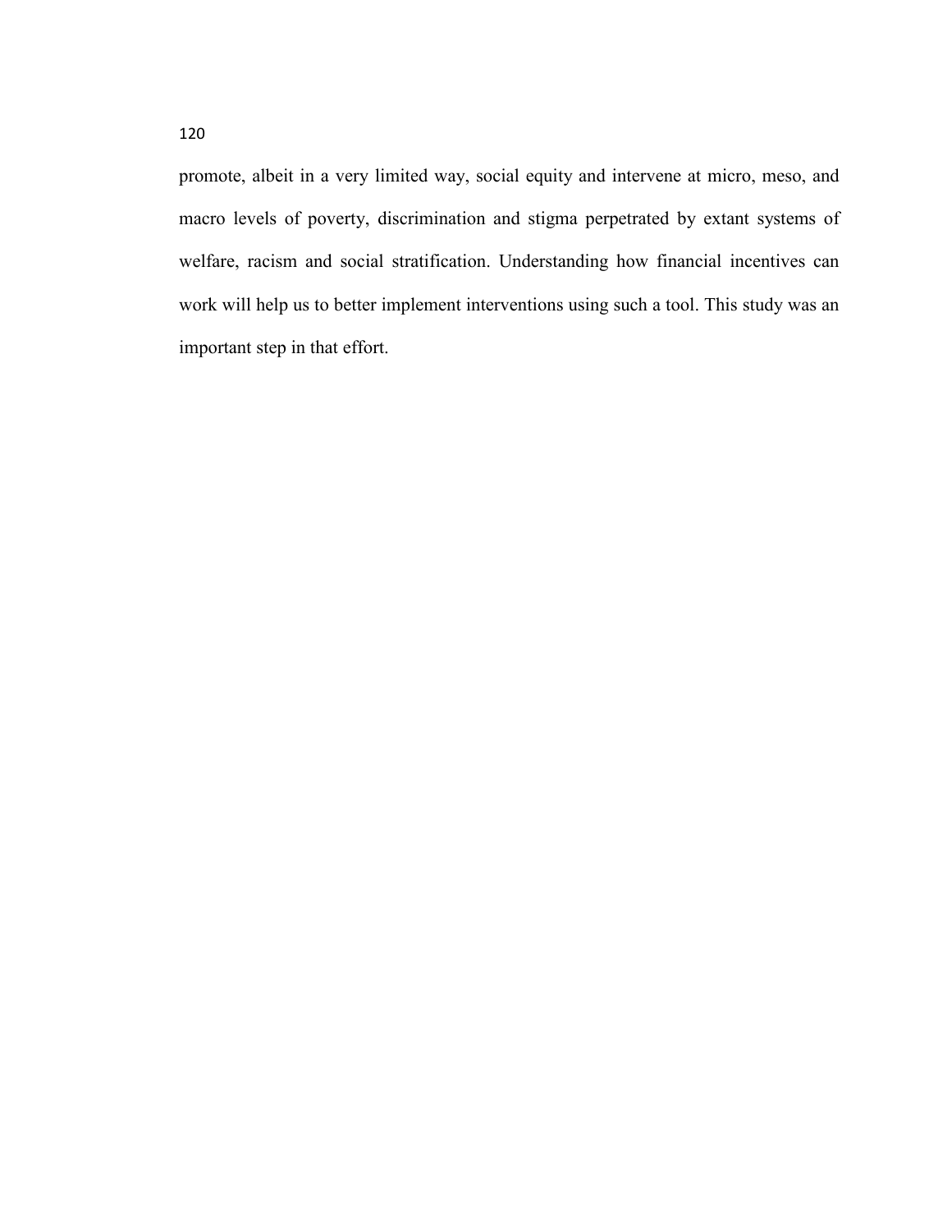promote, albeit in a very limited way, social equity and intervene at micro, meso, and macro levels of poverty, discrimination and stigma perpetrated by extant systems of welfare, racism and social stratification. Understanding how financial incentives can work will help us to better implement interventions using such a tool. This study was an important step in that effort.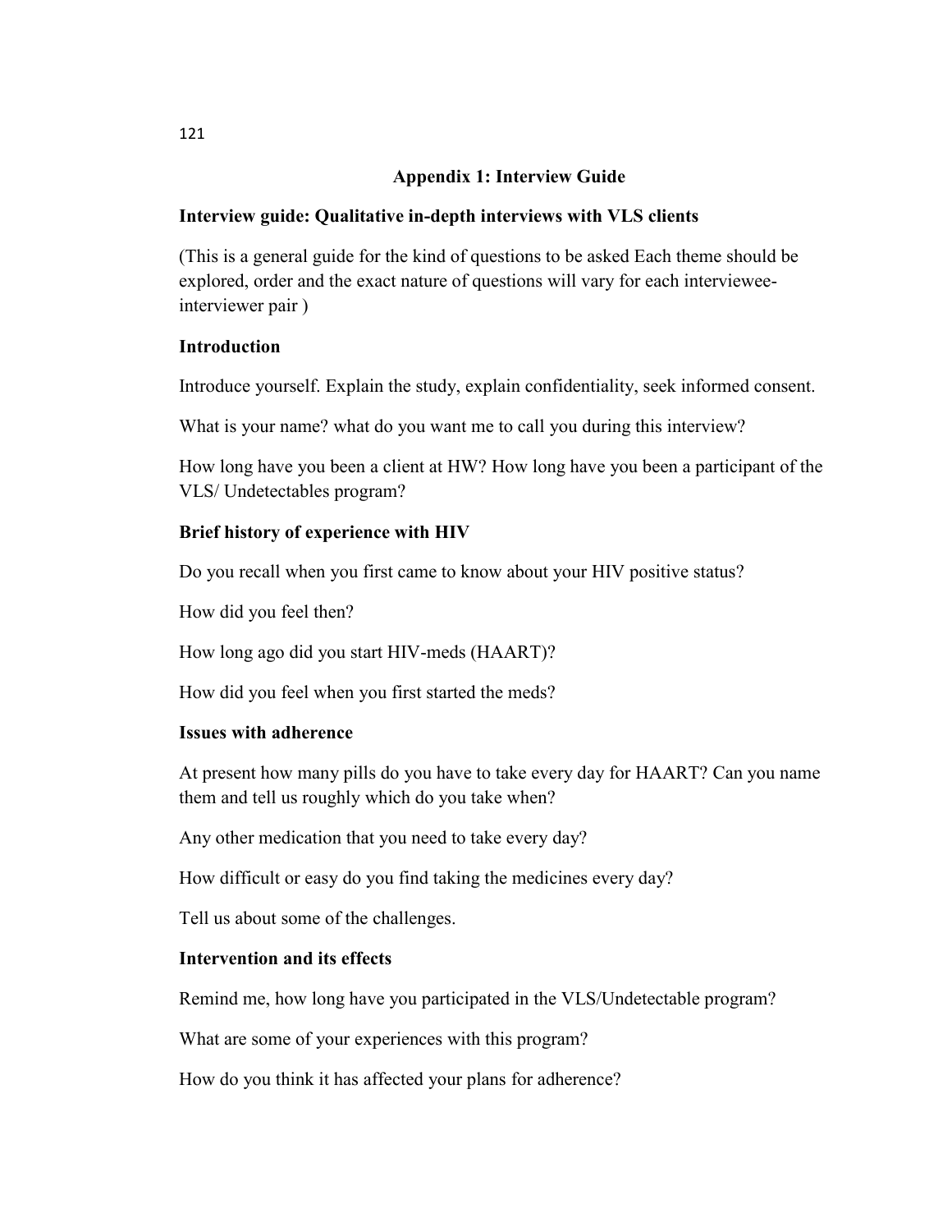## Appendix 1: Interview Guide

**Interview guide: Qualitative in-depth interviews with VLS clients**

(This is a general guide for the kind of questions to be asked Each theme should be explored, order and the exact nature of questions will vary for each interviewee-interviewer pair )

**Introduction**

Introduce yourself. Explain the study, explain confidentiality, seek informed consent.

What is your name? what do you want me to call you during this interview?

How long have you been a client at HW? How long have you been a participant of the VLS/ Undetectables program?

**Brief history of experience with HIV**

Do you recall when you first came to know about your HIV positive status?

How did you feel then?

How long ago did you start HIV-meds (HAART)?

How did you feel when you first started the meds?

**Issues with adherence**

At present how many pills do you have to take every day for HAART? Can you name them and tell us roughly which do you take when?

Any other medication that you need to take every day?

How difficult or easy do you find taking the medicines every day?

Tell us about some of the challenges.

**Intervention and its effects**

Remind me, how long have you participated in the VLS/Undetectable program?

What are some of your experiences with this program?

How do you think it has affected your plans for adherence?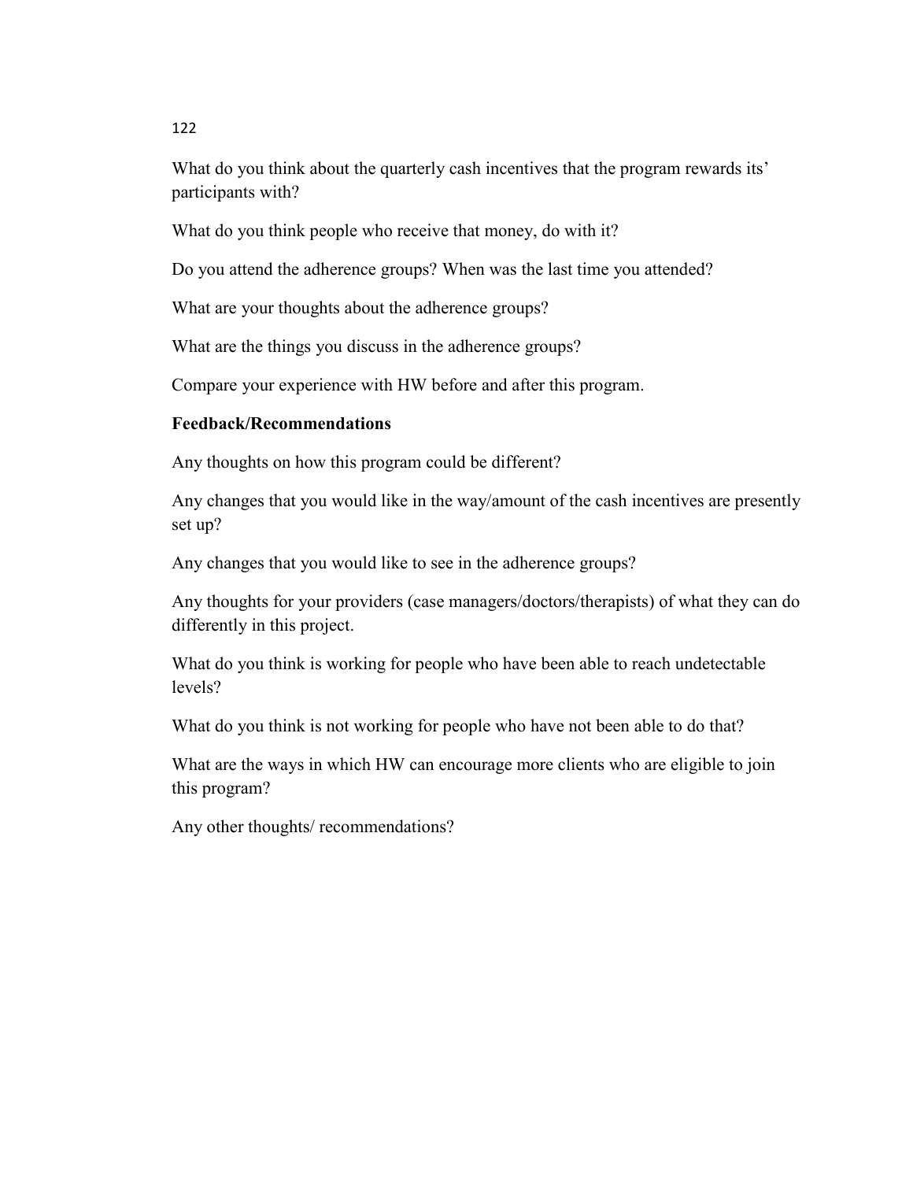What do you think about the quarterly cash incentives that the program rewards its' participants with?

What do you think people who receive that money, do with it?

Do you attend the adherence groups? When was the last time you attended?

What are your thoughts about the adherence groups?

What are the things you discuss in the adherence groups?

Compare your experience with HW before and after this program.

**Feedback/Recommendations**

Any thoughts on how this program could be different?

Any changes that you would like in the way/amount of the cash incentives are presently set up?

Any changes that you would like to see in the adherence groups?

Any thoughts for your providers (case managers/doctors/therapists) of what they can do differently in this project.

What do you think is working for people who have been able to reach undetectable levels?

What do you think is not working for people who have not been able to do that?

What are the ways in which HW can encourage more clients who are eligible to join this program?

Any other thoughts/ recommendations?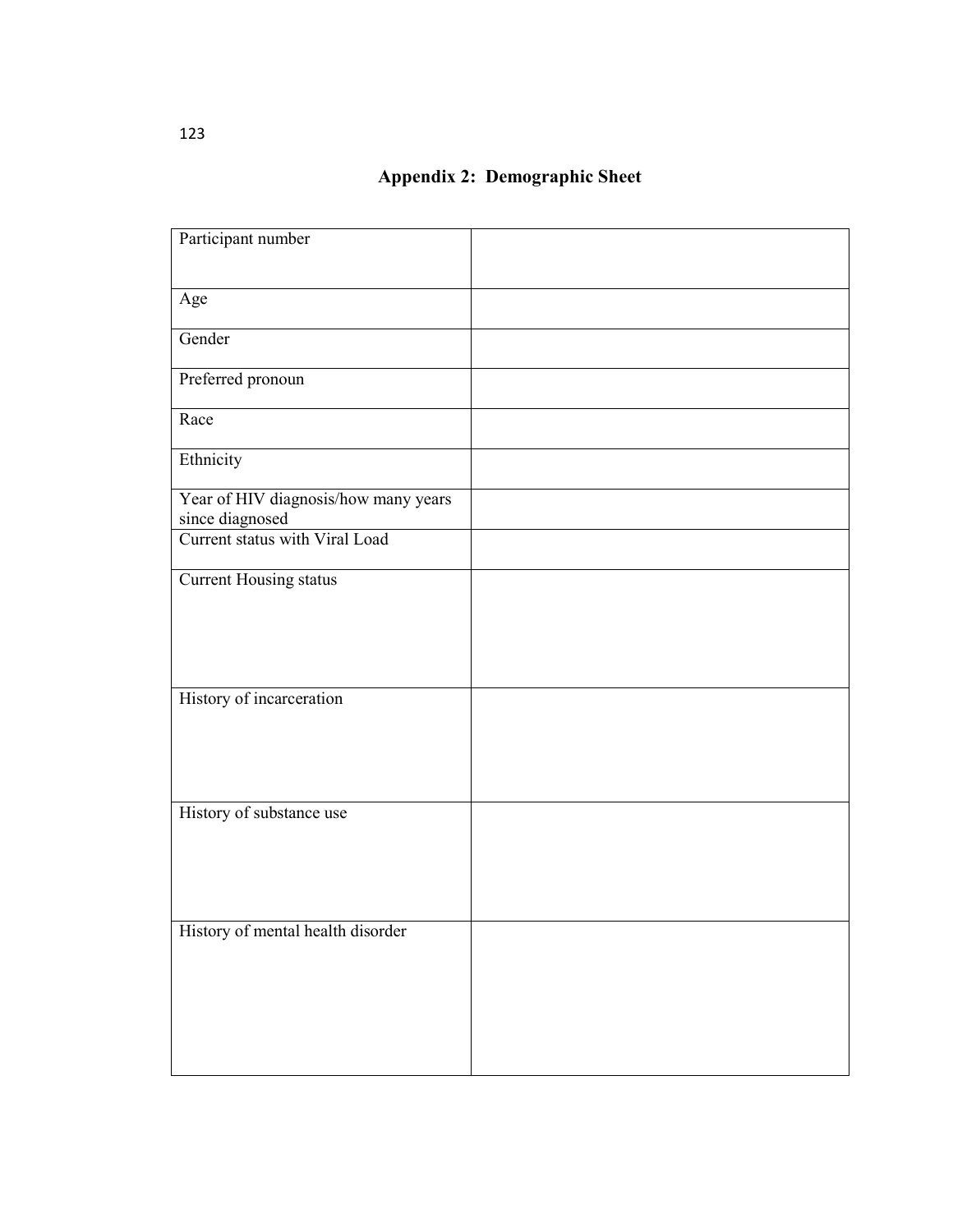## Appendix 2: Demographic Sheet

| | |
|---|---|
| Participant number | |
| Age | |
| Gender | |
| Preferred pronoun | |
| Race | |
| Ethnicity | |
| Year of HIV diagnosis/how many years since diagnosed | |
| Current status with Viral Load | |
| Current Housing status | |
| History of incarceration | |
| History of substance use | |
| History of mental health disorder | |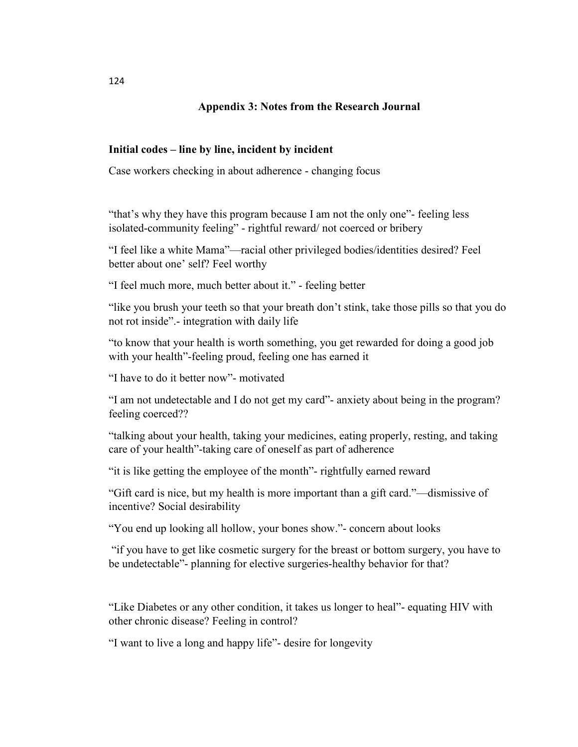## Appendix 3: Notes from the Research Journal

**Initial codes – line by line, incident by incident**

Case workers checking in about adherence - changing focus

“that’s why they have this program because I am not the only one”- feeling less isolated-community feeling” - rightful reward/ not coerced or bribery

“I feel like a white Mama”—racial other privileged bodies/identities desired? Feel better about one’ self? Feel worthy

“I feel much more, much better about it.” - feeling better

“like you brush your teeth so that your breath don’t stink, take those pills so that you do not rot inside”.- integration with daily life

“to know that your health is worth something, you get rewarded for doing a good job with your health”-feeling proud, feeling one has earned it

“I have to do it better now”- motivated

“I am not undetectable and I do not get my card”- anxiety about being in the program? feeling coerced??

“talking about your health, taking your medicines, eating properly, resting, and taking care of your health”-taking care of oneself as part of adherence

“it is like getting the employee of the month”- rightfully earned reward

“Gift card is nice, but my health is more important than a gift card.”—dismissive of incentive? Social desirability

“You end up looking all hollow, your bones show.”- concern about looks

“if you have to get like cosmetic surgery for the breast or bottom surgery, you have to be undetectable”- planning for elective surgeries-healthy behavior for that?

“Like Diabetes or any other condition, it takes us longer to heal”- equating HIV with other chronic disease? Feeling in control?

“I want to live a long and happy life”- desire for longevity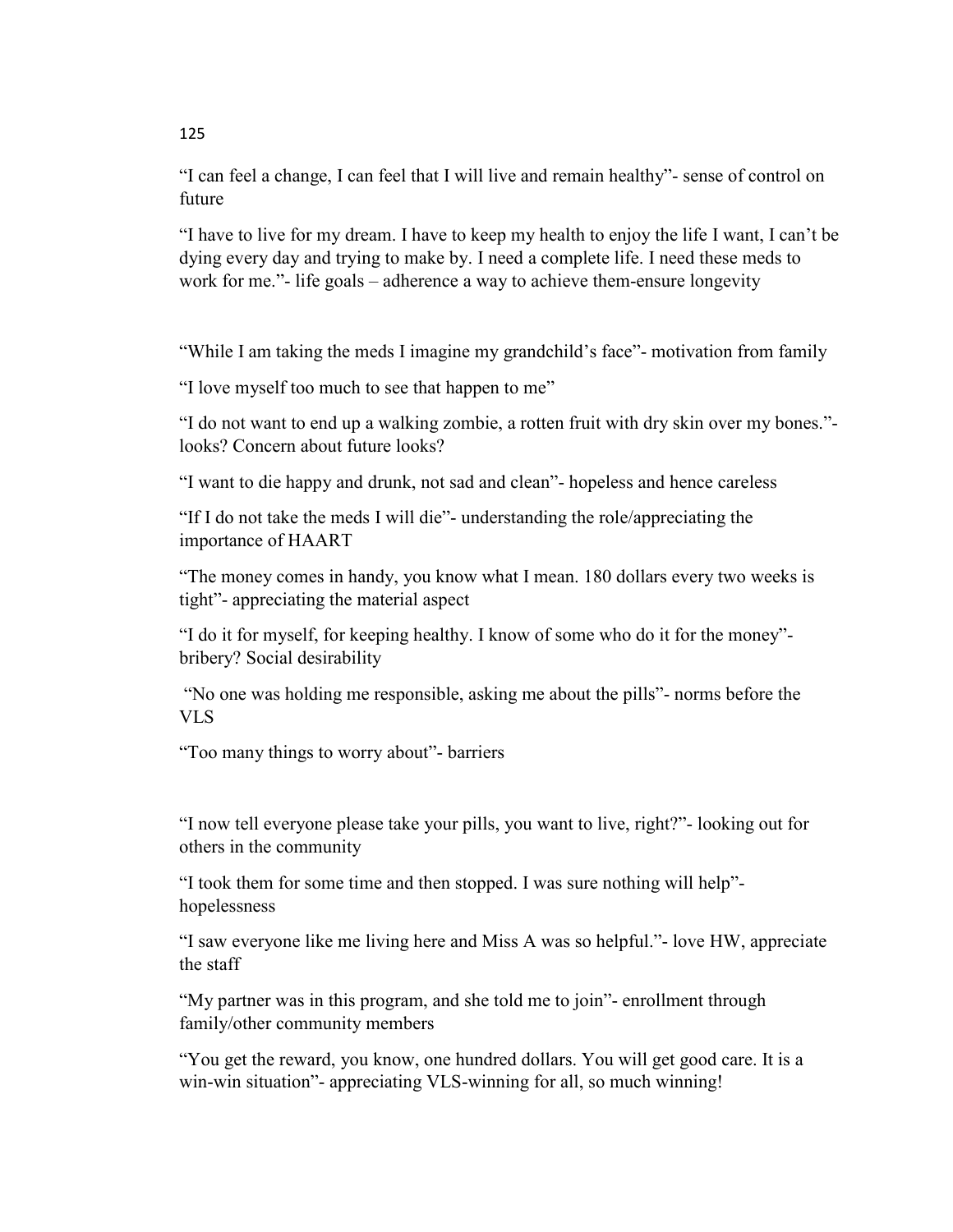"I can feel a change, I can feel that I will live and remain healthy"- sense of control on future

"I have to live for my dream. I have to keep my health to enjoy the life I want, I can't be dying every day and trying to make by. I need a complete life. I need these meds to work for me."- life goals – adherence a way to achieve them-ensure longevity

"While I am taking the meds I imagine my grandchild's face"- motivation from family

"I love myself too much to see that happen to me"

"I do not want to end up a walking zombie, a rotten fruit with dry skin over my bones."- looks? Concern about future looks?

"I want to die happy and drunk, not sad and clean"- hopeless and hence careless

"If I do not take the meds I will die"- understanding the role/appreciating the importance of HAART

"The money comes in handy, you know what I mean. 180 dollars every two weeks is tight"- appreciating the material aspect

"I do it for myself, for keeping healthy. I know of some who do it for the money"- bribery? Social desirability

"No one was holding me responsible, asking me about the pills"- norms before the VLS

"Too many things to worry about"- barriers

"I now tell everyone please take your pills, you want to live, right?"- looking out for others in the community

"I took them for some time and then stopped. I was sure nothing will help"- hopelessness

"I saw everyone like me living here and Miss A was so helpful."- love HW, appreciate the staff

"My partner was in this program, and she told me to join"- enrollment through family/other community members

"You get the reward, you know, one hundred dollars. You will get good care. It is a win-win situation"- appreciating VLS-winning for all, so much winning!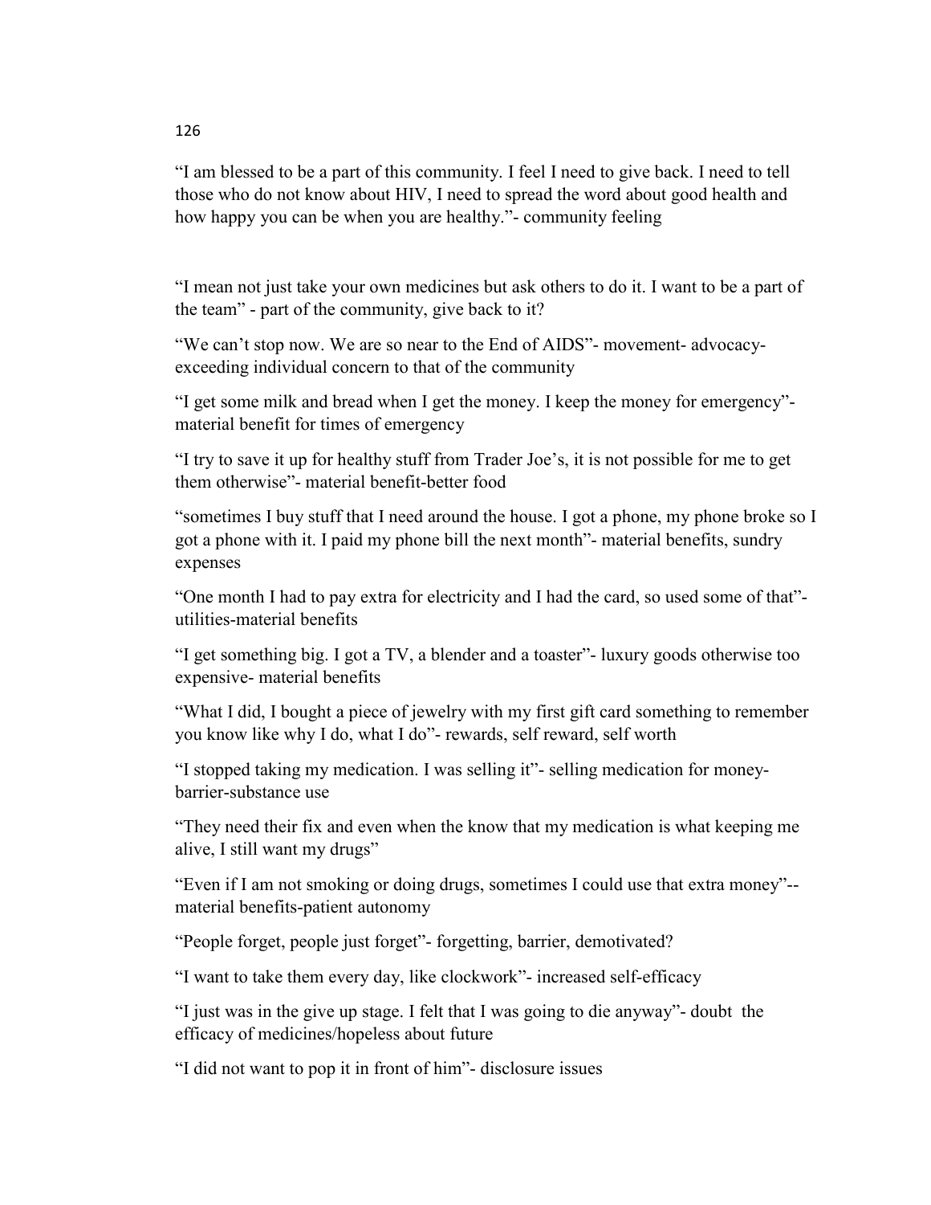"I am blessed to be a part of this community. I feel I need to give back. I need to tell those who do not know about HIV, I need to spread the word about good health and how happy you can be when you are healthy."- community feeling

"I mean not just take your own medicines but ask others to do it. I want to be a part of the team" - part of the community, give back to it?

"We can't stop now. We are so near to the End of AIDS"- movement- advocacy- exceeding individual concern to that of the community

"I get some milk and bread when I get the money. I keep the money for emergency"- material benefit for times of emergency

"I try to save it up for healthy stuff from Trader Joe's, it is not possible for me to get them otherwise"- material benefit-better food

"sometimes I buy stuff that I need around the house. I got a phone, my phone broke so I got a phone with it. I paid my phone bill the next month"- material benefits, sundry expenses

"One month I had to pay extra for electricity and I had the card, so used some of that"- utilities-material benefits

"I get something big. I got a TV, a blender and a toaster"- luxury goods otherwise too expensive- material benefits

"What I did, I bought a piece of jewelry with my first gift card something to remember you know like why I do, what I do"- rewards, self reward, self worth

"I stopped taking my medication. I was selling it"- selling medication for money- barrier-substance use

"They need their fix and even when the know that my medication is what keeping me alive, I still want my drugs"

"Even if I am not smoking or doing drugs, sometimes I could use that extra money"-- material benefits-patient autonomy

"People forget, people just forget"- forgetting, barrier, demotivated?

"I want to take them every day, like clockwork"- increased self-efficacy

"I just was in the give up stage. I felt that I was going to die anyway"- doubt the efficacy of medicines/hopeless about future

"I did not want to pop it in front of him"- disclosure issues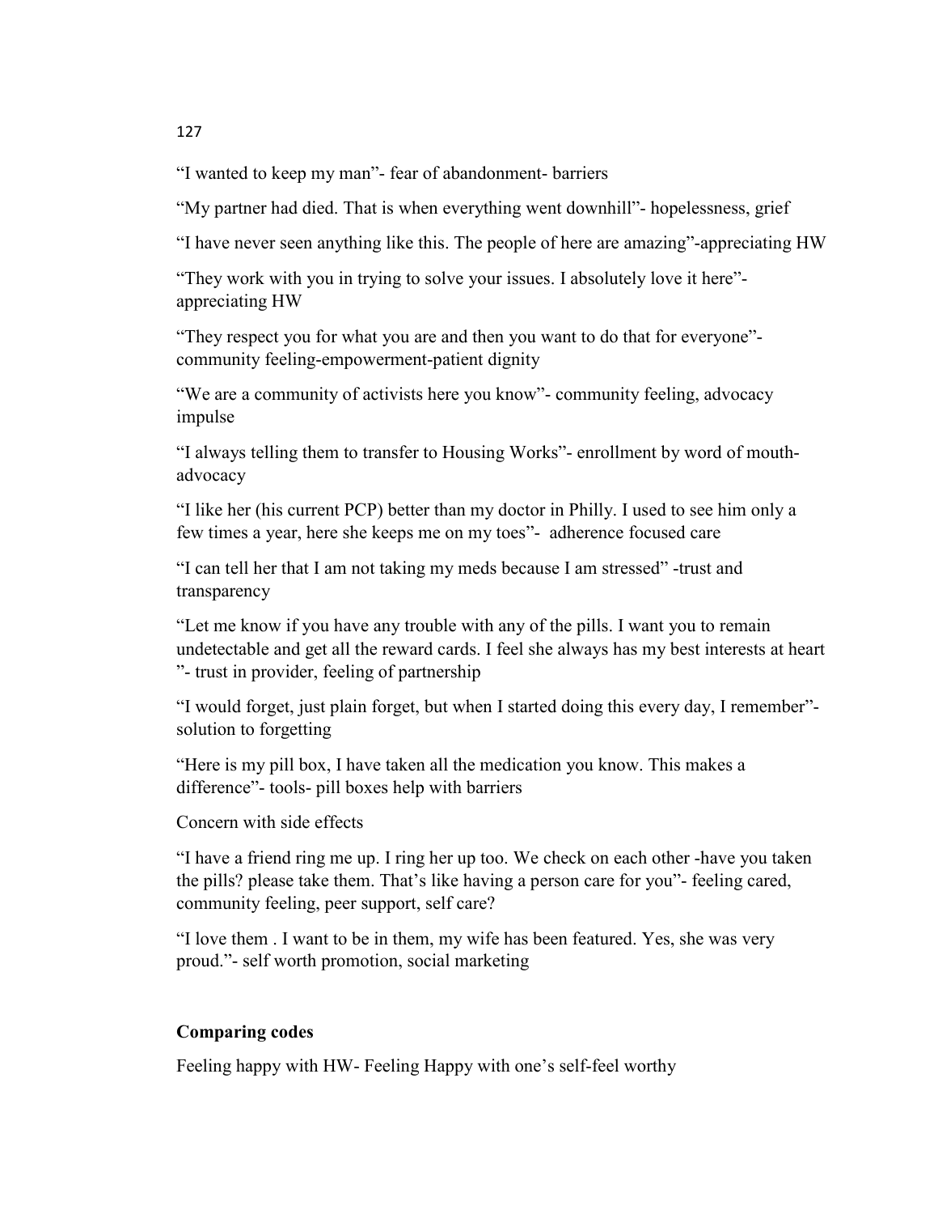"I wanted to keep my man"- fear of abandonment- barriers

"My partner had died. That is when everything went downhill"- hopelessness, grief

"I have never seen anything like this. The people of here are amazing"-appreciating HW

"They work with you in trying to solve your issues. I absolutely love it here"- appreciating HW

"They respect you for what you are and then you want to do that for everyone"- community feeling-empowerment-patient dignity

"We are a community of activists here you know"- community feeling, advocacy impulse

"I always telling them to transfer to Housing Works"- enrollment by word of mouth- advocacy

"I like her (his current PCP) better than my doctor in Philly. I used to see him only a few times a year, here she keeps me on my toes"- adherence focused care

"I can tell her that I am not taking my meds because I am stressed" -trust and transparency

"Let me know if you have any trouble with any of the pills. I want you to remain undetectable and get all the reward cards. I feel she always has my best interests at heart "- trust in provider, feeling of partnership

"I would forget, just plain forget, but when I started doing this every day, I remember"- solution to forgetting

"Here is my pill box, I have taken all the medication you know. This makes a difference"- tools- pill boxes help with barriers

Concern with side effects

"I have a friend ring me up. I ring her up too. We check on each other -have you taken the pills? please take them. That's like having a person care for you"- feeling cared, community feeling, peer support, self care?

"I love them . I want to be in them, my wife has been featured. Yes, she was very proud."- self worth promotion, social marketing

**Comparing codes**

Feeling happy with HW- Feeling Happy with one's self-feel worthy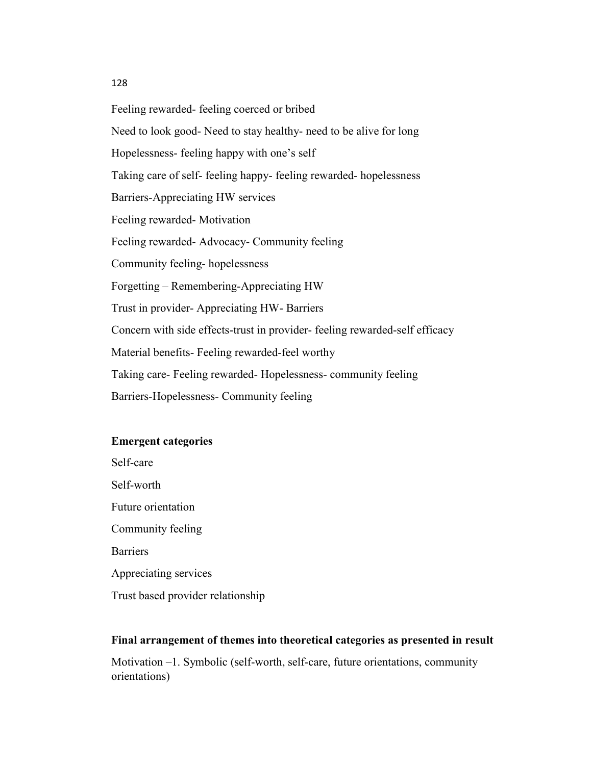Feeling rewarded- feeling coerced or bribed

Need to look good- Need to stay healthy- need to be alive for long

Hopelessness- feeling happy with one's self

Taking care of self- feeling happy- feeling rewarded- hopelessness

Barriers-Appreciating HW services

Feeling rewarded- Motivation

Feeling rewarded- Advocacy- Community feeling

Community feeling- hopelessness

Forgetting – Remembering-Appreciating HW

Trust in provider- Appreciating HW- Barriers

Concern with side effects-trust in provider- feeling rewarded-self efficacy

Material benefits- Feeling rewarded-feel worthy

Taking care- Feeling rewarded- Hopelessness- community feeling

Barriers-Hopelessness- Community feeling

**Emergent categories**

Self-care

Self-worth

Future orientation

Community feeling

Barriers

Appreciating services

Trust based provider relationship

**Final arrangement of themes into theoretical categories as presented in result**

Motivation –1. Symbolic (self-worth, self-care, future orientations, community orientations)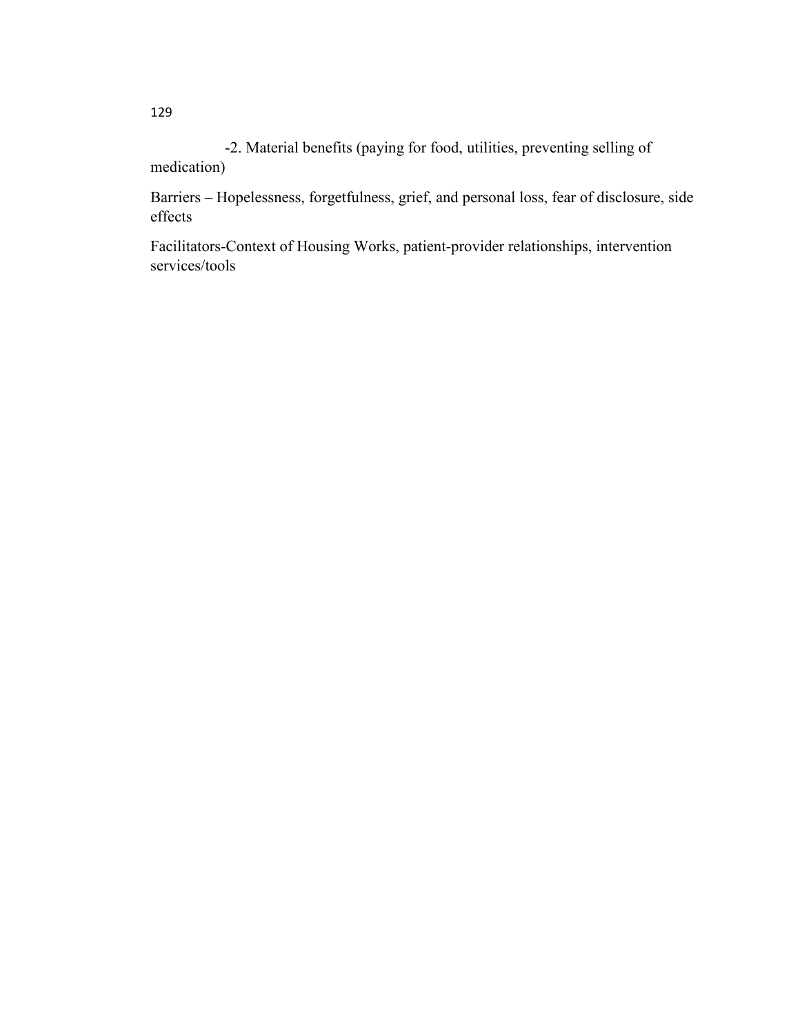-2. Material benefits (paying for food, utilities, preventing selling of medication)

Barriers – Hopelessness, forgetfulness, grief, and personal loss, fear of disclosure, side effects

Facilitators-Context of Housing Works, patient-provider relationships, intervention services/tools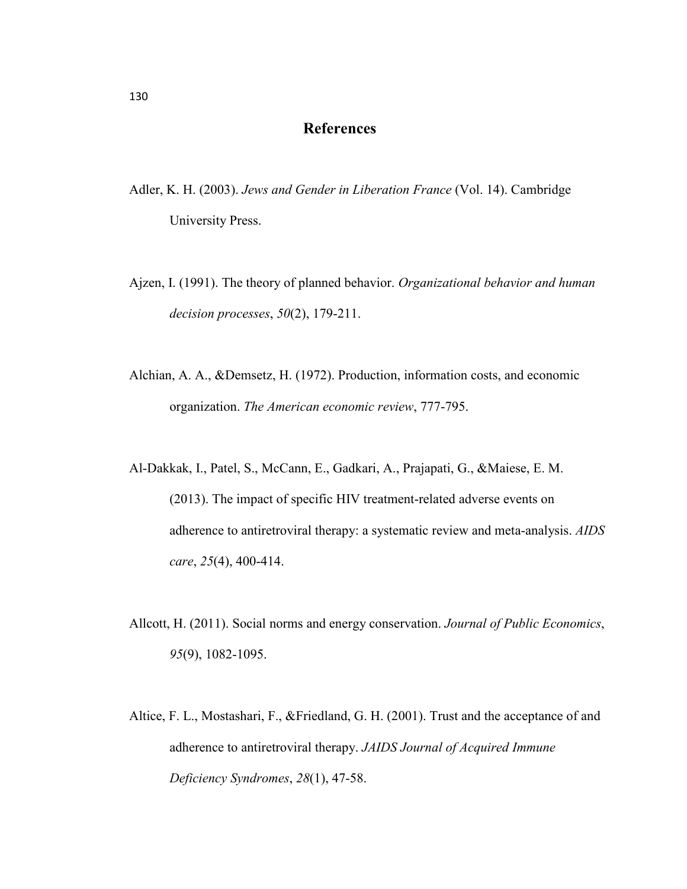# References

Adler, K. H. (2003). *Jews and Gender in Liberation France* (Vol. 14). Cambridge University Press.

Ajzen, I. (1991). The theory of planned behavior. *Organizational behavior and human decision processes*, *50*(2), 179-211.

Alchian, A. A., &Demsetz, H. (1972). Production, information costs, and economic organization. *The American economic review*, 777-795.

Al-Dakkak, I., Patel, S., McCann, E., Gadkari, A., Prajapati, G., &Maiese, E. M. (2013). The impact of specific HIV treatment-related adverse events on adherence to antiretroviral therapy: a systematic review and meta-analysis. *AIDS care*, *25*(4), 400-414.

Allcott, H. (2011). Social norms and energy conservation. *Journal of Public Economics*, *95*(9), 1082-1095.

Altice, F. L., Mostashari, F., &Friedland, G. H. (2001). Trust and the acceptance of and adherence to antiretroviral therapy. *JAIDS Journal of Acquired Immune Deficiency Syndromes*, *28*(1), 47-58.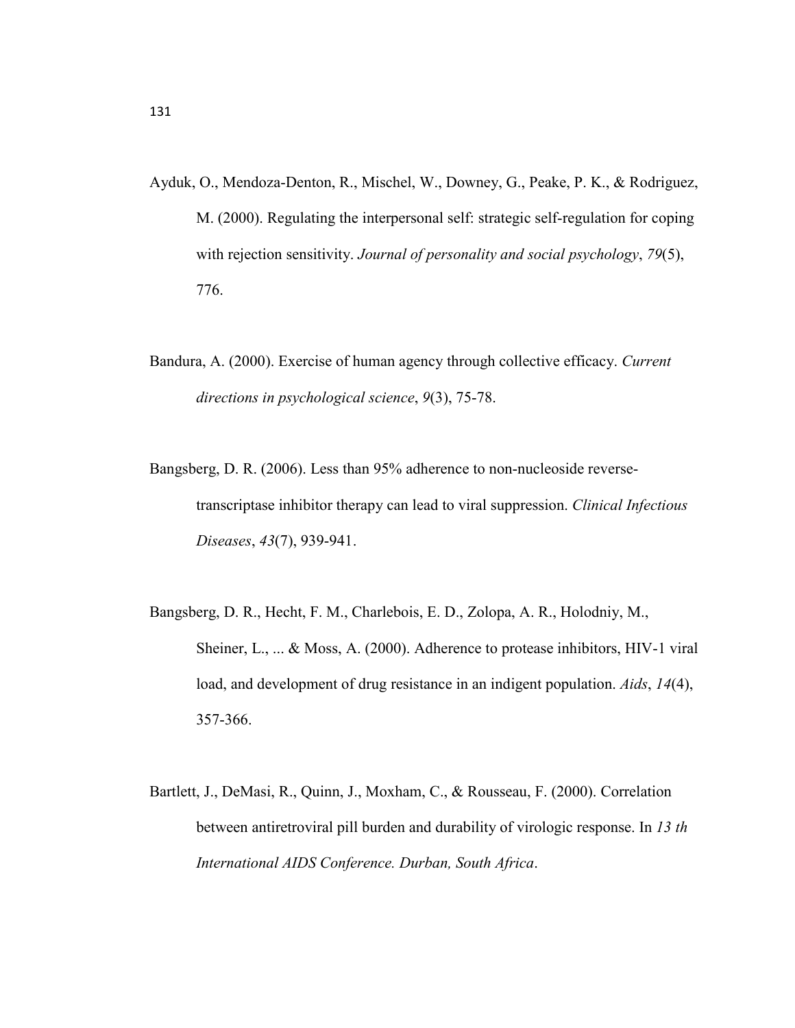Ayduk, O., Mendoza-Denton, R., Mischel, W., Downey, G., Peake, P. K., & Rodriguez, M. (2000). Regulating the interpersonal self: strategic self-regulation for coping with rejection sensitivity. *Journal of personality and social psychology*, *79*(5), 776.

Bandura, A. (2000). Exercise of human agency through collective efficacy. *Current directions in psychological science*, *9*(3), 75-78.

Bangsberg, D. R. (2006). Less than 95% adherence to non-nucleoside reverse-transcriptase inhibitor therapy can lead to viral suppression. *Clinical Infectious Diseases*, *43*(7), 939-941.

Bangsberg, D. R., Hecht, F. M., Charlebois, E. D., Zolopa, A. R., Holodniy, M., Sheiner, L., ... & Moss, A. (2000). Adherence to protease inhibitors, HIV-1 viral load, and development of drug resistance in an indigent population. *Aids*, *14*(4), 357-366.

Bartlett, J., DeMasi, R., Quinn, J., Moxham, C., & Rousseau, F. (2000). Correlation between antiretroviral pill burden and durability of virologic response. In *13 th International AIDS Conference. Durban, South Africa*.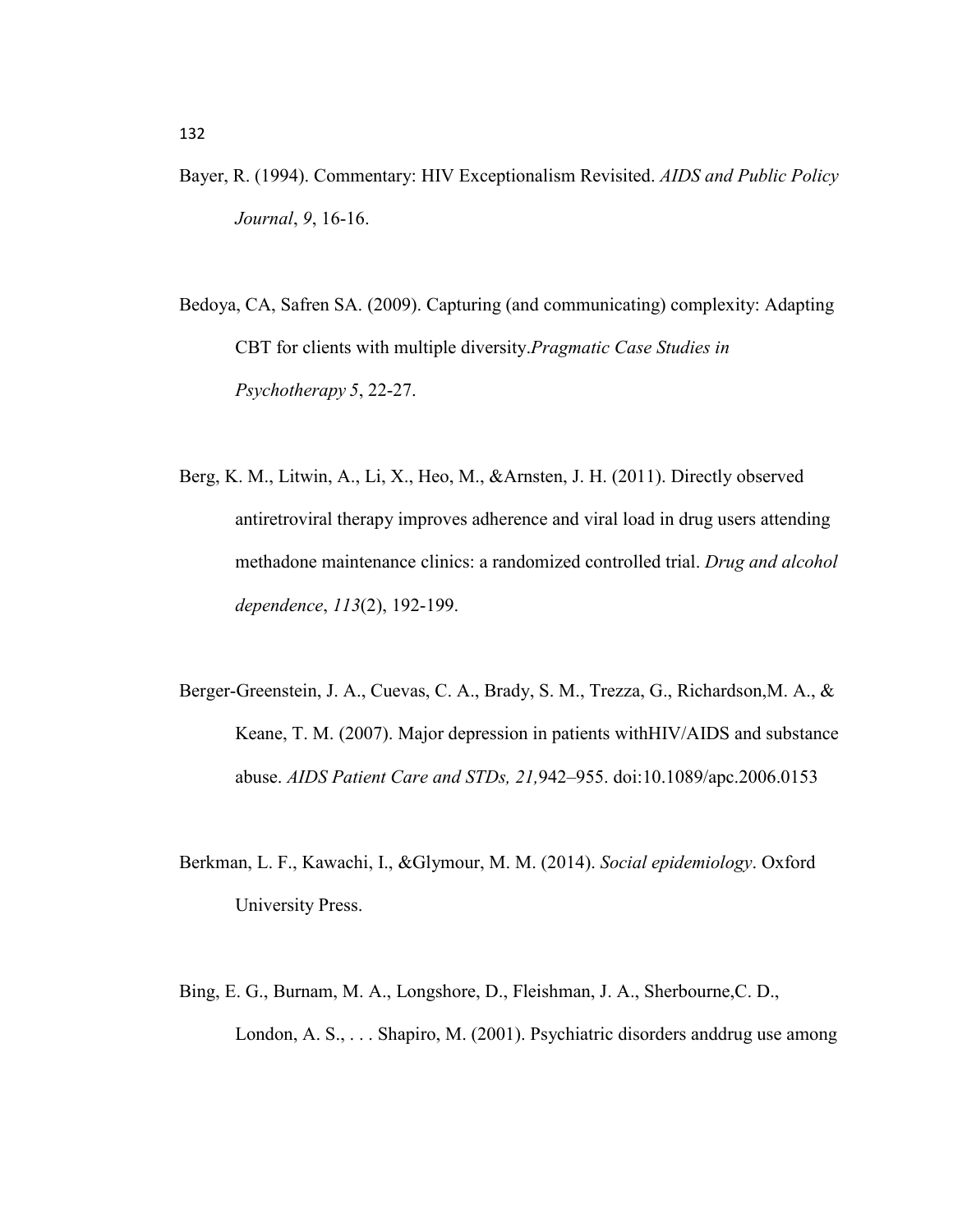Bayer, R. (1994). Commentary: HIV Exceptionalism Revisited. *AIDS and Public Policy Journal*, *9*, 16-16.

Bedoya, CA, Safren SA. (2009). Capturing (and communicating) complexity: Adapting CBT for clients with multiple diversity.*Pragmatic Case Studies in Psychotherapy 5*, 22-27.

Berg, K. M., Litwin, A., Li, X., Heo, M., &Arnsten, J. H. (2011). Directly observed antiretroviral therapy improves adherence and viral load in drug users attending methadone maintenance clinics: a randomized controlled trial. *Drug and alcohol dependence*, *113*(2), 192-199.

Berger-Greenstein, J. A., Cuevas, C. A., Brady, S. M., Trezza, G., Richardson,M. A., & Keane, T. M. (2007). Major depression in patients withHIV/AIDS and substance abuse. *AIDS Patient Care and STDs, 21,*942–955. doi:10.1089/apc.2006.0153

Berkman, L. F., Kawachi, I., &Glymour, M. M. (2014). *Social epidemiology*. Oxford University Press.

Bing, E. G., Burnam, M. A., Longshore, D., Fleishman, J. A., Sherbourne,C. D., London, A. S., . . . Shapiro, M. (2001). Psychiatric disorders anddrug use among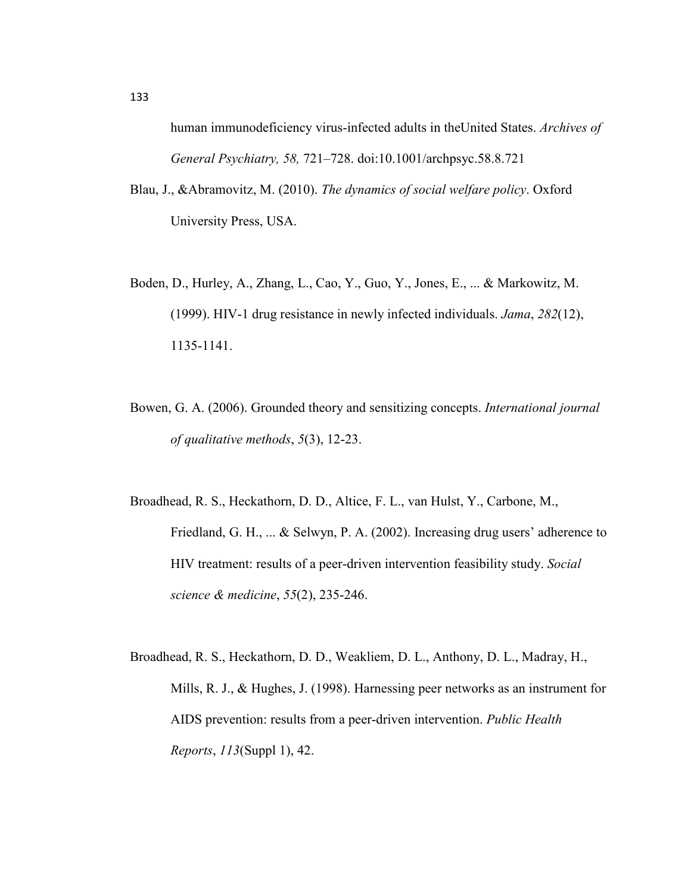human immunodeficiency virus-infected adults in theUnited States. *Archives of General Psychiatry, 58,* 721–728. doi:10.1001/archpsyc.58.8.721

Blau, J., &Abramovitz, M. (2010). *The dynamics of social welfare policy*. Oxford University Press, USA.

Boden, D., Hurley, A., Zhang, L., Cao, Y., Guo, Y., Jones, E., ... & Markowitz, M. (1999). HIV-1 drug resistance in newly infected individuals. *Jama*, *282*(12), 1135-1141.

Bowen, G. A. (2006). Grounded theory and sensitizing concepts. *International journal of qualitative methods*, *5*(3), 12-23.

Broadhead, R. S., Heckathorn, D. D., Altice, F. L., van Hulst, Y., Carbone, M., Friedland, G. H., ... & Selwyn, P. A. (2002). Increasing drug users' adherence to HIV treatment: results of a peer-driven intervention feasibility study. *Social science & medicine*, *55*(2), 235-246.

Broadhead, R. S., Heckathorn, D. D., Weakliem, D. L., Anthony, D. L., Madray, H., Mills, R. J., & Hughes, J. (1998). Harnessing peer networks as an instrument for AIDS prevention: results from a peer-driven intervention. *Public Health Reports*, *113*(Suppl 1), 42.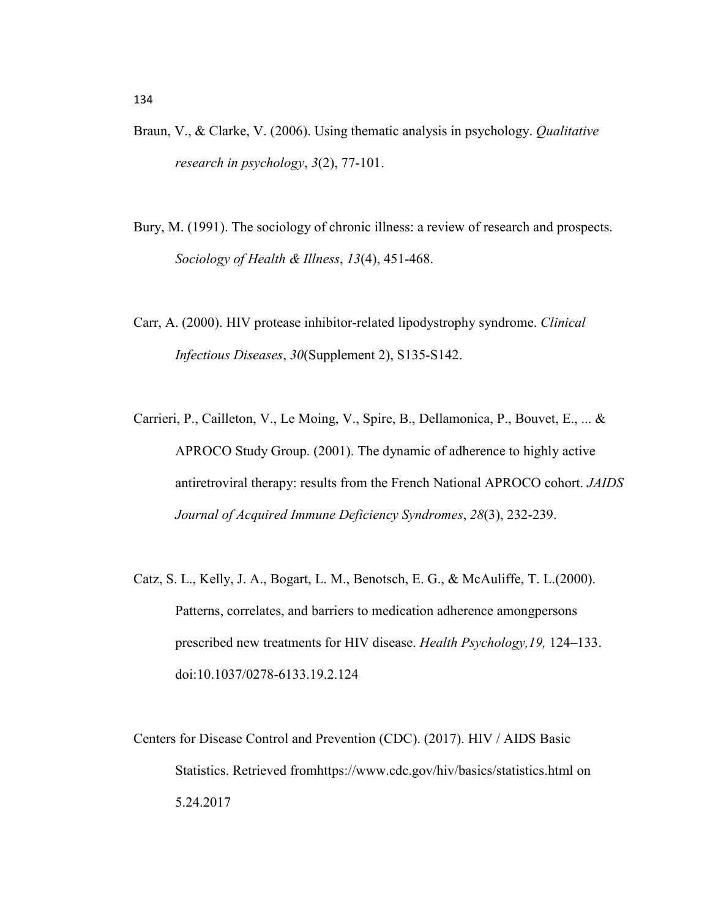Braun, V., & Clarke, V. (2006). Using thematic analysis in psychology. *Qualitative research in psychology*, *3*(2), 77-101.

Bury, M. (1991). The sociology of chronic illness: a review of research and prospects. *Sociology of Health & Illness*, *13*(4), 451-468.

Carr, A. (2000). HIV protease inhibitor-related lipodystrophy syndrome. *Clinical Infectious Diseases*, *30*(Supplement 2), S135-S142.

Carrieri, P., Cailleton, V., Le Moing, V., Spire, B., Dellamonica, P., Bouvet, E., ... & APROCO Study Group. (2001). The dynamic of adherence to highly active antiretroviral therapy: results from the French National APROCO cohort. *JAIDS Journal of Acquired Immune Deficiency Syndromes*, *28*(3), 232-239.

Catz, S. L., Kelly, J. A., Bogart, L. M., Benotsch, E. G., & McAuliffe, T. L.(2000). Patterns, correlates, and barriers to medication adherence amongpersons prescribed new treatments for HIV disease. *Health Psychology,19,* 124–133. doi:10.1037/0278-6133.19.2.124

Centers for Disease Control and Prevention (CDC). (2017). HIV / AIDS Basic Statistics. Retrieved fromhttps://www.cdc.gov/hiv/basics/statistics.html on 5.24.2017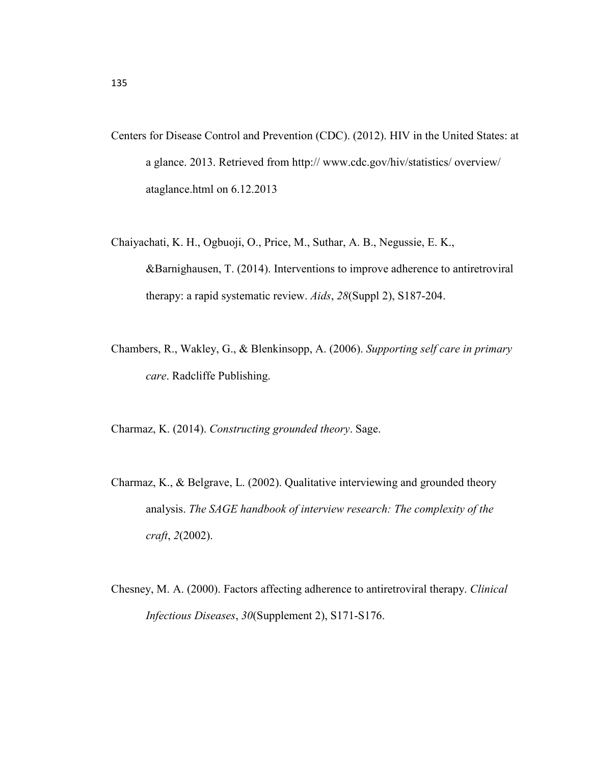Centers for Disease Control and Prevention (CDC). (2012). HIV in the United States: at a glance. 2013. Retrieved from http:// www.cdc.gov/hiv/statistics/ overview/ ataglance.html on 6.12.2013

Chaiyachati, K. H., Ogbuoji, O., Price, M., Suthar, A. B., Negussie, E. K., &Barnighausen, T. (2014). Interventions to improve adherence to antiretroviral therapy: a rapid systematic review. *Aids*, *28*(Suppl 2), S187-204.

Chambers, R., Wakley, G., & Blenkinsopp, A. (2006). *Supporting self care in primary care*. Radcliffe Publishing.

Charmaz, K. (2014). *Constructing grounded theory*. Sage.

Charmaz, K., & Belgrave, L. (2002). Qualitative interviewing and grounded theory analysis. *The SAGE handbook of interview research: The complexity of the craft*, *2*(2002).

Chesney, M. A. (2000). Factors affecting adherence to antiretroviral therapy. *Clinical Infectious Diseases*, *30*(Supplement 2), S171-S176.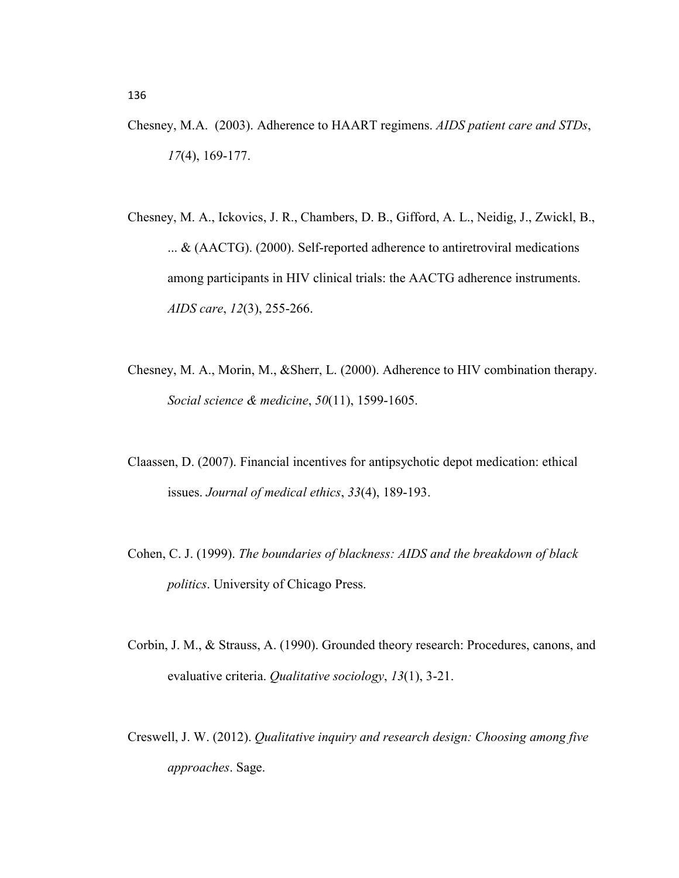Chesney, M.A.  (2003). Adherence to HAART regimens. *AIDS patient care and STDs*, *17*(4), 169-177.

Chesney, M. A., Ickovics, J. R., Chambers, D. B., Gifford, A. L., Neidig, J., Zwickl, B., ... & (AACTG). (2000). Self-reported adherence to antiretroviral medications among participants in HIV clinical trials: the AACTG adherence instruments. *AIDS care*, *12*(3), 255-266.

Chesney, M. A., Morin, M., &Sherr, L. (2000). Adherence to HIV combination therapy. *Social science & medicine*, *50*(11), 1599-1605.

Claassen, D. (2007). Financial incentives for antipsychotic depot medication: ethical issues. *Journal of medical ethics*, *33*(4), 189-193.

Cohen, C. J. (1999). *The boundaries of blackness: AIDS and the breakdown of black politics*. University of Chicago Press.

Corbin, J. M., & Strauss, A. (1990). Grounded theory research: Procedures, canons, and evaluative criteria. *Qualitative sociology*, *13*(1), 3-21.

Creswell, J. W. (2012). *Qualitative inquiry and research design: Choosing among five approaches*. Sage.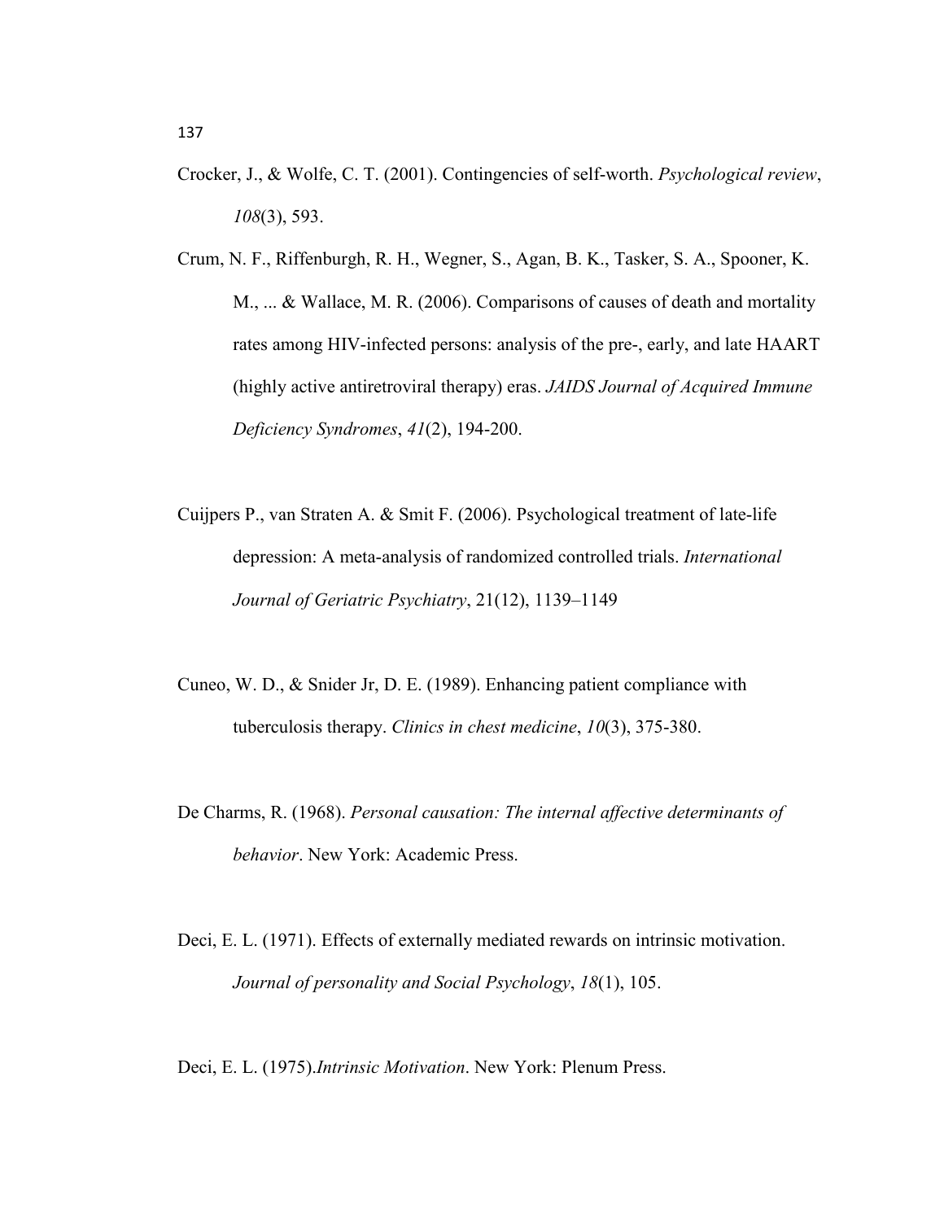Crocker, J., & Wolfe, C. T. (2001). Contingencies of self-worth. *Psychological review*, *108*(3), 593.

Crum, N. F., Riffenburgh, R. H., Wegner, S., Agan, B. K., Tasker, S. A., Spooner, K. M., ... & Wallace, M. R. (2006). Comparisons of causes of death and mortality rates among HIV-infected persons: analysis of the pre-, early, and late HAART (highly active antiretroviral therapy) eras. *JAIDS Journal of Acquired Immune Deficiency Syndromes*, *41*(2), 194-200.

Cuijpers P., van Straten A. & Smit F. (2006). Psychological treatment of late-life depression: A meta-analysis of randomized controlled trials. *International Journal of Geriatric Psychiatry*, 21(12), 1139–1149

Cuneo, W. D., & Snider Jr, D. E. (1989). Enhancing patient compliance with tuberculosis therapy. *Clinics in chest medicine*, *10*(3), 375-380.

De Charms, R. (1968). *Personal causation: The internal affective determinants of behavior*. New York: Academic Press.

Deci, E. L. (1971). Effects of externally mediated rewards on intrinsic motivation. *Journal of personality and Social Psychology*, *18*(1), 105.

Deci, E. L. (1975).*Intrinsic Motivation*. New York: Plenum Press.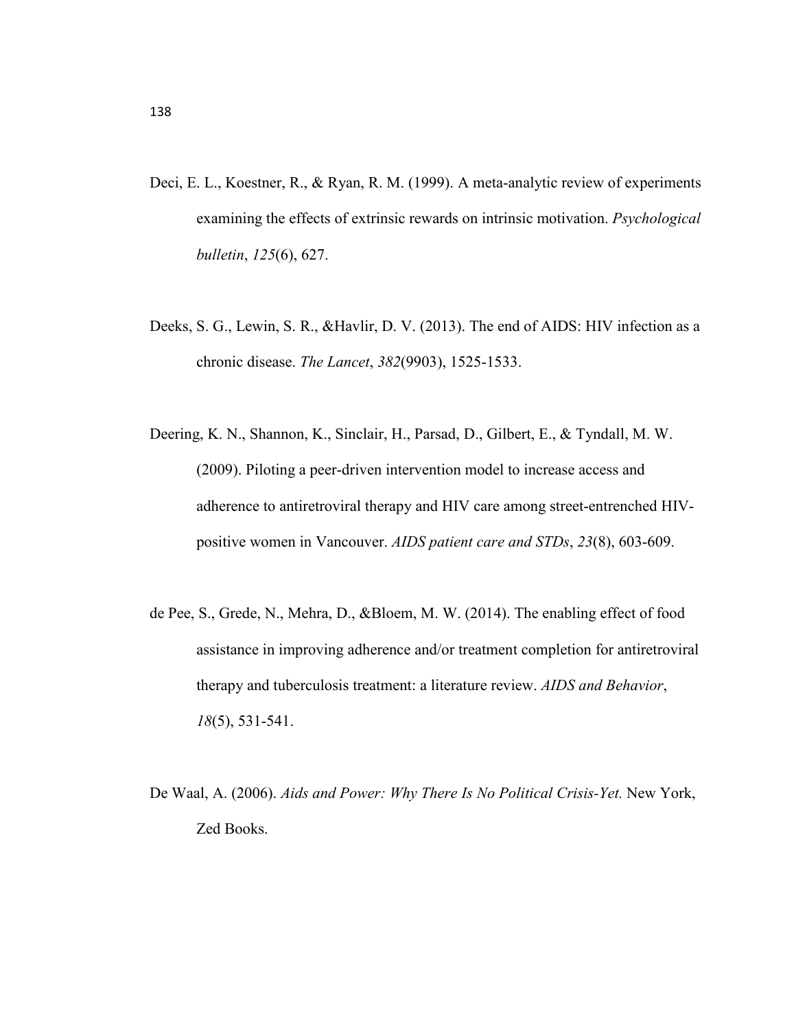Deci, E. L., Koestner, R., & Ryan, R. M. (1999). A meta-analytic review of experiments examining the effects of extrinsic rewards on intrinsic motivation. *Psychological bulletin*, *125*(6), 627.

Deeks, S. G., Lewin, S. R., &Havlir, D. V. (2013). The end of AIDS: HIV infection as a chronic disease. *The Lancet*, *382*(9903), 1525-1533.

Deering, K. N., Shannon, K., Sinclair, H., Parsad, D., Gilbert, E., & Tyndall, M. W. (2009). Piloting a peer-driven intervention model to increase access and adherence to antiretroviral therapy and HIV care among street-entrenched HIV-positive women in Vancouver. *AIDS patient care and STDs*, *23*(8), 603-609.

de Pee, S., Grede, N., Mehra, D., &Bloem, M. W. (2014). The enabling effect of food assistance in improving adherence and/or treatment completion for antiretroviral therapy and tuberculosis treatment: a literature review. *AIDS and Behavior*, *18*(5), 531-541.

De Waal, A. (2006). *Aids and Power: Why There Is No Political Crisis-Yet.* New York, Zed Books.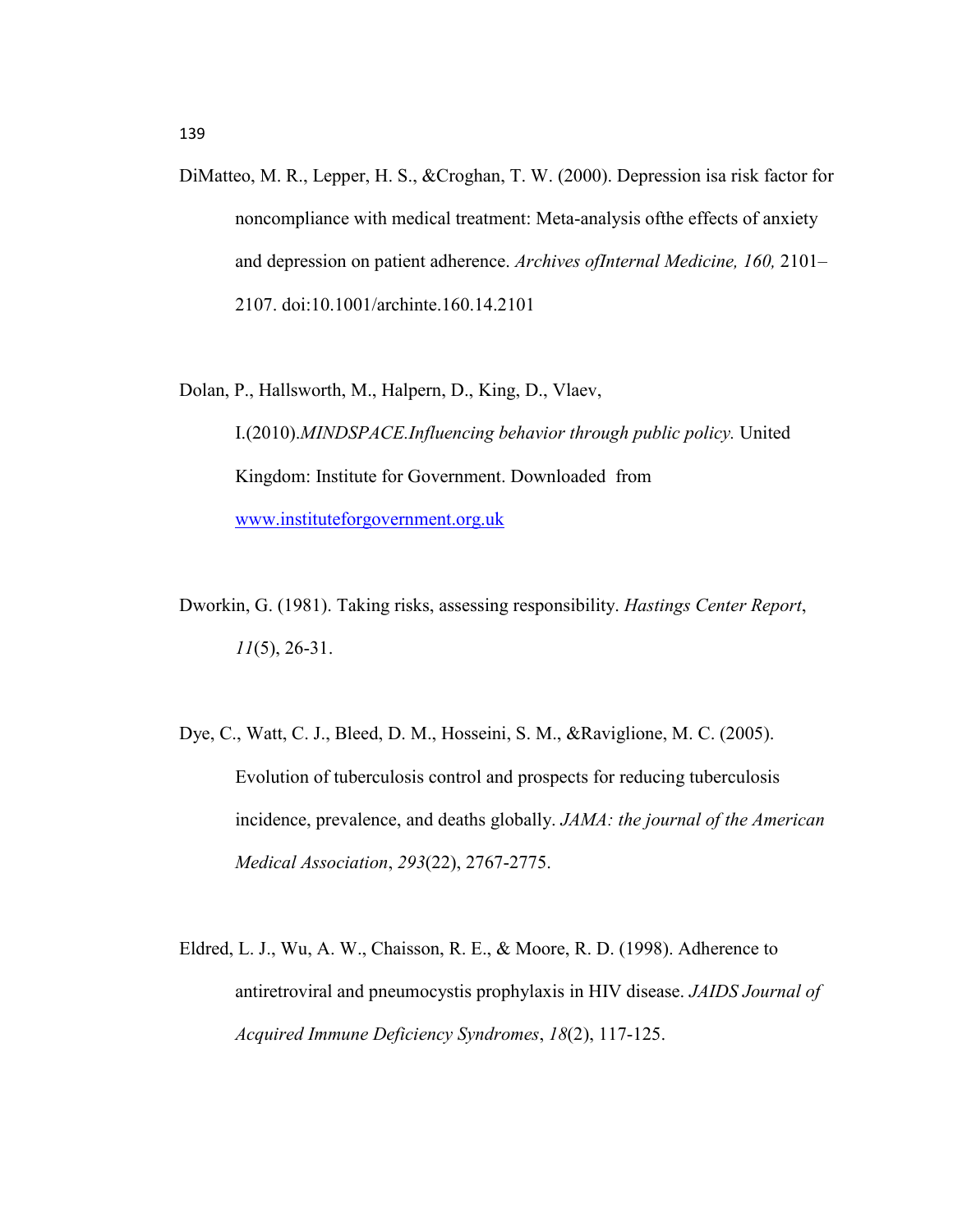DiMatteo, M. R., Lepper, H. S., &Croghan, T. W. (2000). Depression isa risk factor for noncompliance with medical treatment: Meta-analysis ofthe effects of anxiety and depression on patient adherence. *Archives ofInternal Medicine, 160,* 2101–2107. doi:10.1001/archinte.160.14.2101

Dolan, P., Hallsworth, M., Halpern, D., King, D., Vlaev, I.(2010).*MINDSPACE.Influencing behavior through public policy.* United Kingdom: Institute for Government. Downloaded from www.instituteforgovernment.org.uk

Dworkin, G. (1981). Taking risks, assessing responsibility. *Hastings Center Report*, *11*(5), 26-31.

Dye, C., Watt, C. J., Bleed, D. M., Hosseini, S. M., &Raviglione, M. C. (2005). Evolution of tuberculosis control and prospects for reducing tuberculosis incidence, prevalence, and deaths globally. *JAMA: the journal of the American Medical Association*, *293*(22), 2767-2775.

Eldred, L. J., Wu, A. W., Chaisson, R. E., & Moore, R. D. (1998). Adherence to antiretroviral and pneumocystis prophylaxis in HIV disease. *JAIDS Journal of Acquired Immune Deficiency Syndromes*, *18*(2), 117-125.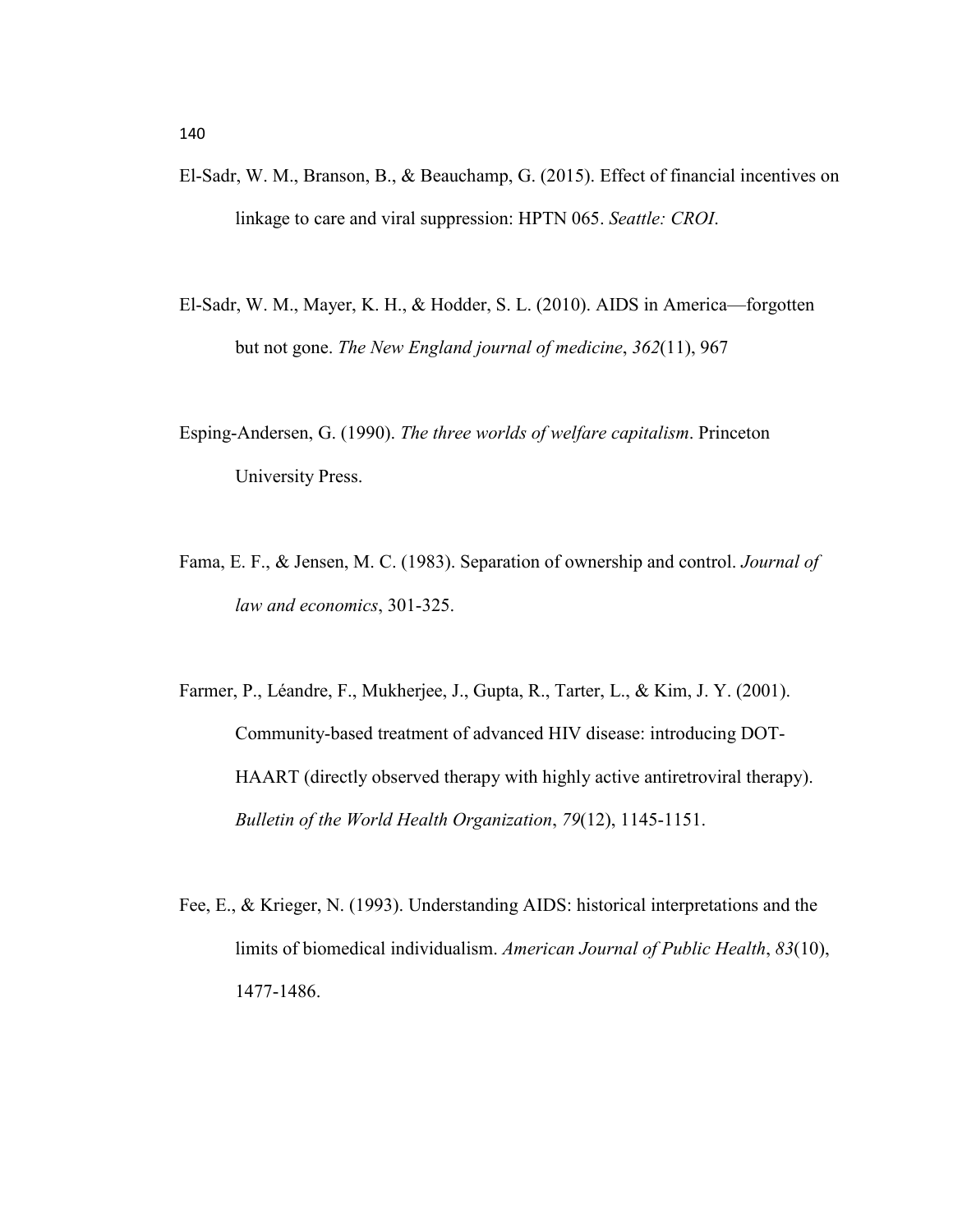El-Sadr, W. M., Branson, B., & Beauchamp, G. (2015). Effect of financial incentives on linkage to care and viral suppression: HPTN 065. *Seattle: CROI*.

El-Sadr, W. M., Mayer, K. H., & Hodder, S. L. (2010). AIDS in America—forgotten but not gone. *The New England journal of medicine*, *362*(11), 967

Esping-Andersen, G. (1990). *The three worlds of welfare capitalism*. Princeton University Press.

Fama, E. F., & Jensen, M. C. (1983). Separation of ownership and control. *Journal of law and economics*, 301-325.

Farmer, P., Léandre, F., Mukherjee, J., Gupta, R., Tarter, L., & Kim, J. Y. (2001). Community-based treatment of advanced HIV disease: introducing DOT-HAART (directly observed therapy with highly active antiretroviral therapy). *Bulletin of the World Health Organization*, *79*(12), 1145-1151.

Fee, E., & Krieger, N. (1993). Understanding AIDS: historical interpretations and the limits of biomedical individualism. *American Journal of Public Health*, *83*(10), 1477-1486.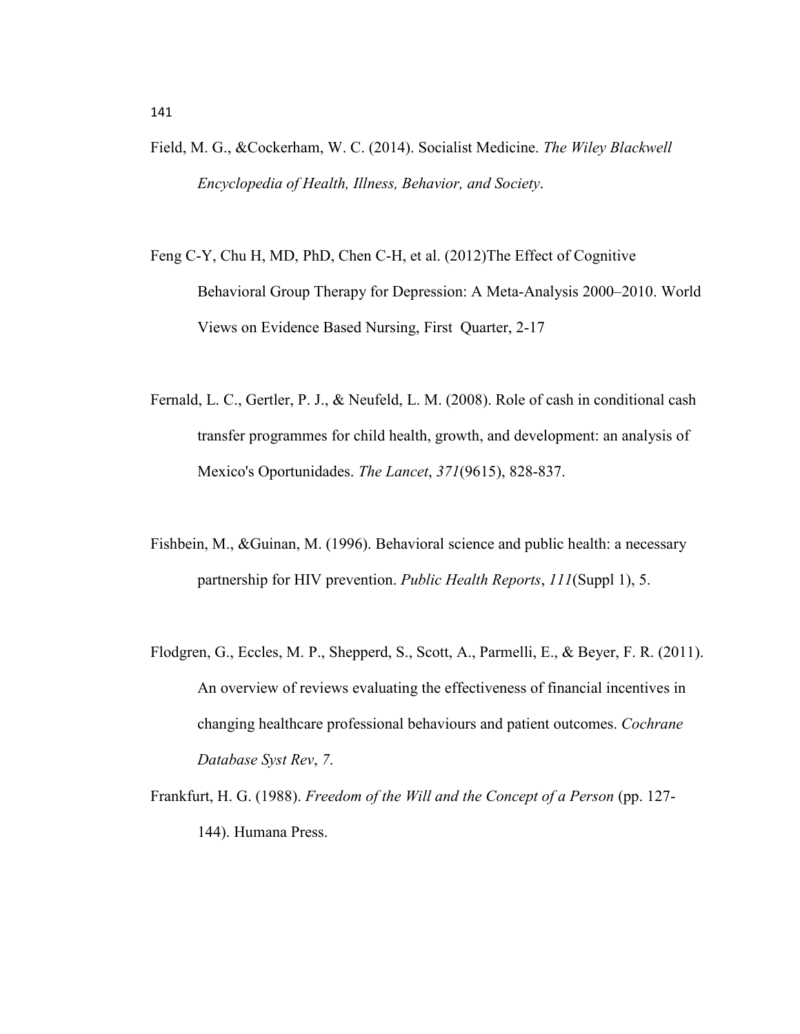Field, M. G., &Cockerham, W. C. (2014). Socialist Medicine. *The Wiley Blackwell Encyclopedia of Health, Illness, Behavior, and Society*.

Feng C-Y, Chu H, MD, PhD, Chen C-H, et al. (2012)The Effect of Cognitive Behavioral Group Therapy for Depression: A Meta-Analysis 2000–2010. World Views on Evidence Based Nursing, First Quarter, 2-17

Fernald, L. C., Gertler, P. J., & Neufeld, L. M. (2008). Role of cash in conditional cash transfer programmes for child health, growth, and development: an analysis of Mexico's Oportunidades. *The Lancet*, *371*(9615), 828-837.

Fishbein, M., &Guinan, M. (1996). Behavioral science and public health: a necessary partnership for HIV prevention. *Public Health Reports*, *111*(Suppl 1), 5.

Flodgren, G., Eccles, M. P., Shepperd, S., Scott, A., Parmelli, E., & Beyer, F. R. (2011). An overview of reviews evaluating the effectiveness of financial incentives in changing healthcare professional behaviours and patient outcomes. *Cochrane Database Syst Rev*, *7*.

Frankfurt, H. G. (1988). *Freedom of the Will and the Concept of a Person* (pp. 127-144). Humana Press.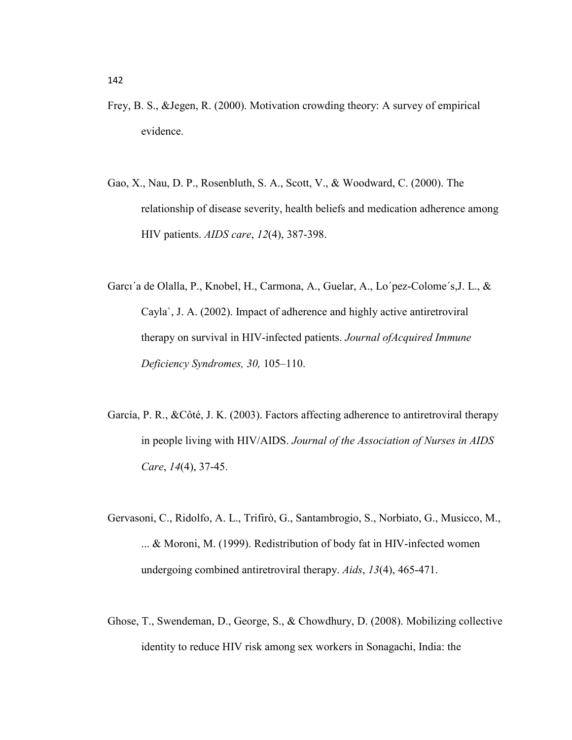Frey, B. S., &Jegen, R. (2000). Motivation crowding theory: A survey of empirical evidence.

Gao, X., Nau, D. P., Rosenbluth, S. A., Scott, V., & Woodward, C. (2000). The relationship of disease severity, health beliefs and medication adherence among HIV patients. *AIDS care*, *12*(4), 387-398.

Garcı´a de Olalla, P., Knobel, H., Carmona, A., Guelar, A., Lo´pez-Colome´s,J. L., & Cayla`, J. A. (2002). Impact of adherence and highly active antiretroviral therapy on survival in HIV-infected patients. *Journal ofAcquired Immune Deficiency Syndromes, 30,* 105–110.

García, P. R., &Côté, J. K. (2003). Factors affecting adherence to antiretroviral therapy in people living with HIV/AIDS. *Journal of the Association of Nurses in AIDS Care*, *14*(4), 37-45.

Gervasoni, C., Ridolfo, A. L., Trifirò, G., Santambrogio, S., Norbiato, G., Musicco, M., ... & Moroni, M. (1999). Redistribution of body fat in HIV-infected women undergoing combined antiretroviral therapy. *Aids*, *13*(4), 465-471.

Ghose, T., Swendeman, D., George, S., & Chowdhury, D. (2008). Mobilizing collective identity to reduce HIV risk among sex workers in Sonagachi, India: the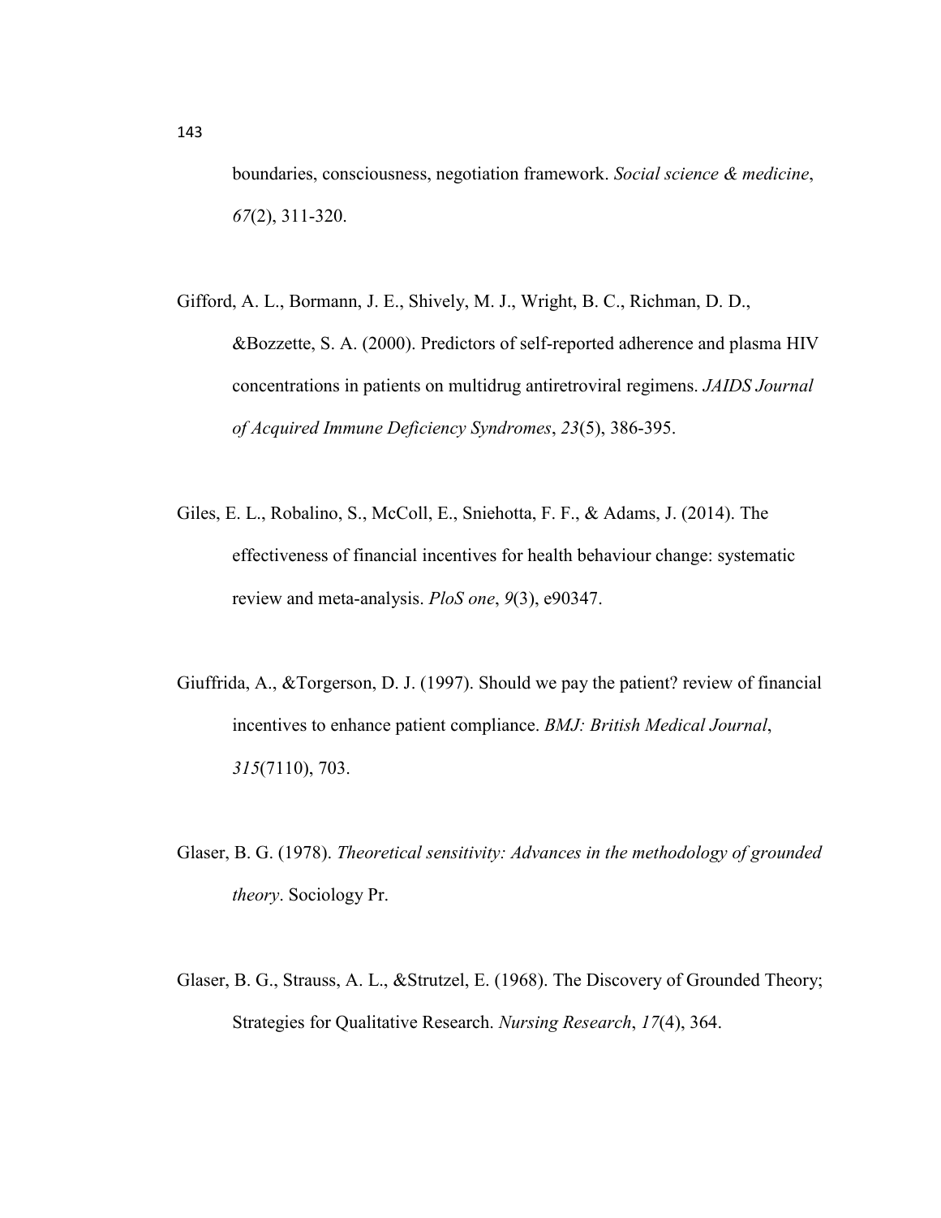boundaries, consciousness, negotiation framework. *Social science & medicine*, *67*(2), 311-320.

Gifford, A. L., Bormann, J. E., Shively, M. J., Wright, B. C., Richman, D. D., &Bozzette, S. A. (2000). Predictors of self-reported adherence and plasma HIV concentrations in patients on multidrug antiretroviral regimens. *JAIDS Journal of Acquired Immune Deficiency Syndromes*, *23*(5), 386-395.

Giles, E. L., Robalino, S., McColl, E., Sniehotta, F. F., & Adams, J. (2014). The effectiveness of financial incentives for health behaviour change: systematic review and meta-analysis. *PloS one*, *9*(3), e90347.

Giuffrida, A., &Torgerson, D. J. (1997). Should we pay the patient? review of financial incentives to enhance patient compliance. *BMJ: British Medical Journal*, *315*(7110), 703.

Glaser, B. G. (1978). *Theoretical sensitivity: Advances in the methodology of grounded theory*. Sociology Pr.

Glaser, B. G., Strauss, A. L., &Strutzel, E. (1968). The Discovery of Grounded Theory; Strategies for Qualitative Research. *Nursing Research*, *17*(4), 364.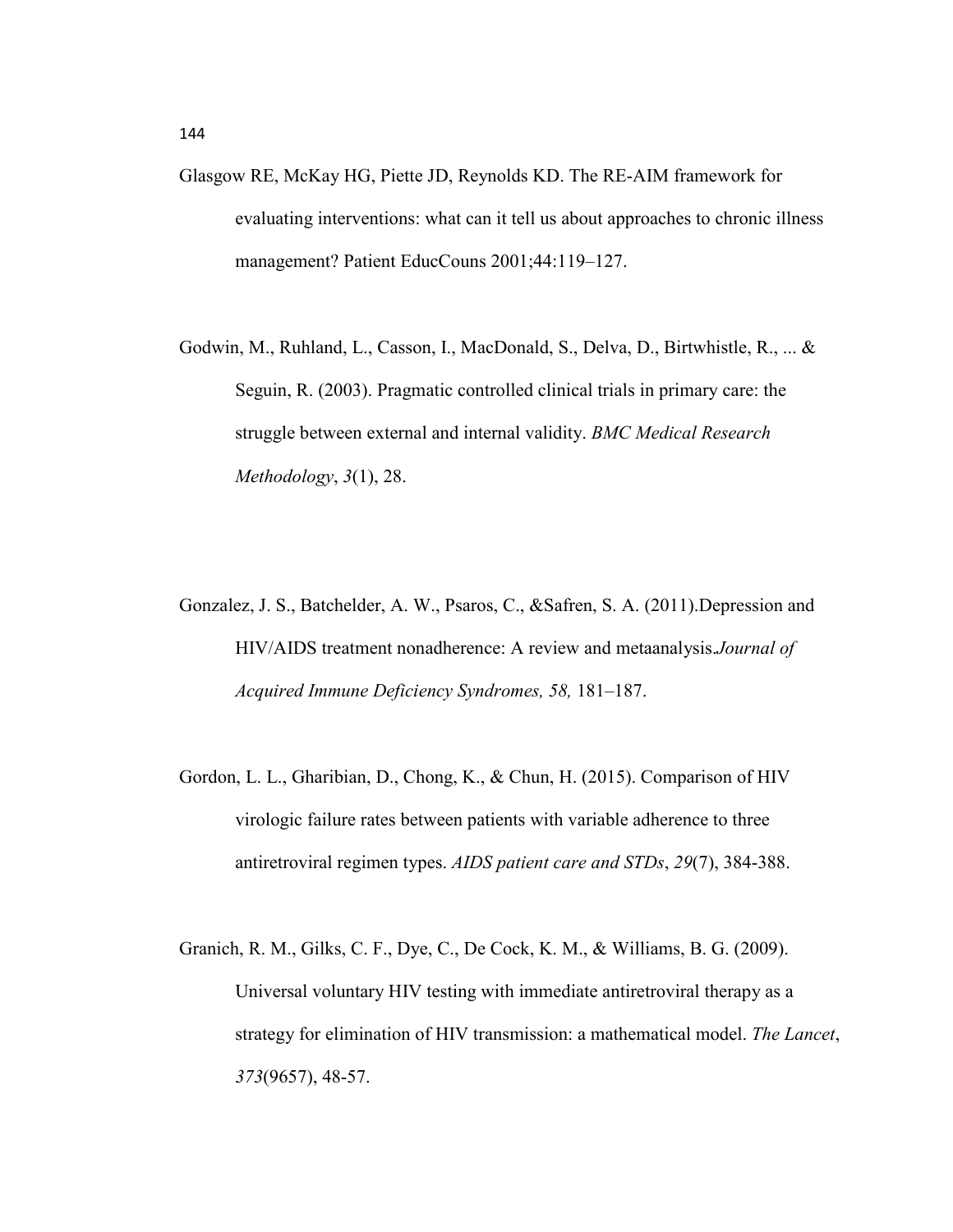Glasgow RE, McKay HG, Piette JD, Reynolds KD. The RE-AIM framework for evaluating interventions: what can it tell us about approaches to chronic illness management? Patient EducCouns 2001;44:119–127.

Godwin, M., Ruhland, L., Casson, I., MacDonald, S., Delva, D., Birtwhistle, R., ... & Seguin, R. (2003). Pragmatic controlled clinical trials in primary care: the struggle between external and internal validity. *BMC Medical Research Methodology*, *3*(1), 28.

Gonzalez, J. S., Batchelder, A. W., Psaros, C., &Safren, S. A. (2011).Depression and HIV/AIDS treatment nonadherence: A review and metaanalysis.*Journal of Acquired Immune Deficiency Syndromes, 58,* 181–187.

Gordon, L. L., Gharibian, D., Chong, K., & Chun, H. (2015). Comparison of HIV virologic failure rates between patients with variable adherence to three antiretroviral regimen types. *AIDS patient care and STDs*, *29*(7), 384-388.

Granich, R. M., Gilks, C. F., Dye, C., De Cock, K. M., & Williams, B. G. (2009). Universal voluntary HIV testing with immediate antiretroviral therapy as a strategy for elimination of HIV transmission: a mathematical model. *The Lancet*, *373*(9657), 48-57.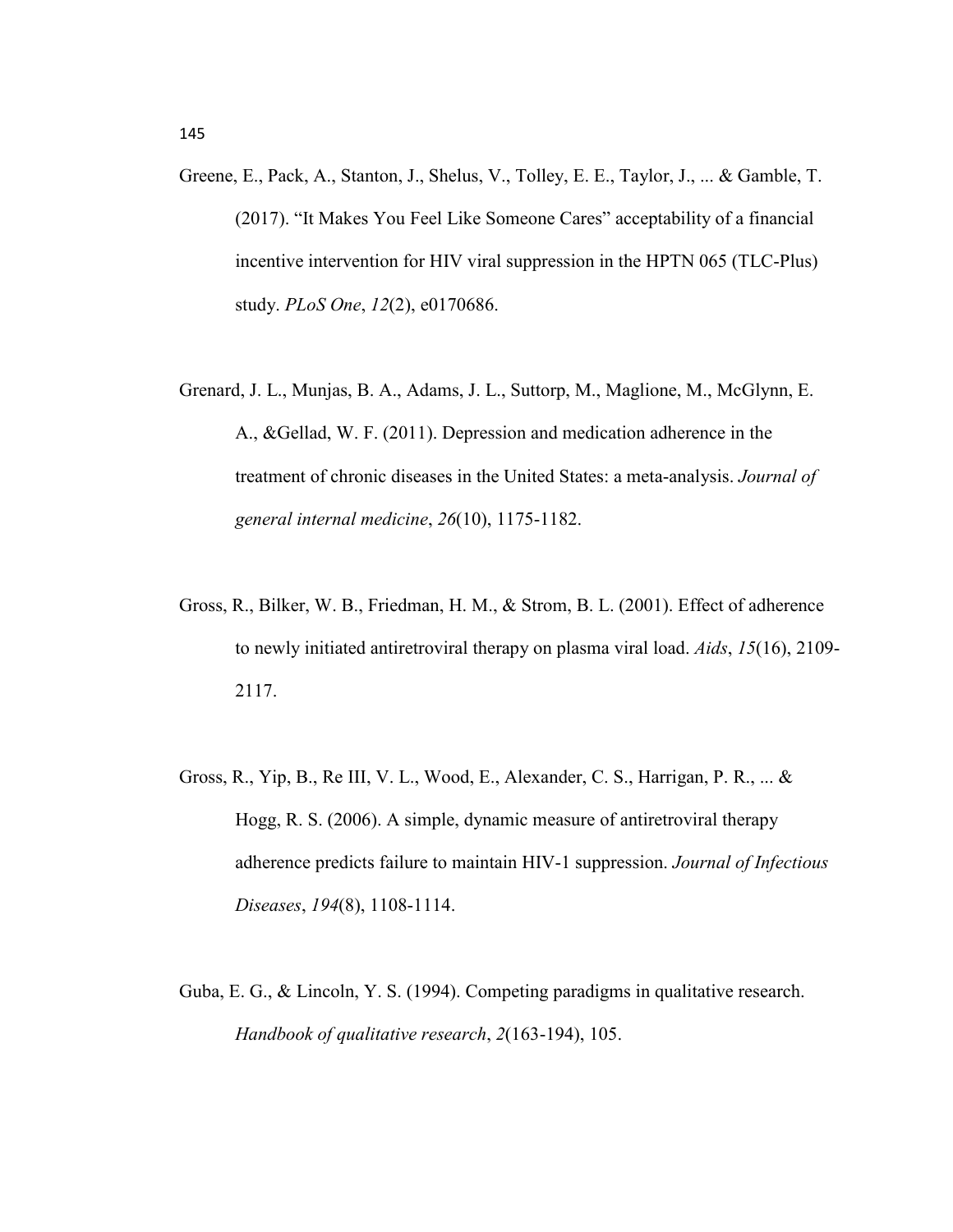Greene, E., Pack, A., Stanton, J., Shelus, V., Tolley, E. E., Taylor, J., ... & Gamble, T. (2017). “It Makes You Feel Like Someone Cares” acceptability of a financial incentive intervention for HIV viral suppression in the HPTN 065 (TLC-Plus) study. *PLoS One*, *12*(2), e0170686.

Grenard, J. L., Munjas, B. A., Adams, J. L., Suttorp, M., Maglione, M., McGlynn, E. A., &Gellad, W. F. (2011). Depression and medication adherence in the treatment of chronic diseases in the United States: a meta-analysis. *Journal of general internal medicine*, *26*(10), 1175-1182.

Gross, R., Bilker, W. B., Friedman, H. M., & Strom, B. L. (2001). Effect of adherence to newly initiated antiretroviral therapy on plasma viral load. *Aids*, *15*(16), 2109-2117.

Gross, R., Yip, B., Re III, V. L., Wood, E., Alexander, C. S., Harrigan, P. R., ... & Hogg, R. S. (2006). A simple, dynamic measure of antiretroviral therapy adherence predicts failure to maintain HIV-1 suppression. *Journal of Infectious Diseases*, *194*(8), 1108-1114.

Guba, E. G., & Lincoln, Y. S. (1994). Competing paradigms in qualitative research. *Handbook of qualitative research*, *2*(163-194), 105.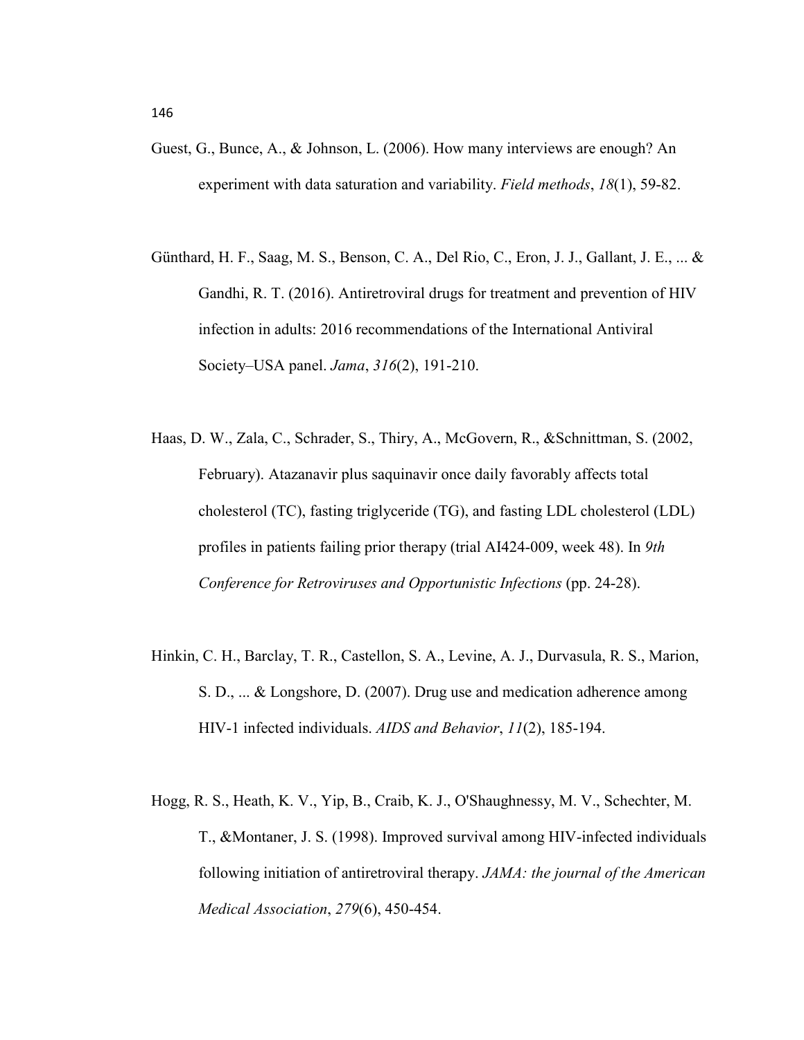Guest, G., Bunce, A., & Johnson, L. (2006). How many interviews are enough? An experiment with data saturation and variability. *Field methods*, *18*(1), 59-82.

Günthard, H. F., Saag, M. S., Benson, C. A., Del Rio, C., Eron, J. J., Gallant, J. E., ... & Gandhi, R. T. (2016). Antiretroviral drugs for treatment and prevention of HIV infection in adults: 2016 recommendations of the International Antiviral Society–USA panel. *Jama*, *316*(2), 191-210.

Haas, D. W., Zala, C., Schrader, S., Thiry, A., McGovern, R., &Schnittman, S. (2002, February). Atazanavir plus saquinavir once daily favorably affects total cholesterol (TC), fasting triglyceride (TG), and fasting LDL cholesterol (LDL) profiles in patients failing prior therapy (trial AI424-009, week 48). In *9th Conference for Retroviruses and Opportunistic Infections* (pp. 24-28).

Hinkin, C. H., Barclay, T. R., Castellon, S. A., Levine, A. J., Durvasula, R. S., Marion, S. D., ... & Longshore, D. (2007). Drug use and medication adherence among HIV-1 infected individuals. *AIDS and Behavior*, *11*(2), 185-194.

Hogg, R. S., Heath, K. V., Yip, B., Craib, K. J., O'Shaughnessy, M. V., Schechter, M. T., &Montaner, J. S. (1998). Improved survival among HIV-infected individuals following initiation of antiretroviral therapy. *JAMA: the journal of the American Medical Association*, *279*(6), 450-454.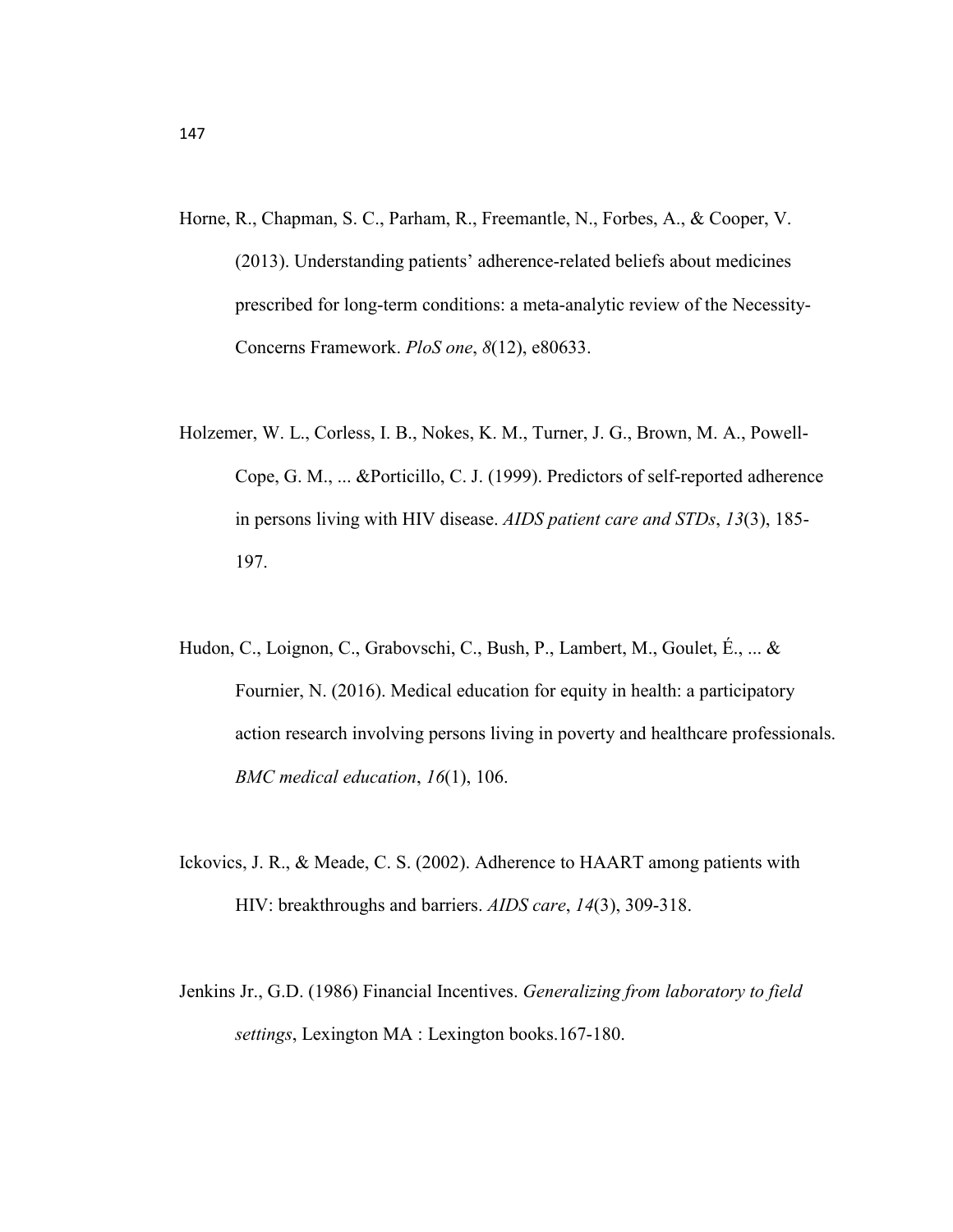Horne, R., Chapman, S. C., Parham, R., Freemantle, N., Forbes, A., & Cooper, V. (2013). Understanding patients' adherence-related beliefs about medicines prescribed for long-term conditions: a meta-analytic review of the Necessity-Concerns Framework. *PloS one*, *8*(12), e80633.

Holzemer, W. L., Corless, I. B., Nokes, K. M., Turner, J. G., Brown, M. A., Powell-Cope, G. M., ... &Porticillo, C. J. (1999). Predictors of self-reported adherence in persons living with HIV disease. *AIDS patient care and STDs*, *13*(3), 185-197.

Hudon, C., Loignon, C., Grabovschi, C., Bush, P., Lambert, M., Goulet, É., ... & Fournier, N. (2016). Medical education for equity in health: a participatory action research involving persons living in poverty and healthcare professionals. *BMC medical education*, *16*(1), 106.

Ickovics, J. R., & Meade, C. S. (2002). Adherence to HAART among patients with HIV: breakthroughs and barriers. *AIDS care*, *14*(3), 309-318.

Jenkins Jr., G.D. (1986) Financial Incentives. *Generalizing from laboratory to field settings*, Lexington MA : Lexington books.167-180.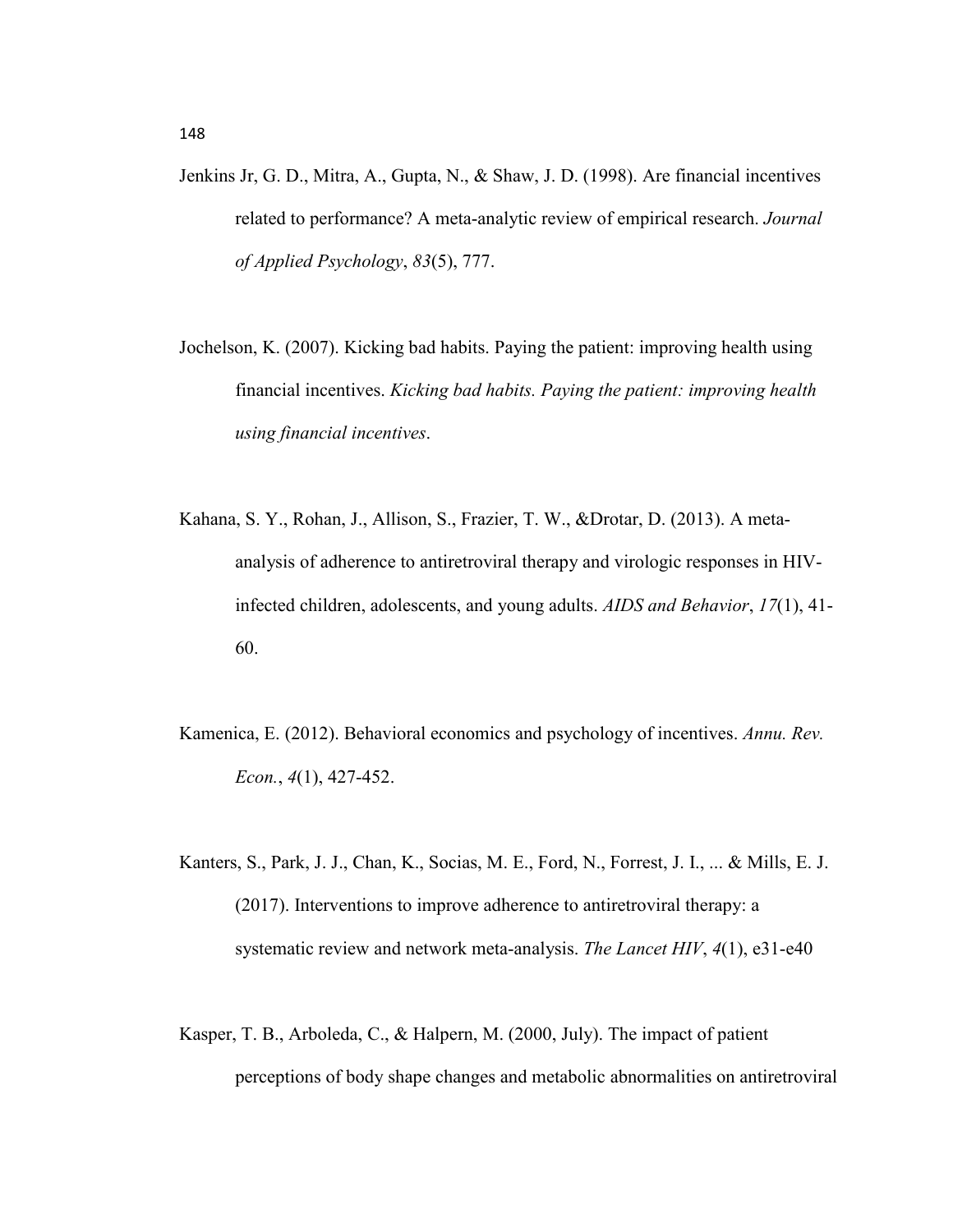Jenkins Jr, G. D., Mitra, A., Gupta, N., & Shaw, J. D. (1998). Are financial incentives related to performance? A meta-analytic review of empirical research. *Journal of Applied Psychology*, *83*(5), 777.

Jochelson, K. (2007). Kicking bad habits. Paying the patient: improving health using financial incentives. *Kicking bad habits. Paying the patient: improving health using financial incentives*.

Kahana, S. Y., Rohan, J., Allison, S., Frazier, T. W., &Drotar, D. (2013). A meta-analysis of adherence to antiretroviral therapy and virologic responses in HIV-infected children, adolescents, and young adults. *AIDS and Behavior*, *17*(1), 41-60.

Kamenica, E. (2012). Behavioral economics and psychology of incentives. *Annu. Rev. Econ.*, *4*(1), 427-452.

Kanters, S., Park, J. J., Chan, K., Socias, M. E., Ford, N., Forrest, J. I., ... & Mills, E. J. (2017). Interventions to improve adherence to antiretroviral therapy: a systematic review and network meta-analysis. *The Lancet HIV*, *4*(1), e31-e40

Kasper, T. B., Arboleda, C., & Halpern, M. (2000, July). The impact of patient perceptions of body shape changes and metabolic abnormalities on antiretroviral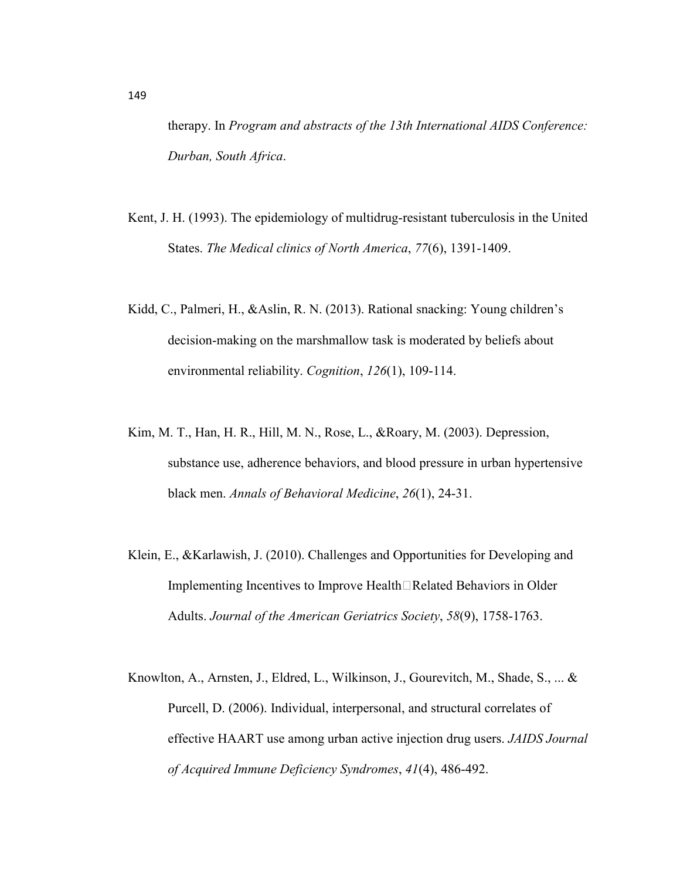therapy. In *Program and abstracts of the 13th International AIDS Conference: Durban, South Africa*.

Kent, J. H. (1993). The epidemiology of multidrug-resistant tuberculosis in the United States. *The Medical clinics of North America*, *77*(6), 1391-1409.

Kidd, C., Palmeri, H., &Aslin, R. N. (2013). Rational snacking: Young children's decision-making on the marshmallow task is moderated by beliefs about environmental reliability. *Cognition*, *126*(1), 109-114.

Kim, M. T., Han, H. R., Hill, M. N., Rose, L., &Roary, M. (2003). Depression, substance use, adherence behaviors, and blood pressure in urban hypertensive black men. *Annals of Behavioral Medicine*, *26*(1), 24-31.

Klein, E., &Karlawish, J. (2010). Challenges and Opportunities for Developing and Implementing Incentives to Improve Health□Related Behaviors in Older Adults. *Journal of the American Geriatrics Society*, *58*(9), 1758-1763.

Knowlton, A., Arnsten, J., Eldred, L., Wilkinson, J., Gourevitch, M., Shade, S., ... & Purcell, D. (2006). Individual, interpersonal, and structural correlates of effective HAART use among urban active injection drug users. *JAIDS Journal of Acquired Immune Deficiency Syndromes*, *41*(4), 486-492.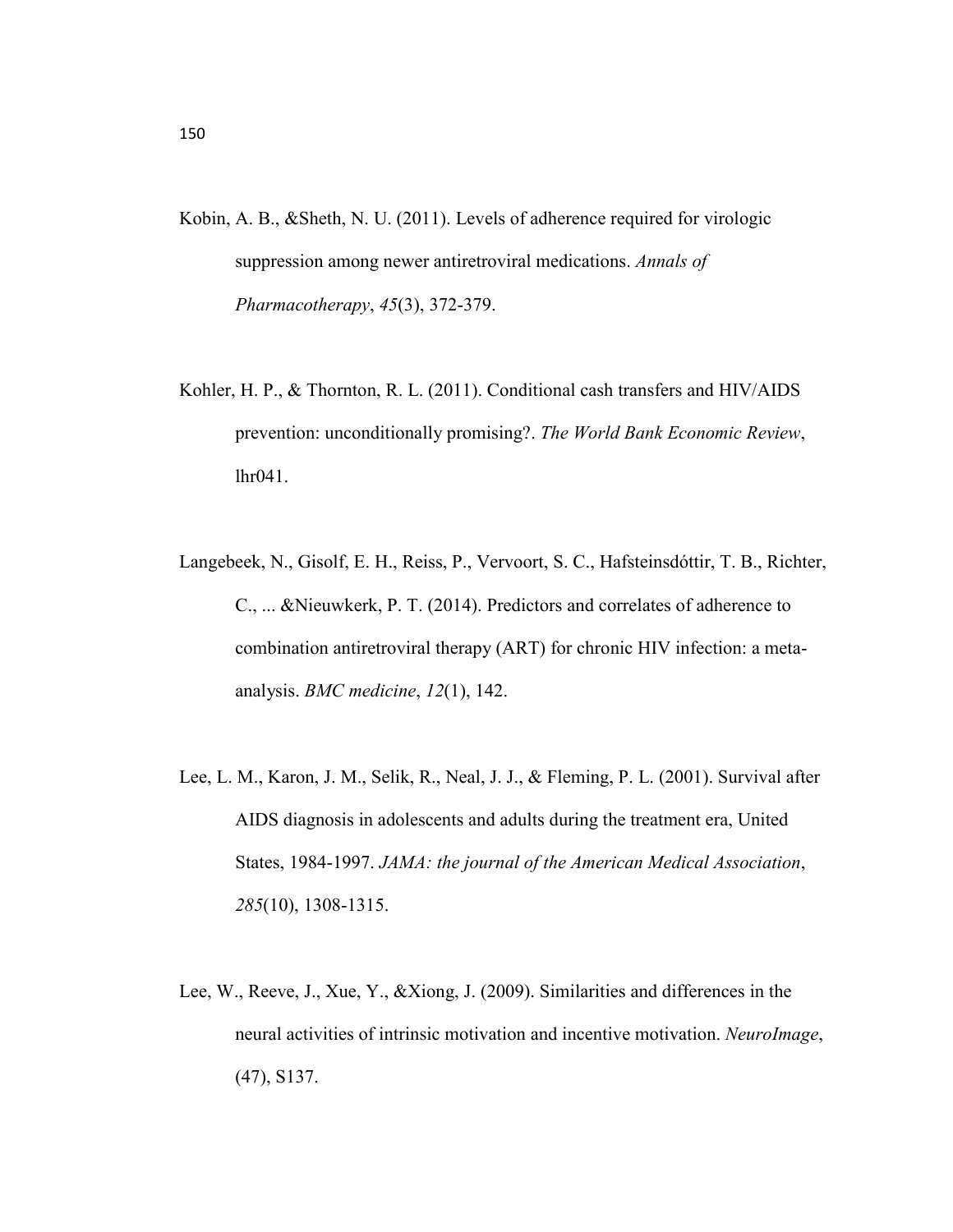Kobin, A. B., &Sheth, N. U. (2011). Levels of adherence required for virologic suppression among newer antiretroviral medications. *Annals of Pharmacotherapy*, *45*(3), 372-379.

Kohler, H. P., & Thornton, R. L. (2011). Conditional cash transfers and HIV/AIDS prevention: unconditionally promising?. *The World Bank Economic Review*, lhr041.

Langebeek, N., Gisolf, E. H., Reiss, P., Vervoort, S. C., Hafsteinsdóttir, T. B., Richter, C., ... &Nieuwkerk, P. T. (2014). Predictors and correlates of adherence to combination antiretroviral therapy (ART) for chronic HIV infection: a meta-analysis. *BMC medicine*, *12*(1), 142.

Lee, L. M., Karon, J. M., Selik, R., Neal, J. J., & Fleming, P. L. (2001). Survival after AIDS diagnosis in adolescents and adults during the treatment era, United States, 1984-1997. *JAMA: the journal of the American Medical Association*, *285*(10), 1308-1315.

Lee, W., Reeve, J., Xue, Y., &Xiong, J. (2009). Similarities and differences in the neural activities of intrinsic motivation and incentive motivation. *NeuroImage*, (47), S137.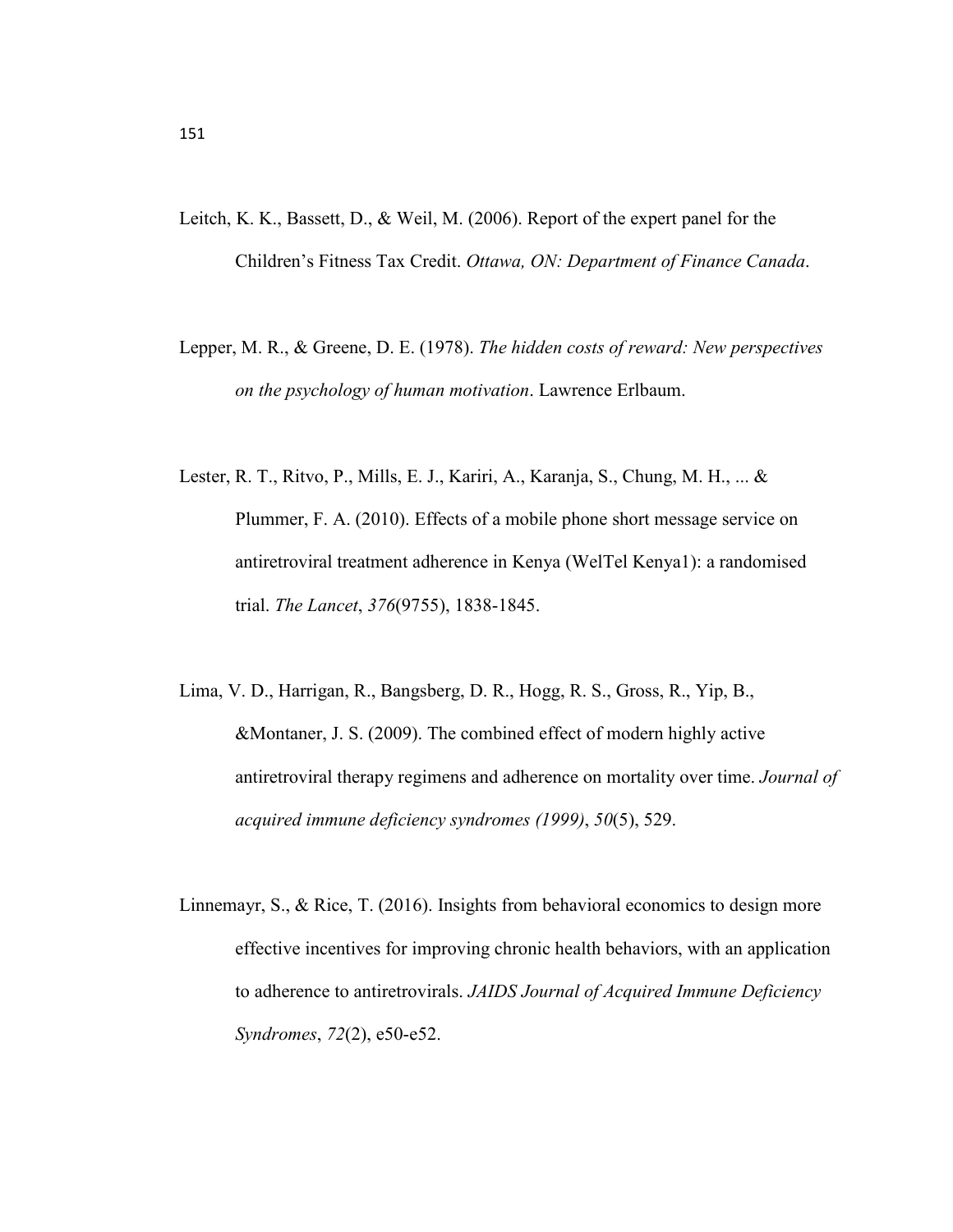Leitch, K. K., Bassett, D., & Weil, M. (2006). Report of the expert panel for the Children's Fitness Tax Credit. *Ottawa, ON: Department of Finance Canada*.

Lepper, M. R., & Greene, D. E. (1978). *The hidden costs of reward: New perspectives on the psychology of human motivation*. Lawrence Erlbaum.

Lester, R. T., Ritvo, P., Mills, E. J., Kariri, A., Karanja, S., Chung, M. H., ... & Plummer, F. A. (2010). Effects of a mobile phone short message service on antiretroviral treatment adherence in Kenya (WelTel Kenya1): a randomised trial. *The Lancet*, *376*(9755), 1838-1845.

Lima, V. D., Harrigan, R., Bangsberg, D. R., Hogg, R. S., Gross, R., Yip, B., &Montaner, J. S. (2009). The combined effect of modern highly active antiretroviral therapy regimens and adherence on mortality over time. *Journal of acquired immune deficiency syndromes (1999)*, *50*(5), 529.

Linnemayr, S., & Rice, T. (2016). Insights from behavioral economics to design more effective incentives for improving chronic health behaviors, with an application to adherence to antiretrovirals. *JAIDS Journal of Acquired Immune Deficiency Syndromes*, *72*(2), e50-e52.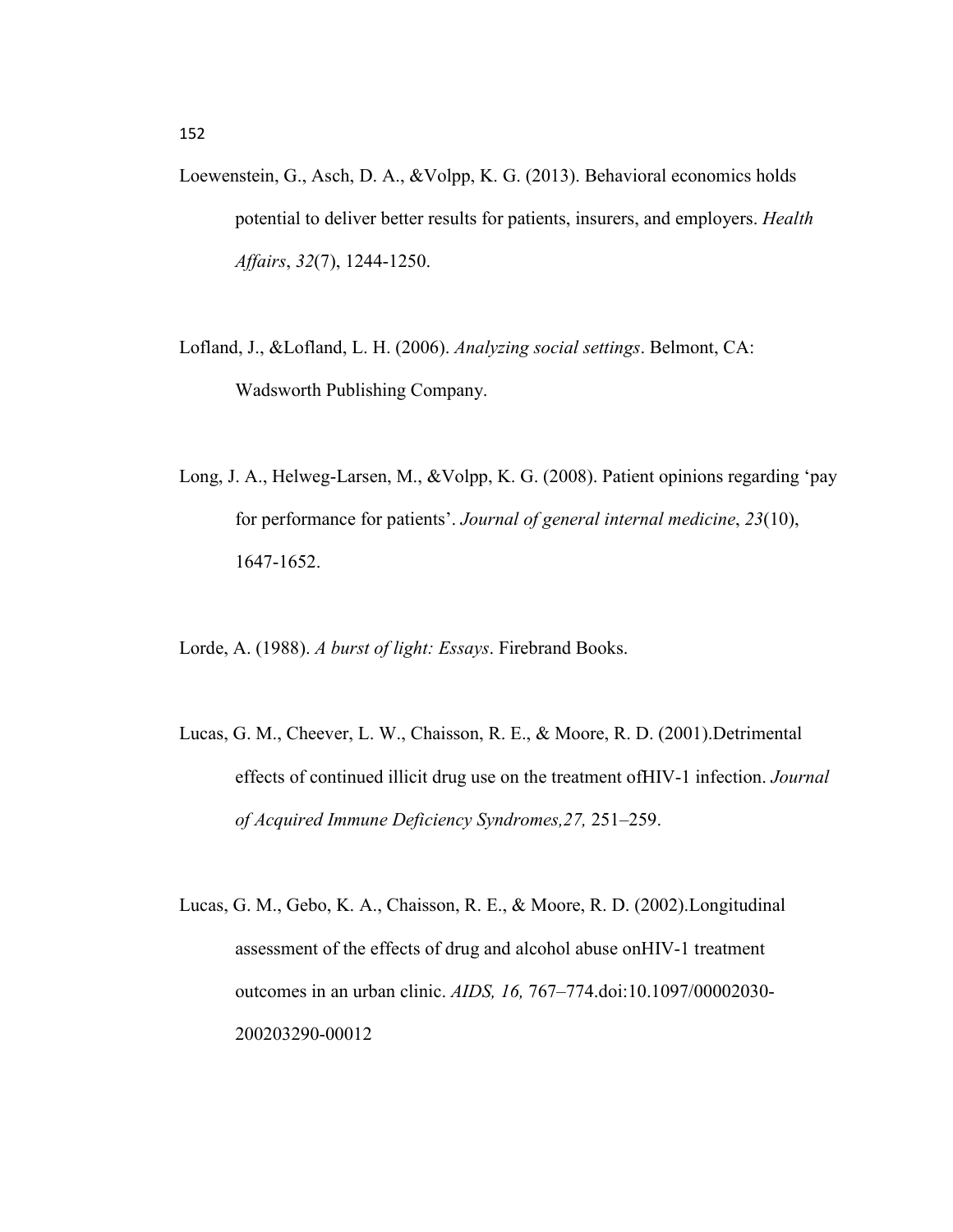Loewenstein, G., Asch, D. A., &Volpp, K. G. (2013). Behavioral economics holds potential to deliver better results for patients, insurers, and employers. *Health Affairs*, *32*(7), 1244-1250.

Lofland, J., &Lofland, L. H. (2006). *Analyzing social settings*. Belmont, CA: Wadsworth Publishing Company.

Long, J. A., Helweg-Larsen, M., &Volpp, K. G. (2008). Patient opinions regarding 'pay for performance for patients'. *Journal of general internal medicine*, *23*(10), 1647-1652.

Lorde, A. (1988). *A burst of light: Essays*. Firebrand Books.

Lucas, G. M., Cheever, L. W., Chaisson, R. E., & Moore, R. D. (2001).Detrimental effects of continued illicit drug use on the treatment ofHIV-1 infection. *Journal of Acquired Immune Deficiency Syndromes,27,* 251–259.

Lucas, G. M., Gebo, K. A., Chaisson, R. E., & Moore, R. D. (2002).Longitudinal assessment of the effects of drug and alcohol abuse onHIV-1 treatment outcomes in an urban clinic. *AIDS, 16,* 767–774.doi:10.1097/00002030-200203290-00012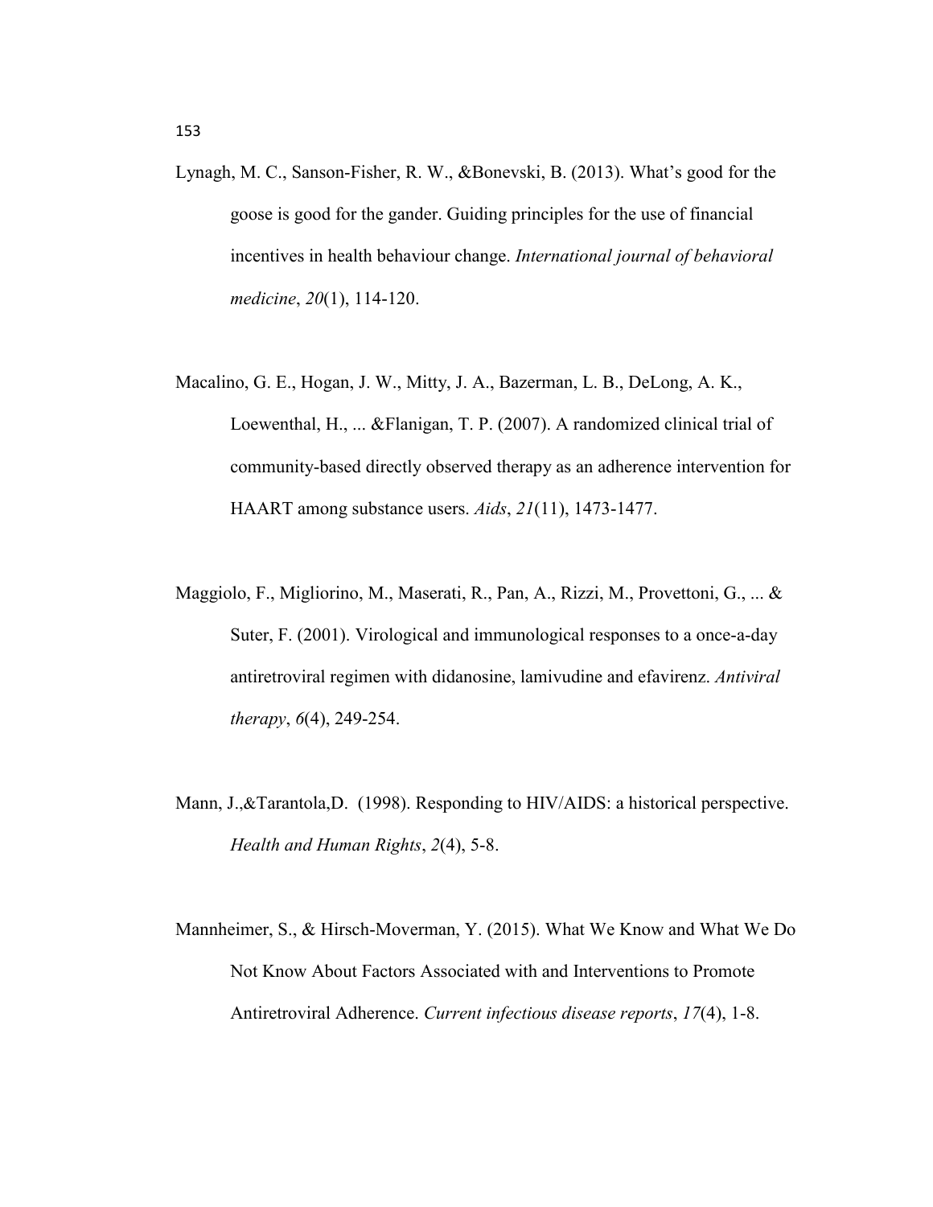Lynagh, M. C., Sanson-Fisher, R. W., &Bonevski, B. (2013). What's good for the goose is good for the gander. Guiding principles for the use of financial incentives in health behaviour change. *International journal of behavioral medicine*, *20*(1), 114-120.

Macalino, G. E., Hogan, J. W., Mitty, J. A., Bazerman, L. B., DeLong, A. K., Loewenthal, H., ... &Flanigan, T. P. (2007). A randomized clinical trial of community-based directly observed therapy as an adherence intervention for HAART among substance users. *Aids*, *21*(11), 1473-1477.

Maggiolo, F., Migliorino, M., Maserati, R., Pan, A., Rizzi, M., Provettoni, G., ... & Suter, F. (2001). Virological and immunological responses to a once-a-day antiretroviral regimen with didanosine, lamivudine and efavirenz. *Antiviral therapy*, *6*(4), 249-254.

Mann, J.,&Tarantola,D. (1998). Responding to HIV/AIDS: a historical perspective. *Health and Human Rights*, *2*(4), 5-8.

Mannheimer, S., & Hirsch-Moverman, Y. (2015). What We Know and What We Do Not Know About Factors Associated with and Interventions to Promote Antiretroviral Adherence. *Current infectious disease reports*, *17*(4), 1-8.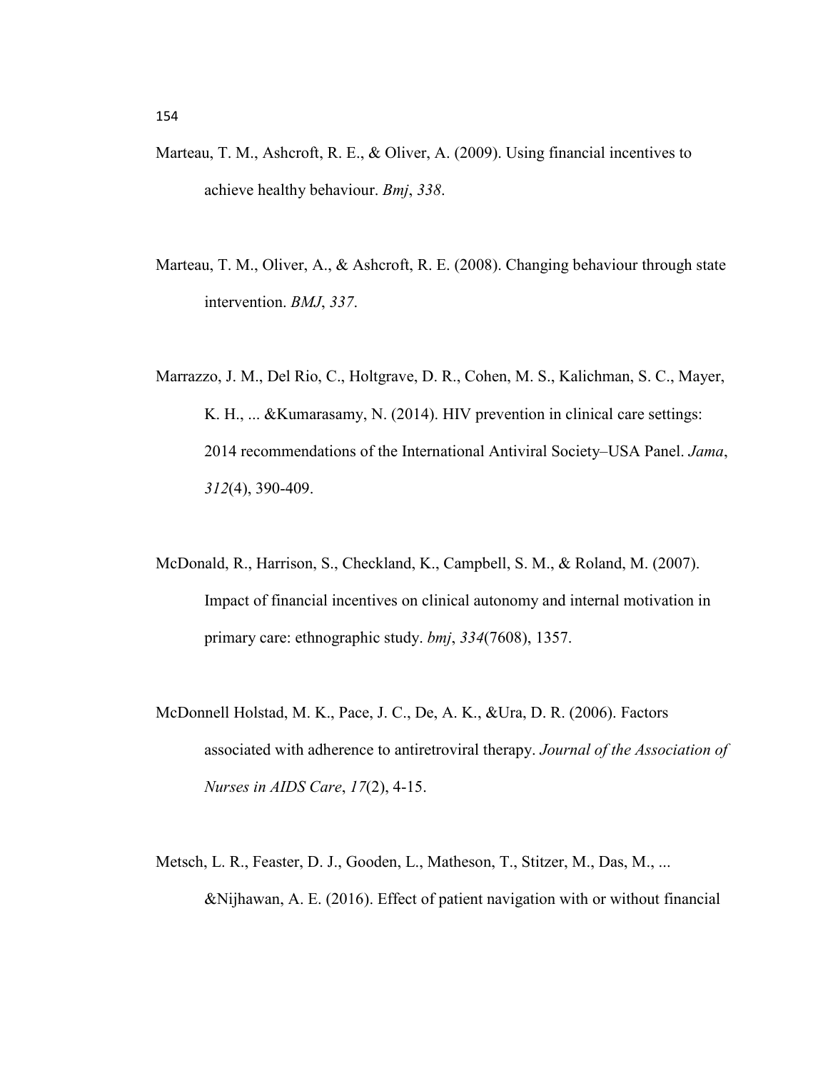Marteau, T. M., Ashcroft, R. E., & Oliver, A. (2009). Using financial incentives to achieve healthy behaviour. *Bmj*, *338*.

Marteau, T. M., Oliver, A., & Ashcroft, R. E. (2008). Changing behaviour through state intervention. *BMJ*, *337*.

Marrazzo, J. M., Del Rio, C., Holtgrave, D. R., Cohen, M. S., Kalichman, S. C., Mayer, K. H., ... &Kumarasamy, N. (2014). HIV prevention in clinical care settings: 2014 recommendations of the International Antiviral Society–USA Panel. *Jama*, *312*(4), 390-409.

McDonald, R., Harrison, S., Checkland, K., Campbell, S. M., & Roland, M. (2007). Impact of financial incentives on clinical autonomy and internal motivation in primary care: ethnographic study. *bmj*, *334*(7608), 1357.

McDonnell Holstad, M. K., Pace, J. C., De, A. K., &Ura, D. R. (2006). Factors associated with adherence to antiretroviral therapy. *Journal of the Association of Nurses in AIDS Care*, *17*(2), 4-15.

Metsch, L. R., Feaster, D. J., Gooden, L., Matheson, T., Stitzer, M., Das, M., ... &Nijhawan, A. E. (2016). Effect of patient navigation with or without financial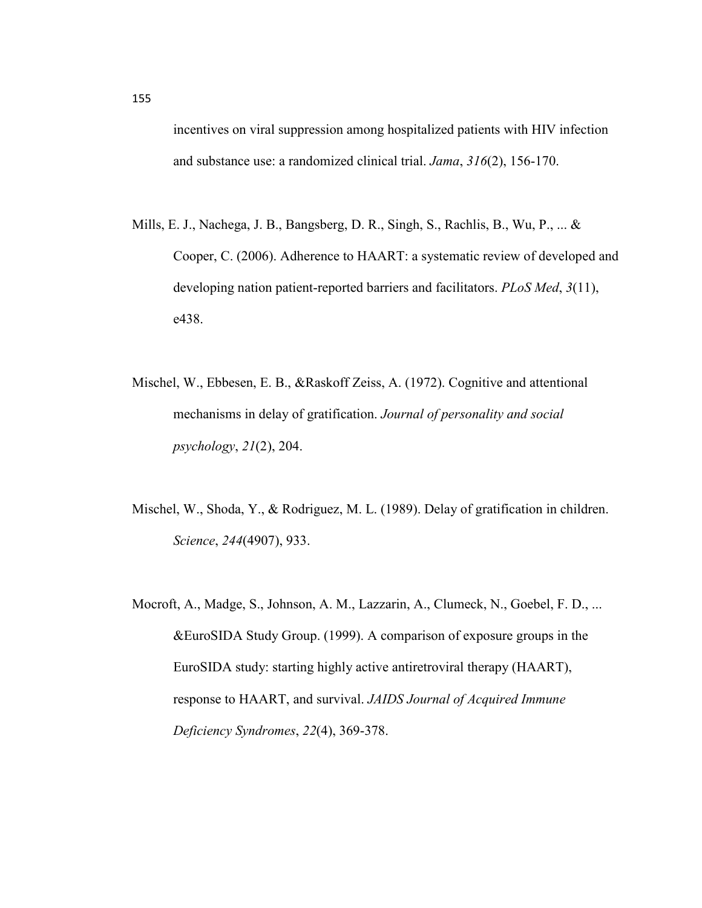incentives on viral suppression among hospitalized patients with HIV infection and substance use: a randomized clinical trial. *Jama*, *316*(2), 156-170.

Mills, E. J., Nachega, J. B., Bangsberg, D. R., Singh, S., Rachlis, B., Wu, P., ... & Cooper, C. (2006). Adherence to HAART: a systematic review of developed and developing nation patient-reported barriers and facilitators. *PLoS Med*, *3*(11), e438.

Mischel, W., Ebbesen, E. B., &Raskoff Zeiss, A. (1972). Cognitive and attentional mechanisms in delay of gratification. *Journal of personality and social psychology*, *21*(2), 204.

Mischel, W., Shoda, Y., & Rodriguez, M. L. (1989). Delay of gratification in children. *Science*, *244*(4907), 933.

Mocroft, A., Madge, S., Johnson, A. M., Lazzarin, A., Clumeck, N., Goebel, F. D., ... &EuroSIDA Study Group. (1999). A comparison of exposure groups in the EuroSIDA study: starting highly active antiretroviral therapy (HAART), response to HAART, and survival. *JAIDS Journal of Acquired Immune Deficiency Syndromes*, *22*(4), 369-378.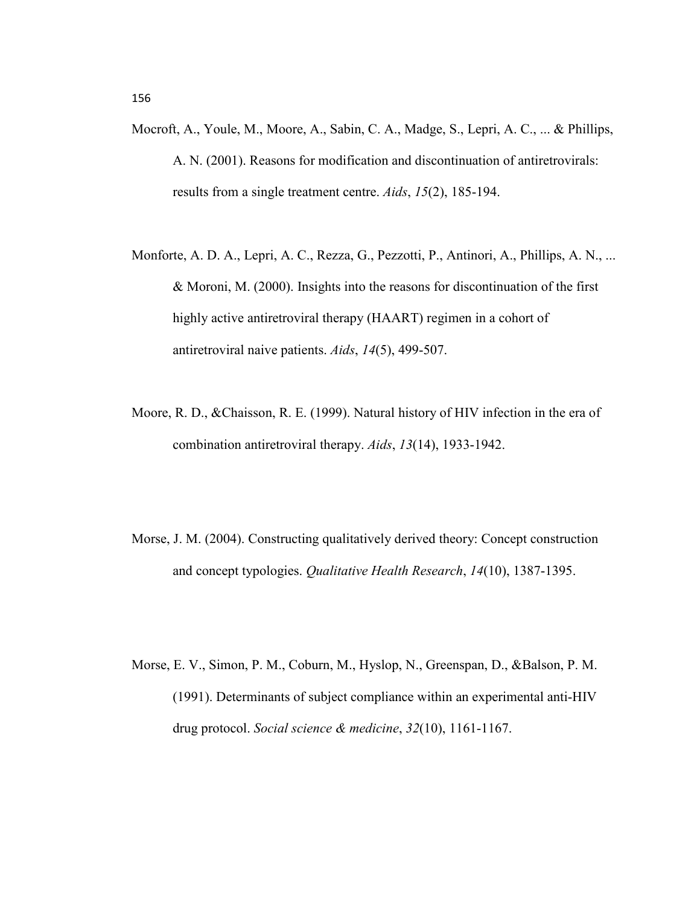Mocroft, A., Youle, M., Moore, A., Sabin, C. A., Madge, S., Lepri, A. C., ... & Phillips, A. N. (2001). Reasons for modification and discontinuation of antiretrovirals: results from a single treatment centre. *Aids*, *15*(2), 185-194.

Monforte, A. D. A., Lepri, A. C., Rezza, G., Pezzotti, P., Antinori, A., Phillips, A. N., ... & Moroni, M. (2000). Insights into the reasons for discontinuation of the first highly active antiretroviral therapy (HAART) regimen in a cohort of antiretroviral naive patients. *Aids*, *14*(5), 499-507.

Moore, R. D., &Chaisson, R. E. (1999). Natural history of HIV infection in the era of combination antiretroviral therapy. *Aids*, *13*(14), 1933-1942.

Morse, J. M. (2004). Constructing qualitatively derived theory: Concept construction and concept typologies. *Qualitative Health Research*, *14*(10), 1387-1395.

Morse, E. V., Simon, P. M., Coburn, M., Hyslop, N., Greenspan, D., &Balson, P. M. (1991). Determinants of subject compliance within an experimental anti-HIV drug protocol. *Social science & medicine*, *32*(10), 1161-1167.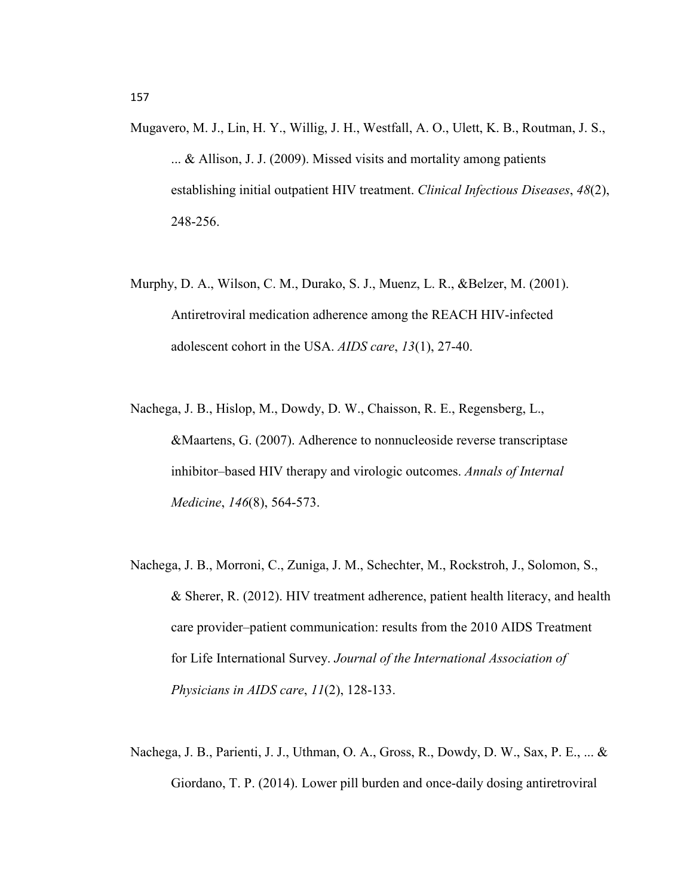Mugavero, M. J., Lin, H. Y., Willig, J. H., Westfall, A. O., Ulett, K. B., Routman, J. S., ... & Allison, J. J. (2009). Missed visits and mortality among patients establishing initial outpatient HIV treatment. *Clinical Infectious Diseases*, *48*(2), 248-256.

Murphy, D. A., Wilson, C. M., Durako, S. J., Muenz, L. R., &Belzer, M. (2001). Antiretroviral medication adherence among the REACH HIV-infected adolescent cohort in the USA. *AIDS care*, *13*(1), 27-40.

Nachega, J. B., Hislop, M., Dowdy, D. W., Chaisson, R. E., Regensberg, L., &Maartens, G. (2007). Adherence to nonnucleoside reverse transcriptase inhibitor–based HIV therapy and virologic outcomes. *Annals of Internal Medicine*, *146*(8), 564-573.

Nachega, J. B., Morroni, C., Zuniga, J. M., Schechter, M., Rockstroh, J., Solomon, S., & Sherer, R. (2012). HIV treatment adherence, patient health literacy, and health care provider–patient communication: results from the 2010 AIDS Treatment for Life International Survey. *Journal of the International Association of Physicians in AIDS care*, *11*(2), 128-133.

Nachega, J. B., Parienti, J. J., Uthman, O. A., Gross, R., Dowdy, D. W., Sax, P. E., ... & Giordano, T. P. (2014). Lower pill burden and once-daily dosing antiretroviral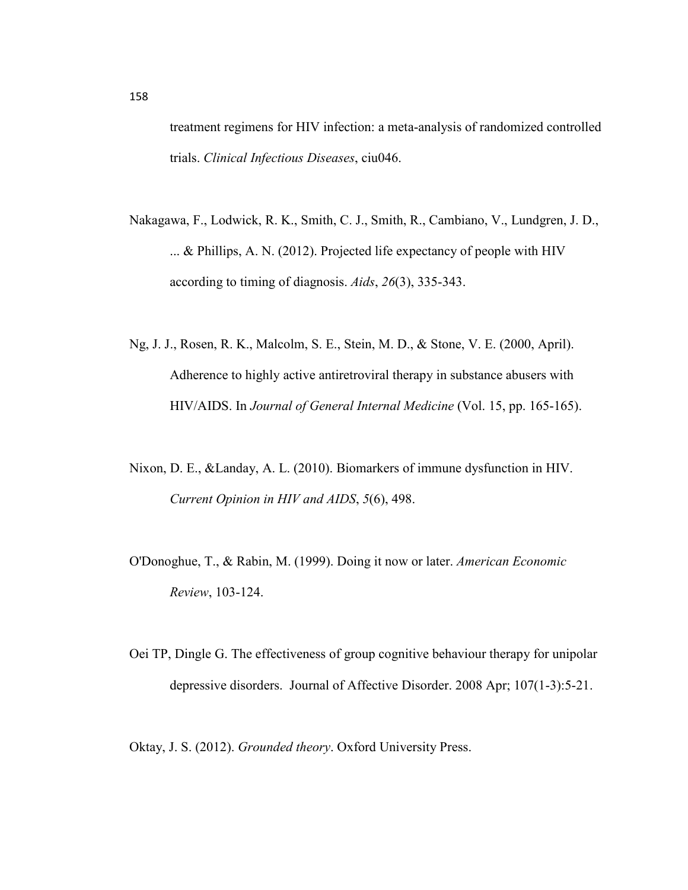treatment regimens for HIV infection: a meta-analysis of randomized controlled trials. *Clinical Infectious Diseases*, ciu046.

Nakagawa, F., Lodwick, R. K., Smith, C. J., Smith, R., Cambiano, V., Lundgren, J. D., ... & Phillips, A. N. (2012). Projected life expectancy of people with HIV according to timing of diagnosis. *Aids*, *26*(3), 335-343.

Ng, J. J., Rosen, R. K., Malcolm, S. E., Stein, M. D., & Stone, V. E. (2000, April). Adherence to highly active antiretroviral therapy in substance abusers with HIV/AIDS. In *Journal of General Internal Medicine* (Vol. 15, pp. 165-165).

Nixon, D. E., &Landay, A. L. (2010). Biomarkers of immune dysfunction in HIV. *Current Opinion in HIV and AIDS*, *5*(6), 498.

O'Donoghue, T., & Rabin, M. (1999). Doing it now or later. *American Economic Review*, 103-124.

Oei TP, Dingle G. The effectiveness of group cognitive behaviour therapy for unipolar depressive disorders. Journal of Affective Disorder. 2008 Apr; 107(1-3):5-21.

Oktay, J. S. (2012). *Grounded theory*. Oxford University Press.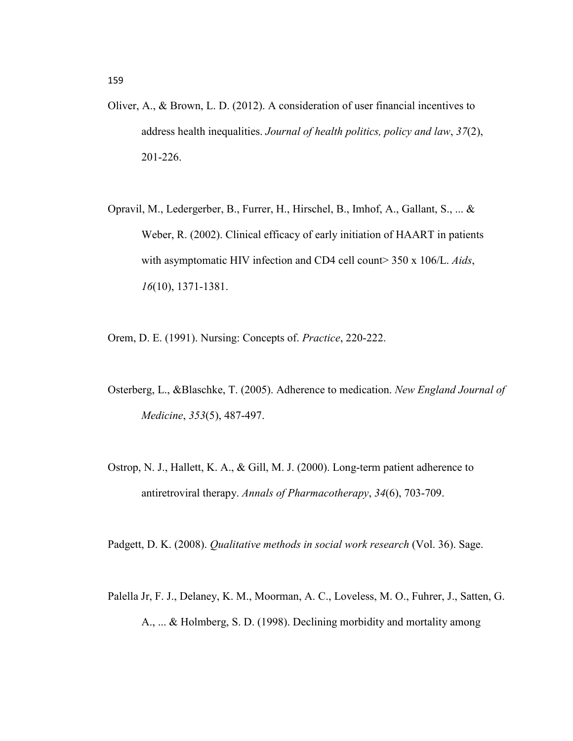Oliver, A., & Brown, L. D. (2012). A consideration of user financial incentives to address health inequalities. *Journal of health politics, policy and law*, *37*(2), 201-226.

Opravil, M., Ledergerber, B., Furrer, H., Hirschel, B., Imhof, A., Gallant, S., ... & Weber, R. (2002). Clinical efficacy of early initiation of HAART in patients with asymptomatic HIV infection and CD4 cell count> 350 x 106/L. *Aids*, *16*(10), 1371-1381.

Orem, D. E. (1991). Nursing: Concepts of. *Practice*, 220-222.

Osterberg, L., &Blaschke, T. (2005). Adherence to medication. *New England Journal of Medicine*, *353*(5), 487-497.

Ostrop, N. J., Hallett, K. A., & Gill, M. J. (2000). Long-term patient adherence to antiretroviral therapy. *Annals of Pharmacotherapy*, *34*(6), 703-709.

Padgett, D. K. (2008). *Qualitative methods in social work research* (Vol. 36). Sage.

Palella Jr, F. J., Delaney, K. M., Moorman, A. C., Loveless, M. O., Fuhrer, J., Satten, G. A., ... & Holmberg, S. D. (1998). Declining morbidity and mortality among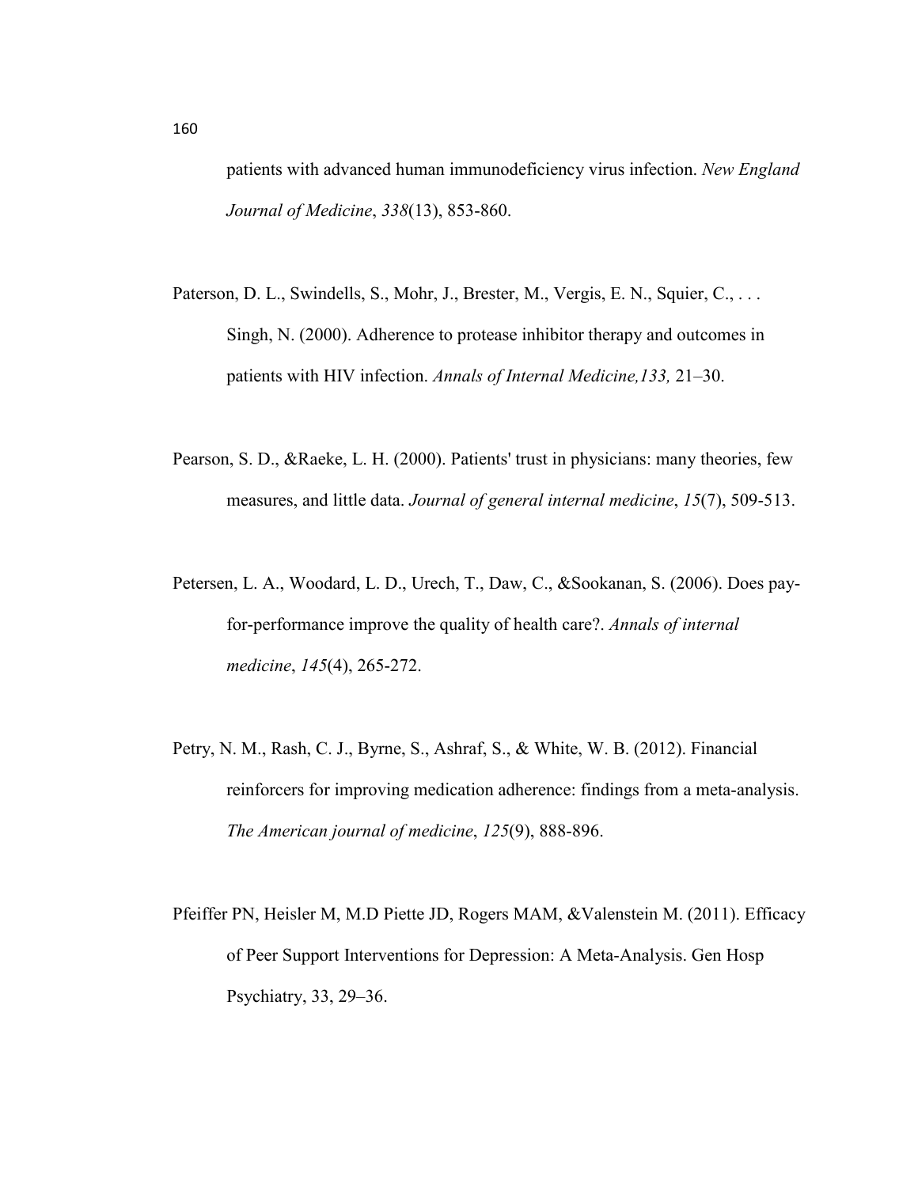patients with advanced human immunodeficiency virus infection. *New England Journal of Medicine*, *338*(13), 853-860.

Paterson, D. L., Swindells, S., Mohr, J., Brester, M., Vergis, E. N., Squier, C., . . . Singh, N. (2000). Adherence to protease inhibitor therapy and outcomes in patients with HIV infection. *Annals of Internal Medicine,133,* 21–30.

Pearson, S. D., &Raeke, L. H. (2000). Patients' trust in physicians: many theories, few measures, and little data. *Journal of general internal medicine*, *15*(7), 509-513.

Petersen, L. A., Woodard, L. D., Urech, T., Daw, C., &Sookanan, S. (2006). Does pay-for-performance improve the quality of health care?. *Annals of internal medicine*, *145*(4), 265-272.

Petry, N. M., Rash, C. J., Byrne, S., Ashraf, S., & White, W. B. (2012). Financial reinforcers for improving medication adherence: findings from a meta-analysis. *The American journal of medicine*, *125*(9), 888-896.

Pfeiffer PN, Heisler M, M.D Piette JD, Rogers MAM, &Valenstein M. (2011). Efficacy of Peer Support Interventions for Depression: A Meta-Analysis. Gen Hosp Psychiatry, 33, 29–36.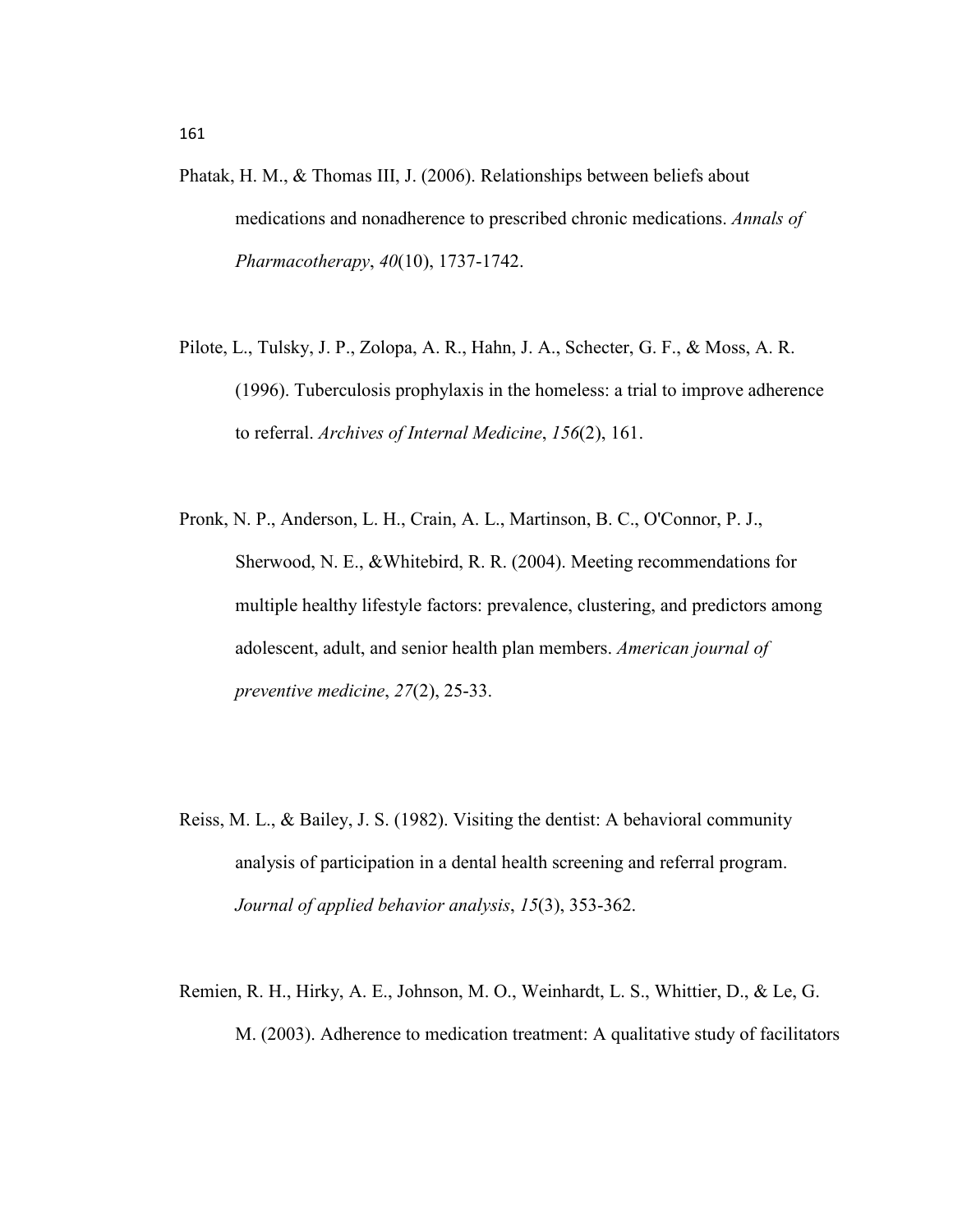Phatak, H. M., & Thomas III, J. (2006). Relationships between beliefs about medications and nonadherence to prescribed chronic medications. *Annals of Pharmacotherapy*, *40*(10), 1737-1742.

Pilote, L., Tulsky, J. P., Zolopa, A. R., Hahn, J. A., Schecter, G. F., & Moss, A. R. (1996). Tuberculosis prophylaxis in the homeless: a trial to improve adherence to referral. *Archives of Internal Medicine*, *156*(2), 161.

Pronk, N. P., Anderson, L. H., Crain, A. L., Martinson, B. C., O'Connor, P. J., Sherwood, N. E., &Whitebird, R. R. (2004). Meeting recommendations for multiple healthy lifestyle factors: prevalence, clustering, and predictors among adolescent, adult, and senior health plan members. *American journal of preventive medicine*, *27*(2), 25-33.

Reiss, M. L., & Bailey, J. S. (1982). Visiting the dentist: A behavioral community analysis of participation in a dental health screening and referral program. *Journal of applied behavior analysis*, *15*(3), 353-362.

Remien, R. H., Hirky, A. E., Johnson, M. O., Weinhardt, L. S., Whittier, D., & Le, G. M. (2003). Adherence to medication treatment: A qualitative study of facilitators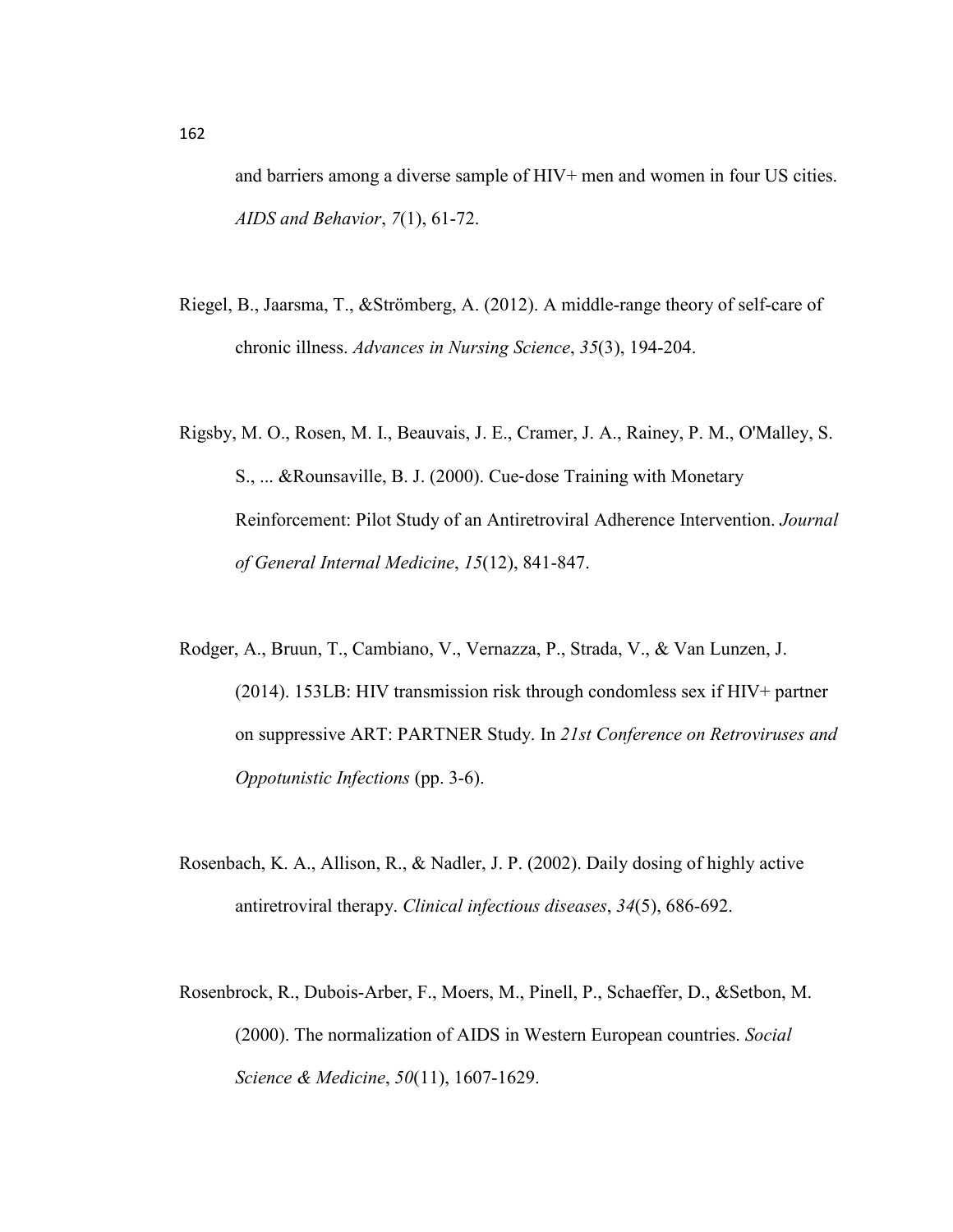and barriers among a diverse sample of HIV+ men and women in four US cities. *AIDS and Behavior*, *7*(1), 61-72.

Riegel, B., Jaarsma, T., &Strömberg, A. (2012). A middle-range theory of self-care of chronic illness. *Advances in Nursing Science*, *35*(3), 194-204.

Rigsby, M. O., Rosen, M. I., Beauvais, J. E., Cramer, J. A., Rainey, P. M., O'Malley, S. S., ... &Rounsaville, B. J. (2000). Cue-dose Training with Monetary Reinforcement: Pilot Study of an Antiretroviral Adherence Intervention. *Journal of General Internal Medicine*, *15*(12), 841-847.

Rodger, A., Bruun, T., Cambiano, V., Vernazza, P., Strada, V., & Van Lunzen, J. (2014). 153LB: HIV transmission risk through condomless sex if HIV+ partner on suppressive ART: PARTNER Study. In *21st Conference on Retroviruses and Oppotunistic Infections* (pp. 3-6).

Rosenbach, K. A., Allison, R., & Nadler, J. P. (2002). Daily dosing of highly active antiretroviral therapy. *Clinical infectious diseases*, *34*(5), 686-692.

Rosenbrock, R., Dubois-Arber, F., Moers, M., Pinell, P., Schaeffer, D., &Setbon, M. (2000). The normalization of AIDS in Western European countries. *Social Science & Medicine*, *50*(11), 1607-1629.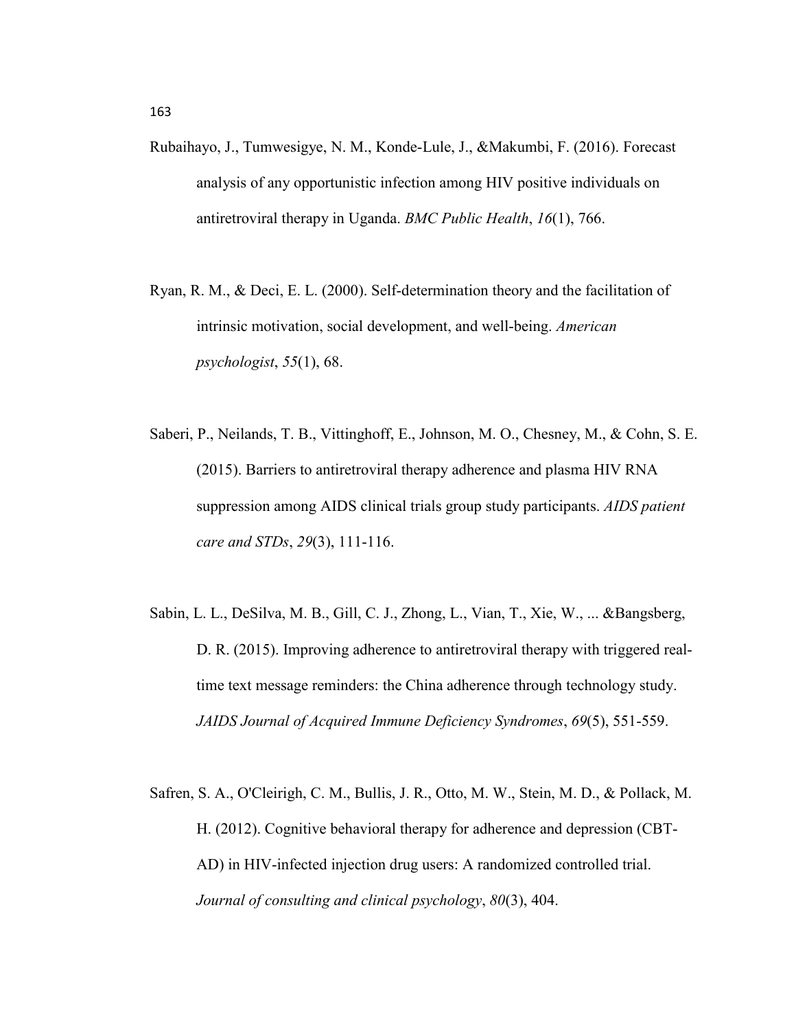Rubaihayo, J., Tumwesigye, N. M., Konde-Lule, J., &Makumbi, F. (2016). Forecast analysis of any opportunistic infection among HIV positive individuals on antiretroviral therapy in Uganda. *BMC Public Health*, *16*(1), 766.

Ryan, R. M., & Deci, E. L. (2000). Self-determination theory and the facilitation of intrinsic motivation, social development, and well-being. *American psychologist*, *55*(1), 68.

Saberi, P., Neilands, T. B., Vittinghoff, E., Johnson, M. O., Chesney, M., & Cohn, S. E. (2015). Barriers to antiretroviral therapy adherence and plasma HIV RNA suppression among AIDS clinical trials group study participants. *AIDS patient care and STDs*, *29*(3), 111-116.

Sabin, L. L., DeSilva, M. B., Gill, C. J., Zhong, L., Vian, T., Xie, W., ... &Bangsberg, D. R. (2015). Improving adherence to antiretroviral therapy with triggered real-time text message reminders: the China adherence through technology study. *JAIDS Journal of Acquired Immune Deficiency Syndromes*, *69*(5), 551-559.

Safren, S. A., O'Cleirigh, C. M., Bullis, J. R., Otto, M. W., Stein, M. D., & Pollack, M. H. (2012). Cognitive behavioral therapy for adherence and depression (CBT-AD) in HIV-infected injection drug users: A randomized controlled trial. *Journal of consulting and clinical psychology*, *80*(3), 404.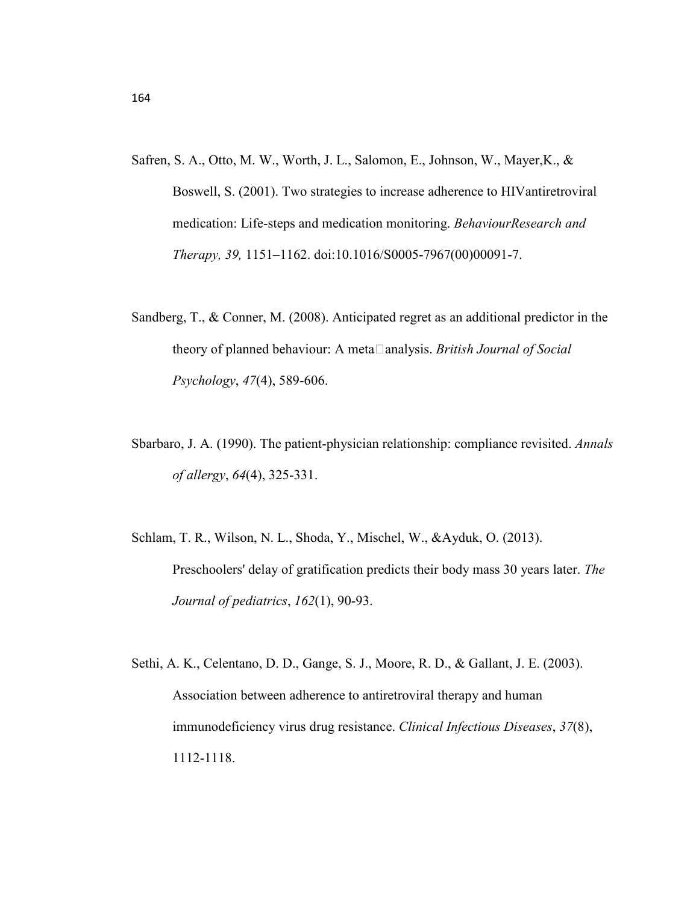Safren, S. A., Otto, M. W., Worth, J. L., Salomon, E., Johnson, W., Mayer,K., & Boswell, S. (2001). Two strategies to increase adherence to HIVantiretroviral medication: Life-steps and medication monitoring. *BehaviourResearch and Therapy, 39,* 1151–1162. doi:10.1016/S0005-7967(00)00091-7.

Sandberg, T., & Conner, M. (2008). Anticipated regret as an additional predictor in the theory of planned behaviour: A meta‐analysis. *British Journal of Social Psychology*, *47*(4), 589-606.

Sbarbaro, J. A. (1990). The patient-physician relationship: compliance revisited. *Annals of allergy*, *64*(4), 325-331.

Schlam, T. R., Wilson, N. L., Shoda, Y., Mischel, W., &Ayduk, O. (2013). Preschoolers' delay of gratification predicts their body mass 30 years later. *The Journal of pediatrics*, *162*(1), 90-93.

Sethi, A. K., Celentano, D. D., Gange, S. J., Moore, R. D., & Gallant, J. E. (2003). Association between adherence to antiretroviral therapy and human immunodeficiency virus drug resistance. *Clinical Infectious Diseases*, *37*(8), 1112-1118.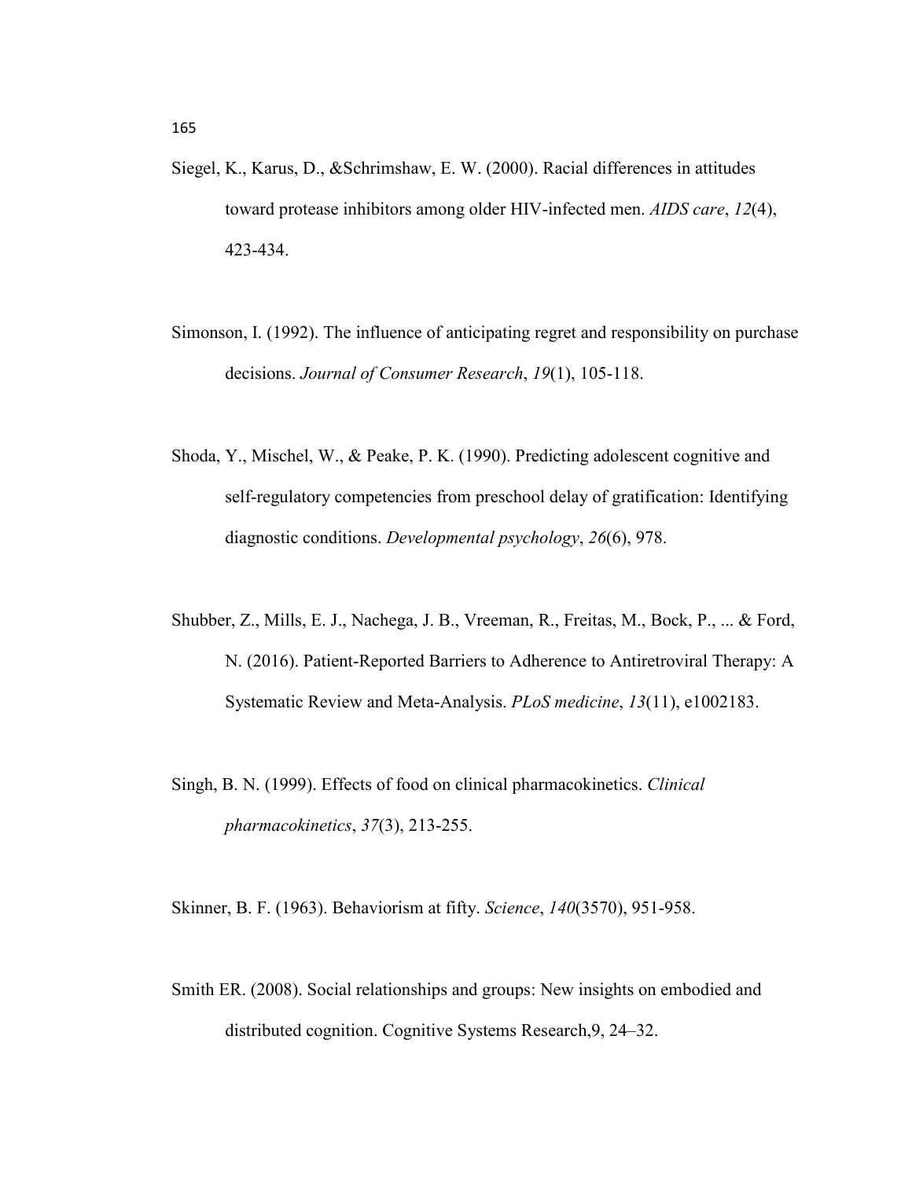Siegel, K., Karus, D., &Schrimshaw, E. W. (2000). Racial differences in attitudes toward protease inhibitors among older HIV-infected men. *AIDS care*, *12*(4), 423-434.

Simonson, I. (1992). The influence of anticipating regret and responsibility on purchase decisions. *Journal of Consumer Research*, *19*(1), 105-118.

Shoda, Y., Mischel, W., & Peake, P. K. (1990). Predicting adolescent cognitive and self-regulatory competencies from preschool delay of gratification: Identifying diagnostic conditions. *Developmental psychology*, *26*(6), 978.

Shubber, Z., Mills, E. J., Nachega, J. B., Vreeman, R., Freitas, M., Bock, P., ... & Ford, N. (2016). Patient-Reported Barriers to Adherence to Antiretroviral Therapy: A Systematic Review and Meta-Analysis. *PLoS medicine*, *13*(11), e1002183.

Singh, B. N. (1999). Effects of food on clinical pharmacokinetics. *Clinical pharmacokinetics*, *37*(3), 213-255.

Skinner, B. F. (1963). Behaviorism at fifty. *Science*, *140*(3570), 951-958.

Smith ER. (2008). Social relationships and groups: New insights on embodied and distributed cognition. Cognitive Systems Research,9, 24–32.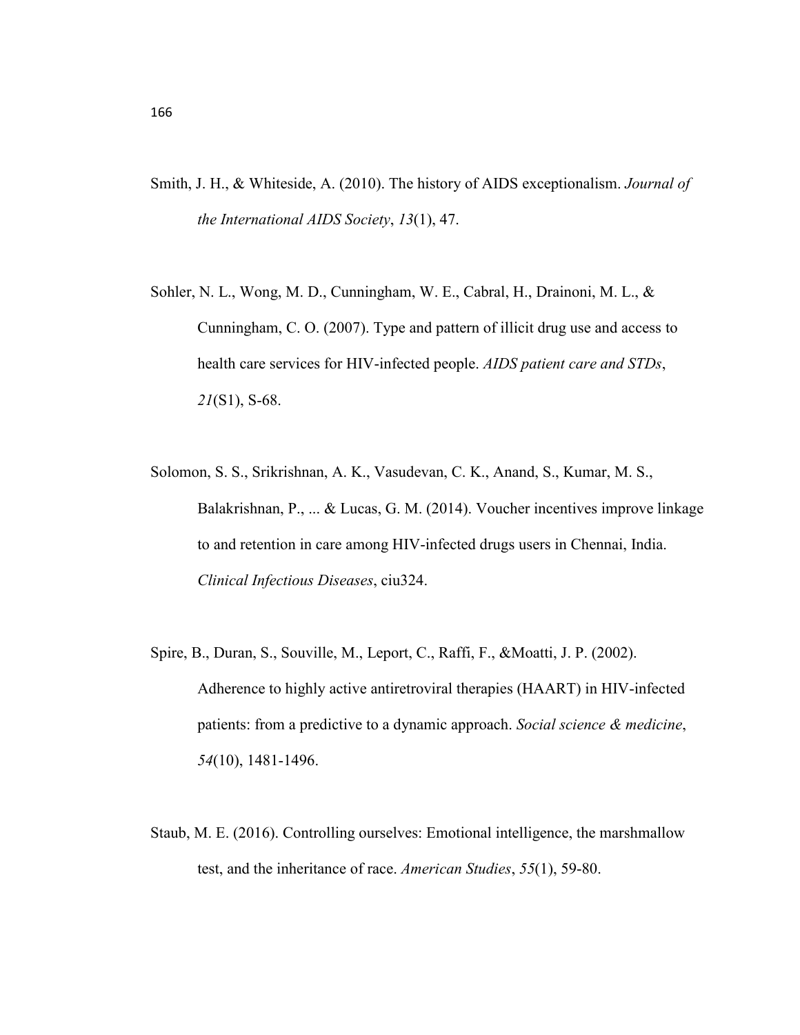Smith, J. H., & Whiteside, A. (2010). The history of AIDS exceptionalism. *Journal of the International AIDS Society*, *13*(1), 47.

Sohler, N. L., Wong, M. D., Cunningham, W. E., Cabral, H., Drainoni, M. L., & Cunningham, C. O. (2007). Type and pattern of illicit drug use and access to health care services for HIV-infected people. *AIDS patient care and STDs*, *21*(S1), S-68.

Solomon, S. S., Srikrishnan, A. K., Vasudevan, C. K., Anand, S., Kumar, M. S., Balakrishnan, P., ... & Lucas, G. M. (2014). Voucher incentives improve linkage to and retention in care among HIV-infected drugs users in Chennai, India. *Clinical Infectious Diseases*, ciu324.

Spire, B., Duran, S., Souville, M., Leport, C., Raffi, F., &Moatti, J. P. (2002). Adherence to highly active antiretroviral therapies (HAART) in HIV-infected patients: from a predictive to a dynamic approach. *Social science & medicine*, *54*(10), 1481-1496.

Staub, M. E. (2016). Controlling ourselves: Emotional intelligence, the marshmallow test, and the inheritance of race. *American Studies*, *55*(1), 59-80.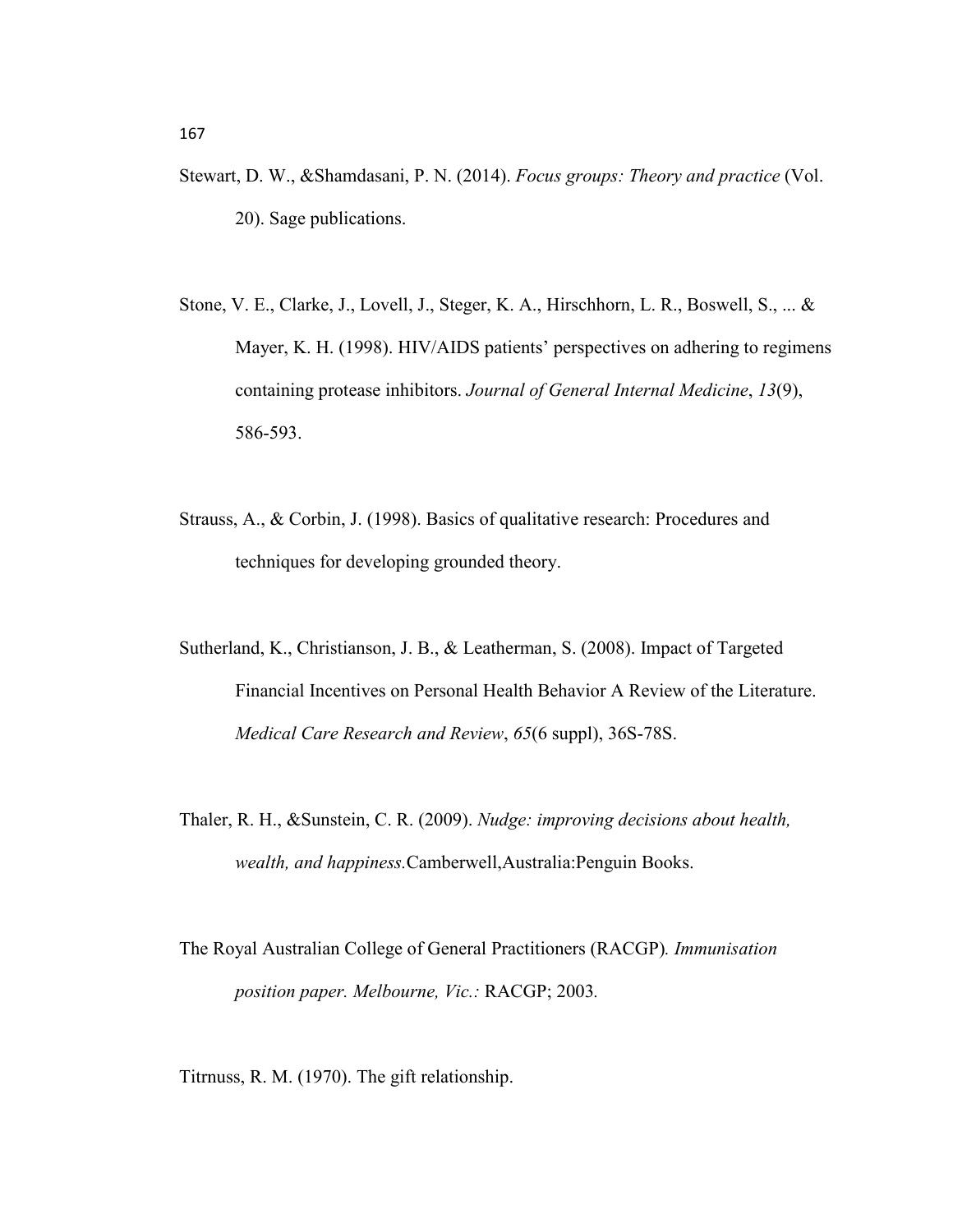Stewart, D. W., &Shamdasani, P. N. (2014). *Focus groups: Theory and practice* (Vol. 20). Sage publications.

Stone, V. E., Clarke, J., Lovell, J., Steger, K. A., Hirschhorn, L. R., Boswell, S., ... & Mayer, K. H. (1998). HIV/AIDS patients' perspectives on adhering to regimens containing protease inhibitors. *Journal of General Internal Medicine*, *13*(9), 586-593.

Strauss, A., & Corbin, J. (1998). Basics of qualitative research: Procedures and techniques for developing grounded theory.

Sutherland, K., Christianson, J. B., & Leatherman, S. (2008). Impact of Targeted Financial Incentives on Personal Health Behavior A Review of the Literature. *Medical Care Research and Review*, *65*(6 suppl), 36S-78S.

Thaler, R. H., &Sunstein, C. R. (2009). *Nudge: improving decisions about health, wealth, and happiness.*Camberwell,Australia:Penguin Books.

The Royal Australian College of General Practitioners (RACGP)*. Immunisation position paper. Melbourne, Vic.:* RACGP; 2003*.*

Titrnuss, R. M. (1970). The gift relationship.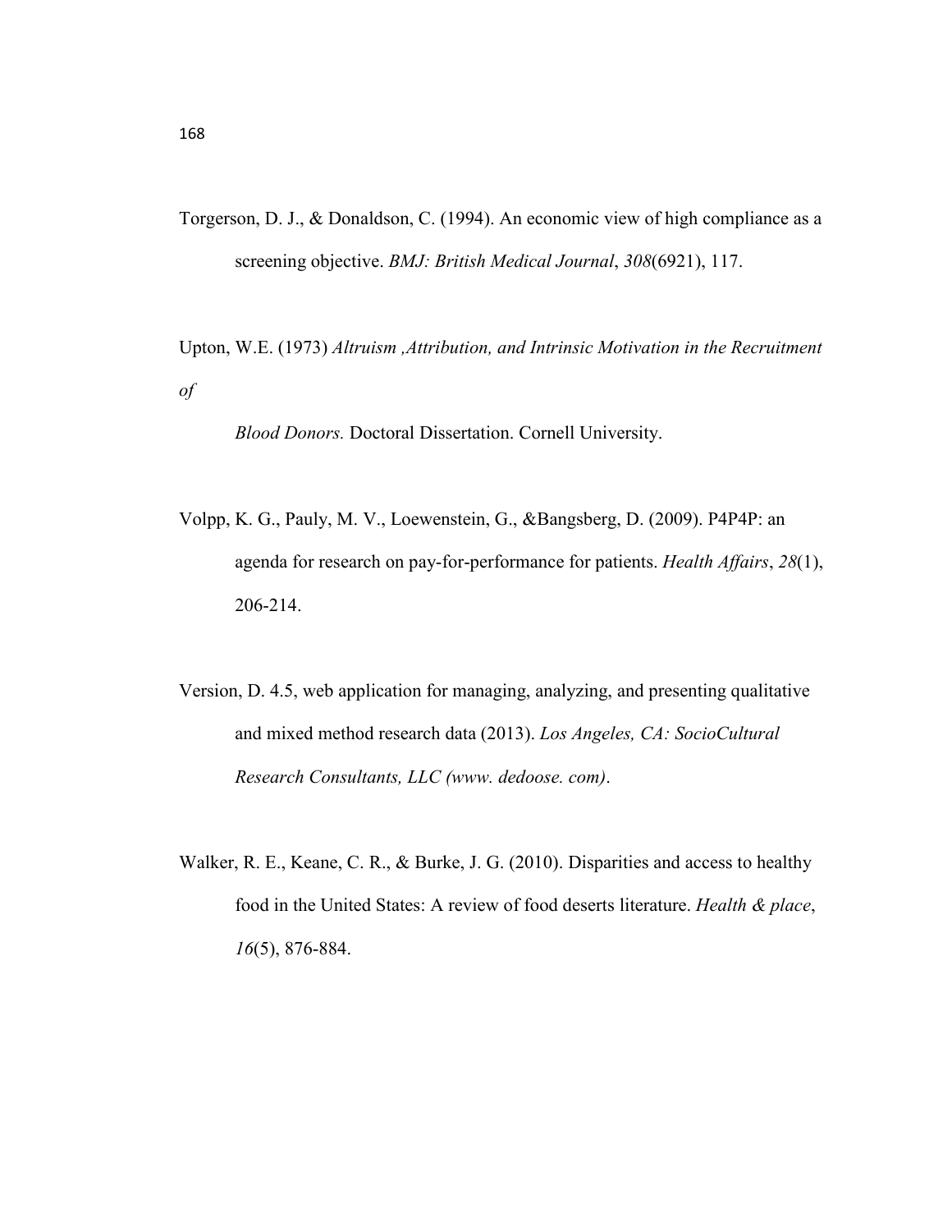Torgerson, D. J., & Donaldson, C. (1994). An economic view of high compliance as a screening objective. *BMJ: British Medical Journal*, *308*(6921), 117.

Upton, W.E. (1973) *Altruism ,Attribution, and Intrinsic Motivation in the Recruitment of Blood Donors.* Doctoral Dissertation. Cornell University.

Volpp, K. G., Pauly, M. V., Loewenstein, G., &Bangsberg, D. (2009). P4P4P: an agenda for research on pay-for-performance for patients. *Health Affairs*, *28*(1), 206-214.

Version, D. 4.5, web application for managing, analyzing, and presenting qualitative and mixed method research data (2013). *Los Angeles, CA: SocioCultural Research Consultants, LLC (www. dedoose. com)*.

Walker, R. E., Keane, C. R., & Burke, J. G. (2010). Disparities and access to healthy food in the United States: A review of food deserts literature. *Health & place*, *16*(5), 876-884.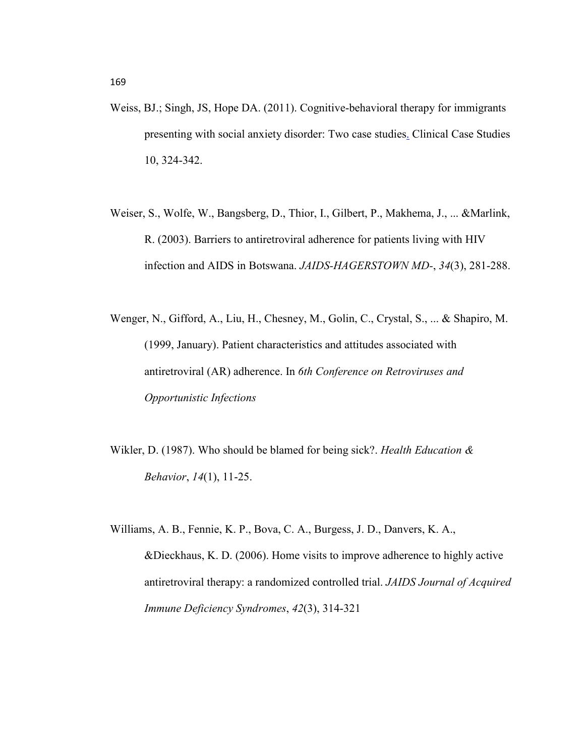Weiss, BJ.; Singh, JS, Hope DA. (2011). Cognitive-behavioral therapy for immigrants presenting with social anxiety disorder: Two case studies. Clinical Case Studies 10, 324-342.

Weiser, S., Wolfe, W., Bangsberg, D., Thior, I., Gilbert, P., Makhema, J., ... &Marlink, R. (2003). Barriers to antiretroviral adherence for patients living with HIV infection and AIDS in Botswana. *JAIDS-HAGERSTOWN MD-*, *34*(3), 281-288.

Wenger, N., Gifford, A., Liu, H., Chesney, M., Golin, C., Crystal, S., ... & Shapiro, M. (1999, January). Patient characteristics and attitudes associated with antiretroviral (AR) adherence. In *6th Conference on Retroviruses and Opportunistic Infections*

Wikler, D. (1987). Who should be blamed for being sick?. *Health Education & Behavior*, *14*(1), 11-25.

Williams, A. B., Fennie, K. P., Bova, C. A., Burgess, J. D., Danvers, K. A., &Dieckhaus, K. D. (2006). Home visits to improve adherence to highly active antiretroviral therapy: a randomized controlled trial. *JAIDS Journal of Acquired Immune Deficiency Syndromes*, *42*(3), 314-321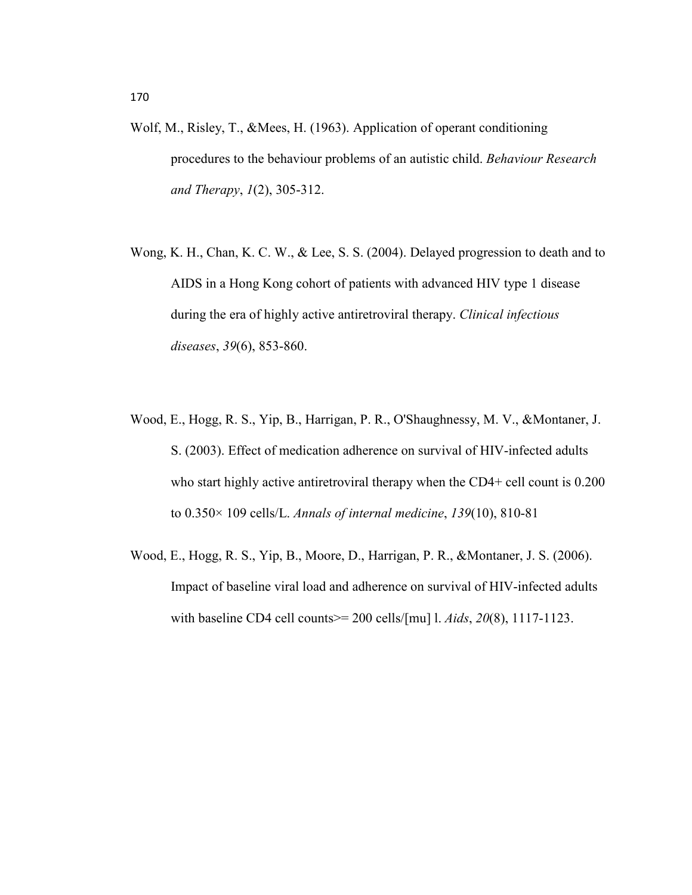Wolf, M., Risley, T., &Mees, H. (1963). Application of operant conditioning procedures to the behaviour problems of an autistic child. *Behaviour Research and Therapy*, *1*(2), 305-312.

Wong, K. H., Chan, K. C. W., & Lee, S. S. (2004). Delayed progression to death and to AIDS in a Hong Kong cohort of patients with advanced HIV type 1 disease during the era of highly active antiretroviral therapy. *Clinical infectious diseases*, *39*(6), 853-860.

Wood, E., Hogg, R. S., Yip, B., Harrigan, P. R., O'Shaughnessy, M. V., &Montaner, J. S. (2003). Effect of medication adherence on survival of HIV-infected adults who start highly active antiretroviral therapy when the CD4+ cell count is 0.200 to 0.350× 109 cells/L. *Annals of internal medicine*, *139*(10), 810-81

Wood, E., Hogg, R. S., Yip, B., Moore, D., Harrigan, P. R., &Montaner, J. S. (2006). Impact of baseline viral load and adherence on survival of HIV-infected adults with baseline CD4 cell counts>= 200 cells/[mu] l. *Aids*, *20*(8), 1117-1123.